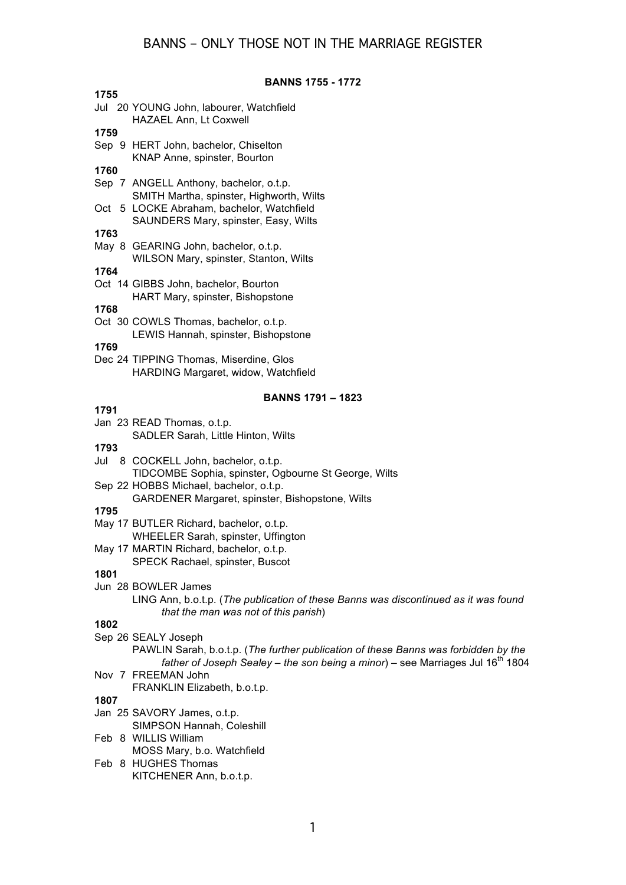# BANNS – ONLY THOSE NOT IN THE MARRIAGE REGISTER

## BANNS 1755 - 1772

**1755**

Jul 20 YOUNG John, labourer, Watchfield
HAZAEL Ann, Lt Coxwell

**1759**

Sep 9 HERT John, bachelor, Chiselton
KNAP Anne, spinster, Bourton

**1760**

Sep 7 ANGELL Anthony, bachelor, o.t.p.
SMITH Martha, spinster, Highworth, Wilts

Oct 5 LOCKE Abraham, bachelor, Watchfield
SAUNDERS Mary, spinster, Easy, Wilts

**1763**

May 8 GEARING John, bachelor, o.t.p.
WILSON Mary, spinster, Stanton, Wilts

**1764**

Oct 14 GIBBS John, bachelor, Bourton
HART Mary, spinster, Bishopstone

**1768**

Oct 30 COWLS Thomas, bachelor, o.t.p.
LEWIS Hannah, spinster, Bishopstone

**1769**

Dec 24 TIPPING Thomas, Miserdine, Glos
HARDING Margaret, widow, Watchfield

## BANNS 1791 – 1823

**1791**

Jan 23 READ Thomas, o.t.p.
SADLER Sarah, Little Hinton, Wilts

**1793**

Jul 8 COCKELL John, bachelor, o.t.p.
TIDCOMBE Sophia, spinster, Ogbourne St George, Wilts

Sep 22 HOBBS Michael, bachelor, o.t.p.
GARDENER Margaret, spinster, Bishopstone, Wilts

**1795**

May 17 BUTLER Richard, bachelor, o.t.p.
WHEELER Sarah, spinster, Uffington

May 17 MARTIN Richard, bachelor, o.t.p.
SPECK Rachael, spinster, Buscot

**1801**

Jun 28 BOWLER James
LING Ann, b.o.t.p. (*The publication of these Banns was discontinued as it was found that the man was not of this parish*)

**1802**

Sep 26 SEALY Joseph
PAWLIN Sarah, b.o.t.p. (*The further publication of these Banns was forbidden by the father of Joseph Sealey – the son being a minor*) – see Marriages Jul 16th 1804

Nov 7 FREEMAN John
FRANKLIN Elizabeth, b.o.t.p.

**1807**

Jan 25 SAVORY James, o.t.p.
SIMPSON Hannah, Coleshill

Feb 8 WILLIS William
MOSS Mary, b.o. Watchfield

Feb 8 HUGHES Thomas
KITCHENER Ann, b.o.t.p.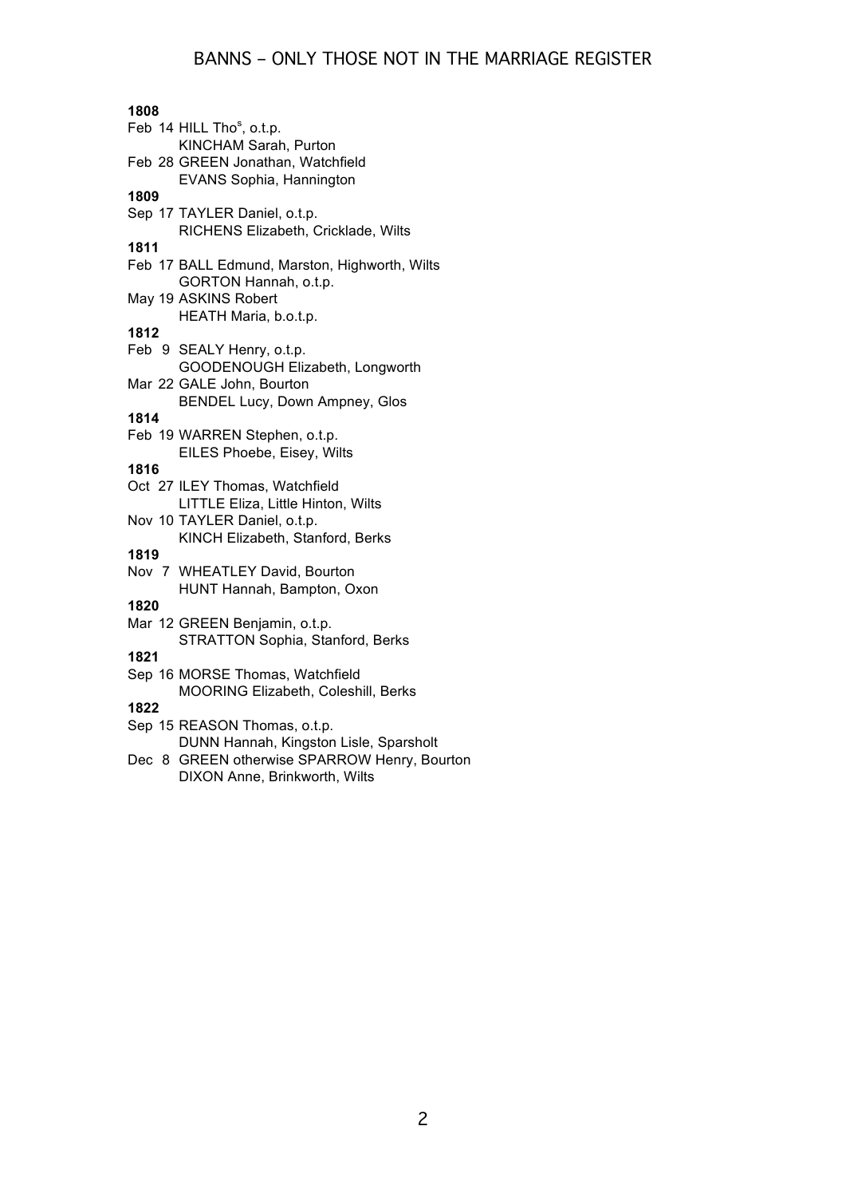# BANNS – ONLY THOSE NOT IN THE MARRIAGE REGISTER

**1808**

Feb 14 HILL Thos, o.t.p.
KINCHAM Sarah, Purton

Feb 28 GREEN Jonathan, Watchfield
EVANS Sophia, Hannington

**1809**

Sep 17 TAYLER Daniel, o.t.p.
RICHENS Elizabeth, Cricklade, Wilts

**1811**

Feb 17 BALL Edmund, Marston, Highworth, Wilts
GORTON Hannah, o.t.p.

May 19 ASKINS Robert
HEATH Maria, b.o.t.p.

**1812**

Feb 9 SEALY Henry, o.t.p.
GOODENOUGH Elizabeth, Longworth

Mar 22 GALE John, Bourton
BENDEL Lucy, Down Ampney, Glos

**1814**

Feb 19 WARREN Stephen, o.t.p.
EILES Phoebe, Eisey, Wilts

**1816**

Oct 27 ILEY Thomas, Watchfield
LITTLE Eliza, Little Hinton, Wilts

Nov 10 TAYLER Daniel, o.t.p.
KINCH Elizabeth, Stanford, Berks

**1819**

Nov 7 WHEATLEY David, Bourton
HUNT Hannah, Bampton, Oxon

**1820**

Mar 12 GREEN Benjamin, o.t.p.
STRATTON Sophia, Stanford, Berks

**1821**

Sep 16 MORSE Thomas, Watchfield
MOORING Elizabeth, Coleshill, Berks

**1822**

Sep 15 REASON Thomas, o.t.p.
DUNN Hannah, Kingston Lisle, Sparsholt

Dec 8 GREEN otherwise SPARROW Henry, Bourton
DIXON Anne, Brinkworth, Wilts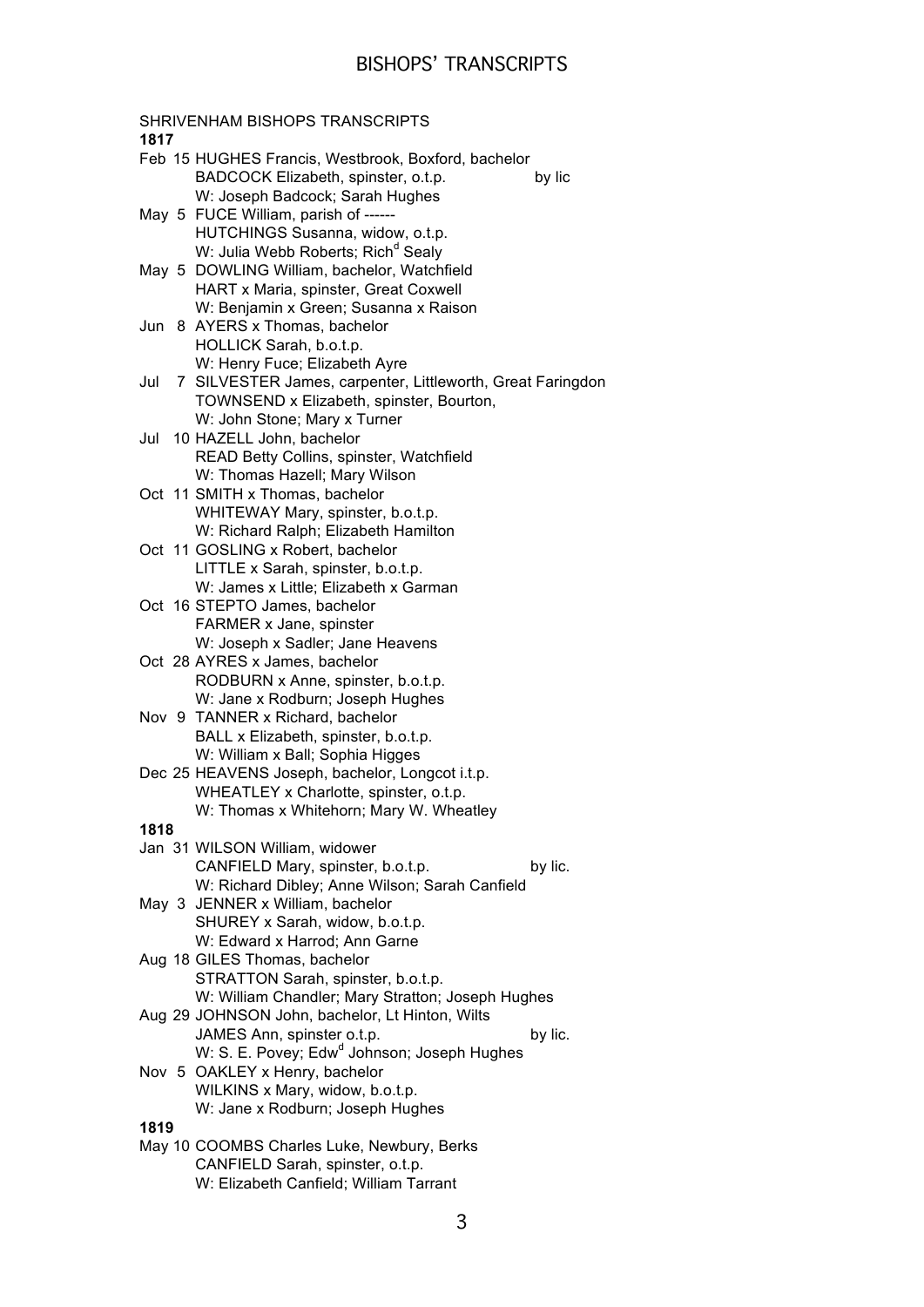SHRIVENHAM BISHOPS TRANSCRIPTS

**1817**

Feb 15 HUGHES Francis, Westbrook, Boxford, bachelor
BADCOCK Elizabeth, spinster, o.t.p. by lic
W: Joseph Badcock; Sarah Hughes

May 5 FUCE William, parish of ------
HUTCHINGS Susanna, widow, o.t.p.
W: Julia Webb Roberts; Rich[d] Sealy

May 5 DOWLING William, bachelor, Watchfield
HART x Maria, spinster, Great Coxwell
W: Benjamin x Green; Susanna x Raison

Jun 8 AYERS x Thomas, bachelor
HOLLICK Sarah, b.o.t.p.
W: Henry Fuce; Elizabeth Ayre

Jul 7 SILVESTER James, carpenter, Littleworth, Great Faringdon
TOWNSEND x Elizabeth, spinster, Bourton,
W: John Stone; Mary x Turner

Jul 10 HAZELL John, bachelor
READ Betty Collins, spinster, Watchfield
W: Thomas Hazell; Mary Wilson

Oct 11 SMITH x Thomas, bachelor
WHITEWAY Mary, spinster, b.o.t.p.
W: Richard Ralph; Elizabeth Hamilton

Oct 11 GOSLING x Robert, bachelor
LITTLE x Sarah, spinster, b.o.t.p.
W: James x Little; Elizabeth x Garman

Oct 16 STEPTO James, bachelor
FARMER x Jane, spinster
W: Joseph x Sadler; Jane Heavens

Oct 28 AYRES x James, bachelor
RODBURN x Anne, spinster, b.o.t.p.
W: Jane x Rodburn; Joseph Hughes

Nov 9 TANNER x Richard, bachelor
BALL x Elizabeth, spinster, b.o.t.p.
W: William x Ball; Sophia Higges

Dec 25 HEAVENS Joseph, bachelor, Longcot i.t.p.
WHEATLEY x Charlotte, spinster, o.t.p.
W: Thomas x Whitehorn; Mary W. Wheatley

**1818**

Jan 31 WILSON William, widower
CANFIELD Mary, spinster, b.o.t.p. by lic.
W: Richard Dibley; Anne Wilson; Sarah Canfield

May 3 JENNER x William, bachelor
SHUREY x Sarah, widow, b.o.t.p.
W: Edward x Harrod; Ann Garne

Aug 18 GILES Thomas, bachelor
STRATTON Sarah, spinster, b.o.t.p.
W: William Chandler; Mary Stratton; Joseph Hughes

Aug 29 JOHNSON John, bachelor, Lt Hinton, Wilts
JAMES Ann, spinster o.t.p. by lic.
W: S. E. Povey; Edw[d] Johnson; Joseph Hughes

Nov 5 OAKLEY x Henry, bachelor
WILKINS x Mary, widow, b.o.t.p.
W: Jane x Rodburn; Joseph Hughes

**1819**

May 10 COOMBS Charles Luke, Newbury, Berks
CANFIELD Sarah, spinster, o.t.p.
W: Elizabeth Canfield; William Tarrant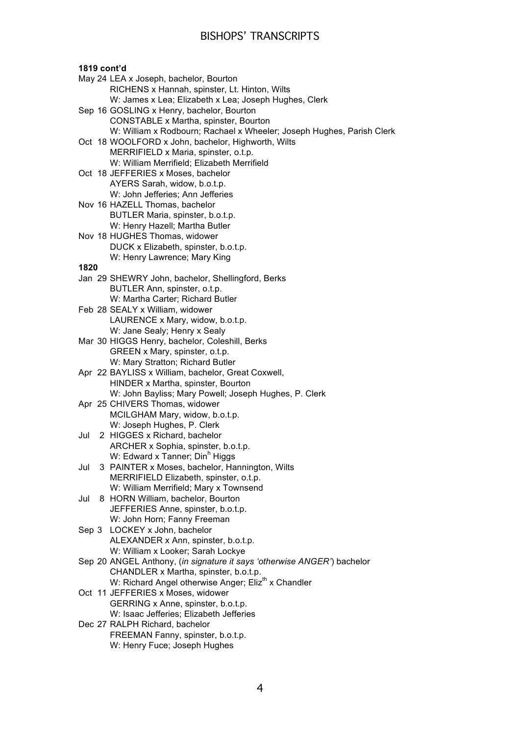**1819 cont'd**

May 24 LEA x Joseph, bachelor, Bourton
RICHENS x Hannah, spinster, Lt. Hinton, Wilts
W: James x Lea; Elizabeth x Lea; Joseph Hughes, Clerk

Sep 16 GOSLING x Henry, bachelor, Bourton
CONSTABLE x Martha, spinster, Bourton
W: William x Rodbourn; Rachael x Wheeler; Joseph Hughes, Parish Clerk

Oct 18 WOOLFORD x John, bachelor, Highworth, Wilts
MERRIFIELD x Maria, spinster, o.t.p.
W: William Merrifield; Elizabeth Merrifield

Oct 18 JEFFERIES x Moses, bachelor
AYERS Sarah, widow, b.o.t.p.
W: John Jefferies; Ann Jefferies

Nov 16 HAZELL Thomas, bachelor
BUTLER Maria, spinster, b.o.t.p.
W: Henry Hazell; Martha Butler

Nov 18 HUGHES Thomas, widower
DUCK x Elizabeth, spinster, b.o.t.p.
W: Henry Lawrence; Mary King

**1820**

Jan 29 SHEWRY John, bachelor, Shellingford, Berks
BUTLER Ann, spinster, o.t.p.
W: Martha Carter; Richard Butler

Feb 28 SEALY x William, widower
LAURENCE x Mary, widow, b.o.t.p.
W: Jane Sealy; Henry x Sealy

Mar 30 HIGGS Henry, bachelor, Coleshill, Berks
GREEN x Mary, spinster, o.t.p.
W: Mary Stratton; Richard Butler

Apr 22 BAYLISS x William, bachelor, Great Coxwell,
HINDER x Martha, spinster, Bourton
W: John Bayliss; Mary Powell; Joseph Hughes, P. Clerk

Apr 25 CHIVERS Thomas, widower
MCILGHAM Mary, widow, b.o.t.p.
W: Joseph Hughes, P. Clerk

Jul 2 HIGGES x Richard, bachelor
ARCHER x Sophia, spinster, b.o.t.p.
W: Edward x Tanner; Din[h] Higgs

Jul 3 PAINTER x Moses, bachelor, Hannington, Wilts
MERRIFIELD Elizabeth, spinster, o.t.p.
W: William Merrifield; Mary x Townsend

Jul 8 HORN William, bachelor, Bourton
JEFFERIES Anne, spinster, b.o.t.p.
W: John Horn; Fanny Freeman

Sep 3 LOCKEY x John, bachelor
ALEXANDER x Ann, spinster, b.o.t.p.
W: William x Looker; Sarah Lockye

Sep 20 ANGEL Anthony, (*in signature it says 'otherwise ANGER'*) bachelor
CHANDLER x Martha, spinster, b.o.t.p.
W: Richard Angel otherwise Anger; Eliz[th] x Chandler

Oct 11 JEFFERIES x Moses, widower
GERRING x Anne, spinster, b.o.t.p.
W: Isaac Jefferies; Elizabeth Jefferies

Dec 27 RALPH Richard, bachelor
FREEMAN Fanny, spinster, b.o.t.p.
W: Henry Fuce; Joseph Hughes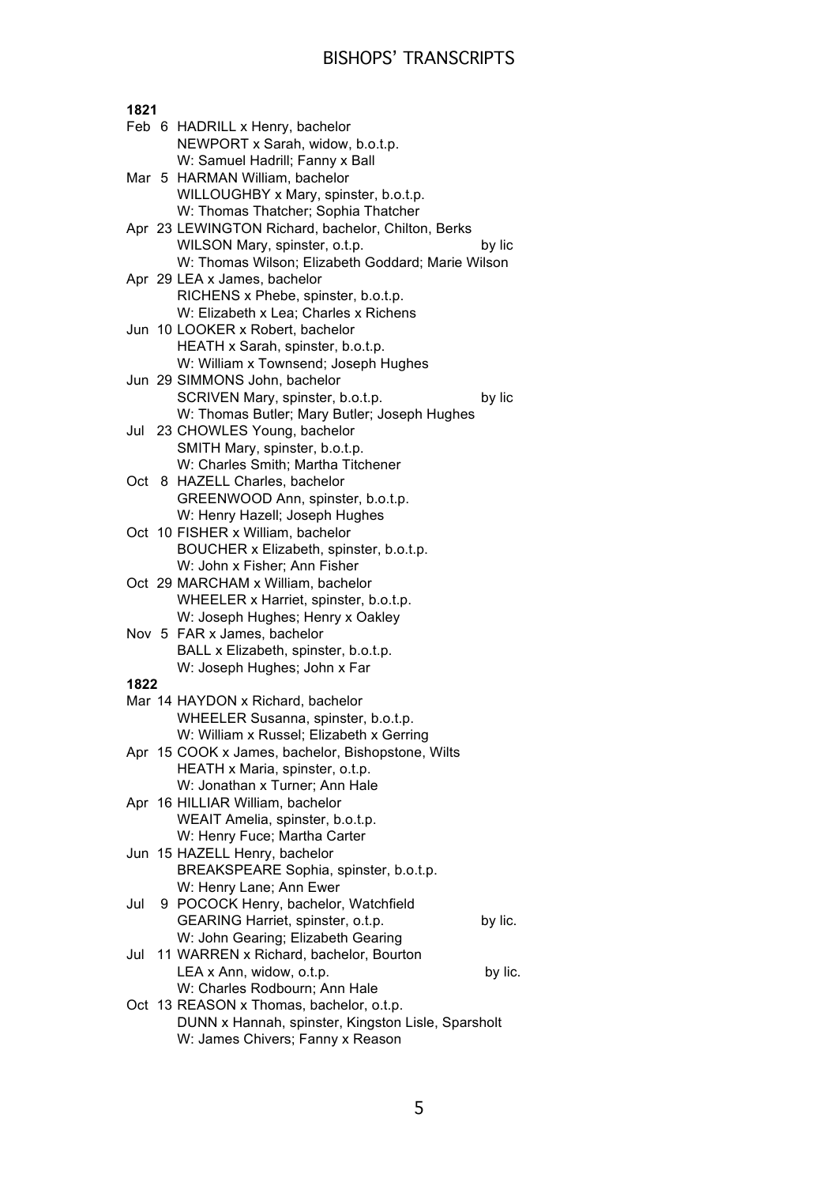**1821**

Feb 6 HADRILL x Henry, bachelor
NEWPORT x Sarah, widow, b.o.t.p.
W: Samuel Hadrill; Fanny x Ball

Mar 5 HARMAN William, bachelor
WILLOUGHBY x Mary, spinster, b.o.t.p.
W: Thomas Thatcher; Sophia Thatcher

Apr 23 LEWINGTON Richard, bachelor, Chilton, Berks
WILSON Mary, spinster, o.t.p. by lic
W: Thomas Wilson; Elizabeth Goddard; Marie Wilson

Apr 29 LEA x James, bachelor
RICHENS x Phebe, spinster, b.o.t.p.
W: Elizabeth x Lea; Charles x Richens

Jun 10 LOOKER x Robert, bachelor
HEATH x Sarah, spinster, b.o.t.p.
W: William x Townsend; Joseph Hughes

Jun 29 SIMMONS John, bachelor
SCRIVEN Mary, spinster, b.o.t.p. by lic
W: Thomas Butler; Mary Butler; Joseph Hughes

Jul 23 CHOWLES Young, bachelor
SMITH Mary, spinster, b.o.t.p.
W: Charles Smith; Martha Titchener

Oct 8 HAZELL Charles, bachelor
GREENWOOD Ann, spinster, b.o.t.p.
W: Henry Hazell; Joseph Hughes

Oct 10 FISHER x William, bachelor
BOUCHER x Elizabeth, spinster, b.o.t.p.
W: John x Fisher; Ann Fisher

Oct 29 MARCHAM x William, bachelor
WHEELER x Harriet, spinster, b.o.t.p.
W: Joseph Hughes; Henry x Oakley

Nov 5 FAR x James, bachelor
BALL x Elizabeth, spinster, b.o.t.p.
W: Joseph Hughes; John x Far

**1822**

Mar 14 HAYDON x Richard, bachelor
WHEELER Susanna, spinster, b.o.t.p.
W: William x Russel; Elizabeth x Gerring

Apr 15 COOK x James, bachelor, Bishopstone, Wilts
HEATH x Maria, spinster, o.t.p.
W: Jonathan x Turner; Ann Hale

Apr 16 HILLIAR William, bachelor
WEAIT Amelia, spinster, b.o.t.p.
W: Henry Fuce; Martha Carter

Jun 15 HAZELL Henry, bachelor
BREAKSPEARE Sophia, spinster, b.o.t.p.
W: Henry Lane; Ann Ewer

Jul 9 POCOCK Henry, bachelor, Watchfield
GEARING Harriet, spinster, o.t.p. by lic.
W: John Gearing; Elizabeth Gearing

Jul 11 WARREN x Richard, bachelor, Bourton
LEA x Ann, widow, o.t.p. by lic.
W: Charles Rodbourn; Ann Hale

Oct 13 REASON x Thomas, bachelor, o.t.p.
DUNN x Hannah, spinster, Kingston Lisle, Sparsholt
W: James Chivers; Fanny x Reason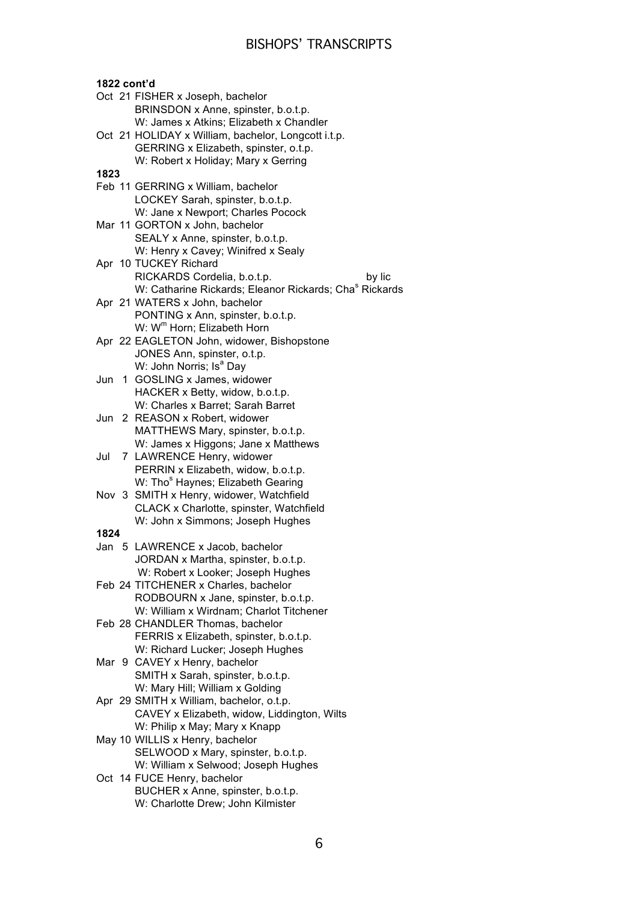**1822 cont'd**

Oct 21 FISHER x Joseph, bachelor
BRINSDON x Anne, spinster, b.o.t.p.
W: James x Atkins; Elizabeth x Chandler

Oct 21 HOLIDAY x William, bachelor, Longcott i.t.p.
GERRING x Elizabeth, spinster, o.t.p.
W: Robert x Holiday; Mary x Gerring

**1823**

Feb 11 GERRING x William, bachelor
LOCKEY Sarah, spinster, b.o.t.p.
W: Jane x Newport; Charles Pocock

Mar 11 GORTON x John, bachelor
SEALY x Anne, spinster, b.o.t.p.
W: Henry x Cavey; Winifred x Sealy

Apr 10 TUCKEY Richard
RICKARDS Cordelia, b.o.t.p. by lic
W: Catharine Rickards; Eleanor Rickards; Cha[s] Rickards

Apr 21 WATERS x John, bachelor
PONTING x Ann, spinster, b.o.t.p.
W: W[m] Horn; Elizabeth Horn

Apr 22 EAGLETON John, widower, Bishopstone
JONES Ann, spinster, o.t.p.
W: John Norris; Is[a] Day

Jun 1 GOSLING x James, widower
HACKER x Betty, widow, b.o.t.p.
W: Charles x Barret; Sarah Barret

Jun 2 REASON x Robert, widower
MATTHEWS Mary, spinster, b.o.t.p.
W: James x Higgons; Jane x Matthews

Jul 7 LAWRENCE Henry, widower
PERRIN x Elizabeth, widow, b.o.t.p.
W: Tho[s] Haynes; Elizabeth Gearing

Nov 3 SMITH x Henry, widower, Watchfield
CLACK x Charlotte, spinster, Watchfield
W: John x Simmons; Joseph Hughes

**1824**

Jan 5 LAWRENCE x Jacob, bachelor
JORDAN x Martha, spinster, b.o.t.p.
W: Robert x Looker; Joseph Hughes

Feb 24 TITCHENER x Charles, bachelor
RODBOURN x Jane, spinster, b.o.t.p.
W: William x Wirdnam; Charlot Titchener

Feb 28 CHANDLER Thomas, bachelor
FERRIS x Elizabeth, spinster, b.o.t.p.
W: Richard Lucker; Joseph Hughes

Mar 9 CAVEY x Henry, bachelor
SMITH x Sarah, spinster, b.o.t.p.
W: Mary Hill; William x Golding

Apr 29 SMITH x William, bachelor, o.t.p.
CAVEY x Elizabeth, widow, Liddington, Wilts
W: Philip x May; Mary x Knapp

May 10 WILLIS x Henry, bachelor
SELWOOD x Mary, spinster, b.o.t.p.
W: William x Selwood; Joseph Hughes

Oct 14 FUCE Henry, bachelor
BUCHER x Anne, spinster, b.o.t.p.
W: Charlotte Drew; John Kilmister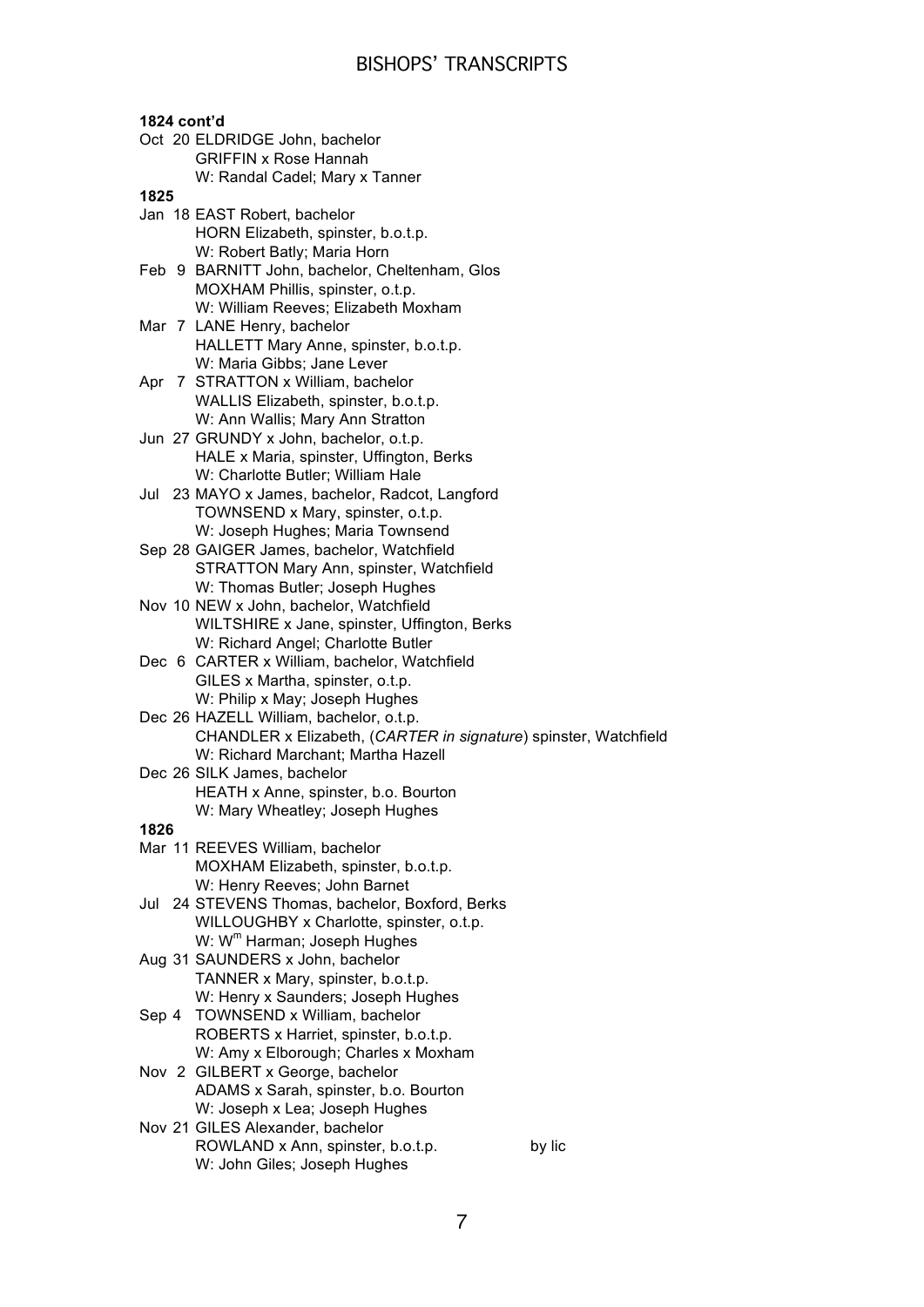**1824 cont'd**

Oct 20 ELDRIDGE John, bachelor
GRIFFIN x Rose Hannah
W: Randal Cadel; Mary x Tanner

**1825**

Jan 18 EAST Robert, bachelor
HORN Elizabeth, spinster, b.o.t.p.
W: Robert Batly; Maria Horn

Feb 9 BARNITT John, bachelor, Cheltenham, Glos
MOXHAM Phillis, spinster, o.t.p.
W: William Reeves; Elizabeth Moxham

Mar 7 LANE Henry, bachelor
HALLETT Mary Anne, spinster, b.o.t.p.
W: Maria Gibbs; Jane Lever

Apr 7 STRATTON x William, bachelor
WALLIS Elizabeth, spinster, b.o.t.p.
W: Ann Wallis; Mary Ann Stratton

Jun 27 GRUNDY x John, bachelor, o.t.p.
HALE x Maria, spinster, Uffington, Berks
W: Charlotte Butler; William Hale

Jul 23 MAYO x James, bachelor, Radcot, Langford
TOWNSEND x Mary, spinster, o.t.p.
W: Joseph Hughes; Maria Townsend

Sep 28 GAIGER James, bachelor, Watchfield
STRATTON Mary Ann, spinster, Watchfield
W: Thomas Butler; Joseph Hughes

Nov 10 NEW x John, bachelor, Watchfield
WILTSHIRE x Jane, spinster, Uffington, Berks
W: Richard Angel; Charlotte Butler

Dec 6 CARTER x William, bachelor, Watchfield
GILES x Martha, spinster, o.t.p.
W: Philip x May; Joseph Hughes

Dec 26 HAZELL William, bachelor, o.t.p.
CHANDLER x Elizabeth, (*CARTER in signature*) spinster, Watchfield
W: Richard Marchant; Martha Hazell

Dec 26 SILK James, bachelor
HEATH x Anne, spinster, b.o. Bourton
W: Mary Wheatley; Joseph Hughes

**1826**

Mar 11 REEVES William, bachelor
MOXHAM Elizabeth, spinster, b.o.t.p.
W: Henry Reeves; John Barnet

Jul 24 STEVENS Thomas, bachelor, Boxford, Berks
WILLOUGHBY x Charlotte, spinster, o.t.p.
W: W$^{m}$ Harman; Joseph Hughes

Aug 31 SAUNDERS x John, bachelor
TANNER x Mary, spinster, b.o.t.p.
W: Henry x Saunders; Joseph Hughes

Sep 4 TOWNSEND x William, bachelor
ROBERTS x Harriet, spinster, b.o.t.p.
W: Amy x Elborough; Charles x Moxham

Nov 2 GILBERT x George, bachelor
ADAMS x Sarah, spinster, b.o. Bourton
W: Joseph x Lea; Joseph Hughes

Nov 21 GILES Alexander, bachelor
ROWLAND x Ann, spinster, b.o.t.p. by lic
W: John Giles; Joseph Hughes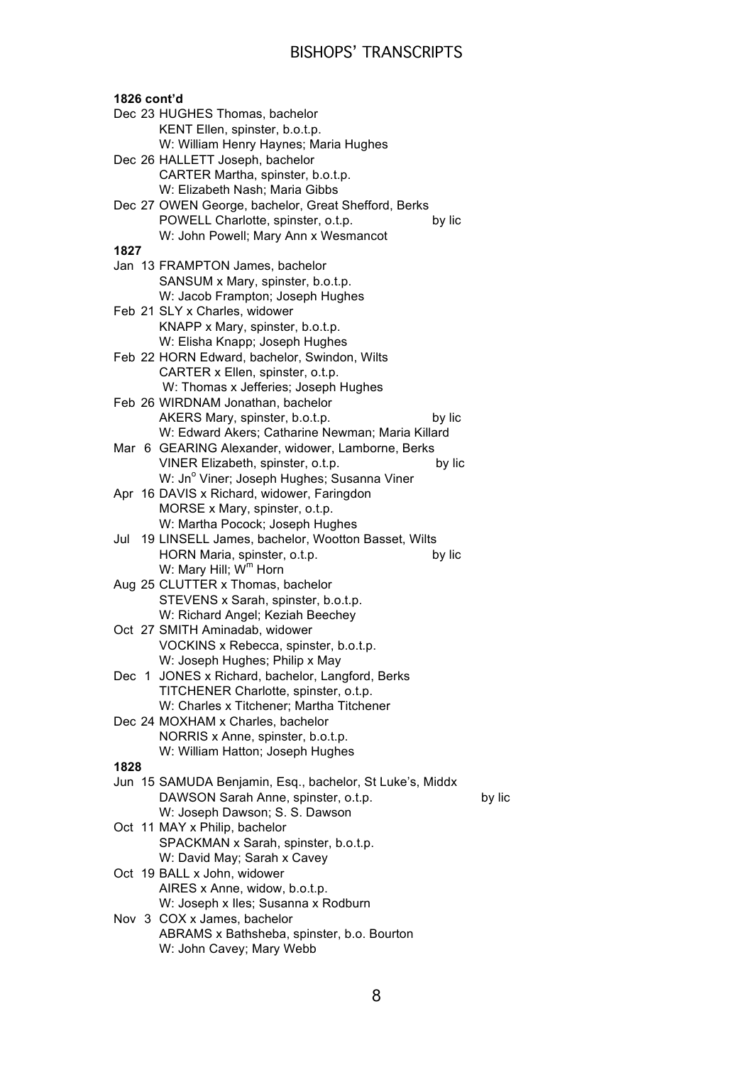**1826 cont'd**

Dec 23 HUGHES Thomas, bachelor
KENT Ellen, spinster, b.o.t.p.
W: William Henry Haynes; Maria Hughes

Dec 26 HALLETT Joseph, bachelor
CARTER Martha, spinster, b.o.t.p.
W: Elizabeth Nash; Maria Gibbs

Dec 27 OWEN George, bachelor, Great Shefford, Berks
POWELL Charlotte, spinster, o.t.p. by lic
W: John Powell; Mary Ann x Wesmancot

**1827**

Jan 13 FRAMPTON James, bachelor
SANSUM x Mary, spinster, b.o.t.p.
W: Jacob Frampton; Joseph Hughes

Feb 21 SLY x Charles, widower
KNAPP x Mary, spinster, b.o.t.p.
W: Elisha Knapp; Joseph Hughes

Feb 22 HORN Edward, bachelor, Swindon, Wilts
CARTER x Ellen, spinster, o.t.p.
W: Thomas x Jefferies; Joseph Hughes

Feb 26 WIRDNAM Jonathan, bachelor
AKERS Mary, spinster, b.o.t.p. by lic
W: Edward Akers; Catharine Newman; Maria Killard

Mar 6 GEARING Alexander, widower, Lamborne, Berks
VINER Elizabeth, spinster, o.t.p. by lic
W: Jn° Viner; Joseph Hughes; Susanna Viner

Apr 16 DAVIS x Richard, widower, Faringdon
MORSE x Mary, spinster, o.t.p.
W: Martha Pocock; Joseph Hughes

Jul 19 LINSELL James, bachelor, Wootton Basset, Wilts
HORN Maria, spinster, o.t.p. by lic
W: Mary Hill; W^m Horn

Aug 25 CLUTTER x Thomas, bachelor
STEVENS x Sarah, spinster, b.o.t.p.
W: Richard Angel; Keziah Beechey

Oct 27 SMITH Aminadab, widower
VOCKINS x Rebecca, spinster, b.o.t.p.
W: Joseph Hughes; Philip x May

Dec 1 JONES x Richard, bachelor, Langford, Berks
TITCHENER Charlotte, spinster, o.t.p.
W: Charles x Titchener; Martha Titchener

Dec 24 MOXHAM x Charles, bachelor
NORRIS x Anne, spinster, b.o.t.p.
W: William Hatton; Joseph Hughes

**1828**

Jun 15 SAMUDA Benjamin, Esq., bachelor, St Luke's, Middx
DAWSON Sarah Anne, spinster, o.t.p. by lic
W: Joseph Dawson; S. S. Dawson

Oct 11 MAY x Philip, bachelor
SPACKMAN x Sarah, spinster, b.o.t.p.
W: David May; Sarah x Cavey

Oct 19 BALL x John, widower
AIRES x Anne, widow, b.o.t.p.
W: Joseph x Iles; Susanna x Rodburn

Nov 3 COX x James, bachelor
ABRAMS x Bathsheba, spinster, b.o. Bourton
W: John Cavey; Mary Webb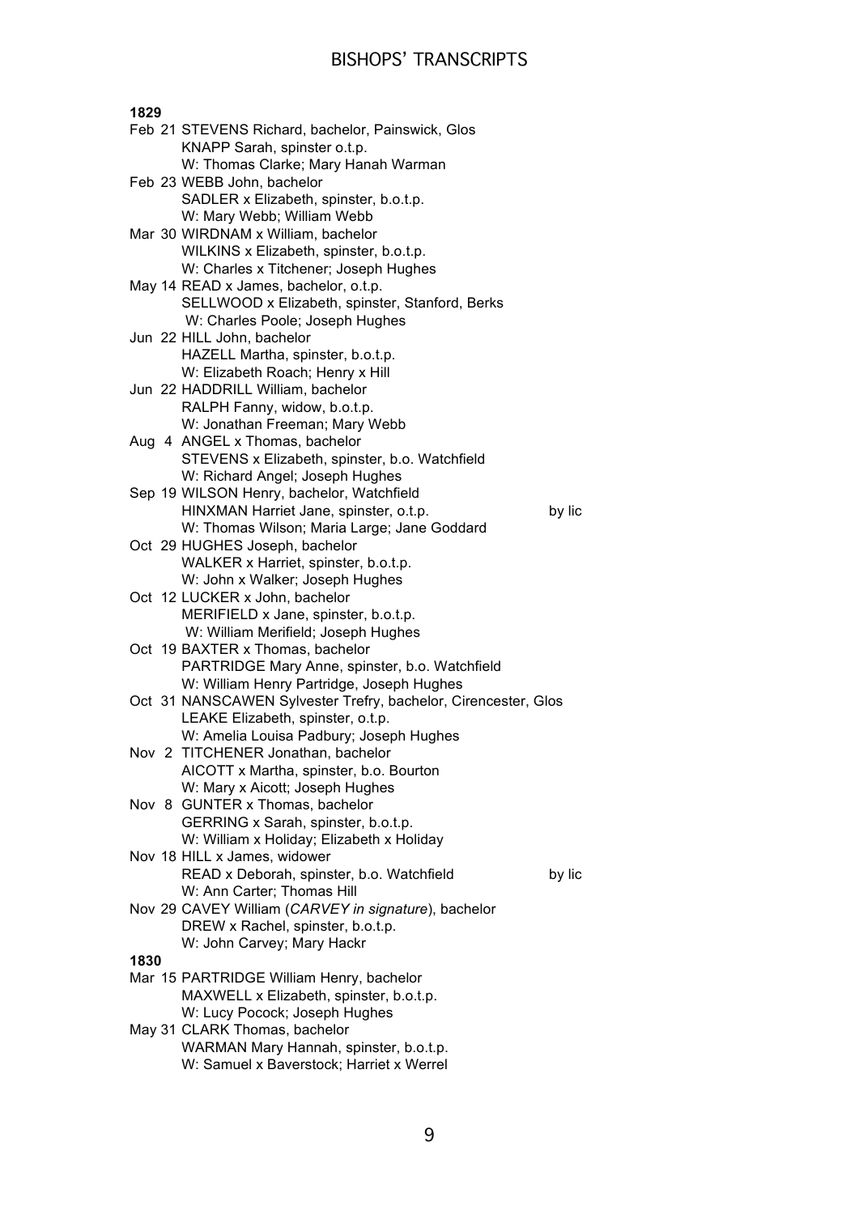**1829**

Feb 21 STEVENS Richard, bachelor, Painswick, Glos
KNAPP Sarah, spinster o.t.p.
W: Thomas Clarke; Mary Hanah Warman

Feb 23 WEBB John, bachelor
SADLER x Elizabeth, spinster, b.o.t.p.
W: Mary Webb; William Webb

Mar 30 WIRDNAM x William, bachelor
WILKINS x Elizabeth, spinster, b.o.t.p.
W: Charles x Titchener; Joseph Hughes

May 14 READ x James, bachelor, o.t.p.
SELLWOOD x Elizabeth, spinster, Stanford, Berks
W: Charles Poole; Joseph Hughes

Jun 22 HILL John, bachelor
HAZELL Martha, spinster, b.o.t.p.
W: Elizabeth Roach; Henry x Hill

Jun 22 HADDRILL William, bachelor
RALPH Fanny, widow, b.o.t.p.
W: Jonathan Freeman; Mary Webb

Aug 4 ANGEL x Thomas, bachelor
STEVENS x Elizabeth, spinster, b.o. Watchfield
W: Richard Angel; Joseph Hughes

Sep 19 WILSON Henry, bachelor, Watchfield
HINXMAN Harriet Jane, spinster, o.t.p. by lic
W: Thomas Wilson; Maria Large; Jane Goddard

Oct 29 HUGHES Joseph, bachelor
WALKER x Harriet, spinster, b.o.t.p.
W: John x Walker; Joseph Hughes

Oct 12 LUCKER x John, bachelor
MERIFIELD x Jane, spinster, b.o.t.p.
W: William Merifield; Joseph Hughes

Oct 19 BAXTER x Thomas, bachelor
PARTRIDGE Mary Anne, spinster, b.o. Watchfield
W: William Henry Partridge, Joseph Hughes

Oct 31 NANSCAWEN Sylvester Trefry, bachelor, Cirencester, Glos
LEAKE Elizabeth, spinster, o.t.p.
W: Amelia Louisa Padbury; Joseph Hughes

Nov 2 TITCHENER Jonathan, bachelor
AICOTT x Martha, spinster, b.o. Bourton
W: Mary x Aicott; Joseph Hughes

Nov 8 GUNTER x Thomas, bachelor
GERRING x Sarah, spinster, b.o.t.p.
W: William x Holiday; Elizabeth x Holiday

Nov 18 HILL x James, widower
READ x Deborah, spinster, b.o. Watchfield by lic
W: Ann Carter; Thomas Hill

Nov 29 CAVEY William (*CARVEY in signature*), bachelor
DREW x Rachel, spinster, b.o.t.p.
W: John Carvey; Mary Hackr

**1830**

Mar 15 PARTRIDGE William Henry, bachelor
MAXWELL x Elizabeth, spinster, b.o.t.p.
W: Lucy Pocock; Joseph Hughes

May 31 CLARK Thomas, bachelor
WARMAN Mary Hannah, spinster, b.o.t.p.
W: Samuel x Baverstock; Harriet x Werrel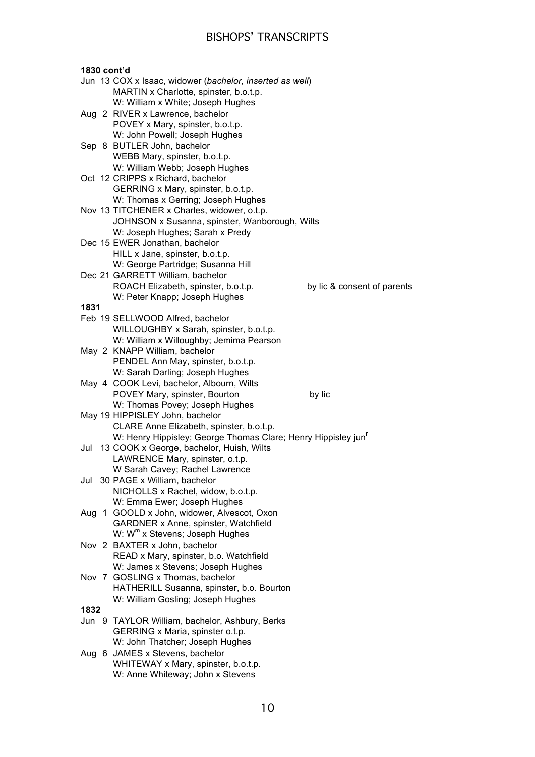**1830 cont'd**

Jun 13 COX x Isaac, widower (*bachelor, inserted as well*)
MARTIN x Charlotte, spinster, b.o.t.p.
W: William x White; Joseph Hughes

Aug 2 RIVER x Lawrence, bachelor
POVEY x Mary, spinster, b.o.t.p.
W: John Powell; Joseph Hughes

Sep 8 BUTLER John, bachelor
WEBB Mary, spinster, b.o.t.p.
W: William Webb; Joseph Hughes

Oct 12 CRIPPS x Richard, bachelor
GERRING x Mary, spinster, b.o.t.p.
W: Thomas x Gerring; Joseph Hughes

Nov 13 TITCHENER x Charles, widower, o.t.p.
JOHNSON x Susanna, spinster, Wanborough, Wilts
W: Joseph Hughes; Sarah x Predy

Dec 15 EWER Jonathan, bachelor
HILL x Jane, spinster, b.o.t.p.
W: George Partridge; Susanna Hill

Dec 21 GARRETT William, bachelor
ROACH Elizabeth, spinster, b.o.t.p. by lic & consent of parents
W: Peter Knapp; Joseph Hughes

**1831**

Feb 19 SELLWOOD Alfred, bachelor
WILLOUGHBY x Sarah, spinster, b.o.t.p.
W: William x Willoughby; Jemima Pearson

May 2 KNAPP William, bachelor
PENDEL Ann May, spinster, b.o.t.p.
W: Sarah Darling; Joseph Hughes

May 4 COOK Levi, bachelor, Albourn, Wilts
POVEY Mary, spinster, Bourton by lic
W: Thomas Povey; Joseph Hughes

May 19 HIPPISLEY John, bachelor
CLARE Anne Elizabeth, spinster, b.o.t.p.
W: Henry Hippisley; George Thomas Clare; Henry Hippisley jun^r

Jul 13 COOK x George, bachelor, Huish, Wilts
LAWRENCE Mary, spinster, o.t.p.
W Sarah Cavey; Rachel Lawrence

Jul 30 PAGE x William, bachelor
NICHOLLS x Rachel, widow, b.o.t.p.
W: Emma Ewer; Joseph Hughes

Aug 1 GOOLD x John, widower, Alvescot, Oxon
GARDNER x Anne, spinster, Watchfield
W: W^m x Stevens; Joseph Hughes

Nov 2 BAXTER x John, bachelor
READ x Mary, spinster, b.o. Watchfield
W: James x Stevens; Joseph Hughes

Nov 7 GOSLING x Thomas, bachelor
HATHERILL Susanna, spinster, b.o. Bourton
W: William Gosling; Joseph Hughes

**1832**

Jun 9 TAYLOR William, bachelor, Ashbury, Berks
GERRING x Maria, spinster o.t.p.
W: John Thatcher; Joseph Hughes

Aug 6 JAMES x Stevens, bachelor
WHITEWAY x Mary, spinster, b.o.t.p.
W: Anne Whiteway; John x Stevens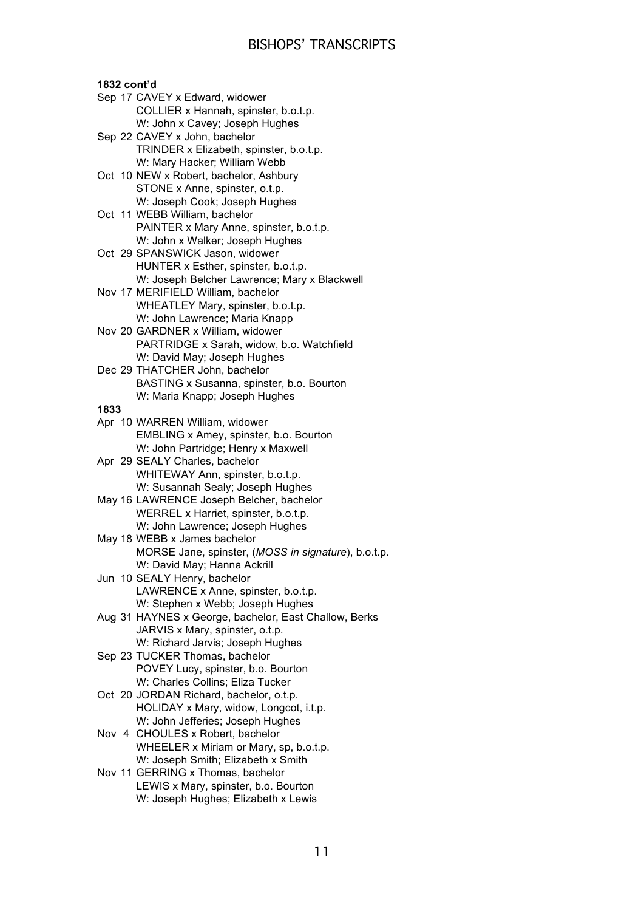**1832 cont'd**

Sep 17 CAVEY x Edward, widower
COLLIER x Hannah, spinster, b.o.t.p.
W: John x Cavey; Joseph Hughes

Sep 22 CAVEY x John, bachelor
TRINDER x Elizabeth, spinster, b.o.t.p.
W: Mary Hacker; William Webb

Oct 10 NEW x Robert, bachelor, Ashbury
STONE x Anne, spinster, o.t.p.
W: Joseph Cook; Joseph Hughes

Oct 11 WEBB William, bachelor
PAINTER x Mary Anne, spinster, b.o.t.p.
W: John x Walker; Joseph Hughes

Oct 29 SPANSWICK Jason, widower
HUNTER x Esther, spinster, b.o.t.p.
W: Joseph Belcher Lawrence; Mary x Blackwell

Nov 17 MERIFIELD William, bachelor
WHEATLEY Mary, spinster, b.o.t.p.
W: John Lawrence; Maria Knapp

Nov 20 GARDNER x William, widower
PARTRIDGE x Sarah, widow, b.o. Watchfield
W: David May; Joseph Hughes

Dec 29 THATCHER John, bachelor
BASTING x Susanna, spinster, b.o. Bourton
W: Maria Knapp; Joseph Hughes

**1833**

Apr 10 WARREN William, widower
EMBLING x Amey, spinster, b.o. Bourton
W: John Partridge; Henry x Maxwell

Apr 29 SEALY Charles, bachelor
WHITEWAY Ann, spinster, b.o.t.p.
W: Susannah Sealy; Joseph Hughes

May 16 LAWRENCE Joseph Belcher, bachelor
WERREL x Harriet, spinster, b.o.t.p.
W: John Lawrence; Joseph Hughes

May 18 WEBB x James bachelor
MORSE Jane, spinster, (*MOSS in signature*), b.o.t.p.
W: David May; Hanna Ackrill

Jun 10 SEALY Henry, bachelor
LAWRENCE x Anne, spinster, b.o.t.p.
W: Stephen x Webb; Joseph Hughes

Aug 31 HAYNES x George, bachelor, East Challow, Berks
JARVIS x Mary, spinster, o.t.p.
W: Richard Jarvis; Joseph Hughes

Sep 23 TUCKER Thomas, bachelor
POVEY Lucy, spinster, b.o. Bourton
W: Charles Collins; Eliza Tucker

Oct 20 JORDAN Richard, bachelor, o.t.p.
HOLIDAY x Mary, widow, Longcot, i.t.p.
W: John Jefferies; Joseph Hughes

Nov 4 CHOULES x Robert, bachelor
WHEELER x Miriam or Mary, sp, b.o.t.p.
W: Joseph Smith; Elizabeth x Smith

Nov 11 GERRING x Thomas, bachelor
LEWIS x Mary, spinster, b.o. Bourton
W: Joseph Hughes; Elizabeth x Lewis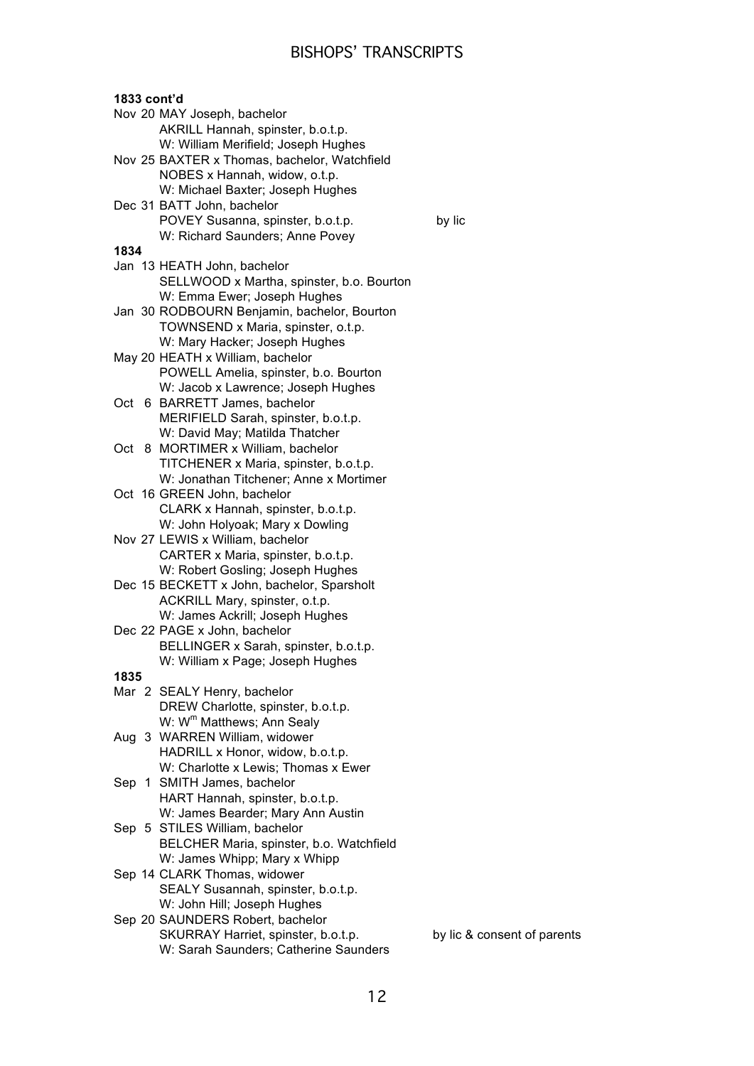**1833 cont'd**

Nov 20 MAY Joseph, bachelor
AKRILL Hannah, spinster, b.o.t.p.
W: William Merifield; Joseph Hughes

Nov 25 BAXTER x Thomas, bachelor, Watchfield
NOBES x Hannah, widow, o.t.p.
W: Michael Baxter; Joseph Hughes

Dec 31 BATT John, bachelor
POVEY Susanna, spinster, b.o.t.p. by lic
W: Richard Saunders; Anne Povey

**1834**

Jan 13 HEATH John, bachelor
SELLWOOD x Martha, spinster, b.o. Bourton
W: Emma Ewer; Joseph Hughes

Jan 30 RODBOURN Benjamin, bachelor, Bourton
TOWNSEND x Maria, spinster, o.t.p.
W: Mary Hacker; Joseph Hughes

May 20 HEATH x William, bachelor
POWELL Amelia, spinster, b.o. Bourton
W: Jacob x Lawrence; Joseph Hughes

Oct 6 BARRETT James, bachelor
MERIFIELD Sarah, spinster, b.o.t.p.
W: David May; Matilda Thatcher

Oct 8 MORTIMER x William, bachelor
TITCHENER x Maria, spinster, b.o.t.p.
W: Jonathan Titchener; Anne x Mortimer

Oct 16 GREEN John, bachelor
CLARK x Hannah, spinster, b.o.t.p.
W: John Holyoak; Mary x Dowling

Nov 27 LEWIS x William, bachelor
CARTER x Maria, spinster, b.o.t.p.
W: Robert Gosling; Joseph Hughes

Dec 15 BECKETT x John, bachelor, Sparsholt
ACKRILL Mary, spinster, o.t.p.
W: James Ackrill; Joseph Hughes

Dec 22 PAGE x John, bachelor
BELLINGER x Sarah, spinster, b.o.t.p.
W: William x Page; Joseph Hughes

**1835**

Mar 2 SEALY Henry, bachelor
DREW Charlotte, spinster, b.o.t.p.
W: W$^{m}$ Matthews; Ann Sealy

Aug 3 WARREN William, widower
HADRILL x Honor, widow, b.o.t.p.
W: Charlotte x Lewis; Thomas x Ewer

Sep 1 SMITH James, bachelor
HART Hannah, spinster, b.o.t.p.
W: James Bearder; Mary Ann Austin

Sep 5 STILES William, bachelor
BELCHER Maria, spinster, b.o. Watchfield
W: James Whipp; Mary x Whipp

Sep 14 CLARK Thomas, widower
SEALY Susannah, spinster, b.o.t.p.
W: John Hill; Joseph Hughes

Sep 20 SAUNDERS Robert, bachelor
SKURRAY Harriet, spinster, b.o.t.p. by lic & consent of parents
W: Sarah Saunders; Catherine Saunders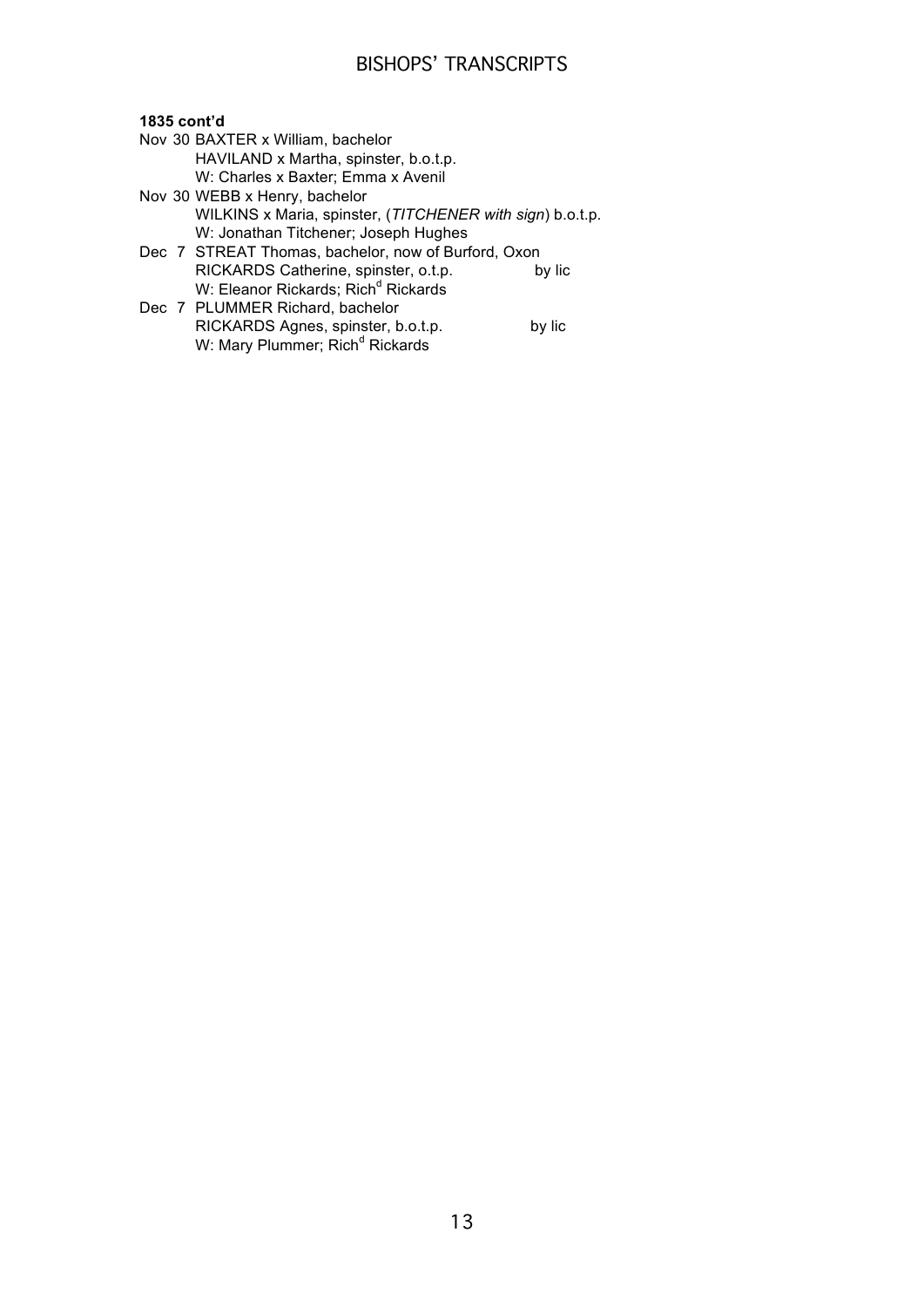**1835 cont'd**

Nov 30 BAXTER x William, bachelor
HAVILAND x Martha, spinster, b.o.t.p.
W: Charles x Baxter; Emma x Avenil

Nov 30 WEBB x Henry, bachelor
WILKINS x Maria, spinster, (*TITCHENER with sign*) b.o.t.p.
W: Jonathan Titchener; Joseph Hughes

Dec 7 STREAT Thomas, bachelor, now of Burford, Oxon
RICKARDS Catherine, spinster, o.t.p. by lic
W: Eleanor Rickards; Rich[d] Rickards

Dec 7 PLUMMER Richard, bachelor
RICKARDS Agnes, spinster, b.o.t.p. by lic
W: Mary Plummer; Rich[d] Rickards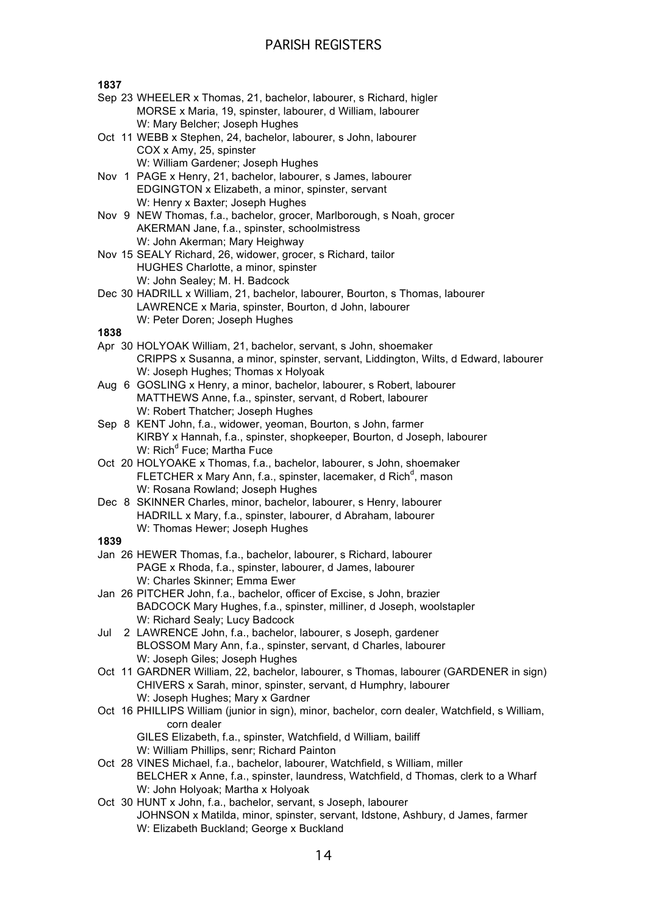# PARISH REGISTERS

**1837**

Sep 23 WHEELER x Thomas, 21, bachelor, labourer, s Richard, higler
MORSE x Maria, 19, spinster, labourer, d William, labourer
W: Mary Belcher; Joseph Hughes

Oct 11 WEBB x Stephen, 24, bachelor, labourer, s John, labourer
COX x Amy, 25, spinster
W: William Gardener; Joseph Hughes

Nov 1 PAGE x Henry, 21, bachelor, labourer, s James, labourer
EDGINGTON x Elizabeth, a minor, spinster, servant
W: Henry x Baxter; Joseph Hughes

Nov 9 NEW Thomas, f.a., bachelor, grocer, Marlborough, s Noah, grocer
AKERMAN Jane, f.a., spinster, schoolmistress
W: John Akerman; Mary Heighway

Nov 15 SEALY Richard, 26, widower, grocer, s Richard, tailor
HUGHES Charlotte, a minor, spinster
W: John Sealey; M. H. Badcock

Dec 30 HADRILL x William, 21, bachelor, labourer, Bourton, s Thomas, labourer
LAWRENCE x Maria, spinster, Bourton, d John, labourer
W: Peter Doren; Joseph Hughes

**1838**

Apr 30 HOLYOAK William, 21, bachelor, servant, s John, shoemaker
CRIPPS x Susanna, a minor, spinster, servant, Liddington, Wilts, d Edward, labourer
W: Joseph Hughes; Thomas x Holyoak

Aug 6 GOSLING x Henry, a minor, bachelor, labourer, s Robert, labourer
MATTHEWS Anne, f.a., spinster, servant, d Robert, labourer
W: Robert Thatcher; Joseph Hughes

Sep 8 KENT John, f.a., widower, yeoman, Bourton, s John, farmer
KIRBY x Hannah, f.a., spinster, shopkeeper, Bourton, d Joseph, labourer
W: Rich[d] Fuce; Martha Fuce

Oct 20 HOLYOAKE x Thomas, f.a., bachelor, labourer, s John, shoemaker
FLETCHER x Mary Ann, f.a., spinster, lacemaker, d Rich[d], mason
W: Rosana Rowland; Joseph Hughes

Dec 8 SKINNER Charles, minor, bachelor, labourer, s Henry, labourer
HADRILL x Mary, f.a., spinster, labourer, d Abraham, labourer
W: Thomas Hewer; Joseph Hughes

**1839**

Jan 26 HEWER Thomas, f.a., bachelor, labourer, s Richard, labourer
PAGE x Rhoda, f.a., spinster, labourer, d James, labourer
W: Charles Skinner; Emma Ewer

Jan 26 PITCHER John, f.a., bachelor, officer of Excise, s John, brazier
BADCOCK Mary Hughes, f.a., spinster, milliner, d Joseph, woolstapler
W: Richard Sealy; Lucy Badcock

Jul 2 LAWRENCE John, f.a., bachelor, labourer, s Joseph, gardener
BLOSSOM Mary Ann, f.a., spinster, servant, d Charles, labourer
W: Joseph Giles; Joseph Hughes

Oct 11 GARDNER William, 22, bachelor, labourer, s Thomas, labourer (GARDENER in sign)
CHIVERS x Sarah, minor, spinster, servant, d Humphry, labourer
W: Joseph Hughes; Mary x Gardner

Oct 16 PHILLIPS William (junior in sign), minor, bachelor, corn dealer, Watchfield, s William, corn dealer
GILES Elizabeth, f.a., spinster, Watchfield, d William, bailiff
W: William Phillips, senr; Richard Painton

Oct 28 VINES Michael, f.a., bachelor, labourer, Watchfield, s William, miller
BELCHER x Anne, f.a., spinster, laundress, Watchfield, d Thomas, clerk to a Wharf
W: John Holyoak; Martha x Holyoak

Oct 30 HUNT x John, f.a., bachelor, servant, s Joseph, labourer
JOHNSON x Matilda, minor, spinster, servant, Idstone, Ashbury, d James, farmer
W: Elizabeth Buckland; George x Buckland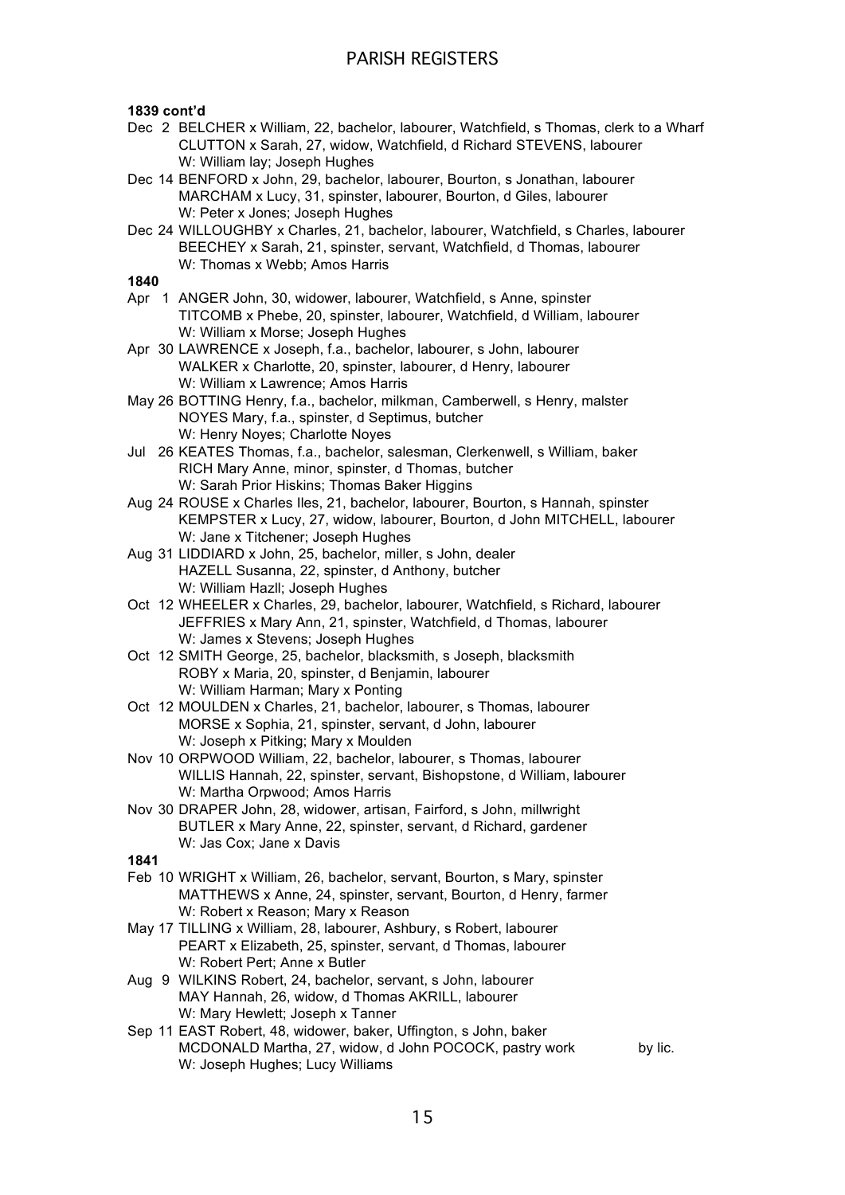**1839 cont'd**

Dec 2 BELCHER x William, 22, bachelor, labourer, Watchfield, s Thomas, clerk to a Wharf
CLUTTON x Sarah, 27, widow, Watchfield, d Richard STEVENS, labourer
W: William lay; Joseph Hughes

Dec 14 BENFORD x John, 29, bachelor, labourer, Bourton, s Jonathan, labourer
MARCHAM x Lucy, 31, spinster, labourer, Bourton, d Giles, labourer
W: Peter x Jones; Joseph Hughes

Dec 24 WILLOUGHBY x Charles, 21, bachelor, labourer, Watchfield, s Charles, labourer
BEECHEY x Sarah, 21, spinster, servant, Watchfield, d Thomas, labourer
W: Thomas x Webb; Amos Harris

**1840**

Apr 1 ANGER John, 30, widower, labourer, Watchfield, s Anne, spinster
TITCOMB x Phebe, 20, spinster, labourer, Watchfield, d William, labourer
W: William x Morse; Joseph Hughes

Apr 30 LAWRENCE x Joseph, f.a., bachelor, labourer, s John, labourer
WALKER x Charlotte, 20, spinster, labourer, d Henry, labourer
W: William x Lawrence; Amos Harris

May 26 BOTTING Henry, f.a., bachelor, milkman, Camberwell, s Henry, malster
NOYES Mary, f.a., spinster, d Septimus, butcher
W: Henry Noyes; Charlotte Noyes

Jul 26 KEATES Thomas, f.a., bachelor, salesman, Clerkenwell, s William, baker
RICH Mary Anne, minor, spinster, d Thomas, butcher
W: Sarah Prior Hiskins; Thomas Baker Higgins

Aug 24 ROUSE x Charles Iles, 21, bachelor, labourer, Bourton, s Hannah, spinster
KEMPSTER x Lucy, 27, widow, labourer, Bourton, d John MITCHELL, labourer
W: Jane x Titchener; Joseph Hughes

Aug 31 LIDDIARD x John, 25, bachelor, miller, s John, dealer
HAZELL Susanna, 22, spinster, d Anthony, butcher
W: William Hazll; Joseph Hughes

Oct 12 WHEELER x Charles, 29, bachelor, labourer, Watchfield, s Richard, labourer
JEFFRIES x Mary Ann, 21, spinster, Watchfield, d Thomas, labourer
W: James x Stevens; Joseph Hughes

Oct 12 SMITH George, 25, bachelor, blacksmith, s Joseph, blacksmith
ROBY x Maria, 20, spinster, d Benjamin, labourer
W: William Harman; Mary x Ponting

Oct 12 MOULDEN x Charles, 21, bachelor, labourer, s Thomas, labourer
MORSE x Sophia, 21, spinster, servant, d John, labourer
W: Joseph x Pitking; Mary x Moulden

Nov 10 ORPWOOD William, 22, bachelor, labourer, s Thomas, labourer
WILLIS Hannah, 22, spinster, servant, Bishopstone, d William, labourer
W: Martha Orpwood; Amos Harris

Nov 30 DRAPER John, 28, widower, artisan, Fairford, s John, millwright
BUTLER x Mary Anne, 22, spinster, servant, d Richard, gardener
W: Jas Cox; Jane x Davis

**1841**

Feb 10 WRIGHT x William, 26, bachelor, servant, Bourton, s Mary, spinster
MATTHEWS x Anne, 24, spinster, servant, Bourton, d Henry, farmer
W: Robert x Reason; Mary x Reason

May 17 TILLING x William, 28, labourer, Ashbury, s Robert, labourer
PEART x Elizabeth, 25, spinster, servant, d Thomas, labourer
W: Robert Pert; Anne x Butler

Aug 9 WILKINS Robert, 24, bachelor, servant, s John, labourer
MAY Hannah, 26, widow, d Thomas AKRILL, labourer
W: Mary Hewlett; Joseph x Tanner

Sep 11 EAST Robert, 48, widower, baker, Uffington, s John, baker
MCDONALD Martha, 27, widow, d John POCOCK, pastry work by lic.
W: Joseph Hughes; Lucy Williams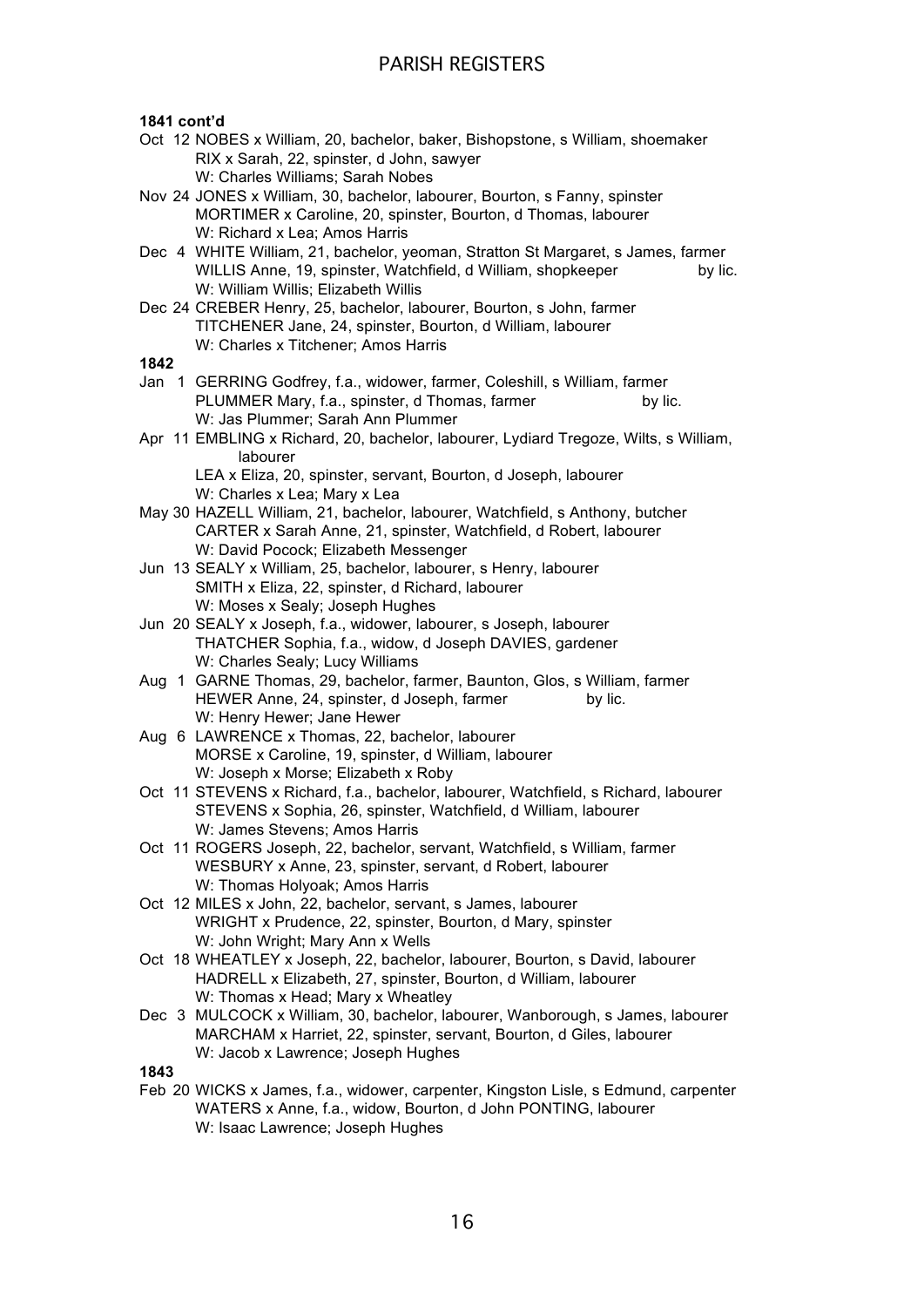**1841 cont'd**

Oct 12 NOBES x William, 20, bachelor, baker, Bishopstone, s William, shoemaker
RIX x Sarah, 22, spinster, d John, sawyer
W: Charles Williams; Sarah Nobes

Nov 24 JONES x William, 30, bachelor, labourer, Bourton, s Fanny, spinster
MORTIMER x Caroline, 20, spinster, Bourton, d Thomas, labourer
W: Richard x Lea; Amos Harris

Dec 4 WHITE William, 21, bachelor, yeoman, Stratton St Margaret, s James, farmer
WILLIS Anne, 19, spinster, Watchfield, d William, shopkeeper by lic.
W: William Willis; Elizabeth Willis

Dec 24 CREBER Henry, 25, bachelor, labourer, Bourton, s John, farmer
TITCHENER Jane, 24, spinster, Bourton, d William, labourer
W: Charles x Titchener; Amos Harris

**1842**

Jan 1 GERRING Godfrey, f.a., widower, farmer, Coleshill, s William, farmer
PLUMMER Mary, f.a., spinster, d Thomas, farmer by lic.
W: Jas Plummer; Sarah Ann Plummer

Apr 11 EMBLING x Richard, 20, bachelor, labourer, Lydiard Tregoze, Wilts, s William, labourer
LEA x Eliza, 20, spinster, servant, Bourton, d Joseph, labourer
W: Charles x Lea; Mary x Lea

May 30 HAZELL William, 21, bachelor, labourer, Watchfield, s Anthony, butcher
CARTER x Sarah Anne, 21, spinster, Watchfield, d Robert, labourer
W: David Pocock; Elizabeth Messenger

Jun 13 SEALY x William, 25, bachelor, labourer, s Henry, labourer
SMITH x Eliza, 22, spinster, d Richard, labourer
W: Moses x Sealy; Joseph Hughes

Jun 20 SEALY x Joseph, f.a., widower, labourer, s Joseph, labourer
THATCHER Sophia, f.a., widow, d Joseph DAVIES, gardener
W: Charles Sealy; Lucy Williams

Aug 1 GARNE Thomas, 29, bachelor, farmer, Baunton, Glos, s William, farmer
HEWER Anne, 24, spinster, d Joseph, farmer by lic.
W: Henry Hewer; Jane Hewer

Aug 6 LAWRENCE x Thomas, 22, bachelor, labourer
MORSE x Caroline, 19, spinster, d William, labourer
W: Joseph x Morse; Elizabeth x Roby

Oct 11 STEVENS x Richard, f.a., bachelor, labourer, Watchfield, s Richard, labourer
STEVENS x Sophia, 26, spinster, Watchfield, d William, labourer
W: James Stevens; Amos Harris

Oct 11 ROGERS Joseph, 22, bachelor, servant, Watchfield, s William, farmer
WESBURY x Anne, 23, spinster, servant, d Robert, labourer
W: Thomas Holyoak; Amos Harris

Oct 12 MILES x John, 22, bachelor, servant, s James, labourer
WRIGHT x Prudence, 22, spinster, Bourton, d Mary, spinster
W: John Wright; Mary Ann x Wells

Oct 18 WHEATLEY x Joseph, 22, bachelor, labourer, Bourton, s David, labourer
HADRELL x Elizabeth, 27, spinster, Bourton, d William, labourer
W: Thomas x Head; Mary x Wheatley

Dec 3 MULCOCK x William, 30, bachelor, labourer, Wanborough, s James, labourer
MARCHAM x Harriet, 22, spinster, servant, Bourton, d Giles, labourer
W: Jacob x Lawrence; Joseph Hughes

**1843**

Feb 20 WICKS x James, f.a., widower, carpenter, Kingston Lisle, s Edmund, carpenter
WATERS x Anne, f.a., widow, Bourton, d John PONTING, labourer
W: Isaac Lawrence; Joseph Hughes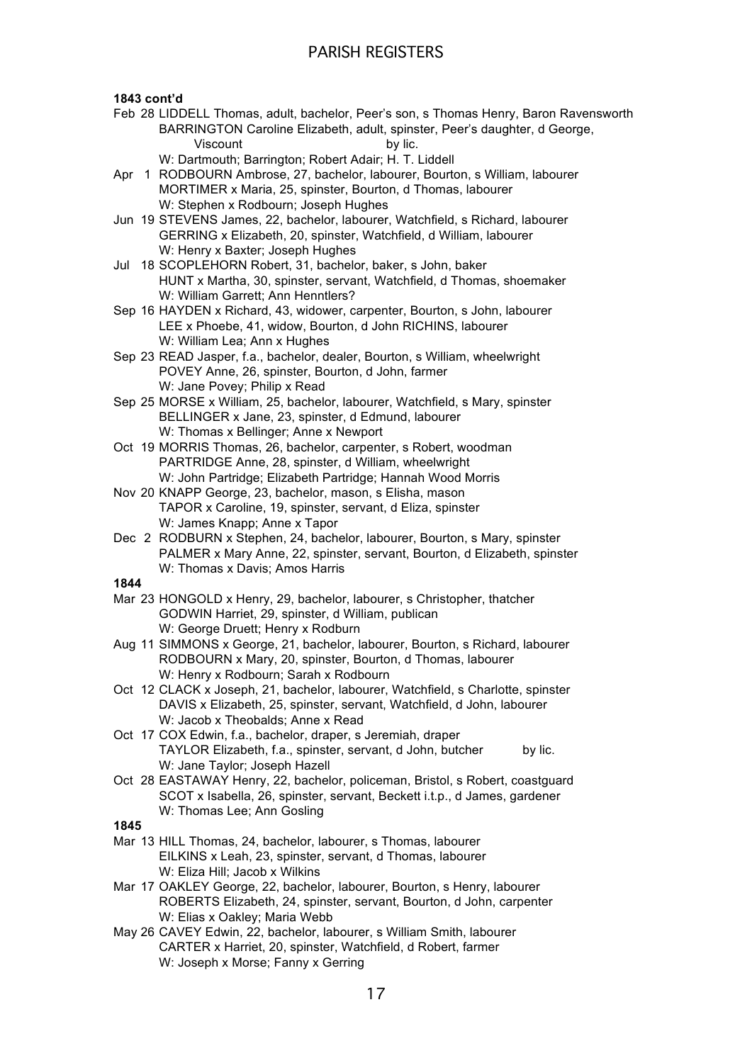**1843 cont'd**

Feb 28 LIDDELL Thomas, adult, bachelor, Peer's son, s Thomas Henry, Baron Ravensworth
BARRINGTON Caroline Elizabeth, adult, spinster, Peer's daughter, d George, Viscount by lic.
W: Dartmouth; Barrington; Robert Adair; H. T. Liddell

Apr 1 RODBOURN Ambrose, 27, bachelor, labourer, Bourton, s William, labourer
MORTIMER x Maria, 25, spinster, Bourton, d Thomas, labourer
W: Stephen x Rodbourn; Joseph Hughes

Jun 19 STEVENS James, 22, bachelor, labourer, Watchfield, s Richard, labourer
GERRING x Elizabeth, 20, spinster, Watchfield, d William, labourer
W: Henry x Baxter; Joseph Hughes

Jul 18 SCOPLEHORN Robert, 31, bachelor, baker, s John, baker
HUNT x Martha, 30, spinster, servant, Watchfield, d Thomas, shoemaker
W: William Garrett; Ann Henntlers?

Sep 16 HAYDEN x Richard, 43, widower, carpenter, Bourton, s John, labourer
LEE x Phoebe, 41, widow, Bourton, d John RICHINS, labourer
W: William Lea; Ann x Hughes

Sep 23 READ Jasper, f.a., bachelor, dealer, Bourton, s William, wheelwright
POVEY Anne, 26, spinster, Bourton, d John, farmer
W: Jane Povey; Philip x Read

Sep 25 MORSE x William, 25, bachelor, labourer, Watchfield, s Mary, spinster
BELLINGER x Jane, 23, spinster, d Edmund, labourer
W: Thomas x Bellinger; Anne x Newport

Oct 19 MORRIS Thomas, 26, bachelor, carpenter, s Robert, woodman
PARTRIDGE Anne, 28, spinster, d William, wheelwright
W: John Partridge; Elizabeth Partridge; Hannah Wood Morris

Nov 20 KNAPP George, 23, bachelor, mason, s Elisha, mason
TAPOR x Caroline, 19, spinster, servant, d Eliza, spinster
W: James Knapp; Anne x Tapor

Dec 2 RODBURN x Stephen, 24, bachelor, labourer, Bourton, s Mary, spinster
PALMER x Mary Anne, 22, spinster, servant, Bourton, d Elizabeth, spinster
W: Thomas x Davis; Amos Harris

**1844**

Mar 23 HONGOLD x Henry, 29, bachelor, labourer, s Christopher, thatcher
GODWIN Harriet, 29, spinster, d William, publican
W: George Druett; Henry x Rodburn

Aug 11 SIMMONS x George, 21, bachelor, labourer, Bourton, s Richard, labourer
RODBOURN x Mary, 20, spinster, Bourton, d Thomas, labourer
W: Henry x Rodbourn; Sarah x Rodbourn

Oct 12 CLACK x Joseph, 21, bachelor, labourer, Watchfield, s Charlotte, spinster
DAVIS x Elizabeth, 25, spinster, servant, Watchfield, d John, labourer
W: Jacob x Theobalds; Anne x Read

Oct 17 COX Edwin, f.a., bachelor, draper, s Jeremiah, draper
TAYLOR Elizabeth, f.a., spinster, servant, d John, butcher by lic.
W: Jane Taylor; Joseph Hazell

Oct 28 EASTAWAY Henry, 22, bachelor, policeman, Bristol, s Robert, coastguard
SCOT x Isabella, 26, spinster, servant, Beckett i.t.p., d James, gardener
W: Thomas Lee; Ann Gosling

**1845**

Mar 13 HILL Thomas, 24, bachelor, labourer, s Thomas, labourer
EILKINS x Leah, 23, spinster, servant, d Thomas, labourer
W: Eliza Hill; Jacob x Wilkins

Mar 17 OAKLEY George, 22, bachelor, labourer, Bourton, s Henry, labourer
ROBERTS Elizabeth, 24, spinster, servant, Bourton, d John, carpenter
W: Elias x Oakley; Maria Webb

May 26 CAVEY Edwin, 22, bachelor, labourer, s William Smith, labourer
CARTER x Harriet, 20, spinster, Watchfield, d Robert, farmer
W: Joseph x Morse; Fanny x Gerring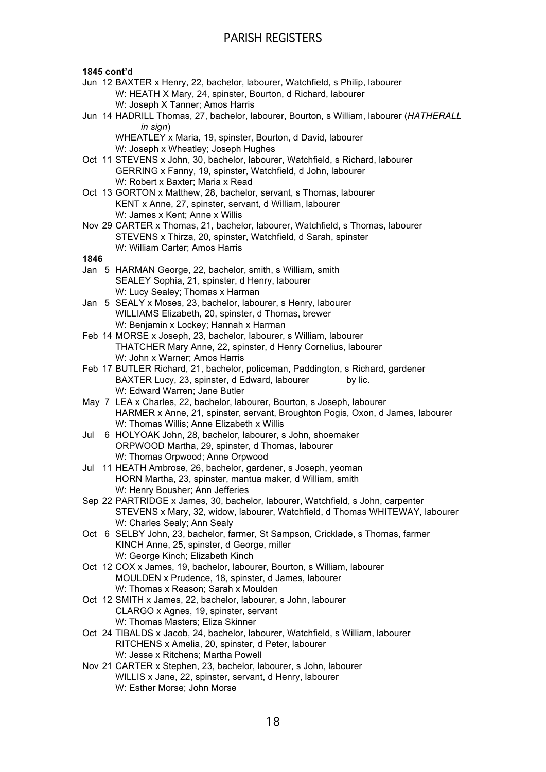**1845 cont'd**

Jun 12 BAXTER x Henry, 22, bachelor, labourer, Watchfield, s Philip, labourer
  W: HEATH X Mary, 24, spinster, Bourton, d Richard, labourer
  W: Joseph X Tanner; Amos Harris

Jun 14 HADRILL Thomas, 27, bachelor, labourer, Bourton, s William, labourer (*HATHERALL in sign*)
  WHEATLEY x Maria, 19, spinster, Bourton, d David, labourer
  W: Joseph x Wheatley; Joseph Hughes

Oct 11 STEVENS x John, 30, bachelor, labourer, Watchfield, s Richard, labourer
  GERRING x Fanny, 19, spinster, Watchfield, d John, labourer
  W: Robert x Baxter; Maria x Read

Oct 13 GORTON x Matthew, 28, bachelor, servant, s Thomas, labourer
  KENT x Anne, 27, spinster, servant, d William, labourer
  W: James x Kent; Anne x Willis

Nov 29 CARTER x Thomas, 21, bachelor, labourer, Watchfield, s Thomas, labourer
  STEVENS x Thirza, 20, spinster, Watchfield, d Sarah, spinster
  W: William Carter; Amos Harris

**1846**

Jan 5 HARMAN George, 22, bachelor, smith, s William, smith
  SEALEY Sophia, 21, spinster, d Henry, labourer
  W: Lucy Sealey; Thomas x Harman

Jan 5 SEALY x Moses, 23, bachelor, labourer, s Henry, labourer
  WILLIAMS Elizabeth, 20, spinster, d Thomas, brewer
  W: Benjamin x Lockey; Hannah x Harman

Feb 14 MORSE x Joseph, 23, bachelor, labourer, s William, labourer
  THATCHER Mary Anne, 22, spinster, d Henry Cornelius, labourer
  W: John x Warner; Amos Harris

Feb 17 BUTLER Richard, 21, bachelor, policeman, Paddington, s Richard, gardener
  BAXTER Lucy, 23, spinster, d Edward, labourer by lic.
  W: Edward Warren; Jane Butler

May 7 LEA x Charles, 22, bachelor, labourer, Bourton, s Joseph, labourer
  HARMER x Anne, 21, spinster, servant, Broughton Pogis, Oxon, d James, labourer
  W: Thomas Willis; Anne Elizabeth x Willis

Jul 6 HOLYOAK John, 28, bachelor, labourer, s John, shoemaker
  ORPWOOD Martha, 29, spinster, d Thomas, labourer
  W: Thomas Orpwood; Anne Orpwood

Jul 11 HEATH Ambrose, 26, bachelor, gardener, s Joseph, yeoman
  HORN Martha, 23, spinster, mantua maker, d William, smith
  W: Henry Bousher; Ann Jefferies

Sep 22 PARTRIDGE x James, 30, bachelor, labourer, Watchfield, s John, carpenter
  STEVENS x Mary, 32, widow, labourer, Watchfield, d Thomas WHITEWAY, labourer
  W: Charles Sealy; Ann Sealy

Oct 6 SELBY John, 23, bachelor, farmer, St Sampson, Cricklade, s Thomas, farmer
  KINCH Anne, 25, spinster, d George, miller
  W: George Kinch; Elizabeth Kinch

Oct 12 COX x James, 19, bachelor, labourer, Bourton, s William, labourer
  MOULDEN x Prudence, 18, spinster, d James, labourer
  W: Thomas x Reason; Sarah x Moulden

Oct 12 SMITH x James, 22, bachelor, labourer, s John, labourer
  CLARGO x Agnes, 19, spinster, servant
  W: Thomas Masters; Eliza Skinner

Oct 24 TIBALDS x Jacob, 24, bachelor, labourer, Watchfield, s William, labourer
  RITCHENS x Amelia, 20, spinster, d Peter, labourer
  W: Jesse x Ritchens; Martha Powell

Nov 21 CARTER x Stephen, 23, bachelor, labourer, s John, labourer
  WILLIS x Jane, 22, spinster, servant, d Henry, labourer
  W: Esther Morse; John Morse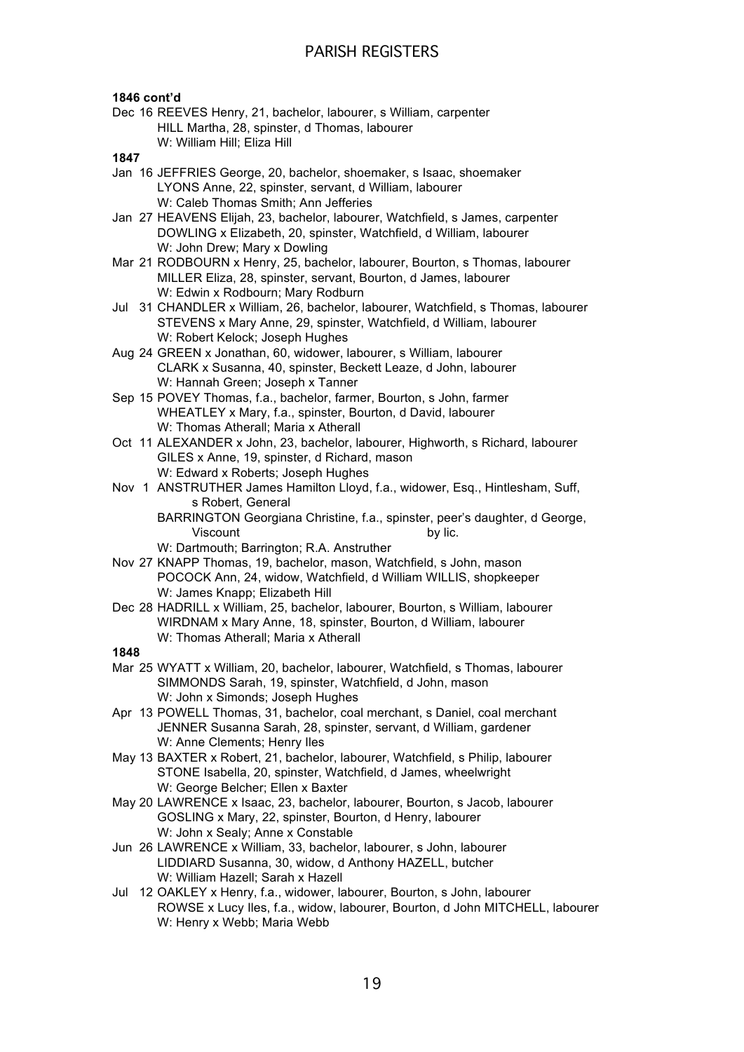**1846 cont'd**

Dec 16 REEVES Henry, 21, bachelor, labourer, s William, carpenter
HILL Martha, 28, spinster, d Thomas, labourer
W: William Hill; Eliza Hill

**1847**

Jan 16 JEFFRIES George, 20, bachelor, shoemaker, s Isaac, shoemaker
LYONS Anne, 22, spinster, servant, d William, labourer
W: Caleb Thomas Smith; Ann Jefferies

Jan 27 HEAVENS Elijah, 23, bachelor, labourer, Watchfield, s James, carpenter
DOWLING x Elizabeth, 20, spinster, Watchfield, d William, labourer
W: John Drew; Mary x Dowling

Mar 21 RODBOURN x Henry, 25, bachelor, labourer, Bourton, s Thomas, labourer
MILLER Eliza, 28, spinster, servant, Bourton, d James, labourer
W: Edwin x Rodbourn; Mary Rodburn

Jul 31 CHANDLER x William, 26, bachelor, labourer, Watchfield, s Thomas, labourer
STEVENS x Mary Anne, 29, spinster, Watchfield, d William, labourer
W: Robert Kelock; Joseph Hughes

Aug 24 GREEN x Jonathan, 60, widower, labourer, s William, labourer
CLARK x Susanna, 40, spinster, Beckett Leaze, d John, labourer
W: Hannah Green; Joseph x Tanner

Sep 15 POVEY Thomas, f.a., bachelor, farmer, Bourton, s John, farmer
WHEATLEY x Mary, f.a., spinster, Bourton, d David, labourer
W: Thomas Atherall; Maria x Atherall

Oct 11 ALEXANDER x John, 23, bachelor, labourer, Highworth, s Richard, labourer
GILES x Anne, 19, spinster, d Richard, mason
W: Edward x Roberts; Joseph Hughes

Nov 1 ANSTRUTHER James Hamilton Lloyd, f.a., widower, Esq., Hintlesham, Suff, s Robert, General
BARRINGTON Georgiana Christine, f.a., spinster, peer's daughter, d George, Viscount by lic.
W: Dartmouth; Barrington; R.A. Anstruther

Nov 27 KNAPP Thomas, 19, bachelor, mason, Watchfield, s John, mason
POCOCK Ann, 24, widow, Watchfield, d William WILLIS, shopkeeper
W: James Knapp; Elizabeth Hill

Dec 28 HADRILL x William, 25, bachelor, labourer, Bourton, s William, labourer
WIRDNAM x Mary Anne, 18, spinster, Bourton, d William, labourer
W: Thomas Atherall; Maria x Atherall

**1848**

Mar 25 WYATT x William, 20, bachelor, labourer, Watchfield, s Thomas, labourer
SIMMONDS Sarah, 19, spinster, Watchfield, d John, mason
W: John x Simonds; Joseph Hughes

Apr 13 POWELL Thomas, 31, bachelor, coal merchant, s Daniel, coal merchant
JENNER Susanna Sarah, 28, spinster, servant, d William, gardener
W: Anne Clements; Henry Iles

May 13 BAXTER x Robert, 21, bachelor, labourer, Watchfield, s Philip, labourer
STONE Isabella, 20, spinster, Watchfield, d James, wheelwright
W: George Belcher; Ellen x Baxter

May 20 LAWRENCE x Isaac, 23, bachelor, labourer, Bourton, s Jacob, labourer
GOSLING x Mary, 22, spinster, Bourton, d Henry, labourer
W: John x Sealy; Anne x Constable

Jun 26 LAWRENCE x William, 33, bachelor, labourer, s John, labourer
LIDDIARD Susanna, 30, widow, d Anthony HAZELL, butcher
W: William Hazell; Sarah x Hazell

Jul 12 OAKLEY x Henry, f.a., widower, labourer, Bourton, s John, labourer
ROWSE x Lucy Iles, f.a., widow, labourer, Bourton, d John MITCHELL, labourer
W: Henry x Webb; Maria Webb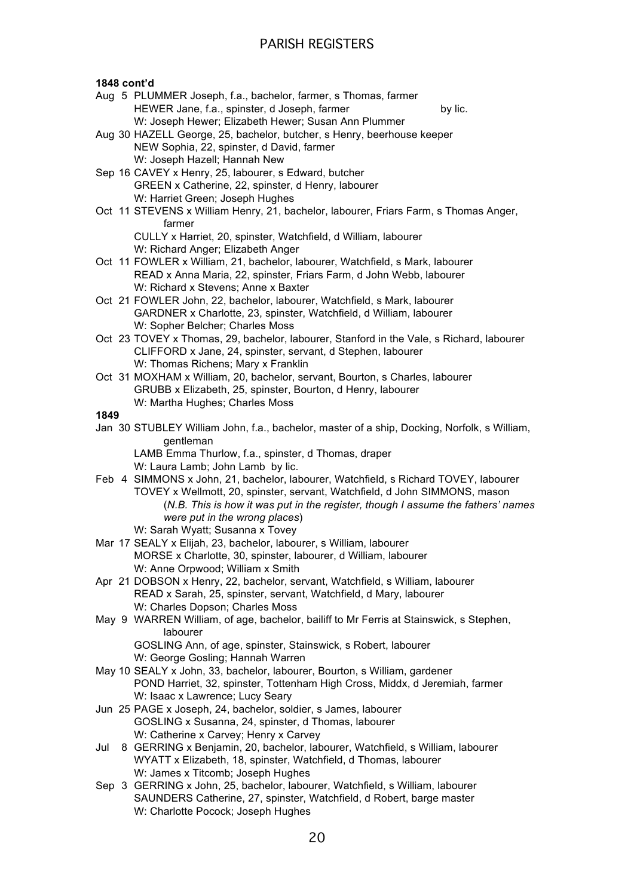**1848 cont'd**

Aug 5 PLUMMER Joseph, f.a., bachelor, farmer, s Thomas, farmer
HEWER Jane, f.a., spinster, d Joseph, farmer by lic.
W: Joseph Hewer; Elizabeth Hewer; Susan Ann Plummer

Aug 30 HAZELL George, 25, bachelor, butcher, s Henry, beerhouse keeper
NEW Sophia, 22, spinster, d David, farmer
W: Joseph Hazell; Hannah New

Sep 16 CAVEY x Henry, 25, labourer, s Edward, butcher
GREEN x Catherine, 22, spinster, d Henry, labourer
W: Harriet Green; Joseph Hughes

Oct 11 STEVENS x William Henry, 21, bachelor, labourer, Friars Farm, s Thomas Anger, farmer
CULLY x Harriet, 20, spinster, Watchfield, d William, labourer
W: Richard Anger; Elizabeth Anger

Oct 11 FOWLER x William, 21, bachelor, labourer, Watchfield, s Mark, labourer
READ x Anna Maria, 22, spinster, Friars Farm, d John Webb, labourer
W: Richard x Stevens; Anne x Baxter

Oct 21 FOWLER John, 22, bachelor, labourer, Watchfield, s Mark, labourer
GARDNER x Charlotte, 23, spinster, Watchfield, d William, labourer
W: Sopher Belcher; Charles Moss

Oct 23 TOVEY x Thomas, 29, bachelor, labourer, Stanford in the Vale, s Richard, labourer
CLIFFORD x Jane, 24, spinster, servant, d Stephen, labourer
W: Thomas Richens; Mary x Franklin

Oct 31 MOXHAM x William, 20, bachelor, servant, Bourton, s Charles, labourer
GRUBB x Elizabeth, 25, spinster, Bourton, d Henry, labourer
W: Martha Hughes; Charles Moss

**1849**

Jan 30 STUBLEY William John, f.a., bachelor, master of a ship, Docking, Norfolk, s William, gentleman
LAMB Emma Thurlow, f.a., spinster, d Thomas, draper
W: Laura Lamb; John Lamb by lic.

Feb 4 SIMMONS x John, 21, bachelor, labourer, Watchfield, s Richard TOVEY, labourer
TOVEY x Wellmott, 20, spinster, servant, Watchfield, d John SIMMONS, mason
(*N.B. This is how it was put in the register, though I assume the fathers' names were put in the wrong places*)
W: Sarah Wyatt; Susanna x Tovey

Mar 17 SEALY x Elijah, 23, bachelor, labourer, s William, labourer
MORSE x Charlotte, 30, spinster, labourer, d William, labourer
W: Anne Orpwood; William x Smith

Apr 21 DOBSON x Henry, 22, bachelor, servant, Watchfield, s William, labourer
READ x Sarah, 25, spinster, servant, Watchfield, d Mary, labourer
W: Charles Dopson; Charles Moss

May 9 WARREN William, of age, bachelor, bailiff to Mr Ferris at Stainswick, s Stephen, labourer
GOSLING Ann, of age, spinster, Stainswick, s Robert, labourer
W: George Gosling; Hannah Warren

May 10 SEALY x John, 33, bachelor, labourer, Bourton, s William, gardener
POND Harriet, 32, spinster, Tottenham High Cross, Middx, d Jeremiah, farmer
W: Isaac x Lawrence; Lucy Seary

Jun 25 PAGE x Joseph, 24, bachelor, soldier, s James, labourer
GOSLING x Susanna, 24, spinster, d Thomas, labourer
W: Catherine x Carvey; Henry x Carvey

Jul 8 GERRING x Benjamin, 20, bachelor, labourer, Watchfield, s William, labourer
WYATT x Elizabeth, 18, spinster, Watchfield, d Thomas, labourer
W: James x Titcomb; Joseph Hughes

Sep 3 GERRING x John, 25, bachelor, labourer, Watchfield, s William, labourer
SAUNDERS Catherine, 27, spinster, Watchfield, d Robert, barge master
W: Charlotte Pocock; Joseph Hughes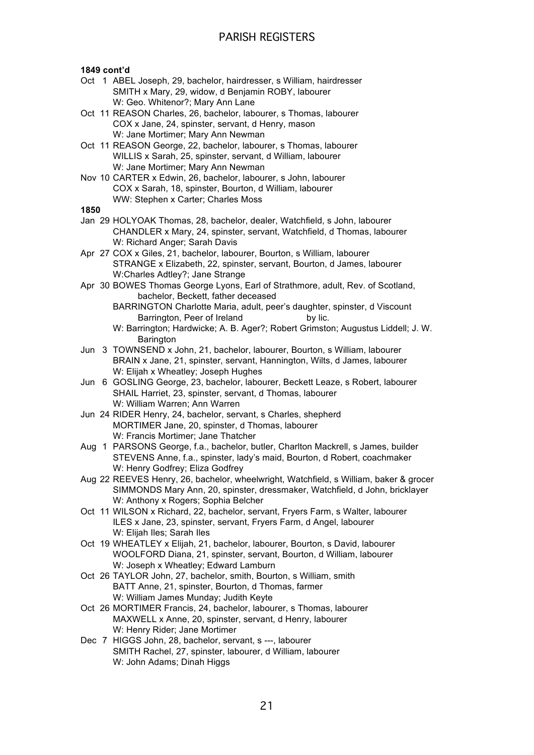**1849 cont'd**

Oct 1 ABEL Joseph, 29, bachelor, hairdresser, s William, hairdresser
SMITH x Mary, 29, widow, d Benjamin ROBY, labourer
W: Geo. Whitenor?; Mary Ann Lane

Oct 11 REASON Charles, 26, bachelor, labourer, s Thomas, labourer
COX x Jane, 24, spinster, servant, d Henry, mason
W: Jane Mortimer; Mary Ann Newman

Oct 11 REASON George, 22, bachelor, labourer, s Thomas, labourer
WILLIS x Sarah, 25, spinster, servant, d William, labourer
W: Jane Mortimer; Mary Ann Newman

Nov 10 CARTER x Edwin, 26, bachelor, labourer, s John, labourer
COX x Sarah, 18, spinster, Bourton, d William, labourer
WW: Stephen x Carter; Charles Moss

**1850**

Jan 29 HOLYOAK Thomas, 28, bachelor, dealer, Watchfield, s John, labourer
CHANDLER x Mary, 24, spinster, servant, Watchfield, d Thomas, labourer
W: Richard Anger; Sarah Davis

Apr 27 COX x Giles, 21, bachelor, labourer, Bourton, s William, labourer
STRANGE x Elizabeth, 22, spinster, servant, Bourton, d James, labourer
W:Charles Adtley?; Jane Strange

Apr 30 BOWES Thomas George Lyons, Earl of Strathmore, adult, Rev. of Scotland, bachelor, Beckett, father deceased
BARRINGTON Charlotte Maria, adult, peer's daughter, spinster, d Viscount Barrington, Peer of Ireland by lic.
W: Barrington; Hardwicke; A. B. Ager?; Robert Grimston; Augustus Liddell; J. W. Barington

Jun 3 TOWNSEND x John, 21, bachelor, labourer, Bourton, s William, labourer
BRAIN x Jane, 21, spinster, servant, Hannington, Wilts, d James, labourer
W: Elijah x Wheatley; Joseph Hughes

Jun 6 GOSLING George, 23, bachelor, labourer, Beckett Leaze, s Robert, labourer
SHAIL Harriet, 23, spinster, servant, d Thomas, labourer
W: William Warren; Ann Warren

Jun 24 RIDER Henry, 24, bachelor, servant, s Charles, shepherd
MORTIMER Jane, 20, spinster, d Thomas, labourer
W: Francis Mortimer; Jane Thatcher

Aug 1 PARSONS George, f.a., bachelor, butler, Charlton Mackrell, s James, builder
STEVENS Anne, f.a., spinster, lady's maid, Bourton, d Robert, coachmaker
W: Henry Godfrey; Eliza Godfrey

Aug 22 REEVES Henry, 26, bachelor, wheelwright, Watchfield, s William, baker & grocer
SIMMONDS Mary Ann, 20, spinster, dressmaker, Watchfield, d John, bricklayer
W: Anthony x Rogers; Sophia Belcher

Oct 11 WILSON x Richard, 22, bachelor, servant, Fryers Farm, s Walter, labourer
ILES x Jane, 23, spinster, servant, Fryers Farm, d Angel, labourer
W: Elijah Iles; Sarah Iles

Oct 19 WHEATLEY x Elijah, 21, bachelor, labourer, Bourton, s David, labourer
WOOLFORD Diana, 21, spinster, servant, Bourton, d William, labourer
W: Joseph x Wheatley; Edward Lamburn

Oct 26 TAYLOR John, 27, bachelor, smith, Bourton, s William, smith
BATT Anne, 21, spinster, Bourton, d Thomas, farmer
W: William James Munday; Judith Keyte

Oct 26 MORTIMER Francis, 24, bachelor, labourer, s Thomas, labourer
MAXWELL x Anne, 20, spinster, servant, d Henry, labourer
W: Henry Rider; Jane Mortimer

Dec 7 HIGGS John, 28, bachelor, servant, s ---, labourer
SMITH Rachel, 27, spinster, labourer, d William, labourer
W: John Adams; Dinah Higgs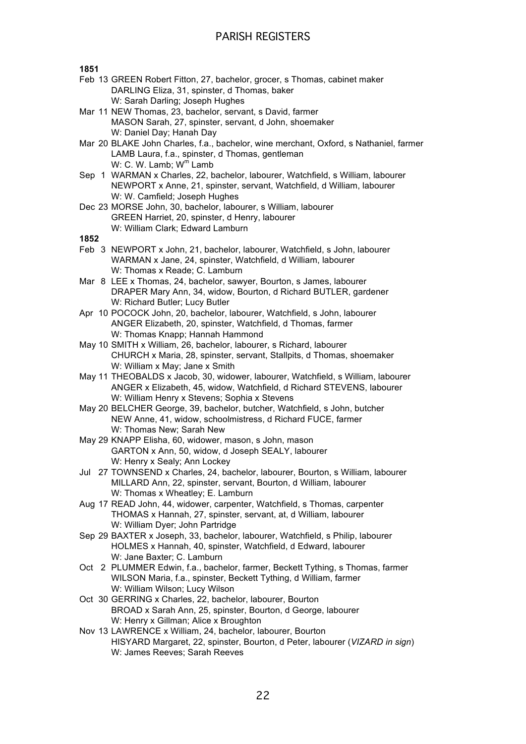**1851**

Feb 13 GREEN Robert Fitton, 27, bachelor, grocer, s Thomas, cabinet maker
DARLING Eliza, 31, spinster, d Thomas, baker
W: Sarah Darling; Joseph Hughes

Mar 11 NEW Thomas, 23, bachelor, servant, s David, farmer
MASON Sarah, 27, spinster, servant, d John, shoemaker
W: Daniel Day; Hanah Day

Mar 20 BLAKE John Charles, f.a., bachelor, wine merchant, Oxford, s Nathaniel, farmer
LAMB Laura, f.a., spinster, d Thomas, gentleman
W: C. W. Lamb; W[m] Lamb

Sep 1 WARMAN x Charles, 22, bachelor, labourer, Watchfield, s William, labourer
NEWPORT x Anne, 21, spinster, servant, Watchfield, d William, labourer
W: W. Camfield; Joseph Hughes

Dec 23 MORSE John, 30, bachelor, labourer, s William, labourer
GREEN Harriet, 20, spinster, d Henry, labourer
W: William Clark; Edward Lamburn

**1852**

Feb 3 NEWPORT x John, 21, bachelor, labourer, Watchfield, s John, labourer
WARMAN x Jane, 24, spinster, Watchfield, d William, labourer
W: Thomas x Reade; C. Lamburn

Mar 8 LEE x Thomas, 24, bachelor, sawyer, Bourton, s James, labourer
DRAPER Mary Ann, 34, widow, Bourton, d Richard BUTLER, gardener
W: Richard Butler; Lucy Butler

Apr 10 POCOCK John, 20, bachelor, labourer, Watchfield, s John, labourer
ANGER Elizabeth, 20, spinster, Watchfield, d Thomas, farmer
W: Thomas Knapp; Hannah Hammond

May 10 SMITH x William, 26, bachelor, labourer, s Richard, labourer
CHURCH x Maria, 28, spinster, servant, Stallpits, d Thomas, shoemaker
W: William x May; Jane x Smith

May 11 THEOBALDS x Jacob, 30, widower, labourer, Watchfield, s William, labourer
ANGER x Elizabeth, 45, widow, Watchfield, d Richard STEVENS, labourer
W: William Henry x Stevens; Sophia x Stevens

May 20 BELCHER George, 39, bachelor, butcher, Watchfield, s John, butcher
NEW Anne, 41, widow, schoolmistress, d Richard FUCE, farmer
W: Thomas New; Sarah New

May 29 KNAPP Elisha, 60, widower, mason, s John, mason
GARTON x Ann, 50, widow, d Joseph SEALY, labourer
W: Henry x Sealy; Ann Lockey

Jul 27 TOWNSEND x Charles, 24, bachelor, labourer, Bourton, s William, labourer
MILLARD Ann, 22, spinster, servant, Bourton, d William, labourer
W: Thomas x Wheatley; E. Lamburn

Aug 17 READ John, 44, widower, carpenter, Watchfield, s Thomas, carpenter
THOMAS x Hannah, 27, spinster, servant, at, d William, labourer
W: William Dyer; John Partridge

Sep 29 BAXTER x Joseph, 33, bachelor, labourer, Watchfield, s Philip, labourer
HOLMES x Hannah, 40, spinster, Watchfield, d Edward, labourer
W: Jane Baxter; C. Lamburn

Oct 2 PLUMMER Edwin, f.a., bachelor, farmer, Beckett Tything, s Thomas, farmer
WILSON Maria, f.a., spinster, Beckett Tything, d William, farmer
W: William Wilson; Lucy Wilson

Oct 30 GERRING x Charles, 22, bachelor, labourer, Bourton
BROAD x Sarah Ann, 25, spinster, Bourton, d George, labourer
W: Henry x Gillman; Alice x Broughton

Nov 13 LAWRENCE x William, 24, bachelor, labourer, Bourton
HISYARD Margaret, 22, spinster, Bourton, d Peter, labourer (*VIZARD in sign*)
W: James Reeves; Sarah Reeves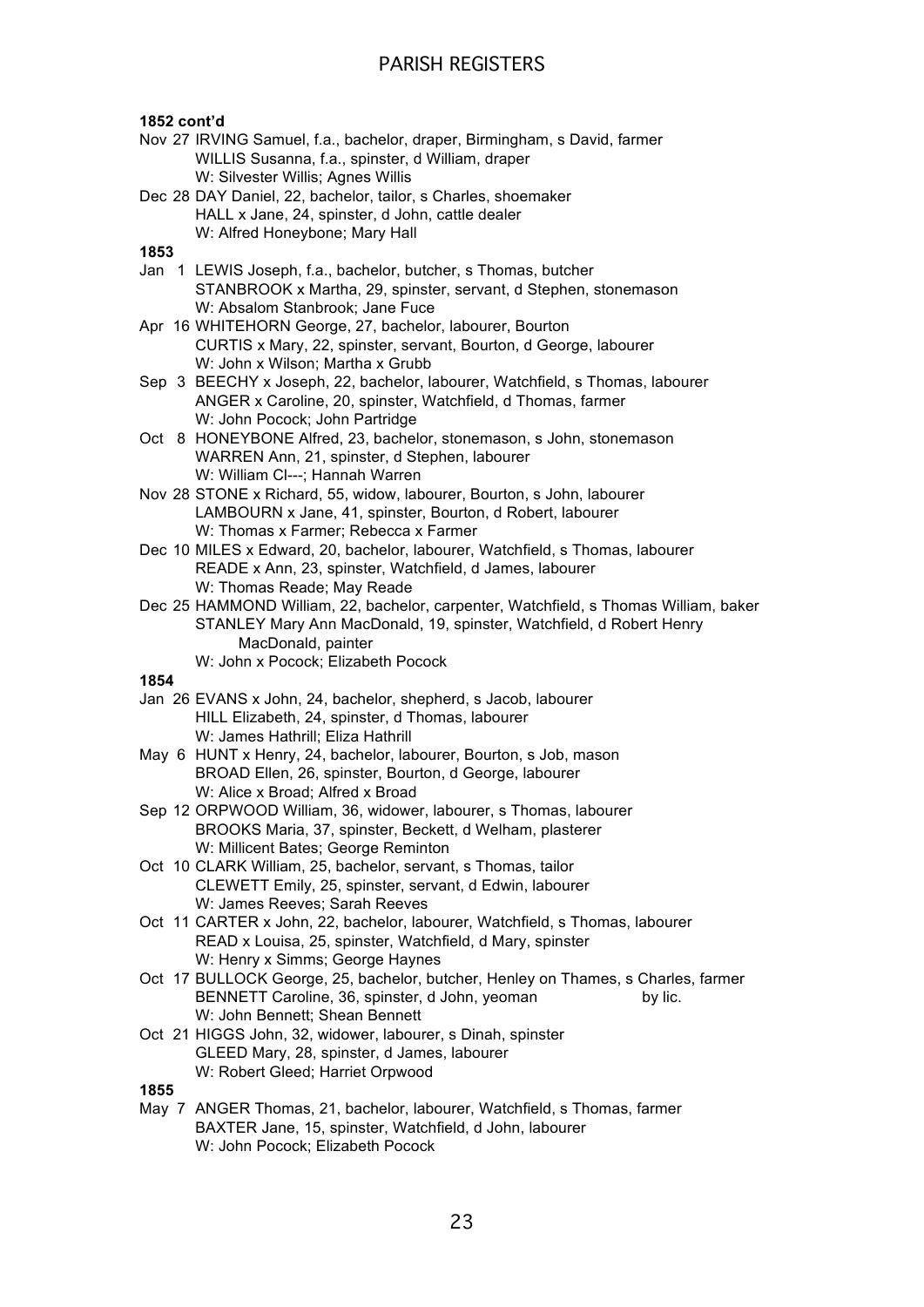**1852 cont'd**

Nov 27 IRVING Samuel, f.a., bachelor, draper, Birmingham, s David, farmer
WILLIS Susanna, f.a., spinster, d William, draper
W: Silvester Willis; Agnes Willis

Dec 28 DAY Daniel, 22, bachelor, tailor, s Charles, shoemaker
HALL x Jane, 24, spinster, d John, cattle dealer
W: Alfred Honeybone; Mary Hall

**1853**

Jan 1 LEWIS Joseph, f.a., bachelor, butcher, s Thomas, butcher
STANBROOK x Martha, 29, spinster, servant, d Stephen, stonemason
W: Absalom Stanbrook; Jane Fuce

Apr 16 WHITEHORN George, 27, bachelor, labourer, Bourton
CURTIS x Mary, 22, spinster, servant, Bourton, d George, labourer
W: John x Wilson; Martha x Grubb

Sep 3 BEECHY x Joseph, 22, bachelor, labourer, Watchfield, s Thomas, labourer
ANGER x Caroline, 20, spinster, Watchfield, d Thomas, farmer
W: John Pocock; John Partridge

Oct 8 HONEYBONE Alfred, 23, bachelor, stonemason, s John, stonemason
WARREN Ann, 21, spinster, d Stephen, labourer
W: William Cl---; Hannah Warren

Nov 28 STONE x Richard, 55, widow, labourer, Bourton, s John, labourer
LAMBOURN x Jane, 41, spinster, Bourton, d Robert, labourer
W: Thomas x Farmer; Rebecca x Farmer

Dec 10 MILES x Edward, 20, bachelor, labourer, Watchfield, s Thomas, labourer
READE x Ann, 23, spinster, Watchfield, d James, labourer
W: Thomas Reade; May Reade

Dec 25 HAMMOND William, 22, bachelor, carpenter, Watchfield, s Thomas William, baker
STANLEY Mary Ann MacDonald, 19, spinster, Watchfield, d Robert Henry MacDonald, painter
W: John x Pocock; Elizabeth Pocock

**1854**

Jan 26 EVANS x John, 24, bachelor, shepherd, s Jacob, labourer
HILL Elizabeth, 24, spinster, d Thomas, labourer
W: James Hathrill; Eliza Hathrill

May 6 HUNT x Henry, 24, bachelor, labourer, Bourton, s Job, mason
BROAD Ellen, 26, spinster, Bourton, d George, labourer
W: Alice x Broad; Alfred x Broad

Sep 12 ORPWOOD William, 36, widower, labourer, s Thomas, labourer
BROOKS Maria, 37, spinster, Beckett, d Welham, plasterer
W: Millicent Bates; George Reminton

Oct 10 CLARK William, 25, bachelor, servant, s Thomas, tailor
CLEWETT Emily, 25, spinster, servant, d Edwin, labourer
W: James Reeves; Sarah Reeves

Oct 11 CARTER x John, 22, bachelor, labourer, Watchfield, s Thomas, labourer
READ x Louisa, 25, spinster, Watchfield, d Mary, spinster
W: Henry x Simms; George Haynes

Oct 17 BULLOCK George, 25, bachelor, butcher, Henley on Thames, s Charles, farmer
BENNETT Caroline, 36, spinster, d John, yeoman by lic.
W: John Bennett; Shean Bennett

Oct 21 HIGGS John, 32, widower, labourer, s Dinah, spinster
GLEED Mary, 28, spinster, d James, labourer
W: Robert Gleed; Harriet Orpwood

**1855**

May 7 ANGER Thomas, 21, bachelor, labourer, Watchfield, s Thomas, farmer
BAXTER Jane, 15, spinster, Watchfield, d John, labourer
W: John Pocock; Elizabeth Pocock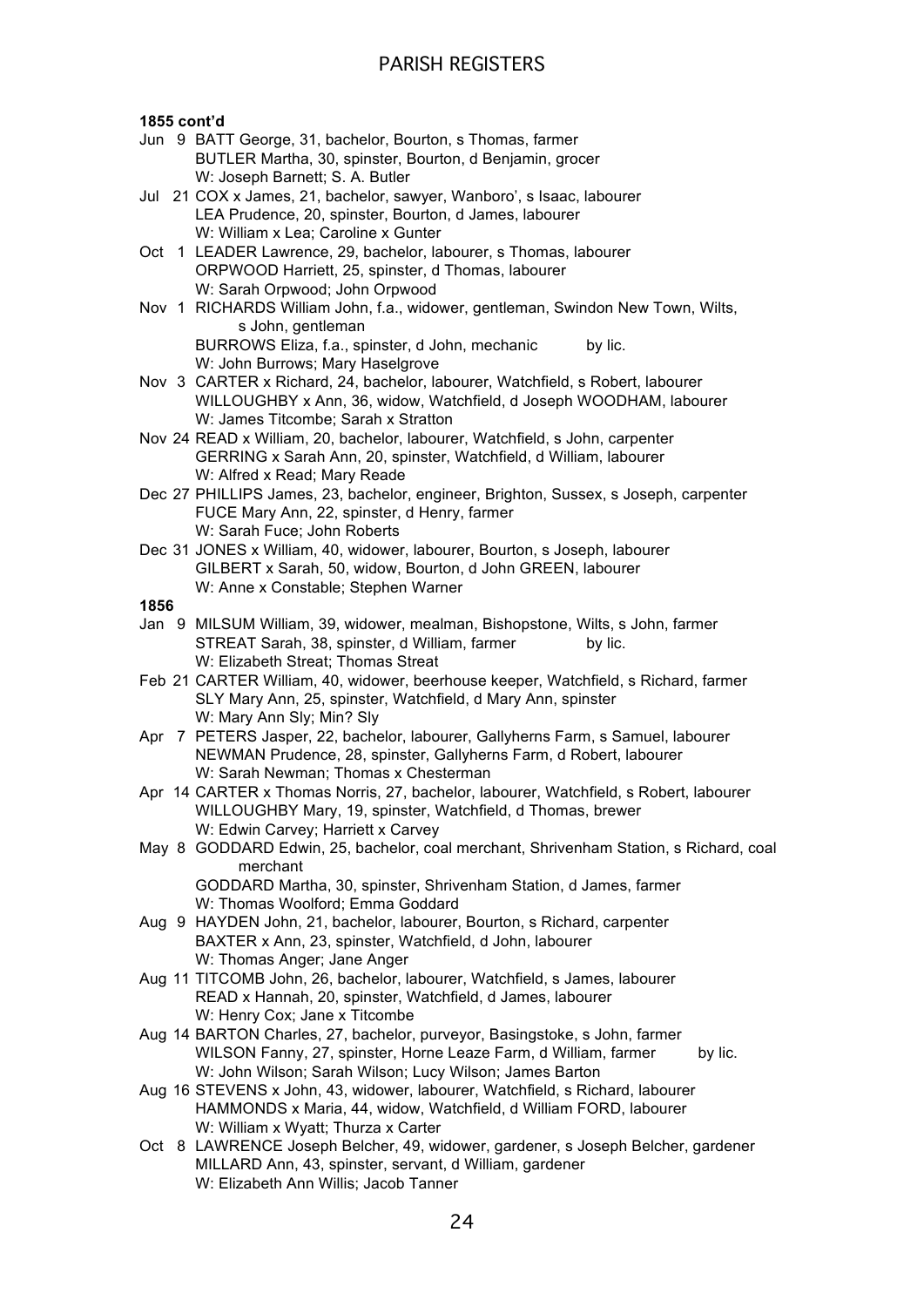**1855 cont'd**

Jun 9 BATT George, 31, bachelor, Bourton, s Thomas, farmer
BUTLER Martha, 30, spinster, Bourton, d Benjamin, grocer
W: Joseph Barnett; S. A. Butler

Jul 21 COX x James, 21, bachelor, sawyer, Wanboro', s Isaac, labourer
LEA Prudence, 20, spinster, Bourton, d James, labourer
W: William x Lea; Caroline x Gunter

Oct 1 LEADER Lawrence, 29, bachelor, labourer, s Thomas, labourer
ORPWOOD Harriett, 25, spinster, d Thomas, labourer
W: Sarah Orpwood; John Orpwood

Nov 1 RICHARDS William John, f.a., widower, gentleman, Swindon New Town, Wilts, s John, gentleman
BURROWS Eliza, f.a., spinster, d John, mechanic by lic.
W: John Burrows; Mary Haselgrove

Nov 3 CARTER x Richard, 24, bachelor, labourer, Watchfield, s Robert, labourer
WILLOUGHBY x Ann, 36, widow, Watchfield, d Joseph WOODHAM, labourer
W: James Titcombe; Sarah x Stratton

Nov 24 READ x William, 20, bachelor, labourer, Watchfield, s John, carpenter
GERRING x Sarah Ann, 20, spinster, Watchfield, d William, labourer
W: Alfred x Read; Mary Reade

Dec 27 PHILLIPS James, 23, bachelor, engineer, Brighton, Sussex, s Joseph, carpenter
FUCE Mary Ann, 22, spinster, d Henry, farmer
W: Sarah Fuce; John Roberts

Dec 31 JONES x William, 40, widower, labourer, Bourton, s Joseph, labourer
GILBERT x Sarah, 50, widow, Bourton, d John GREEN, labourer
W: Anne x Constable; Stephen Warner

**1856**

Jan 9 MILSUM William, 39, widower, mealman, Bishopstone, Wilts, s John, farmer
STREAT Sarah, 38, spinster, d William, farmer by lic.
W: Elizabeth Streat; Thomas Streat

Feb 21 CARTER William, 40, widower, beerhouse keeper, Watchfield, s Richard, farmer
SLY Mary Ann, 25, spinster, Watchfield, d Mary Ann, spinster
W: Mary Ann Sly; Min? Sly

Apr 7 PETERS Jasper, 22, bachelor, labourer, Gallyherns Farm, s Samuel, labourer
NEWMAN Prudence, 28, spinster, Gallyherns Farm, d Robert, labourer
W: Sarah Newman; Thomas x Chesterman

Apr 14 CARTER x Thomas Norris, 27, bachelor, labourer, Watchfield, s Robert, labourer
WILLOUGHBY Mary, 19, spinster, Watchfield, d Thomas, brewer
W: Edwin Carvey; Harriett x Carvey

May 8 GODDARD Edwin, 25, bachelor, coal merchant, Shrivenham Station, s Richard, coal merchant
GODDARD Martha, 30, spinster, Shrivenham Station, d James, farmer
W: Thomas Woolford; Emma Goddard

Aug 9 HAYDEN John, 21, bachelor, labourer, Bourton, s Richard, carpenter
BAXTER x Ann, 23, spinster, Watchfield, d John, labourer
W: Thomas Anger; Jane Anger

Aug 11 TITCOMB John, 26, bachelor, labourer, Watchfield, s James, labourer
READ x Hannah, 20, spinster, Watchfield, d James, labourer
W: Henry Cox; Jane x Titcombe

Aug 14 BARTON Charles, 27, bachelor, purveyor, Basingstoke, s John, farmer
WILSON Fanny, 27, spinster, Horne Leaze Farm, d William, farmer by lic.
W: John Wilson; Sarah Wilson; Lucy Wilson; James Barton

Aug 16 STEVENS x John, 43, widower, labourer, Watchfield, s Richard, labourer
HAMMONDS x Maria, 44, widow, Watchfield, d William FORD, labourer
W: William x Wyatt; Thurza x Carter

Oct 8 LAWRENCE Joseph Belcher, 49, widower, gardener, s Joseph Belcher, gardener
MILLARD Ann, 43, spinster, servant, d William, gardener
W: Elizabeth Ann Willis; Jacob Tanner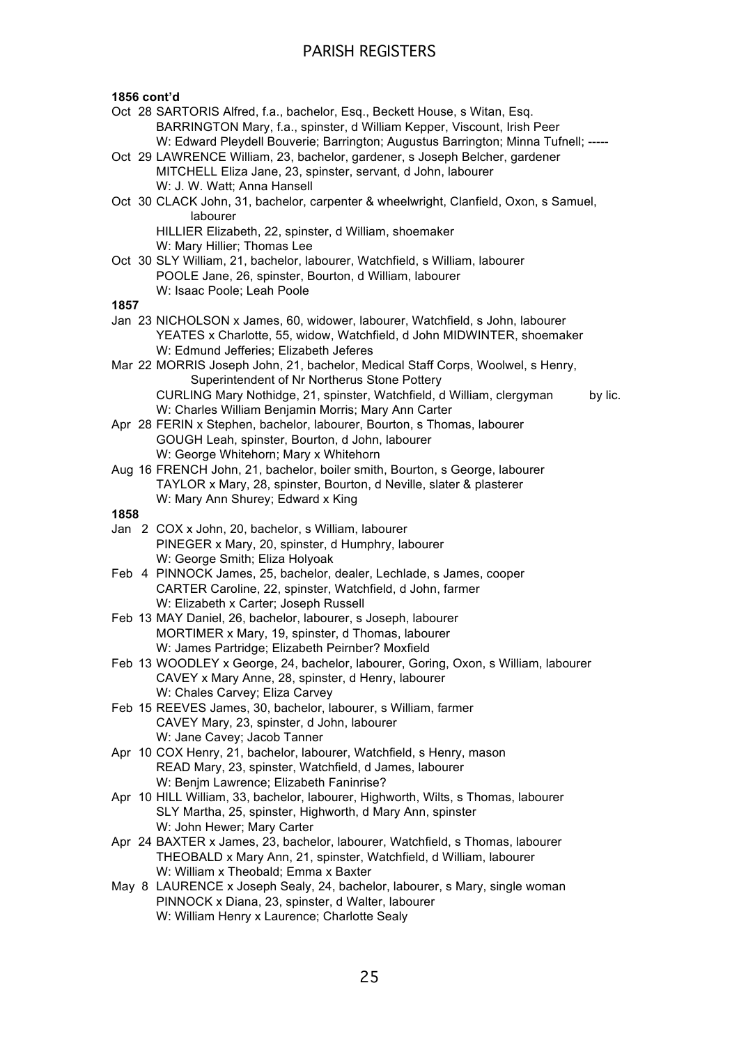**1856 cont'd**

Oct 28 SARTORIS Alfred, f.a., bachelor, Esq., Beckett House, s Witan, Esq.
BARRINGTON Mary, f.a., spinster, d William Kepper, Viscount, Irish Peer
W: Edward Pleydell Bouverie; Barrington; Augustus Barrington; Minna Tufnell; -----

Oct 29 LAWRENCE William, 23, bachelor, gardener, s Joseph Belcher, gardener
MITCHELL Eliza Jane, 23, spinster, servant, d John, labourer
W: J. W. Watt; Anna Hansell

Oct 30 CLACK John, 31, bachelor, carpenter & wheelwright, Clanfield, Oxon, s Samuel, labourer
HILLIER Elizabeth, 22, spinster, d William, shoemaker
W: Mary Hillier; Thomas Lee

Oct 30 SLY William, 21, bachelor, labourer, Watchfield, s William, labourer
POOLE Jane, 26, spinster, Bourton, d William, labourer
W: Isaac Poole; Leah Poole

**1857**

Jan 23 NICHOLSON x James, 60, widower, labourer, Watchfield, s John, labourer
YEATES x Charlotte, 55, widow, Watchfield, d John MIDWINTER, shoemaker
W: Edmund Jefferies; Elizabeth Jeferes

Mar 22 MORRIS Joseph John, 21, bachelor, Medical Staff Corps, Woolwel, s Henry, Superintendent of Nr Northerus Stone Pottery
CURLING Mary Nothidge, 21, spinster, Watchfield, d William, clergyman by lic.
W: Charles William Benjamin Morris; Mary Ann Carter

Apr 28 FERIN x Stephen, bachelor, labourer, Bourton, s Thomas, labourer
GOUGH Leah, spinster, Bourton, d John, labourer
W: George Whitehorn; Mary x Whitehorn

Aug 16 FRENCH John, 21, bachelor, boiler smith, Bourton, s George, labourer
TAYLOR x Mary, 28, spinster, Bourton, d Neville, slater & plasterer
W: Mary Ann Shurey; Edward x King

**1858**

Jan 2 COX x John, 20, bachelor, s William, labourer
PINEGER x Mary, 20, spinster, d Humphry, labourer
W: George Smith; Eliza Holyoak

Feb 4 PINNOCK James, 25, bachelor, dealer, Lechlade, s James, cooper
CARTER Caroline, 22, spinster, Watchfield, d John, farmer
W: Elizabeth x Carter; Joseph Russell

Feb 13 MAY Daniel, 26, bachelor, labourer, s Joseph, labourer
MORTIMER x Mary, 19, spinster, d Thomas, labourer
W: James Partridge; Elizabeth Peirnber? Moxfield

Feb 13 WOODLEY x George, 24, bachelor, labourer, Goring, Oxon, s William, labourer
CAVEY x Mary Anne, 28, spinster, d Henry, labourer
W: Chales Carvey; Eliza Carvey

Feb 15 REEVES James, 30, bachelor, labourer, s William, farmer
CAVEY Mary, 23, spinster, d John, labourer
W: Jane Cavey; Jacob Tanner

Apr 10 COX Henry, 21, bachelor, labourer, Watchfield, s Henry, mason
READ Mary, 23, spinster, Watchfield, d James, labourer
W: Benjm Lawrence; Elizabeth Faninrise?

Apr 10 HILL William, 33, bachelor, labourer, Highworth, Wilts, s Thomas, labourer
SLY Martha, 25, spinster, Highworth, d Mary Ann, spinster
W: John Hewer; Mary Carter

Apr 24 BAXTER x James, 23, bachelor, labourer, Watchfield, s Thomas, labourer
THEOBALD x Mary Ann, 21, spinster, Watchfield, d William, labourer
W: William x Theobald; Emma x Baxter

May 8 LAURENCE x Joseph Sealy, 24, bachelor, labourer, s Mary, single woman
PINNOCK x Diana, 23, spinster, d Walter, labourer
W: William Henry x Laurence; Charlotte Sealy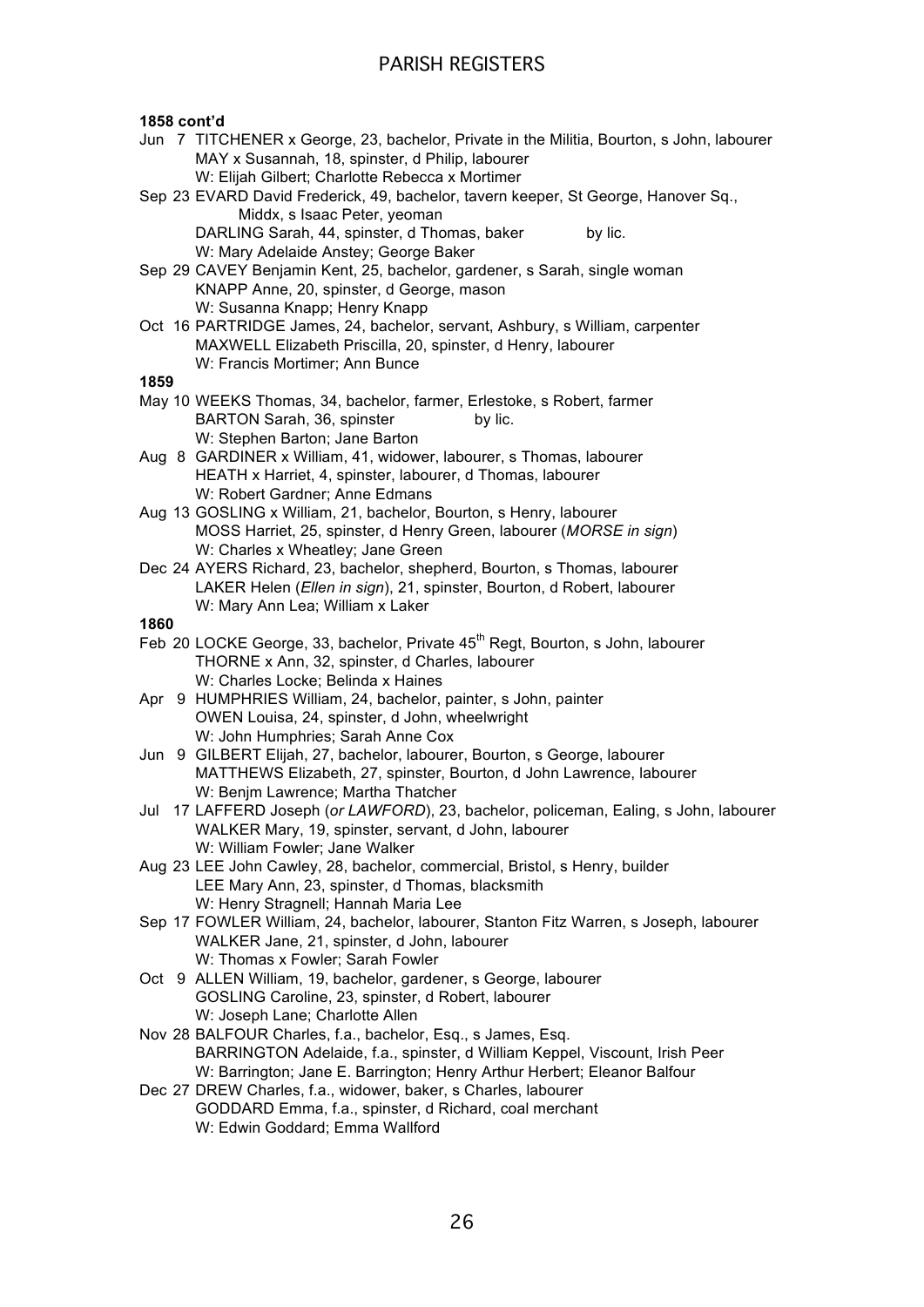**1858 cont'd**

Jun 7 TITCHENER x George, 23, bachelor, Private in the Militia, Bourton, s John, labourer
MAY x Susannah, 18, spinster, d Philip, labourer
W: Elijah Gilbert; Charlotte Rebecca x Mortimer

Sep 23 EVARD David Frederick, 49, bachelor, tavern keeper, St George, Hanover Sq., Middx, s Isaac Peter, yeoman
DARLING Sarah, 44, spinster, d Thomas, baker by lic.
W: Mary Adelaide Anstey; George Baker

Sep 29 CAVEY Benjamin Kent, 25, bachelor, gardener, s Sarah, single woman
KNAPP Anne, 20, spinster, d George, mason
W: Susanna Knapp; Henry Knapp

Oct 16 PARTRIDGE James, 24, bachelor, servant, Ashbury, s William, carpenter
MAXWELL Elizabeth Priscilla, 20, spinster, d Henry, labourer
W: Francis Mortimer; Ann Bunce

**1859**

May 10 WEEKS Thomas, 34, bachelor, farmer, Erlestoke, s Robert, farmer
BARTON Sarah, 36, spinster by lic.
W: Stephen Barton; Jane Barton

Aug 8 GARDINER x William, 41, widower, labourer, s Thomas, labourer
HEATH x Harriet, 4, spinster, labourer, d Thomas, labourer
W: Robert Gardner; Anne Edmans

Aug 13 GOSLING x William, 21, bachelor, Bourton, s Henry, labourer
MOSS Harriet, 25, spinster, d Henry Green, labourer (*MORSE in sign*)
W: Charles x Wheatley; Jane Green

Dec 24 AYERS Richard, 23, bachelor, shepherd, Bourton, s Thomas, labourer
LAKER Helen (*Ellen in sign*), 21, spinster, Bourton, d Robert, labourer
W: Mary Ann Lea; William x Laker

**1860**

Feb 20 LOCKE George, 33, bachelor, Private 45th Regt, Bourton, s John, labourer
THORNE x Ann, 32, spinster, d Charles, labourer
W: Charles Locke; Belinda x Haines

Apr 9 HUMPHRIES William, 24, bachelor, painter, s John, painter
OWEN Louisa, 24, spinster, d John, wheelwright
W: John Humphries; Sarah Anne Cox

Jun 9 GILBERT Elijah, 27, bachelor, labourer, Bourton, s George, labourer
MATTHEWS Elizabeth, 27, spinster, Bourton, d John Lawrence, labourer
W: Benjm Lawrence; Martha Thatcher

Jul 17 LAFFERD Joseph (*or LAWFORD*), 23, bachelor, policeman, Ealing, s John, labourer
WALKER Mary, 19, spinster, servant, d John, labourer
W: William Fowler; Jane Walker

Aug 23 LEE John Cawley, 28, bachelor, commercial, Bristol, s Henry, builder
LEE Mary Ann, 23, spinster, d Thomas, blacksmith
W: Henry Stragnell; Hannah Maria Lee

Sep 17 FOWLER William, 24, bachelor, labourer, Stanton Fitz Warren, s Joseph, labourer
WALKER Jane, 21, spinster, d John, labourer
W: Thomas x Fowler; Sarah Fowler

Oct 9 ALLEN William, 19, bachelor, gardener, s George, labourer
GOSLING Caroline, 23, spinster, d Robert, labourer
W: Joseph Lane; Charlotte Allen

Nov 28 BALFOUR Charles, f.a., bachelor, Esq., s James, Esq.
BARRINGTON Adelaide, f.a., spinster, d William Keppel, Viscount, Irish Peer
W: Barrington; Jane E. Barrington; Henry Arthur Herbert; Eleanor Balfour

Dec 27 DREW Charles, f.a., widower, baker, s Charles, labourer
GODDARD Emma, f.a., spinster, d Richard, coal merchant
W: Edwin Goddard; Emma Wallford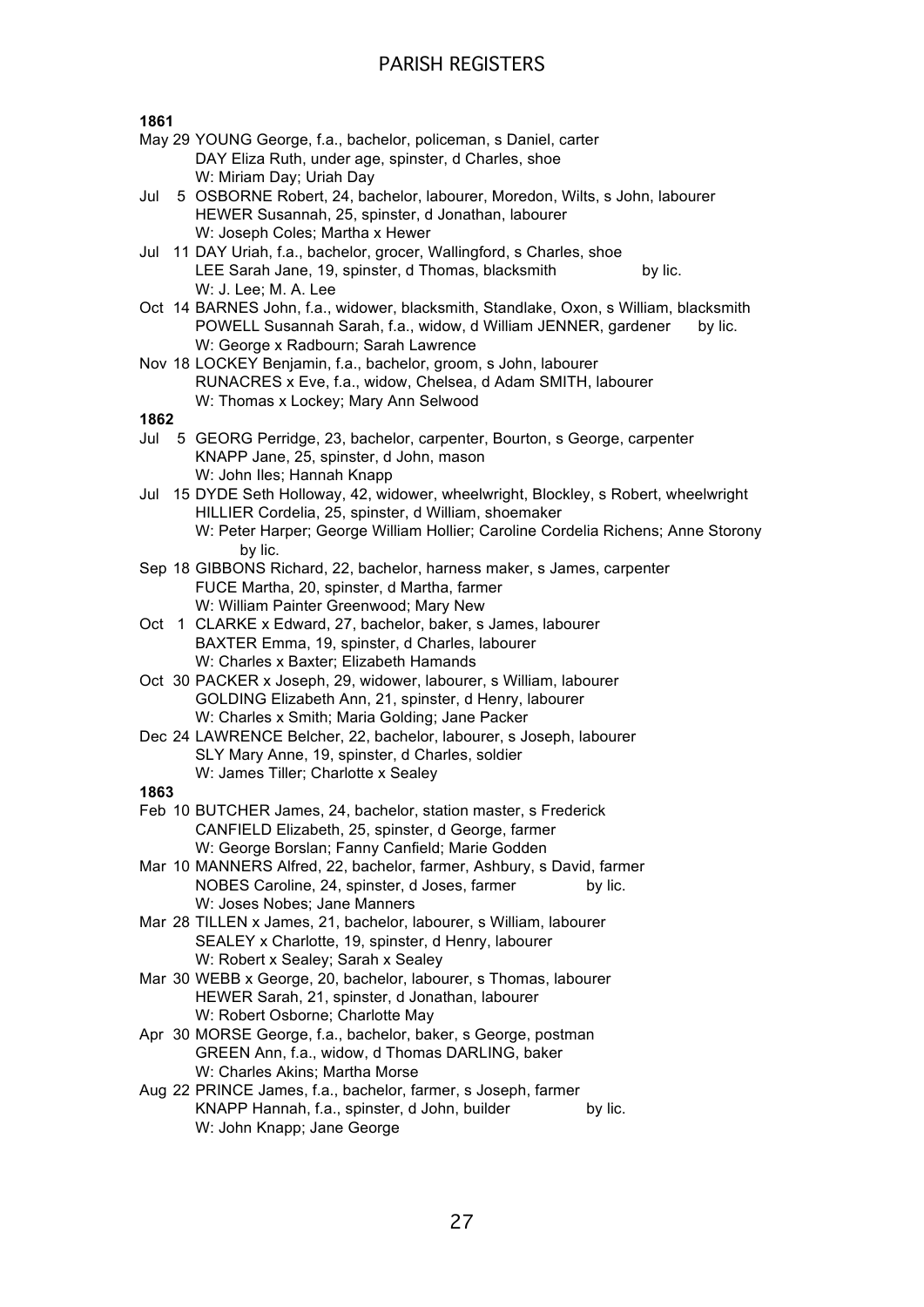**1861**

May 29 YOUNG George, f.a., bachelor, policeman, s Daniel, carter
DAY Eliza Ruth, under age, spinster, d Charles, shoe
W: Miriam Day; Uriah Day

Jul 5 OSBORNE Robert, 24, bachelor, labourer, Moredon, Wilts, s John, labourer
HEWER Susannah, 25, spinster, d Jonathan, labourer
W: Joseph Coles; Martha x Hewer

Jul 11 DAY Uriah, f.a., bachelor, grocer, Wallingford, s Charles, shoe
LEE Sarah Jane, 19, spinster, d Thomas, blacksmith by lic.
W: J. Lee; M. A. Lee

Oct 14 BARNES John, f.a., widower, blacksmith, Standlake, Oxon, s William, blacksmith
POWELL Susannah Sarah, f.a., widow, d William JENNER, gardener by lic.
W: George x Radbourn; Sarah Lawrence

Nov 18 LOCKEY Benjamin, f.a., bachelor, groom, s John, labourer
RUNACRES x Eve, f.a., widow, Chelsea, d Adam SMITH, labourer
W: Thomas x Lockey; Mary Ann Selwood

**1862**

Jul 5 GEORG Perridge, 23, bachelor, carpenter, Bourton, s George, carpenter
KNAPP Jane, 25, spinster, d John, mason
W: John Iles; Hannah Knapp

Jul 15 DYDE Seth Holloway, 42, widower, wheelwright, Blockley, s Robert, wheelwright
HILLIER Cordelia, 25, spinster, d William, shoemaker
W: Peter Harper; George William Hollier; Caroline Cordelia Richens; Anne Storony by lic.

Sep 18 GIBBONS Richard, 22, bachelor, harness maker, s James, carpenter
FUCE Martha, 20, spinster, d Martha, farmer
W: William Painter Greenwood; Mary New

Oct 1 CLARKE x Edward, 27, bachelor, baker, s James, labourer
BAXTER Emma, 19, spinster, d Charles, labourer
W: Charles x Baxter; Elizabeth Hamands

Oct 30 PACKER x Joseph, 29, widower, labourer, s William, labourer
GOLDING Elizabeth Ann, 21, spinster, d Henry, labourer
W: Charles x Smith; Maria Golding; Jane Packer

Dec 24 LAWRENCE Belcher, 22, bachelor, labourer, s Joseph, labourer
SLY Mary Anne, 19, spinster, d Charles, soldier
W: James Tiller; Charlotte x Sealey

**1863**

Feb 10 BUTCHER James, 24, bachelor, station master, s Frederick
CANFIELD Elizabeth, 25, spinster, d George, farmer
W: George Borslan; Fanny Canfield; Marie Godden

Mar 10 MANNERS Alfred, 22, bachelor, farmer, Ashbury, s David, farmer
NOBES Caroline, 24, spinster, d Joses, farmer by lic.
W: Joses Nobes; Jane Manners

Mar 28 TILLEN x James, 21, bachelor, labourer, s William, labourer
SEALEY x Charlotte, 19, spinster, d Henry, labourer
W: Robert x Sealey; Sarah x Sealey

Mar 30 WEBB x George, 20, bachelor, labourer, s Thomas, labourer
HEWER Sarah, 21, spinster, d Jonathan, labourer
W: Robert Osborne; Charlotte May

Apr 30 MORSE George, f.a., bachelor, baker, s George, postman
GREEN Ann, f.a., widow, d Thomas DARLING, baker
W: Charles Akins; Martha Morse

Aug 22 PRINCE James, f.a., bachelor, farmer, s Joseph, farmer
KNAPP Hannah, f.a., spinster, d John, builder by lic.
W: John Knapp; Jane George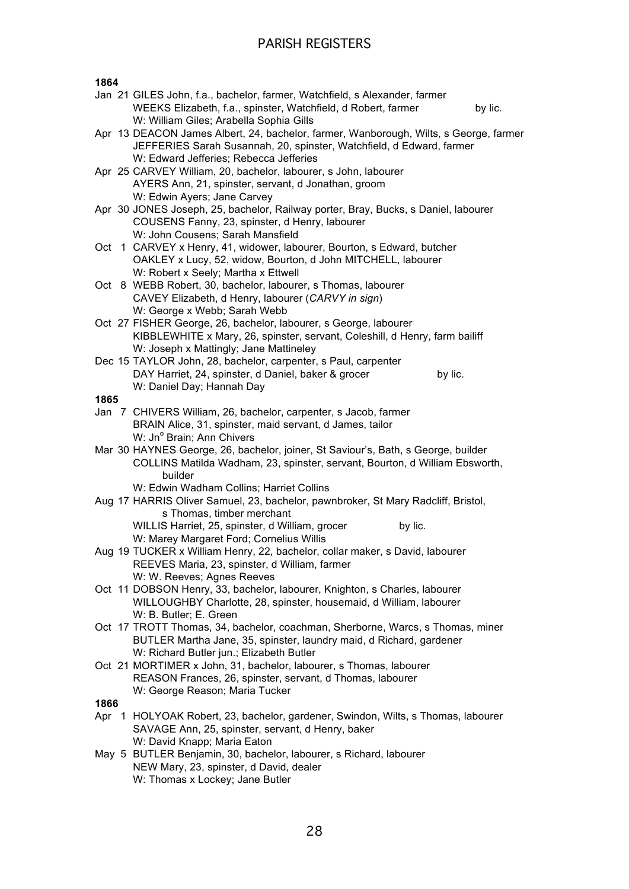**1864**

Jan 21 GILES John, f.a., bachelor, farmer, Watchfield, s Alexander, farmer
WEEKS Elizabeth, f.a., spinster, Watchfield, d Robert, farmer by lic.
W: William Giles; Arabella Sophia Gills

Apr 13 DEACON James Albert, 24, bachelor, farmer, Wanborough, Wilts, s George, farmer
JEFFERIES Sarah Susannah, 20, spinster, Watchfield, d Edward, farmer
W: Edward Jefferies; Rebecca Jefferies

Apr 25 CARVEY William, 20, bachelor, labourer, s John, labourer
AYERS Ann, 21, spinster, servant, d Jonathan, groom
W: Edwin Ayers; Jane Carvey

Apr 30 JONES Joseph, 25, bachelor, Railway porter, Bray, Bucks, s Daniel, labourer
COUSENS Fanny, 23, spinster, d Henry, labourer
W: John Cousens; Sarah Mansfield

Oct 1 CARVEY x Henry, 41, widower, labourer, Bourton, s Edward, butcher
OAKLEY x Lucy, 52, widow, Bourton, d John MITCHELL, labourer
W: Robert x Seely; Martha x Ettwell

Oct 8 WEBB Robert, 30, bachelor, labourer, s Thomas, labourer
CAVEY Elizabeth, d Henry, labourer (*CARVY in sign*)
W: George x Webb; Sarah Webb

Oct 27 FISHER George, 26, bachelor, labourer, s George, labourer
KIBBLEWHITE x Mary, 26, spinster, servant, Coleshill, d Henry, farm bailiff
W: Joseph x Mattingly; Jane Mattineley

Dec 15 TAYLOR John, 28, bachelor, carpenter, s Paul, carpenter
DAY Harriet, 24, spinster, d Daniel, baker & grocer by lic.
W: Daniel Day; Hannah Day

**1865**

Jan 7 CHIVERS William, 26, bachelor, carpenter, s Jacob, farmer
BRAIN Alice, 31, spinster, maid servant, d James, tailor
W: Jn° Brain; Ann Chivers

Mar 30 HAYNES George, 26, bachelor, joiner, St Saviour's, Bath, s George, builder
COLLINS Matilda Wadham, 23, spinster, servant, Bourton, d William Ebsworth, builder
W: Edwin Wadham Collins; Harriet Collins

Aug 17 HARRIS Oliver Samuel, 23, bachelor, pawnbroker, St Mary Radcliff, Bristol, s Thomas, timber merchant
WILLIS Harriet, 25, spinster, d William, grocer by lic.
W: Marey Margaret Ford; Cornelius Willis

Aug 19 TUCKER x William Henry, 22, bachelor, collar maker, s David, labourer
REEVES Maria, 23, spinster, d William, farmer
W: W. Reeves; Agnes Reeves

Oct 11 DOBSON Henry, 33, bachelor, labourer, Knighton, s Charles, labourer
WILLOUGHBY Charlotte, 28, spinster, housemaid, d William, labourer
W: B. Butler; E. Green

Oct 17 TROTT Thomas, 34, bachelor, coachman, Sherborne, Warcs, s Thomas, miner
BUTLER Martha Jane, 35, spinster, laundry maid, d Richard, gardener
W: Richard Butler jun.; Elizabeth Butler

Oct 21 MORTIMER x John, 31, bachelor, labourer, s Thomas, labourer
REASON Frances, 26, spinster, servant, d Thomas, labourer
W: George Reason; Maria Tucker

**1866**

Apr 1 HOLYOAK Robert, 23, bachelor, gardener, Swindon, Wilts, s Thomas, labourer
SAVAGE Ann, 25, spinster, servant, d Henry, baker
W: David Knapp; Maria Eaton

May 5 BUTLER Benjamin, 30, bachelor, labourer, s Richard, labourer
NEW Mary, 23, spinster, d David, dealer
W: Thomas x Lockey; Jane Butler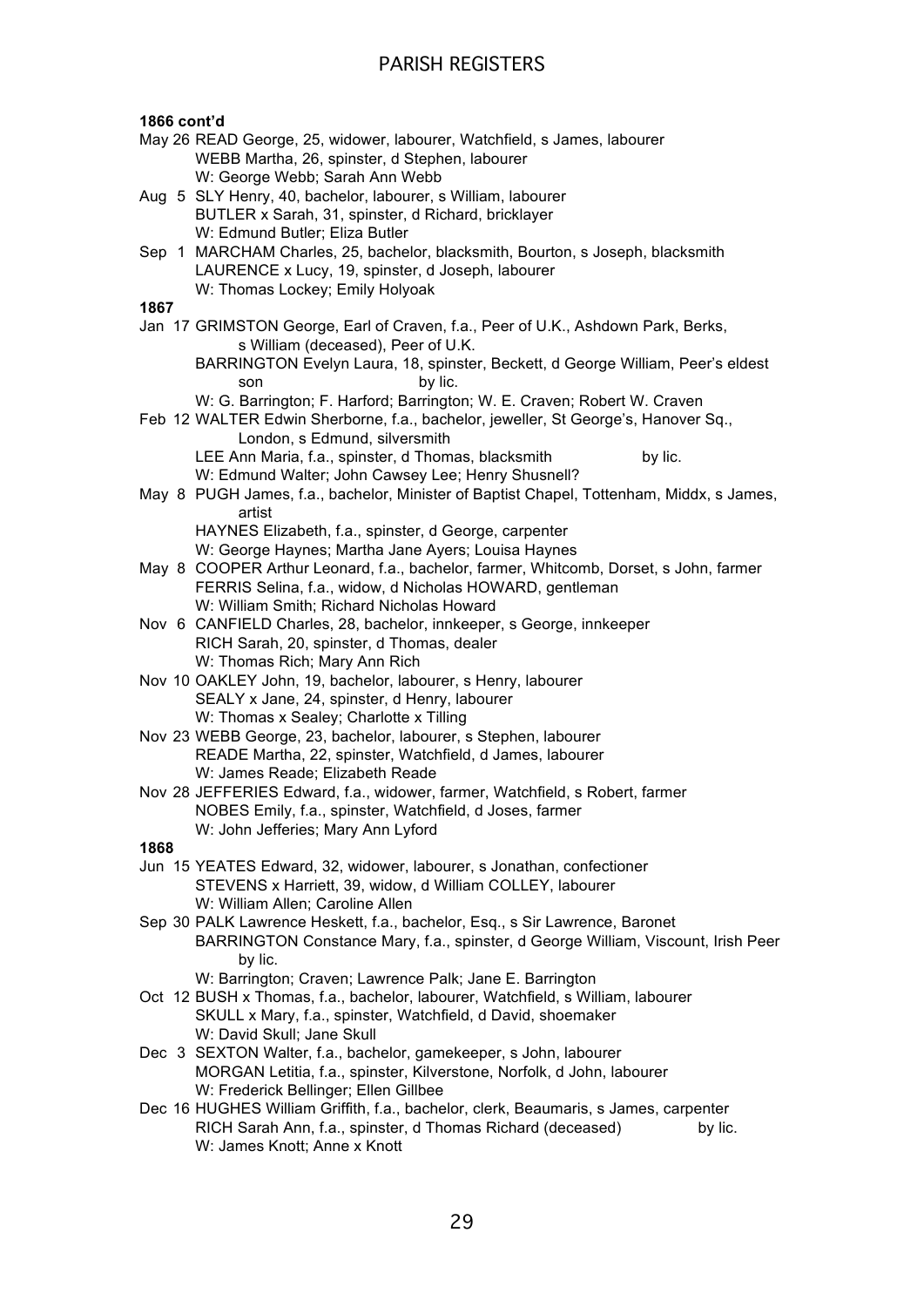**1866 cont'd**

May 26 READ George, 25, widower, labourer, Watchfield, s James, labourer
WEBB Martha, 26, spinster, d Stephen, labourer
W: George Webb; Sarah Ann Webb

Aug 5 SLY Henry, 40, bachelor, labourer, s William, labourer
BUTLER x Sarah, 31, spinster, d Richard, bricklayer
W: Edmund Butler; Eliza Butler

Sep 1 MARCHAM Charles, 25, bachelor, blacksmith, Bourton, s Joseph, blacksmith
LAURENCE x Lucy, 19, spinster, d Joseph, labourer
W: Thomas Lockey; Emily Holyoak

**1867**

Jan 17 GRIMSTON George, Earl of Craven, f.a., Peer of U.K., Ashdown Park, Berks, s William (deceased), Peer of U.K.
BARRINGTON Evelyn Laura, 18, spinster, Beckett, d George William, Peer's eldest son by lic.
W: G. Barrington; F. Harford; Barrington; W. E. Craven; Robert W. Craven

Feb 12 WALTER Edwin Sherborne, f.a., bachelor, jeweller, St George's, Hanover Sq., London, s Edmund, silversmith
LEE Ann Maria, f.a., spinster, d Thomas, blacksmith by lic.
W: Edmund Walter; John Cawsey Lee; Henry Shusnell?

May 8 PUGH James, f.a., bachelor, Minister of Baptist Chapel, Tottenham, Middx, s James, artist
HAYNES Elizabeth, f.a., spinster, d George, carpenter
W: George Haynes; Martha Jane Ayers; Louisa Haynes

May 8 COOPER Arthur Leonard, f.a., bachelor, farmer, Whitcomb, Dorset, s John, farmer
FERRIS Selina, f.a., widow, d Nicholas HOWARD, gentleman
W: William Smith; Richard Nicholas Howard

Nov 6 CANFIELD Charles, 28, bachelor, innkeeper, s George, innkeeper
RICH Sarah, 20, spinster, d Thomas, dealer
W: Thomas Rich; Mary Ann Rich

Nov 10 OAKLEY John, 19, bachelor, labourer, s Henry, labourer
SEALY x Jane, 24, spinster, d Henry, labourer
W: Thomas x Sealey; Charlotte x Tilling

Nov 23 WEBB George, 23, bachelor, labourer, s Stephen, labourer
READE Martha, 22, spinster, Watchfield, d James, labourer
W: James Reade; Elizabeth Reade

Nov 28 JEFFERIES Edward, f.a., widower, farmer, Watchfield, s Robert, farmer
NOBES Emily, f.a., spinster, Watchfield, d Joses, farmer
W: John Jefferies; Mary Ann Lyford

**1868**

Jun 15 YEATES Edward, 32, widower, labourer, s Jonathan, confectioner
STEVENS x Harriett, 39, widow, d William COLLEY, labourer
W: William Allen; Caroline Allen

Sep 30 PALK Lawrence Heskett, f.a., bachelor, Esq., s Sir Lawrence, Baronet
BARRINGTON Constance Mary, f.a., spinster, d George William, Viscount, Irish Peer by lic.
W: Barrington; Craven; Lawrence Palk; Jane E. Barrington

Oct 12 BUSH x Thomas, f.a., bachelor, labourer, Watchfield, s William, labourer
SKULL x Mary, f.a., spinster, Watchfield, d David, shoemaker
W: David Skull; Jane Skull

Dec 3 SEXTON Walter, f.a., bachelor, gamekeeper, s John, labourer
MORGAN Letitia, f.a., spinster, Kilverstone, Norfolk, d John, labourer
W: Frederick Bellinger; Ellen Gillbee

Dec 16 HUGHES William Griffith, f.a., bachelor, clerk, Beaumaris, s James, carpenter
RICH Sarah Ann, f.a., spinster, d Thomas Richard (deceased) by lic.
W: James Knott; Anne x Knott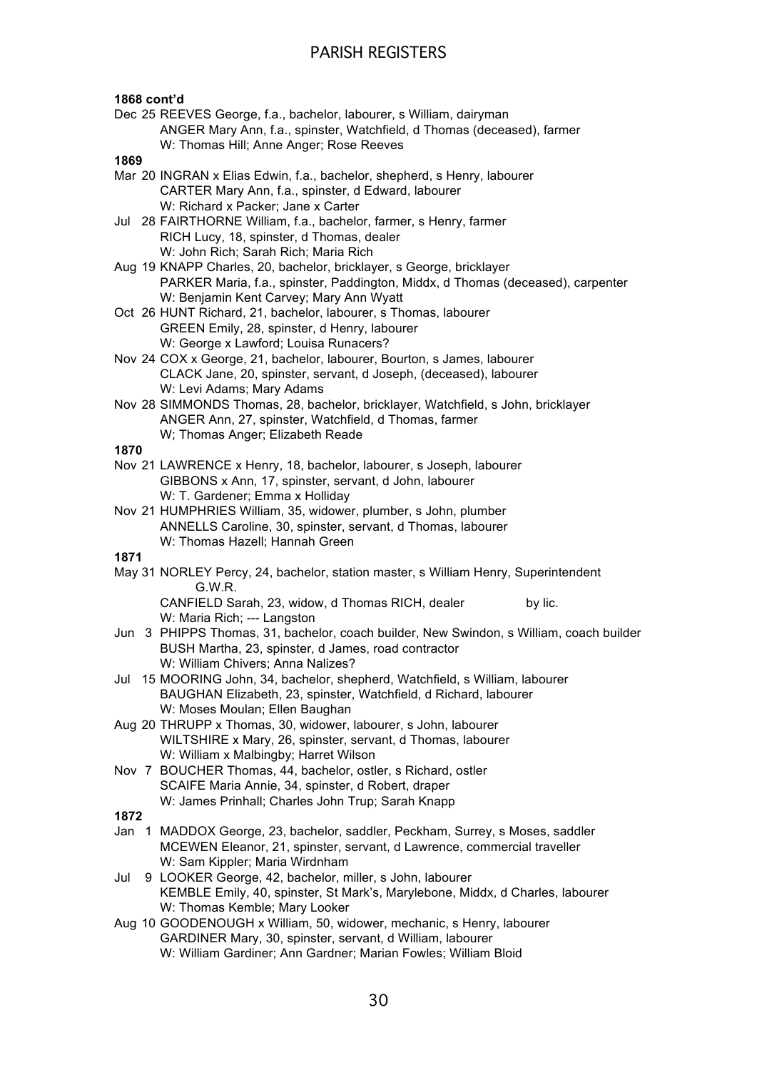**1868 cont'd**

Dec 25 REEVES George, f.a., bachelor, labourer, s William, dairyman
ANGER Mary Ann, f.a., spinster, Watchfield, d Thomas (deceased), farmer
W: Thomas Hill; Anne Anger; Rose Reeves

**1869**

Mar 20 INGRAN x Elias Edwin, f.a., bachelor, shepherd, s Henry, labourer
CARTER Mary Ann, f.a., spinster, d Edward, labourer
W: Richard x Packer; Jane x Carter

Jul 28 FAIRTHORNE William, f.a., bachelor, farmer, s Henry, farmer
RICH Lucy, 18, spinster, d Thomas, dealer
W: John Rich; Sarah Rich; Maria Rich

Aug 19 KNAPP Charles, 20, bachelor, bricklayer, s George, bricklayer
PARKER Maria, f.a., spinster, Paddington, Middx, d Thomas (deceased), carpenter
W: Benjamin Kent Carvey; Mary Ann Wyatt

Oct 26 HUNT Richard, 21, bachelor, labourer, s Thomas, labourer
GREEN Emily, 28, spinster, d Henry, labourer
W: George x Lawford; Louisa Runacers?

Nov 24 COX x George, 21, bachelor, labourer, Bourton, s James, labourer
CLACK Jane, 20, spinster, servant, d Joseph, (deceased), labourer
W: Levi Adams; Mary Adams

Nov 28 SIMMONDS Thomas, 28, bachelor, bricklayer, Watchfield, s John, bricklayer
ANGER Ann, 27, spinster, Watchfield, d Thomas, farmer
W; Thomas Anger; Elizabeth Reade

**1870**

Nov 21 LAWRENCE x Henry, 18, bachelor, labourer, s Joseph, labourer
GIBBONS x Ann, 17, spinster, servant, d John, labourer
W: T. Gardener; Emma x Holliday

Nov 21 HUMPHRIES William, 35, widower, plumber, s John, plumber
ANNELLS Caroline, 30, spinster, servant, d Thomas, labourer
W: Thomas Hazell; Hannah Green

**1871**

May 31 NORLEY Percy, 24, bachelor, station master, s William Henry, Superintendent G.W.R.
CANFIELD Sarah, 23, widow, d Thomas RICH, dealer by lic.
W: Maria Rich; --- Langston

Jun 3 PHIPPS Thomas, 31, bachelor, coach builder, New Swindon, s William, coach builder
BUSH Martha, 23, spinster, d James, road contractor
W: William Chivers; Anna Nalizes?

Jul 15 MOORING John, 34, bachelor, shepherd, Watchfield, s William, labourer
BAUGHAN Elizabeth, 23, spinster, Watchfield, d Richard, labourer
W: Moses Moulan; Ellen Baughan

Aug 20 THRUPP x Thomas, 30, widower, labourer, s John, labourer
WILTSHIRE x Mary, 26, spinster, servant, d Thomas, labourer
W: William x Malbingby; Harret Wilson

Nov 7 BOUCHER Thomas, 44, bachelor, ostler, s Richard, ostler
SCAIFE Maria Annie, 34, spinster, d Robert, draper
W: James Prinhall; Charles John Trup; Sarah Knapp

**1872**

Jan 1 MADDOX George, 23, bachelor, saddler, Peckham, Surrey, s Moses, saddler
MCEWEN Eleanor, 21, spinster, servant, d Lawrence, commercial traveller
W: Sam Kippler; Maria Wirdnham

Jul 9 LOOKER George, 42, bachelor, miller, s John, labourer
KEMBLE Emily, 40, spinster, St Mark's, Marylebone, Middx, d Charles, labourer
W: Thomas Kemble; Mary Looker

Aug 10 GOODENOUGH x William, 50, widower, mechanic, s Henry, labourer
GARDINER Mary, 30, spinster, servant, d William, labourer
W: William Gardiner; Ann Gardner; Marian Fowles; William Bloid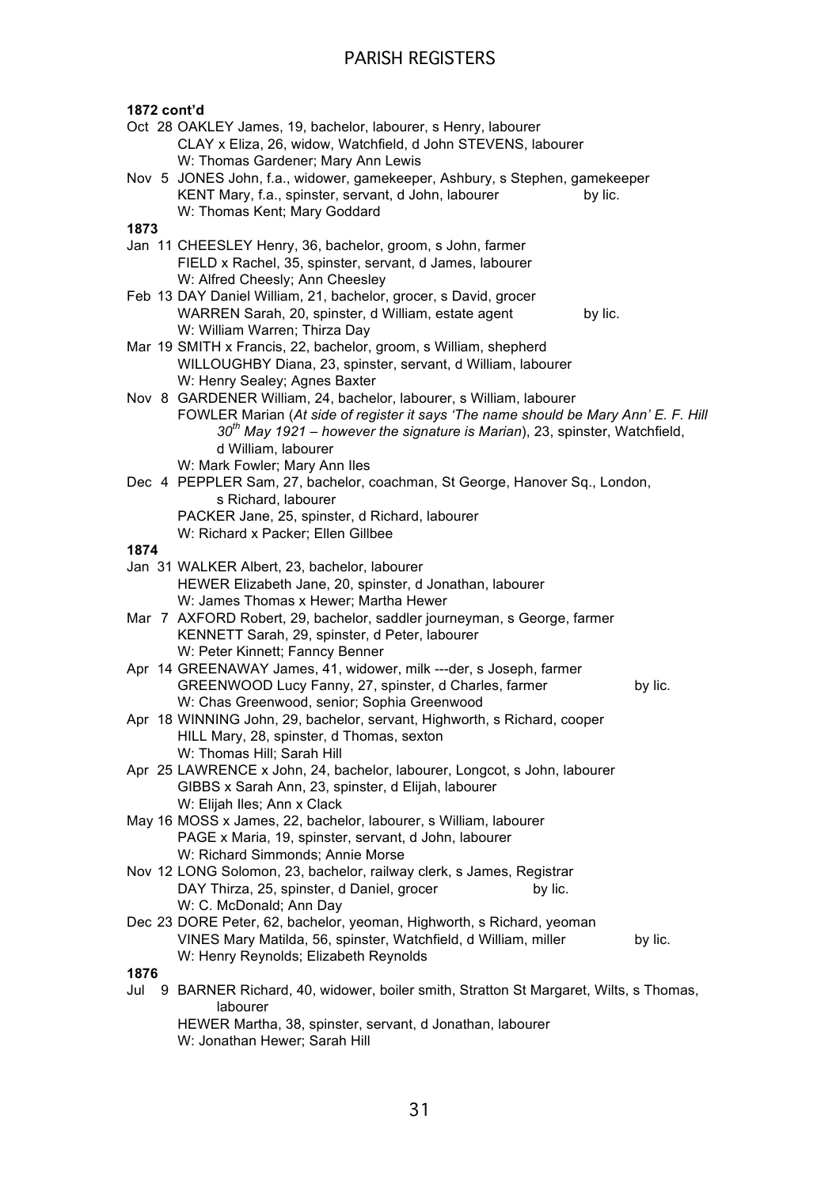**1872 cont'd**

Oct 28 OAKLEY James, 19, bachelor, labourer, s Henry, labourer
CLAY x Eliza, 26, widow, Watchfield, d John STEVENS, labourer
W: Thomas Gardener; Mary Ann Lewis

Nov 5 JONES John, f.a., widower, gamekeeper, Ashbury, s Stephen, gamekeeper
KENT Mary, f.a., spinster, servant, d John, labourer by lic.
W: Thomas Kent; Mary Goddard

**1873**

Jan 11 CHEESLEY Henry, 36, bachelor, groom, s John, farmer
FIELD x Rachel, 35, spinster, servant, d James, labourer
W: Alfred Cheesly; Ann Cheesley

Feb 13 DAY Daniel William, 21, bachelor, grocer, s David, grocer
WARREN Sarah, 20, spinster, d William, estate agent by lic.
W: William Warren; Thirza Day

Mar 19 SMITH x Francis, 22, bachelor, groom, s William, shepherd
WILLOUGHBY Diana, 23, spinster, servant, d William, labourer
W: Henry Sealey; Agnes Baxter

Nov 8 GARDENER William, 24, bachelor, labourer, s William, labourer
FOWLER Marian (*At side of register it says 'The name should be Mary Ann' E. F. Hill 30th May 1921 – however the signature is Marian*), 23, spinster, Watchfield, d William, labourer
W: Mark Fowler; Mary Ann Iles

Dec 4 PEPPLER Sam, 27, bachelor, coachman, St George, Hanover Sq., London, s Richard, labourer
PACKER Jane, 25, spinster, d Richard, labourer
W: Richard x Packer; Ellen Gillbee

**1874**

Jan 31 WALKER Albert, 23, bachelor, labourer
HEWER Elizabeth Jane, 20, spinster, d Jonathan, labourer
W: James Thomas x Hewer; Martha Hewer

Mar 7 AXFORD Robert, 29, bachelor, saddler journeyman, s George, farmer
KENNETT Sarah, 29, spinster, d Peter, labourer
W: Peter Kinnett; Fanncy Benner

Apr 14 GREENAWAY James, 41, widower, milk ---der, s Joseph, farmer
GREENWOOD Lucy Fanny, 27, spinster, d Charles, farmer by lic.
W: Chas Greenwood, senior; Sophia Greenwood

Apr 18 WINNING John, 29, bachelor, servant, Highworth, s Richard, cooper
HILL Mary, 28, spinster, d Thomas, sexton
W: Thomas Hill; Sarah Hill

Apr 25 LAWRENCE x John, 24, bachelor, labourer, Longcot, s John, labourer
GIBBS x Sarah Ann, 23, spinster, d Elijah, labourer
W: Elijah Iles; Ann x Clack

May 16 MOSS x James, 22, bachelor, labourer, s William, labourer
PAGE x Maria, 19, spinster, servant, d John, labourer
W: Richard Simmonds; Annie Morse

Nov 12 LONG Solomon, 23, bachelor, railway clerk, s James, Registrar
DAY Thirza, 25, spinster, d Daniel, grocer by lic.
W: C. McDonald; Ann Day

Dec 23 DORE Peter, 62, bachelor, yeoman, Highworth, s Richard, yeoman
VINES Mary Matilda, 56, spinster, Watchfield, d William, miller by lic.
W: Henry Reynolds; Elizabeth Reynolds

**1876**

Jul 9 BARNER Richard, 40, widower, boiler smith, Stratton St Margaret, Wilts, s Thomas, labourer
HEWER Martha, 38, spinster, servant, d Jonathan, labourer
W: Jonathan Hewer; Sarah Hill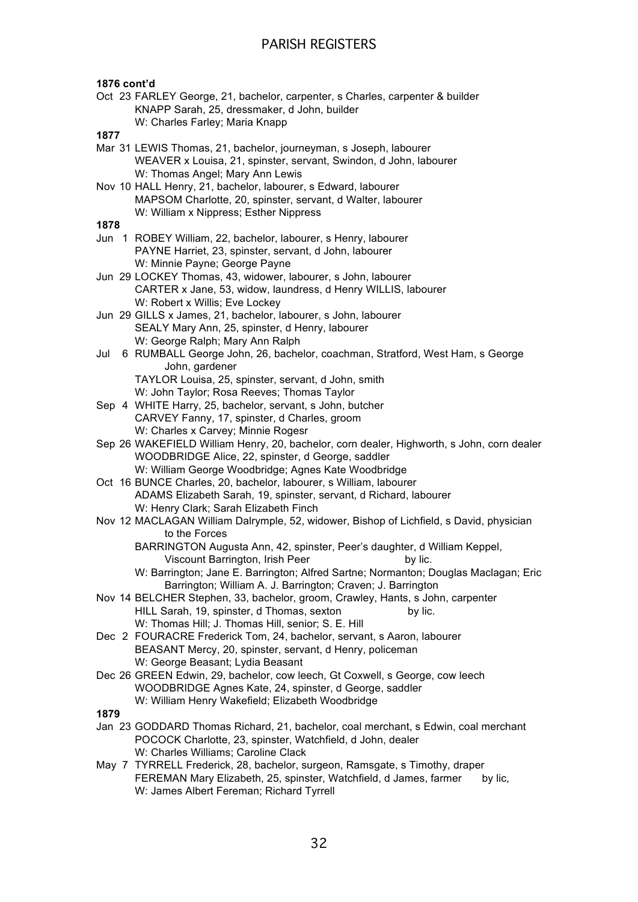**1876 cont'd**

Oct 23 FARLEY George, 21, bachelor, carpenter, s Charles, carpenter & builder
KNAPP Sarah, 25, dressmaker, d John, builder
W: Charles Farley; Maria Knapp

**1877**

Mar 31 LEWIS Thomas, 21, bachelor, journeyman, s Joseph, labourer
WEAVER x Louisa, 21, spinster, servant, Swindon, d John, labourer
W: Thomas Angel; Mary Ann Lewis

Nov 10 HALL Henry, 21, bachelor, labourer, s Edward, labourer
MAPSOM Charlotte, 20, spinster, servant, d Walter, labourer
W: William x Nippress; Esther Nippress

**1878**

Jun 1 ROBEY William, 22, bachelor, labourer, s Henry, labourer
PAYNE Harriet, 23, spinster, servant, d John, labourer
W: Minnie Payne; George Payne

Jun 29 LOCKEY Thomas, 43, widower, labourer, s John, labourer
CARTER x Jane, 53, widow, laundress, d Henry WILLIS, labourer
W: Robert x Willis; Eve Lockey

Jun 29 GILLS x James, 21, bachelor, labourer, s John, labourer
SEALY Mary Ann, 25, spinster, d Henry, labourer
W: George Ralph; Mary Ann Ralph

Jul 6 RUMBALL George John, 26, bachelor, coachman, Stratford, West Ham, s George John, gardener
TAYLOR Louisa, 25, spinster, servant, d John, smith
W: John Taylor; Rosa Reeves; Thomas Taylor

Sep 4 WHITE Harry, 25, bachelor, servant, s John, butcher
CARVEY Fanny, 17, spinster, d Charles, groom
W: Charles x Carvey; Minnie Rogesr

Sep 26 WAKEFIELD William Henry, 20, bachelor, corn dealer, Highworth, s John, corn dealer
WOODBRIDGE Alice, 22, spinster, d George, saddler
W: William George Woodbridge; Agnes Kate Woodbridge

Oct 16 BUNCE Charles, 20, bachelor, labourer, s William, labourer
ADAMS Elizabeth Sarah, 19, spinster, servant, d Richard, labourer
W: Henry Clark; Sarah Elizabeth Finch

Nov 12 MACLAGAN William Dalrymple, 52, widower, Bishop of Lichfield, s David, physician to the Forces
BARRINGTON Augusta Ann, 42, spinster, Peer's daughter, d William Keppel, Viscount Barrington, Irish Peer by lic.
W: Barrington; Jane E. Barrington; Alfred Sartne; Normanton; Douglas Maclagan; Eric Barrington; William A. J. Barrington; Craven; J. Barrington

Nov 14 BELCHER Stephen, 33, bachelor, groom, Crawley, Hants, s John, carpenter
HILL Sarah, 19, spinster, d Thomas, sexton by lic.
W: Thomas Hill; J. Thomas Hill, senior; S. E. Hill

Dec 2 FOURACRE Frederick Tom, 24, bachelor, servant, s Aaron, labourer
BEASANT Mercy, 20, spinster, servant, d Henry, policeman
W: George Beasant; Lydia Beasant

Dec 26 GREEN Edwin, 29, bachelor, cow leech, Gt Coxwell, s George, cow leech
WOODBRIDGE Agnes Kate, 24, spinster, d George, saddler
W: William Henry Wakefield; Elizabeth Woodbridge

**1879**

Jan 23 GODDARD Thomas Richard, 21, bachelor, coal merchant, s Edwin, coal merchant
POCOCK Charlotte, 23, spinster, Watchfield, d John, dealer
W: Charles Williams; Caroline Clack

May 7 TYRRELL Frederick, 28, bachelor, surgeon, Ramsgate, s Timothy, draper
FEREMAN Mary Elizabeth, 25, spinster, Watchfield, d James, farmer by lic,
W: James Albert Fereman; Richard Tyrrell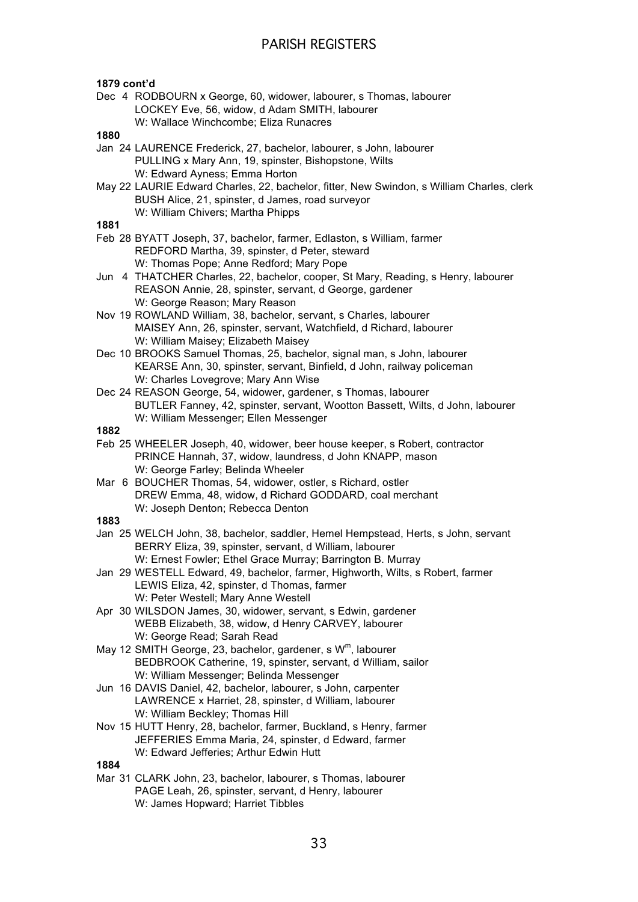**1879 cont'd**

Dec 4 RODBOURN x George, 60, widower, labourer, s Thomas, labourer
LOCKEY Eve, 56, widow, d Adam SMITH, labourer
W: Wallace Winchcombe; Eliza Runacres

**1880**

Jan 24 LAURENCE Frederick, 27, bachelor, labourer, s John, labourer
PULLING x Mary Ann, 19, spinster, Bishopstone, Wilts
W: Edward Ayness; Emma Horton

May 22 LAURIE Edward Charles, 22, bachelor, fitter, New Swindon, s William Charles, clerk
BUSH Alice, 21, spinster, d James, road surveyor
W: William Chivers; Martha Phipps

**1881**

Feb 28 BYATT Joseph, 37, bachelor, farmer, Edlaston, s William, farmer
REDFORD Martha, 39, spinster, d Peter, steward
W: Thomas Pope; Anne Redford; Mary Pope

Jun 4 THATCHER Charles, 22, bachelor, cooper, St Mary, Reading, s Henry, labourer
REASON Annie, 28, spinster, servant, d George, gardener
W: George Reason; Mary Reason

Nov 19 ROWLAND William, 38, bachelor, servant, s Charles, labourer
MAISEY Ann, 26, spinster, servant, Watchfield, d Richard, labourer
W: William Maisey; Elizabeth Maisey

Dec 10 BROOKS Samuel Thomas, 25, bachelor, signal man, s John, labourer
KEARSE Ann, 30, spinster, servant, Binfield, d John, railway policeman
W: Charles Lovegrove; Mary Ann Wise

Dec 24 REASON George, 54, widower, gardener, s Thomas, labourer
BUTLER Fanney, 42, spinster, servant, Wootton Bassett, Wilts, d John, labourer
W: William Messenger; Ellen Messenger

**1882**

Feb 25 WHEELER Joseph, 40, widower, beer house keeper, s Robert, contractor
PRINCE Hannah, 37, widow, laundress, d John KNAPP, mason
W: George Farley; Belinda Wheeler

Mar 6 BOUCHER Thomas, 54, widower, ostler, s Richard, ostler
DREW Emma, 48, widow, d Richard GODDARD, coal merchant
W: Joseph Denton; Rebecca Denton

**1883**

Jan 25 WELCH John, 38, bachelor, saddler, Hemel Hempstead, Herts, s John, servant
BERRY Eliza, 39, spinster, servant, d William, labourer
W: Ernest Fowler; Ethel Grace Murray; Barrington B. Murray

Jan 29 WESTELL Edward, 49, bachelor, farmer, Highworth, Wilts, s Robert, farmer
LEWIS Eliza, 42, spinster, d Thomas, farmer
W: Peter Westell; Mary Anne Westell

Apr 30 WILSDON James, 30, widower, servant, s Edwin, gardener
WEBB Elizabeth, 38, widow, d Henry CARVEY, labourer
W: George Read; Sarah Read

May 12 SMITH George, 23, bachelor, gardener, s W^m^, labourer
BEDBROOK Catherine, 19, spinster, servant, d William, sailor
W: William Messenger; Belinda Messenger

Jun 16 DAVIS Daniel, 42, bachelor, labourer, s John, carpenter
LAWRENCE x Harriet, 28, spinster, d William, labourer
W: William Beckley; Thomas Hill

Nov 15 HUTT Henry, 28, bachelor, farmer, Buckland, s Henry, farmer
JEFFERIES Emma Maria, 24, spinster, d Edward, farmer
W: Edward Jefferies; Arthur Edwin Hutt

**1884**

Mar 31 CLARK John, 23, bachelor, labourer, s Thomas, labourer
PAGE Leah, 26, spinster, servant, d Henry, labourer
W: James Hopward; Harriet Tibbles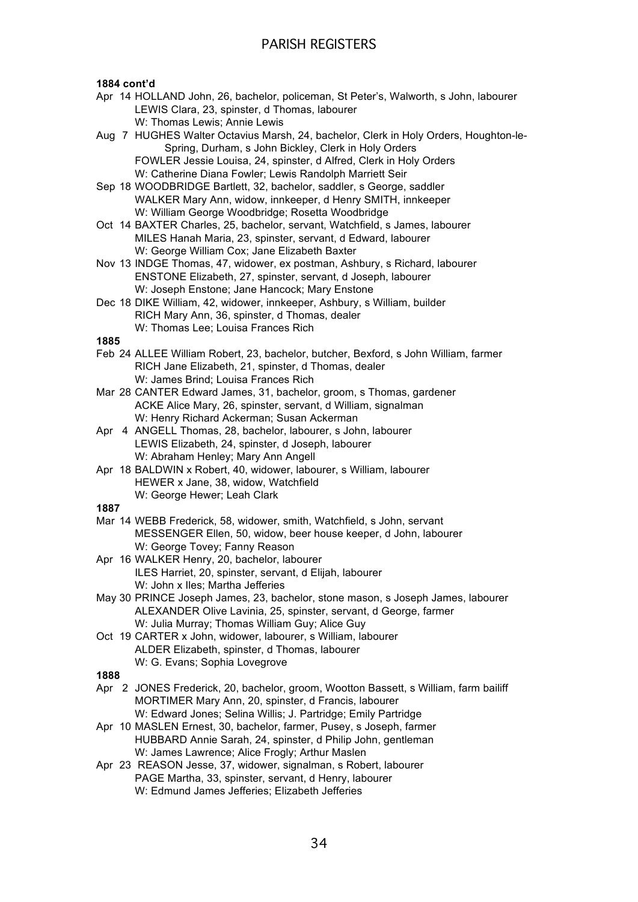**1884 cont'd**

Apr 14 HOLLAND John, 26, bachelor, policeman, St Peter's, Walworth, s John, labourer
LEWIS Clara, 23, spinster, d Thomas, labourer
W: Thomas Lewis; Annie Lewis

Aug 7 HUGHES Walter Octavius Marsh, 24, bachelor, Clerk in Holy Orders, Houghton-le-Spring, Durham, s John Bickley, Clerk in Holy Orders
FOWLER Jessie Louisa, 24, spinster, d Alfred, Clerk in Holy Orders
W: Catherine Diana Fowler; Lewis Randolph Marriett Seir

Sep 18 WOODBRIDGE Bartlett, 32, bachelor, saddler, s George, saddler
WALKER Mary Ann, widow, innkeeper, d Henry SMITH, innkeeper
W: William George Woodbridge; Rosetta Woodbridge

Oct 14 BAXTER Charles, 25, bachelor, servant, Watchfield, s James, labourer
MILES Hanah Maria, 23, spinster, servant, d Edward, labourer
W: George William Cox; Jane Elizabeth Baxter

Nov 13 INDGE Thomas, 47, widower, ex postman, Ashbury, s Richard, labourer
ENSTONE Elizabeth, 27, spinster, servant, d Joseph, labourer
W: Joseph Enstone; Jane Hancock; Mary Enstone

Dec 18 DIKE William, 42, widower, innkeeper, Ashbury, s William, builder
RICH Mary Ann, 36, spinster, d Thomas, dealer
W: Thomas Lee; Louisa Frances Rich

**1885**

Feb 24 ALLEE William Robert, 23, bachelor, butcher, Bexford, s John William, farmer
RICH Jane Elizabeth, 21, spinster, d Thomas, dealer
W: James Brind; Louisa Frances Rich

Mar 28 CANTER Edward James, 31, bachelor, groom, s Thomas, gardener
ACKE Alice Mary, 26, spinster, servant, d William, signalman
W: Henry Richard Ackerman; Susan Ackerman

Apr 4 ANGELL Thomas, 28, bachelor, labourer, s John, labourer
LEWIS Elizabeth, 24, spinster, d Joseph, labourer
W: Abraham Henley; Mary Ann Angell

Apr 18 BALDWIN x Robert, 40, widower, labourer, s William, labourer
HEWER x Jane, 38, widow, Watchfield
W: George Hewer; Leah Clark

**1887**

Mar 14 WEBB Frederick, 58, widower, smith, Watchfield, s John, servant
MESSENGER Ellen, 50, widow, beer house keeper, d John, labourer
W: George Tovey; Fanny Reason

Apr 16 WALKER Henry, 20, bachelor, labourer
ILES Harriet, 20, spinster, servant, d Elijah, labourer
W: John x Iles; Martha Jefferies

May 30 PRINCE Joseph James, 23, bachelor, stone mason, s Joseph James, labourer
ALEXANDER Olive Lavinia, 25, spinster, servant, d George, farmer
W: Julia Murray; Thomas William Guy; Alice Guy

Oct 19 CARTER x John, widower, labourer, s William, labourer
ALDER Elizabeth, spinster, d Thomas, labourer
W: G. Evans; Sophia Lovegrove

**1888**

Apr 2 JONES Frederick, 20, bachelor, groom, Wootton Bassett, s William, farm bailiff
MORTIMER Mary Ann, 20, spinster, d Francis, labourer
W: Edward Jones; Selina Willis; J. Partridge; Emily Partridge

Apr 10 MASLEN Ernest, 30, bachelor, farmer, Pusey, s Joseph, farmer
HUBBARD Annie Sarah, 24, spinster, d Philip John, gentleman
W: James Lawrence; Alice Frogly; Arthur Maslen

Apr 23 REASON Jesse, 37, widower, signalman, s Robert, labourer
PAGE Martha, 33, spinster, servant, d Henry, labourer
W: Edmund James Jefferies; Elizabeth Jefferies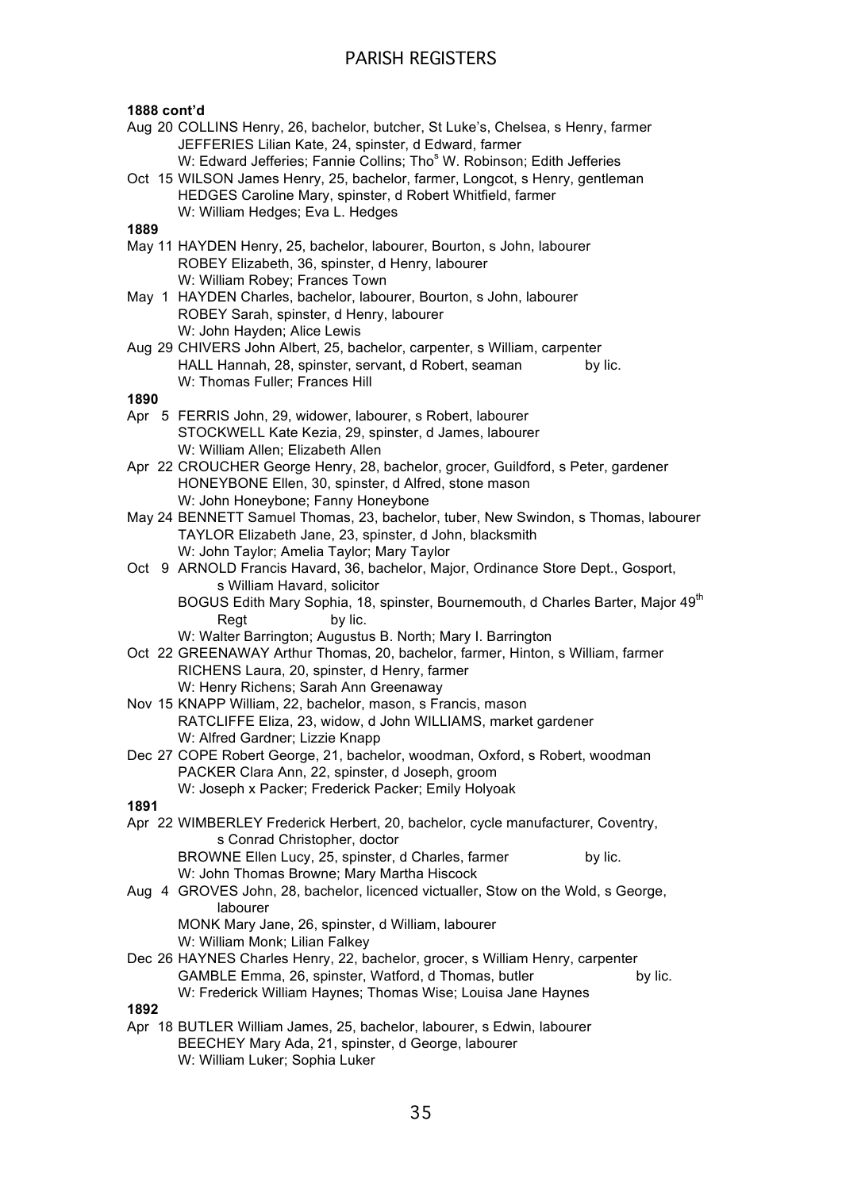**1888 cont'd**

Aug 20 COLLINS Henry, 26, bachelor, butcher, St Luke's, Chelsea, s Henry, farmer
JEFFERIES Lilian Kate, 24, spinster, d Edward, farmer
W: Edward Jefferies; Fannie Collins; Thos W. Robinson; Edith Jefferies

Oct 15 WILSON James Henry, 25, bachelor, farmer, Longcot, s Henry, gentleman
HEDGES Caroline Mary, spinster, d Robert Whitfield, farmer
W: William Hedges; Eva L. Hedges

**1889**

May 11 HAYDEN Henry, 25, bachelor, labourer, Bourton, s John, labourer
ROBEY Elizabeth, 36, spinster, d Henry, labourer
W: William Robey; Frances Town

May 1 HAYDEN Charles, bachelor, labourer, Bourton, s John, labourer
ROBEY Sarah, spinster, d Henry, labourer
W: John Hayden; Alice Lewis

Aug 29 CHIVERS John Albert, 25, bachelor, carpenter, s William, carpenter
HALL Hannah, 28, spinster, servant, d Robert, seaman by lic.
W: Thomas Fuller; Frances Hill

**1890**

Apr 5 FERRIS John, 29, widower, labourer, s Robert, labourer
STOCKWELL Kate Kezia, 29, spinster, d James, labourer
W: William Allen; Elizabeth Allen

Apr 22 CROUCHER George Henry, 28, bachelor, grocer, Guildford, s Peter, gardener
HONEYBONE Ellen, 30, spinster, d Alfred, stone mason
W: John Honeybone; Fanny Honeybone

May 24 BENNETT Samuel Thomas, 23, bachelor, tuber, New Swindon, s Thomas, labourer
TAYLOR Elizabeth Jane, 23, spinster, d John, blacksmith
W: John Taylor; Amelia Taylor; Mary Taylor

Oct 9 ARNOLD Francis Havard, 36, bachelor, Major, Ordinance Store Dept., Gosport, s William Havard, solicitor
BOGUS Edith Mary Sophia, 18, spinster, Bournemouth, d Charles Barter, Major 49th Regt by lic.
W: Walter Barrington; Augustus B. North; Mary I. Barrington

Oct 22 GREENAWAY Arthur Thomas, 20, bachelor, farmer, Hinton, s William, farmer
RICHENS Laura, 20, spinster, d Henry, farmer
W: Henry Richens; Sarah Ann Greenaway

Nov 15 KNAPP William, 22, bachelor, mason, s Francis, mason
RATCLIFFE Eliza, 23, widow, d John WILLIAMS, market gardener
W: Alfred Gardner; Lizzie Knapp

Dec 27 COPE Robert George, 21, bachelor, woodman, Oxford, s Robert, woodman
PACKER Clara Ann, 22, spinster, d Joseph, groom
W: Joseph x Packer; Frederick Packer; Emily Holyoak

**1891**

Apr 22 WIMBERLEY Frederick Herbert, 20, bachelor, cycle manufacturer, Coventry, s Conrad Christopher, doctor
BROWNE Ellen Lucy, 25, spinster, d Charles, farmer by lic.
W: John Thomas Browne; Mary Martha Hiscock

Aug 4 GROVES John, 28, bachelor, licenced victualler, Stow on the Wold, s George, labourer
MONK Mary Jane, 26, spinster, d William, labourer
W: William Monk; Lilian Falkey

Dec 26 HAYNES Charles Henry, 22, bachelor, grocer, s William Henry, carpenter
GAMBLE Emma, 26, spinster, Watford, d Thomas, butler by lic.
W: Frederick William Haynes; Thomas Wise; Louisa Jane Haynes

**1892**

Apr 18 BUTLER William James, 25, bachelor, labourer, s Edwin, labourer
BEECHEY Mary Ada, 21, spinster, d George, labourer
W: William Luker; Sophia Luker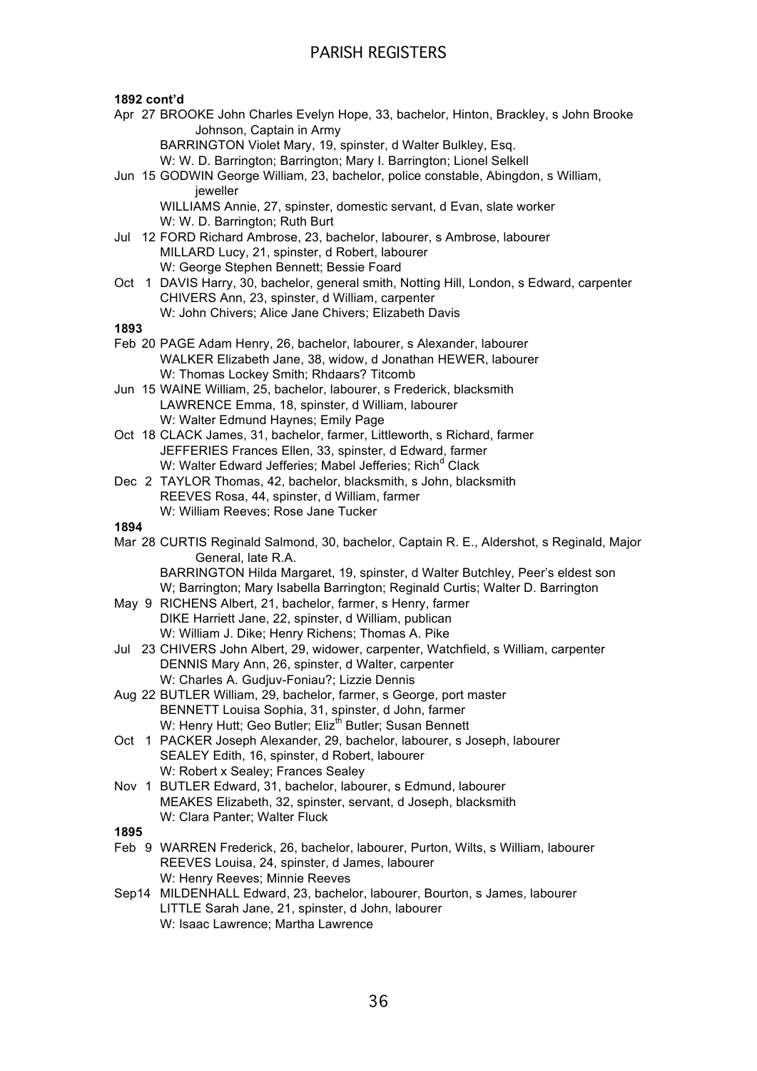**1892 cont'd**

Apr 27 BROOKE John Charles Evelyn Hope, 33, bachelor, Hinton, Brackley, s John Brooke Johnson, Captain in Army
BARRINGTON Violet Mary, 19, spinster, d Walter Bulkley, Esq.
W: W. D. Barrington; Barrington; Mary I. Barrington; Lionel Selkell

Jun 15 GODWIN George William, 23, bachelor, police constable, Abingdon, s William, jeweller
WILLIAMS Annie, 27, spinster, domestic servant, d Evan, slate worker
W: W. D. Barrington; Ruth Burt

Jul 12 FORD Richard Ambrose, 23, bachelor, labourer, s Ambrose, labourer
MILLARD Lucy, 21, spinster, d Robert, labourer
W: George Stephen Bennett; Bessie Foard

Oct 1 DAVIS Harry, 30, bachelor, general smith, Notting Hill, London, s Edward, carpenter
CHIVERS Ann, 23, spinster, d William, carpenter
W: John Chivers; Alice Jane Chivers; Elizabeth Davis

**1893**

Feb 20 PAGE Adam Henry, 26, bachelor, labourer, s Alexander, labourer
WALKER Elizabeth Jane, 38, widow, d Jonathan HEWER, labourer
W: Thomas Lockey Smith; Rhdaars? Titcomb

Jun 15 WAINE William, 25, bachelor, labourer, s Frederick, blacksmith
LAWRENCE Emma, 18, spinster, d William, labourer
W: Walter Edmund Haynes; Emily Page

Oct 18 CLACK James, 31, bachelor, farmer, Littleworth, s Richard, farmer
JEFFERIES Frances Ellen, 33, spinster, d Edward, farmer
W: Walter Edward Jefferies; Mabel Jefferies; Rich[d] Clack

Dec 2 TAYLOR Thomas, 42, bachelor, blacksmith, s John, blacksmith
REEVES Rosa, 44, spinster, d William, farmer
W: William Reeves; Rose Jane Tucker

**1894**

Mar 28 CURTIS Reginald Salmond, 30, bachelor, Captain R. E., Aldershot, s Reginald, Major General, late R.A.
BARRINGTON Hilda Margaret, 19, spinster, d Walter Butchley, Peer's eldest son
W; Barrington; Mary Isabella Barrington; Reginald Curtis; Walter D. Barrington

May 9 RICHENS Albert, 21, bachelor, farmer, s Henry, farmer
DIKE Harriett Jane, 22, spinster, d William, publican
W: William J. Dike; Henry Richens; Thomas A. Pike

Jul 23 CHIVERS John Albert, 29, widower, carpenter, Watchfield, s William, carpenter
DENNIS Mary Ann, 26, spinster, d Walter, carpenter
W: Charles A. Gudjuv-Foniau?; Lizzie Dennis

Aug 22 BUTLER William, 29, bachelor, farmer, s George, port master
BENNETT Louisa Sophia, 31, spinster, d John, farmer
W: Henry Hutt; Geo Butler; Eliz[th] Butler; Susan Bennett

Oct 1 PACKER Joseph Alexander, 29, bachelor, labourer, s Joseph, labourer
SEALEY Edith, 16, spinster, d Robert, labourer
W: Robert x Sealey; Frances Sealey

Nov 1 BUTLER Edward, 31, bachelor, labourer, s Edmund, labourer
MEAKES Elizabeth, 32, spinster, servant, d Joseph, blacksmith
W: Clara Panter; Walter Fluck

**1895**

Feb 9 WARREN Frederick, 26, bachelor, labourer, Purton, Wilts, s William, labourer
REEVES Louisa, 24, spinster, d James, labourer
W: Henry Reeves; Minnie Reeves

Sep14 MILDENHALL Edward, 23, bachelor, labourer, Bourton, s James, labourer
LITTLE Sarah Jane, 21, spinster, d John, labourer
W: Isaac Lawrence; Martha Lawrence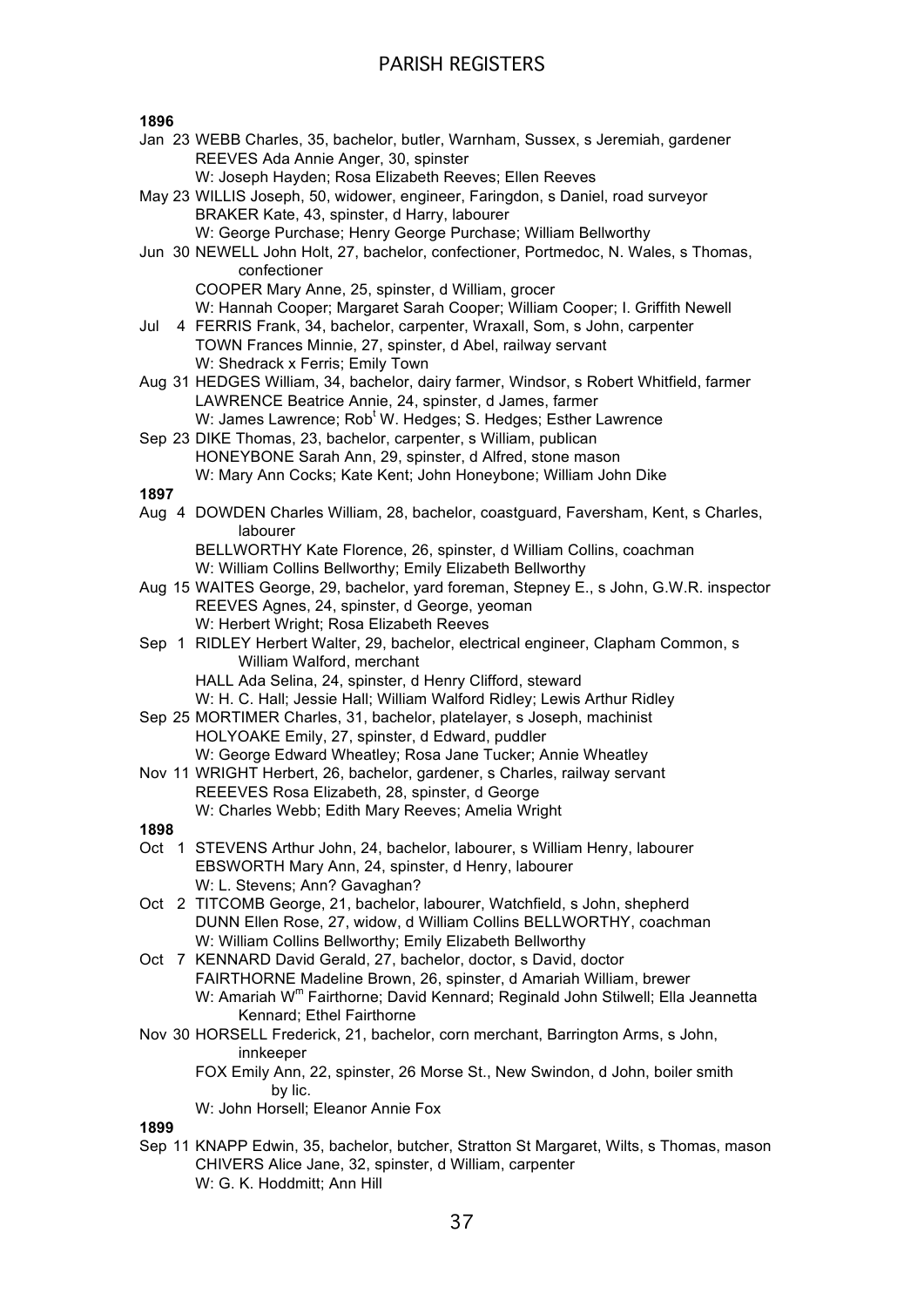**1896**

Jan 23 WEBB Charles, 35, bachelor, butler, Warnham, Sussex, s Jeremiah, gardener
REEVES Ada Annie Anger, 30, spinster
W: Joseph Hayden; Rosa Elizabeth Reeves; Ellen Reeves

May 23 WILLIS Joseph, 50, widower, engineer, Faringdon, s Daniel, road surveyor
BRAKER Kate, 43, spinster, d Harry, labourer
W: George Purchase; Henry George Purchase; William Bellworthy

Jun 30 NEWELL John Holt, 27, bachelor, confectioner, Portmedoc, N. Wales, s Thomas, confectioner
COOPER Mary Anne, 25, spinster, d William, grocer
W: Hannah Cooper; Margaret Sarah Cooper; William Cooper; I. Griffith Newell

Jul 4 FERRIS Frank, 34, bachelor, carpenter, Wraxall, Som, s John, carpenter
TOWN Frances Minnie, 27, spinster, d Abel, railway servant
W: Shedrack x Ferris; Emily Town

Aug 31 HEDGES William, 34, bachelor, dairy farmer, Windsor, s Robert Whitfield, farmer
LAWRENCE Beatrice Annie, 24, spinster, d James, farmer
W: James Lawrence; Rob[t] W. Hedges; S. Hedges; Esther Lawrence

Sep 23 DIKE Thomas, 23, bachelor, carpenter, s William, publican
HONEYBONE Sarah Ann, 29, spinster, d Alfred, stone mason
W: Mary Ann Cocks; Kate Kent; John Honeybone; William John Dike

**1897**

Aug 4 DOWDEN Charles William, 28, bachelor, coastguard, Faversham, Kent, s Charles, labourer
BELLWORTHY Kate Florence, 26, spinster, d William Collins, coachman
W: William Collins Bellworthy; Emily Elizabeth Bellworthy

Aug 15 WAITES George, 29, bachelor, yard foreman, Stepney E., s John, G.W.R. inspector
REEVES Agnes, 24, spinster, d George, yeoman
W: Herbert Wright; Rosa Elizabeth Reeves

Sep 1 RIDLEY Herbert Walter, 29, bachelor, electrical engineer, Clapham Common, s William Walford, merchant
HALL Ada Selina, 24, spinster, d Henry Clifford, steward
W: H. C. Hall; Jessie Hall; William Walford Ridley; Lewis Arthur Ridley

Sep 25 MORTIMER Charles, 31, bachelor, platelayer, s Joseph, machinist
HOLYOAKE Emily, 27, spinster, d Edward, puddler
W: George Edward Wheatley; Rosa Jane Tucker; Annie Wheatley

Nov 11 WRIGHT Herbert, 26, bachelor, gardener, s Charles, railway servant
REEEVES Rosa Elizabeth, 28, spinster, d George
W: Charles Webb; Edith Mary Reeves; Amelia Wright

**1898**

Oct 1 STEVENS Arthur John, 24, bachelor, labourer, s William Henry, labourer
EBSWORTH Mary Ann, 24, spinster, d Henry, labourer
W: L. Stevens; Ann? Gavaghan?

Oct 2 TITCOMB George, 21, bachelor, labourer, Watchfield, s John, shepherd
DUNN Ellen Rose, 27, widow, d William Collins BELLWORTHY, coachman
W: William Collins Bellworthy; Emily Elizabeth Bellworthy

Oct 7 KENNARD David Gerald, 27, bachelor, doctor, s David, doctor
FAIRTHORNE Madeline Brown, 26, spinster, d Amariah William, brewer
W: Amariah W[m] Fairthorne; David Kennard; Reginald John Stilwell; Ella Jeannetta Kennard; Ethel Fairthorne

Nov 30 HORSELL Frederick, 21, bachelor, corn merchant, Barrington Arms, s John, innkeeper
FOX Emily Ann, 22, spinster, 26 Morse St., New Swindon, d John, boiler smith by lic.
W: John Horsell; Eleanor Annie Fox

**1899**

Sep 11 KNAPP Edwin, 35, bachelor, butcher, Stratton St Margaret, Wilts, s Thomas, mason
CHIVERS Alice Jane, 32, spinster, d William, carpenter
W: G. K. Hoddmitt; Ann Hill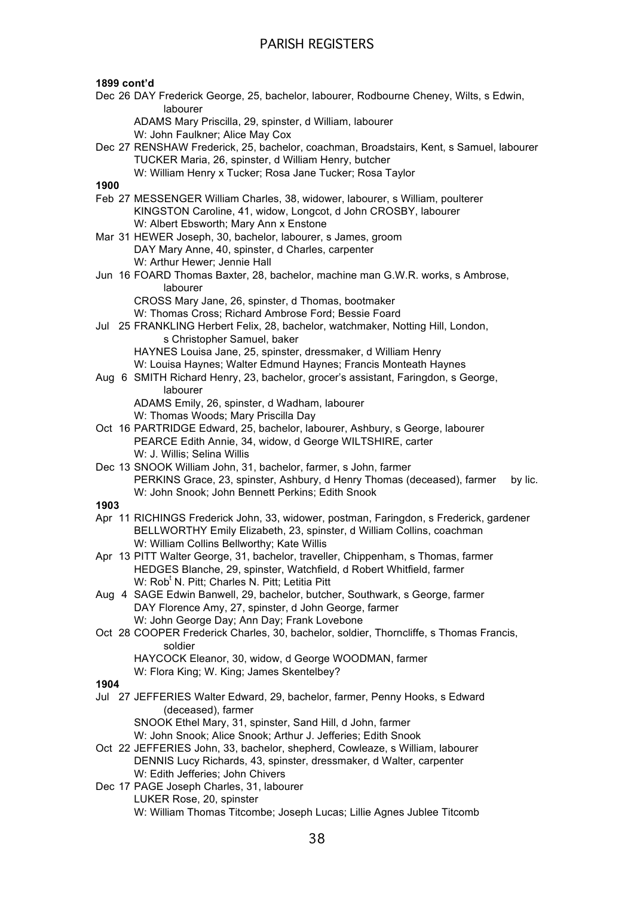**1899 cont'd**

Dec 26 DAY Frederick George, 25, bachelor, labourer, Rodbourne Cheney, Wilts, s Edwin, labourer
ADAMS Mary Priscilla, 29, spinster, d William, labourer
W: John Faulkner; Alice May Cox

Dec 27 RENSHAW Frederick, 25, bachelor, coachman, Broadstairs, Kent, s Samuel, labourer
TUCKER Maria, 26, spinster, d William Henry, butcher
W: William Henry x Tucker; Rosa Jane Tucker; Rosa Taylor

**1900**

Feb 27 MESSENGER William Charles, 38, widower, labourer, s William, poulterer
KINGSTON Caroline, 41, widow, Longcot, d John CROSBY, labourer
W: Albert Ebsworth; Mary Ann x Enstone

Mar 31 HEWER Joseph, 30, bachelor, labourer, s James, groom
DAY Mary Anne, 40, spinster, d Charles, carpenter
W: Arthur Hewer; Jennie Hall

Jun 16 FOARD Thomas Baxter, 28, bachelor, machine man G.W.R. works, s Ambrose, labourer
CROSS Mary Jane, 26, spinster, d Thomas, bootmaker
W: Thomas Cross; Richard Ambrose Ford; Bessie Foard

Jul 25 FRANKLING Herbert Felix, 28, bachelor, watchmaker, Notting Hill, London, s Christopher Samuel, baker
HAYNES Louisa Jane, 25, spinster, dressmaker, d William Henry
W: Louisa Haynes; Walter Edmund Haynes; Francis Monteath Haynes

Aug 6 SMITH Richard Henry, 23, bachelor, grocer's assistant, Faringdon, s George, labourer
ADAMS Emily, 26, spinster, d Wadham, labourer
W: Thomas Woods; Mary Priscilla Day

Oct 16 PARTRIDGE Edward, 25, bachelor, labourer, Ashbury, s George, labourer
PEARCE Edith Annie, 34, widow, d George WILTSHIRE, carter
W: J. Willis; Selina Willis

Dec 13 SNOOK William John, 31, bachelor, farmer, s John, farmer
PERKINS Grace, 23, spinster, Ashbury, d Henry Thomas (deceased), farmer by lic.
W: John Snook; John Bennett Perkins; Edith Snook

**1903**

Apr 11 RICHINGS Frederick John, 33, widower, postman, Faringdon, s Frederick, gardener
BELLWORTHY Emily Elizabeth, 23, spinster, d William Collins, coachman
W: William Collins Bellworthy; Kate Willis

Apr 13 PITT Walter George, 31, bachelor, traveller, Chippenham, s Thomas, farmer
HEDGES Blanche, 29, spinster, Watchfield, d Robert Whitfield, farmer
W: Rob[t] N. Pitt; Charles N. Pitt; Letitia Pitt

Aug 4 SAGE Edwin Banwell, 29, bachelor, butcher, Southwark, s George, farmer
DAY Florence Amy, 27, spinster, d John George, farmer
W: John George Day; Ann Day; Frank Lovebone

Oct 28 COOPER Frederick Charles, 30, bachelor, soldier, Thorncliffe, s Thomas Francis, soldier
HAYCOCK Eleanor, 30, widow, d George WOODMAN, farmer
W: Flora King; W. King; James Skentelbey?

**1904**

Jul 27 JEFFERIES Walter Edward, 29, bachelor, farmer, Penny Hooks, s Edward (deceased), farmer
SNOOK Ethel Mary, 31, spinster, Sand Hill, d John, farmer
W: John Snook; Alice Snook; Arthur J. Jefferies; Edith Snook

Oct 22 JEFFERIES John, 33, bachelor, shepherd, Cowleaze, s William, labourer
DENNIS Lucy Richards, 43, spinster, dressmaker, d Walter, carpenter
W: Edith Jefferies; John Chivers

Dec 17 PAGE Joseph Charles, 31, labourer
LUKER Rose, 20, spinster
W: William Thomas Titcombe; Joseph Lucas; Lillie Agnes Jublee Titcomb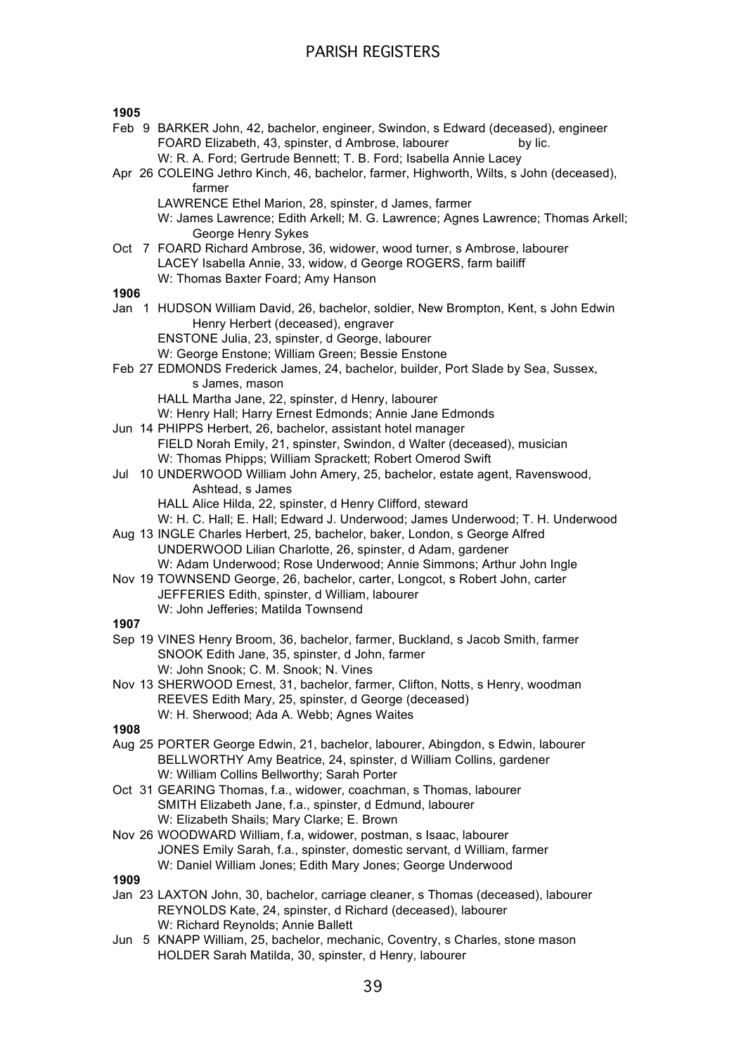## PARISH REGISTERS

**1905**

Feb 9 BARKER John, 42, bachelor, engineer, Swindon, s Edward (deceased), engineer
FOARD Elizabeth, 43, spinster, d Ambrose, labourer by lic.
W: R. A. Ford; Gertrude Bennett; T. B. Ford; Isabella Annie Lacey

Apr 26 COLEING Jethro Kinch, 46, bachelor, farmer, Highworth, Wilts, s John (deceased), farmer
LAWRENCE Ethel Marion, 28, spinster, d James, farmer
W: James Lawrence; Edith Arkell; M. G. Lawrence; Agnes Lawrence; Thomas Arkell; George Henry Sykes

Oct 7 FOARD Richard Ambrose, 36, widower, wood turner, s Ambrose, labourer
LACEY Isabella Annie, 33, widow, d George ROGERS, farm bailiff
W: Thomas Baxter Foard; Amy Hanson

**1906**

Jan 1 HUDSON William David, 26, bachelor, soldier, New Brompton, Kent, s John Edwin Henry Herbert (deceased), engraver
ENSTONE Julia, 23, spinster, d George, labourer
W: George Enstone; William Green; Bessie Enstone

Feb 27 EDMONDS Frederick James, 24, bachelor, builder, Port Slade by Sea, Sussex, s James, mason
HALL Martha Jane, 22, spinster, d Henry, labourer
W: Henry Hall; Harry Ernest Edmonds; Annie Jane Edmonds

Jun 14 PHIPPS Herbert, 26, bachelor, assistant hotel manager
FIELD Norah Emily, 21, spinster, Swindon, d Walter (deceased), musician
W: Thomas Phipps; William Sprackett; Robert Omerod Swift

Jul 10 UNDERWOOD William John Amery, 25, bachelor, estate agent, Ravenswood, Ashtead, s James
HALL Alice Hilda, 22, spinster, d Henry Clifford, steward
W: H. C. Hall; E. Hall; Edward J. Underwood; James Underwood; T. H. Underwood

Aug 13 INGLE Charles Herbert, 25, bachelor, baker, London, s George Alfred
UNDERWOOD Lilian Charlotte, 26, spinster, d Adam, gardener
W: Adam Underwood; Rose Underwood; Annie Simmons; Arthur John Ingle

Nov 19 TOWNSEND George, 26, bachelor, carter, Longcot, s Robert John, carter
JEFFERIES Edith, spinster, d William, labourer
W: John Jefferies; Matilda Townsend

**1907**

Sep 19 VINES Henry Broom, 36, bachelor, farmer, Buckland, s Jacob Smith, farmer
SNOOK Edith Jane, 35, spinster, d John, farmer
W: John Snook; C. M. Snook; N. Vines

Nov 13 SHERWOOD Ernest, 31, bachelor, farmer, Clifton, Notts, s Henry, woodman
REEVES Edith Mary, 25, spinster, d George (deceased)
W: H. Sherwood; Ada A. Webb; Agnes Waites

**1908**

Aug 25 PORTER George Edwin, 21, bachelor, labourer, Abingdon, s Edwin, labourer
BELLWORTHY Amy Beatrice, 24, spinster, d William Collins, gardener
W: William Collins Bellworthy; Sarah Porter

Oct 31 GEARING Thomas, f.a., widower, coachman, s Thomas, labourer
SMITH Elizabeth Jane, f.a., spinster, d Edmund, labourer
W: Elizabeth Shails; Mary Clarke; E. Brown

Nov 26 WOODWARD William, f.a, widower, postman, s Isaac, labourer
JONES Emily Sarah, f.a., spinster, domestic servant, d William, farmer
W: Daniel William Jones; Edith Mary Jones; George Underwood

**1909**

Jan 23 LAXTON John, 30, bachelor, carriage cleaner, s Thomas (deceased), labourer
REYNOLDS Kate, 24, spinster, d Richard (deceased), labourer
W: Richard Reynolds; Annie Ballett

Jun 5 KNAPP William, 25, bachelor, mechanic, Coventry, s Charles, stone mason
HOLDER Sarah Matilda, 30, spinster, d Henry, labourer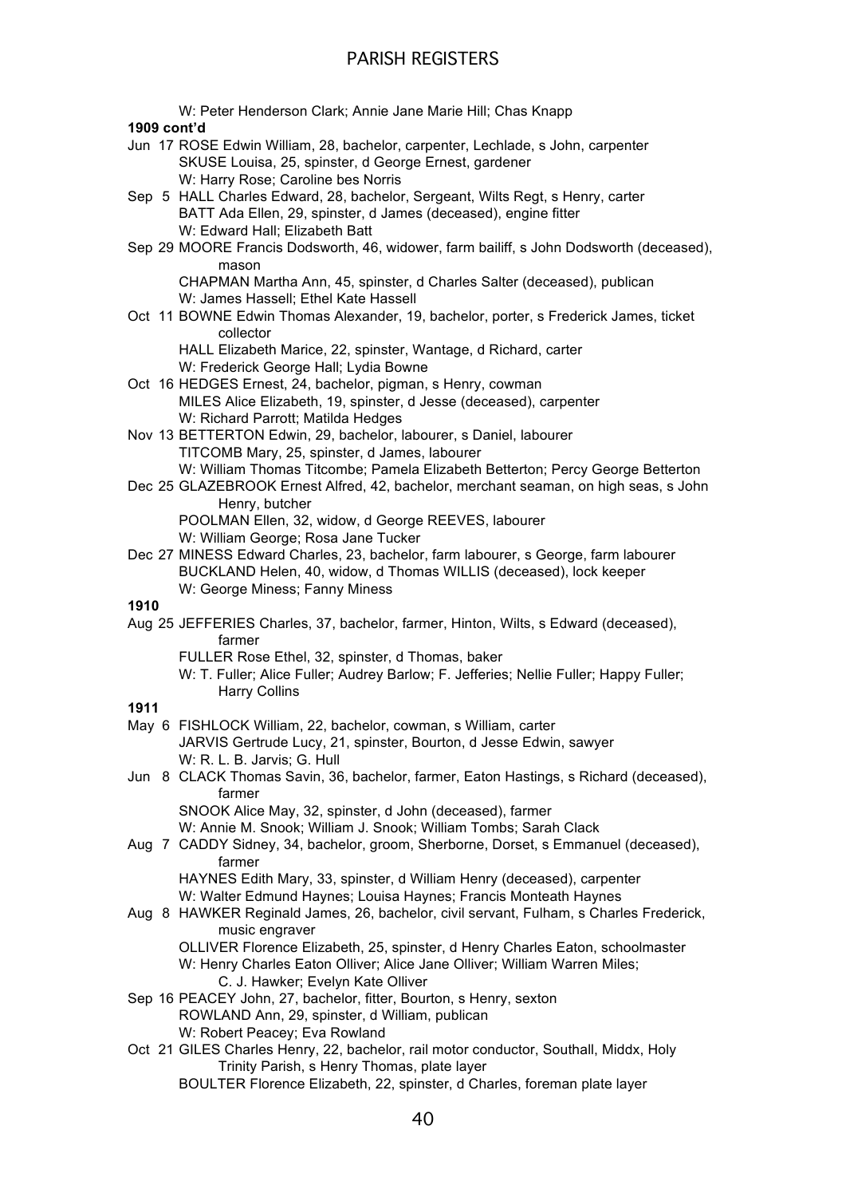W: Peter Henderson Clark; Annie Jane Marie Hill; Chas Knapp

**1909 cont'd**

Jun 17 ROSE Edwin William, 28, bachelor, carpenter, Lechlade, s John, carpenter
SKUSE Louisa, 25, spinster, d George Ernest, gardener
W: Harry Rose; Caroline bes Norris

Sep 5 HALL Charles Edward, 28, bachelor, Sergeant, Wilts Regt, s Henry, carter
BATT Ada Ellen, 29, spinster, d James (deceased), engine fitter
W: Edward Hall; Elizabeth Batt

Sep 29 MOORE Francis Dodsworth, 46, widower, farm bailiff, s John Dodsworth (deceased), mason
CHAPMAN Martha Ann, 45, spinster, d Charles Salter (deceased), publican
W: James Hassell; Ethel Kate Hassell

Oct 11 BOWNE Edwin Thomas Alexander, 19, bachelor, porter, s Frederick James, ticket collector
HALL Elizabeth Marice, 22, spinster, Wantage, d Richard, carter
W: Frederick George Hall; Lydia Bowne

Oct 16 HEDGES Ernest, 24, bachelor, pigman, s Henry, cowman
MILES Alice Elizabeth, 19, spinster, d Jesse (deceased), carpenter
W: Richard Parrott; Matilda Hedges

Nov 13 BETTERTON Edwin, 29, bachelor, labourer, s Daniel, labourer
TITCOMB Mary, 25, spinster, d James, labourer
W: William Thomas Titcombe; Pamela Elizabeth Betterton; Percy George Betterton

Dec 25 GLAZEBROOK Ernest Alfred, 42, bachelor, merchant seaman, on high seas, s John Henry, butcher
POOLMAN Ellen, 32, widow, d George REEVES, labourer
W: William George; Rosa Jane Tucker

Dec 27 MINESS Edward Charles, 23, bachelor, farm labourer, s George, farm labourer
BUCKLAND Helen, 40, widow, d Thomas WILLIS (deceased), lock keeper
W: George Miness; Fanny Miness

**1910**

Aug 25 JEFFERIES Charles, 37, bachelor, farmer, Hinton, Wilts, s Edward (deceased), farmer
FULLER Rose Ethel, 32, spinster, d Thomas, baker
W: T. Fuller; Alice Fuller; Audrey Barlow; F. Jefferies; Nellie Fuller; Happy Fuller; Harry Collins

**1911**

May 6 FISHLOCK William, 22, bachelor, cowman, s William, carter
JARVIS Gertrude Lucy, 21, spinster, Bourton, d Jesse Edwin, sawyer
W: R. L. B. Jarvis; G. Hull

Jun 8 CLACK Thomas Savin, 36, bachelor, farmer, Eaton Hastings, s Richard (deceased), farmer
SNOOK Alice May, 32, spinster, d John (deceased), farmer
W: Annie M. Snook; William J. Snook; William Tombs; Sarah Clack

Aug 7 CADDY Sidney, 34, bachelor, groom, Sherborne, Dorset, s Emmanuel (deceased), farmer
HAYNES Edith Mary, 33, spinster, d William Henry (deceased), carpenter
W: Walter Edmund Haynes; Louisa Haynes; Francis Monteath Haynes

Aug 8 HAWKER Reginald James, 26, bachelor, civil servant, Fulham, s Charles Frederick, music engraver
OLLIVER Florence Elizabeth, 25, spinster, d Henry Charles Eaton, schoolmaster
W: Henry Charles Eaton Olliver; Alice Jane Olliver; William Warren Miles; C. J. Hawker; Evelyn Kate Olliver

Sep 16 PEACEY John, 27, bachelor, fitter, Bourton, s Henry, sexton
ROWLAND Ann, 29, spinster, d William, publican
W: Robert Peacey; Eva Rowland

Oct 21 GILES Charles Henry, 22, bachelor, rail motor conductor, Southall, Middx, Holy Trinity Parish, s Henry Thomas, plate layer
BOULTER Florence Elizabeth, 22, spinster, d Charles, foreman plate layer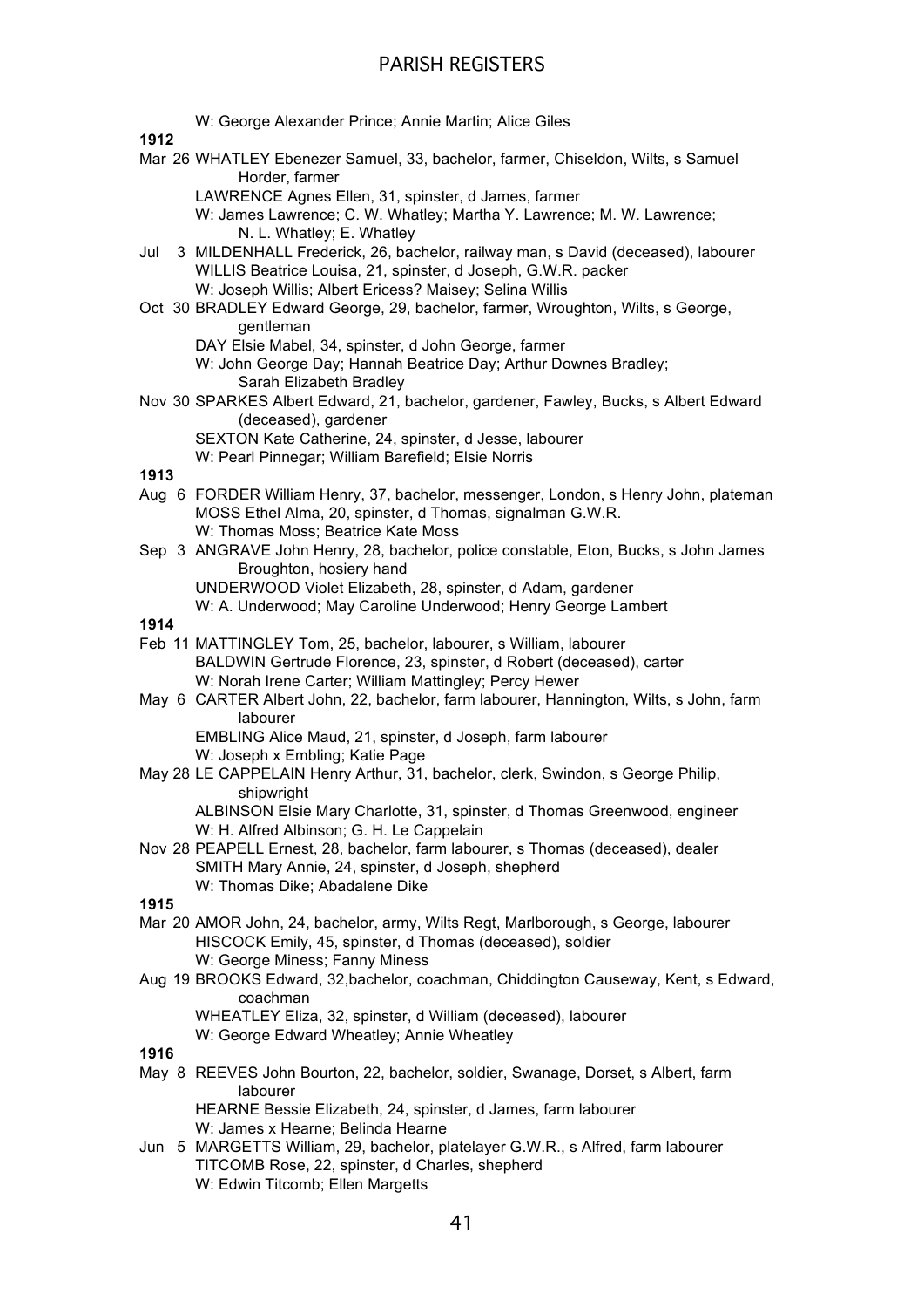W: George Alexander Prince; Annie Martin; Alice Giles

**1912**

Mar 26 WHATLEY Ebenezer Samuel, 33, bachelor, farmer, Chiseldon, Wilts, s Samuel Horder, farmer
LAWRENCE Agnes Ellen, 31, spinster, d James, farmer
W: James Lawrence; C. W. Whatley; Martha Y. Lawrence; M. W. Lawrence; N. L. Whatley; E. Whatley

Jul 3 MILDENHALL Frederick, 26, bachelor, railway man, s David (deceased), labourer
WILLIS Beatrice Louisa, 21, spinster, d Joseph, G.W.R. packer
W: Joseph Willis; Albert Ericess? Maisey; Selina Willis

Oct 30 BRADLEY Edward George, 29, bachelor, farmer, Wroughton, Wilts, s George, gentleman
DAY Elsie Mabel, 34, spinster, d John George, farmer
W: John George Day; Hannah Beatrice Day; Arthur Downes Bradley; Sarah Elizabeth Bradley

Nov 30 SPARKES Albert Edward, 21, bachelor, gardener, Fawley, Bucks, s Albert Edward (deceased), gardener
SEXTON Kate Catherine, 24, spinster, d Jesse, labourer
W: Pearl Pinnegar; William Barefield; Elsie Norris

**1913**

Aug 6 FORDER William Henry, 37, bachelor, messenger, London, s Henry John, plateman
MOSS Ethel Alma, 20, spinster, d Thomas, signalman G.W.R.
W: Thomas Moss; Beatrice Kate Moss

Sep 3 ANGRAVE John Henry, 28, bachelor, police constable, Eton, Bucks, s John James Broughton, hosiery hand
UNDERWOOD Violet Elizabeth, 28, spinster, d Adam, gardener
W: A. Underwood; May Caroline Underwood; Henry George Lambert

**1914**

Feb 11 MATTINGLEY Tom, 25, bachelor, labourer, s William, labourer
BALDWIN Gertrude Florence, 23, spinster, d Robert (deceased), carter
W: Norah Irene Carter; William Mattingley; Percy Hewer

May 6 CARTER Albert John, 22, bachelor, farm labourer, Hannington, Wilts, s John, farm labourer
EMBLING Alice Maud, 21, spinster, d Joseph, farm labourer
W: Joseph x Embling; Katie Page

May 28 LE CAPPELAIN Henry Arthur, 31, bachelor, clerk, Swindon, s George Philip, shipwright
ALBINSON Elsie Mary Charlotte, 31, spinster, d Thomas Greenwood, engineer
W: H. Alfred Albinson; G. H. Le Cappelain

Nov 28 PEAPELL Ernest, 28, bachelor, farm labourer, s Thomas (deceased), dealer
SMITH Mary Annie, 24, spinster, d Joseph, shepherd
W: Thomas Dike; Abadalene Dike

**1915**

Mar 20 AMOR John, 24, bachelor, army, Wilts Regt, Marlborough, s George, labourer
HISCOCK Emily, 45, spinster, d Thomas (deceased), soldier
W: George Miness; Fanny Miness

Aug 19 BROOKS Edward, 32,bachelor, coachman, Chiddington Causeway, Kent, s Edward, coachman
WHEATLEY Eliza, 32, spinster, d William (deceased), labourer
W: George Edward Wheatley; Annie Wheatley

**1916**

May 8 REEVES John Bourton, 22, bachelor, soldier, Swanage, Dorset, s Albert, farm labourer
HEARNE Bessie Elizabeth, 24, spinster, d James, farm labourer
W: James x Hearne; Belinda Hearne

Jun 5 MARGETTS William, 29, bachelor, platelayer G.W.R., s Alfred, farm labourer
TITCOMB Rose, 22, spinster, d Charles, shepherd
W: Edwin Titcomb; Ellen Margetts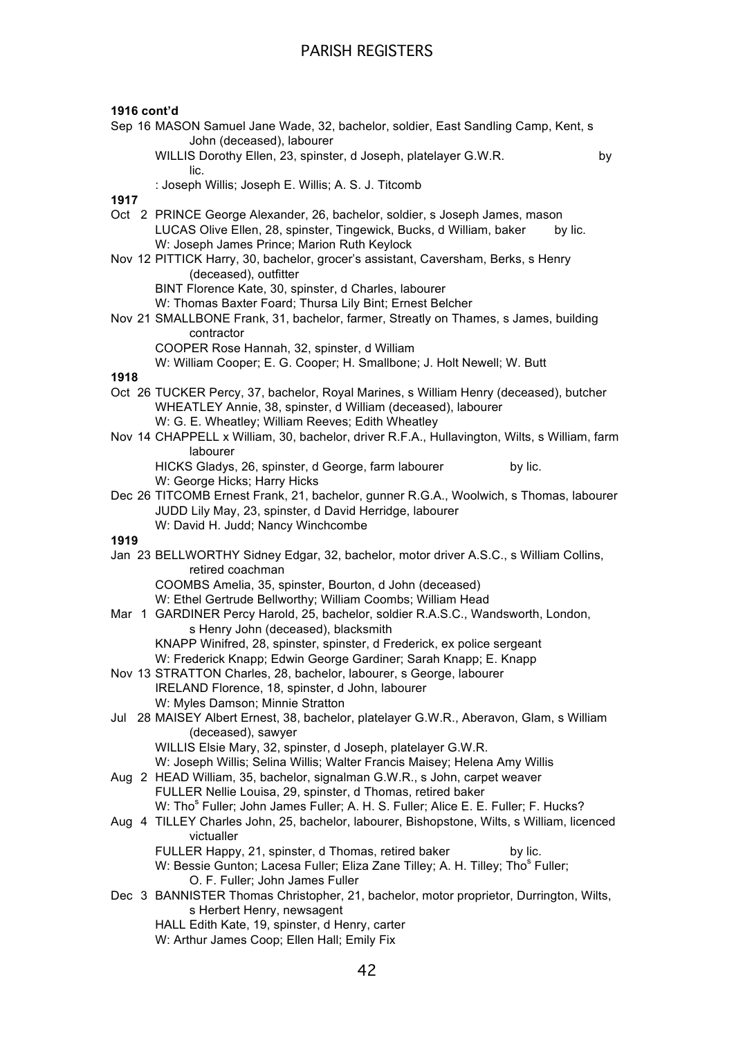**1916 cont'd**

Sep 16 MASON Samuel Jane Wade, 32, bachelor, soldier, East Sandling Camp, Kent, s John (deceased), labourer
WILLIS Dorothy Ellen, 23, spinster, d Joseph, platelayer G.W.R. by lic.
: Joseph Willis; Joseph E. Willis; A. S. J. Titcomb

**1917**

Oct 2 PRINCE George Alexander, 26, bachelor, soldier, s Joseph James, mason
LUCAS Olive Ellen, 28, spinster, Tingewick, Bucks, d William, baker by lic.
W: Joseph James Prince; Marion Ruth Keylock

Nov 12 PITTICK Harry, 30, bachelor, grocer's assistant, Caversham, Berks, s Henry (deceased), outfitter
BINT Florence Kate, 30, spinster, d Charles, labourer
W: Thomas Baxter Foard; Thursa Lily Bint; Ernest Belcher

Nov 21 SMALLBONE Frank, 31, bachelor, farmer, Streatly on Thames, s James, building contractor
COOPER Rose Hannah, 32, spinster, d William
W: William Cooper; E. G. Cooper; H. Smallbone; J. Holt Newell; W. Butt

**1918**

Oct 26 TUCKER Percy, 37, bachelor, Royal Marines, s William Henry (deceased), butcher
WHEATLEY Annie, 38, spinster, d William (deceased), labourer
W: G. E. Wheatley; William Reeves; Edith Wheatley

Nov 14 CHAPPELL x William, 30, bachelor, driver R.F.A., Hullavington, Wilts, s William, farm labourer
HICKS Gladys, 26, spinster, d George, farm labourer by lic.
W: George Hicks; Harry Hicks

Dec 26 TITCOMB Ernest Frank, 21, bachelor, gunner R.G.A., Woolwich, s Thomas, labourer
JUDD Lily May, 23, spinster, d David Herridge, labourer
W: David H. Judd; Nancy Winchcombe

**1919**

Jan 23 BELLWORTHY Sidney Edgar, 32, bachelor, motor driver A.S.C., s William Collins, retired coachman
COOMBS Amelia, 35, spinster, Bourton, d John (deceased)
W: Ethel Gertrude Bellworthy; William Coombs; William Head

Mar 1 GARDINER Percy Harold, 25, bachelor, soldier R.A.S.C., Wandsworth, London, s Henry John (deceased), blacksmith
KNAPP Winifred, 28, spinster, spinster, d Frederick, ex police sergeant
W: Frederick Knapp; Edwin George Gardiner; Sarah Knapp; E. Knapp

Nov 13 STRATTON Charles, 28, bachelor, labourer, s George, labourer
IRELAND Florence, 18, spinster, d John, labourer
W: Myles Damson; Minnie Stratton

Jul 28 MAISEY Albert Ernest, 38, bachelor, platelayer G.W.R., Aberavon, Glam, s William (deceased), sawyer
WILLIS Elsie Mary, 32, spinster, d Joseph, platelayer G.W.R.
W: Joseph Willis; Selina Willis; Walter Francis Maisey; Helena Amy Willis

Aug 2 HEAD William, 35, bachelor, signalman G.W.R., s John, carpet weaver
FULLER Nellie Louisa, 29, spinster, d Thomas, retired baker
W: Tho[s] Fuller; John James Fuller; A. H. S. Fuller; Alice E. E. Fuller; F. Hucks?

Aug 4 TILLEY Charles John, 25, bachelor, labourer, Bishopstone, Wilts, s William, licenced victualler
FULLER Happy, 21, spinster, d Thomas, retired baker by lic.
W: Bessie Gunton; Lacesa Fuller; Eliza Zane Tilley; A. H. Tilley; Tho[s] Fuller; O. F. Fuller; John James Fuller

Dec 3 BANNISTER Thomas Christopher, 21, bachelor, motor proprietor, Durrington, Wilts, s Herbert Henry, newsagent
HALL Edith Kate, 19, spinster, d Henry, carter
W: Arthur James Coop; Ellen Hall; Emily Fix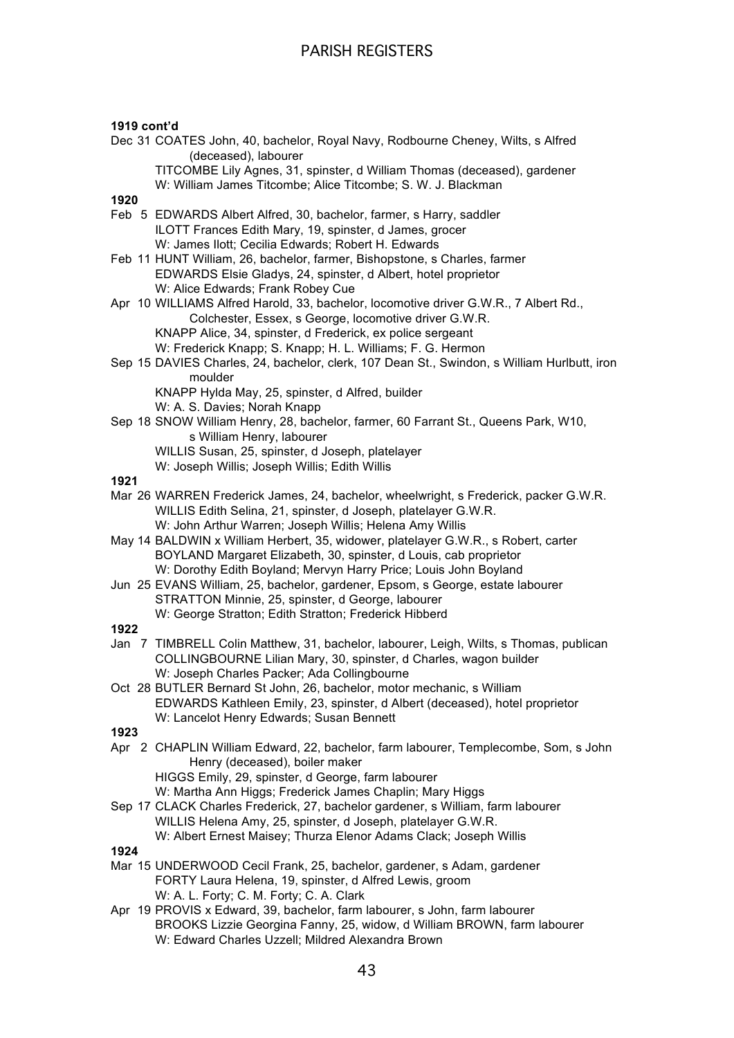**1919 cont'd**

Dec 31 COATES John, 40, bachelor, Royal Navy, Rodbourne Cheney, Wilts, s Alfred (deceased), labourer
TITCOMBE Lily Agnes, 31, spinster, d William Thomas (deceased), gardener
W: William James Titcombe; Alice Titcombe; S. W. J. Blackman

**1920**

Feb 5 EDWARDS Albert Alfred, 30, bachelor, farmer, s Harry, saddler
ILOTT Frances Edith Mary, 19, spinster, d James, grocer
W: James Ilott; Cecilia Edwards; Robert H. Edwards

Feb 11 HUNT William, 26, bachelor, farmer, Bishopstone, s Charles, farmer
EDWARDS Elsie Gladys, 24, spinster, d Albert, hotel proprietor
W: Alice Edwards; Frank Robey Cue

Apr 10 WILLIAMS Alfred Harold, 33, bachelor, locomotive driver G.W.R., 7 Albert Rd., Colchester, Essex, s George, locomotive driver G.W.R.
KNAPP Alice, 34, spinster, d Frederick, ex police sergeant
W: Frederick Knapp; S. Knapp; H. L. Williams; F. G. Hermon

Sep 15 DAVIES Charles, 24, bachelor, clerk, 107 Dean St., Swindon, s William Hurlbutt, iron moulder
KNAPP Hylda May, 25, spinster, d Alfred, builder
W: A. S. Davies; Norah Knapp

Sep 18 SNOW William Henry, 28, bachelor, farmer, 60 Farrant St., Queens Park, W10, s William Henry, labourer
WILLIS Susan, 25, spinster, d Joseph, platelayer
W: Joseph Willis; Joseph Willis; Edith Willis

**1921**

Mar 26 WARREN Frederick James, 24, bachelor, wheelwright, s Frederick, packer G.W.R.
WILLIS Edith Selina, 21, spinster, d Joseph, platelayer G.W.R.
W: John Arthur Warren; Joseph Willis; Helena Amy Willis

May 14 BALDWIN x William Herbert, 35, widower, platelayer G.W.R., s Robert, carter
BOYLAND Margaret Elizabeth, 30, spinster, d Louis, cab proprietor
W: Dorothy Edith Boyland; Mervyn Harry Price; Louis John Boyland

Jun 25 EVANS William, 25, bachelor, gardener, Epsom, s George, estate labourer
STRATTON Minnie, 25, spinster, d George, labourer
W: George Stratton; Edith Stratton; Frederick Hibberd

**1922**

Jan 7 TIMBRELL Colin Matthew, 31, bachelor, labourer, Leigh, Wilts, s Thomas, publican
COLLINGBOURNE Lilian Mary, 30, spinster, d Charles, wagon builder
W: Joseph Charles Packer; Ada Collingbourne

Oct 28 BUTLER Bernard St John, 26, bachelor, motor mechanic, s William
EDWARDS Kathleen Emily, 23, spinster, d Albert (deceased), hotel proprietor
W: Lancelot Henry Edwards; Susan Bennett

**1923**

Apr 2 CHAPLIN William Edward, 22, bachelor, farm labourer, Templecombe, Som, s John Henry (deceased), boiler maker
HIGGS Emily, 29, spinster, d George, farm labourer
W: Martha Ann Higgs; Frederick James Chaplin; Mary Higgs

Sep 17 CLACK Charles Frederick, 27, bachelor gardener, s William, farm labourer
WILLIS Helena Amy, 25, spinster, d Joseph, platelayer G.W.R.
W: Albert Ernest Maisey; Thurza Elenor Adams Clack; Joseph Willis

**1924**

Mar 15 UNDERWOOD Cecil Frank, 25, bachelor, gardener, s Adam, gardener
FORTY Laura Helena, 19, spinster, d Alfred Lewis, groom
W: A. L. Forty; C. M. Forty; C. A. Clark

Apr 19 PROVIS x Edward, 39, bachelor, farm labourer, s John, farm labourer
BROOKS Lizzie Georgina Fanny, 25, widow, d William BROWN, farm labourer
W: Edward Charles Uzzell; Mildred Alexandra Brown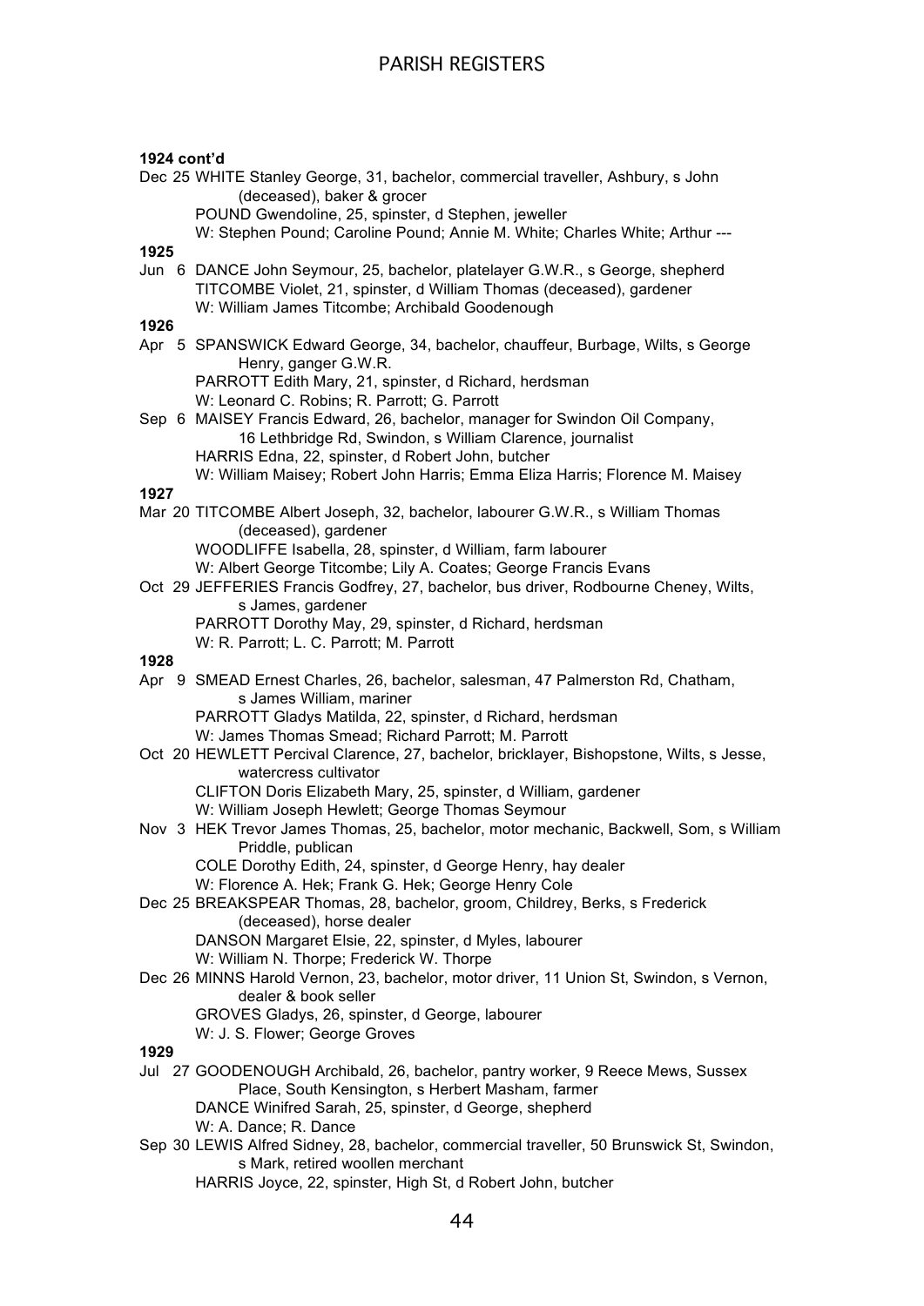**1924 cont'd**

Dec 25 WHITE Stanley George, 31, bachelor, commercial traveller, Ashbury, s John (deceased), baker & grocer
POUND Gwendoline, 25, spinster, d Stephen, jeweller
W: Stephen Pound; Caroline Pound; Annie M. White; Charles White; Arthur ---

**1925**

Jun 6 DANCE John Seymour, 25, bachelor, platelayer G.W.R., s George, shepherd
TITCOMBE Violet, 21, spinster, d William Thomas (deceased), gardener
W: William James Titcombe; Archibald Goodenough

**1926**

Apr 5 SPANSWICK Edward George, 34, bachelor, chauffeur, Burbage, Wilts, s George Henry, ganger G.W.R.
PARROTT Edith Mary, 21, spinster, d Richard, herdsman
W: Leonard C. Robins; R. Parrott; G. Parrott

Sep 6 MAISEY Francis Edward, 26, bachelor, manager for Swindon Oil Company, 16 Lethbridge Rd, Swindon, s William Clarence, journalist
HARRIS Edna, 22, spinster, d Robert John, butcher
W: William Maisey; Robert John Harris; Emma Eliza Harris; Florence M. Maisey

**1927**

Mar 20 TITCOMBE Albert Joseph, 32, bachelor, labourer G.W.R., s William Thomas (deceased), gardener
WOODLIFFE Isabella, 28, spinster, d William, farm labourer
W: Albert George Titcombe; Lily A. Coates; George Francis Evans

Oct 29 JEFFERIES Francis Godfrey, 27, bachelor, bus driver, Rodbourne Cheney, Wilts, s James, gardener
PARROTT Dorothy May, 29, spinster, d Richard, herdsman
W: R. Parrott; L. C. Parrott; M. Parrott

**1928**

Apr 9 SMEAD Ernest Charles, 26, bachelor, salesman, 47 Palmerston Rd, Chatham, s James William, mariner
PARROTT Gladys Matilda, 22, spinster, d Richard, herdsman
W: James Thomas Smead; Richard Parrott; M. Parrott

Oct 20 HEWLETT Percival Clarence, 27, bachelor, bricklayer, Bishopstone, Wilts, s Jesse, watercress cultivator
CLIFTON Doris Elizabeth Mary, 25, spinster, d William, gardener
W: William Joseph Hewlett; George Thomas Seymour

Nov 3 HEK Trevor James Thomas, 25, bachelor, motor mechanic, Backwell, Som, s William Priddle, publican
COLE Dorothy Edith, 24, spinster, d George Henry, hay dealer
W: Florence A. Hek; Frank G. Hek; George Henry Cole

Dec 25 BREAKSPEAR Thomas, 28, bachelor, groom, Childrey, Berks, s Frederick (deceased), horse dealer
DANSON Margaret Elsie, 22, spinster, d Myles, labourer
W: William N. Thorpe; Frederick W. Thorpe

Dec 26 MINNS Harold Vernon, 23, bachelor, motor driver, 11 Union St, Swindon, s Vernon, dealer & book seller
GROVES Gladys, 26, spinster, d George, labourer
W: J. S. Flower; George Groves

**1929**

Jul 27 GOODENOUGH Archibald, 26, bachelor, pantry worker, 9 Reece Mews, Sussex Place, South Kensington, s Herbert Masham, farmer
DANCE Winifred Sarah, 25, spinster, d George, shepherd
W: A. Dance; R. Dance

Sep 30 LEWIS Alfred Sidney, 28, bachelor, commercial traveller, 50 Brunswick St, Swindon, s Mark, retired woollen merchant
HARRIS Joyce, 22, spinster, High St, d Robert John, butcher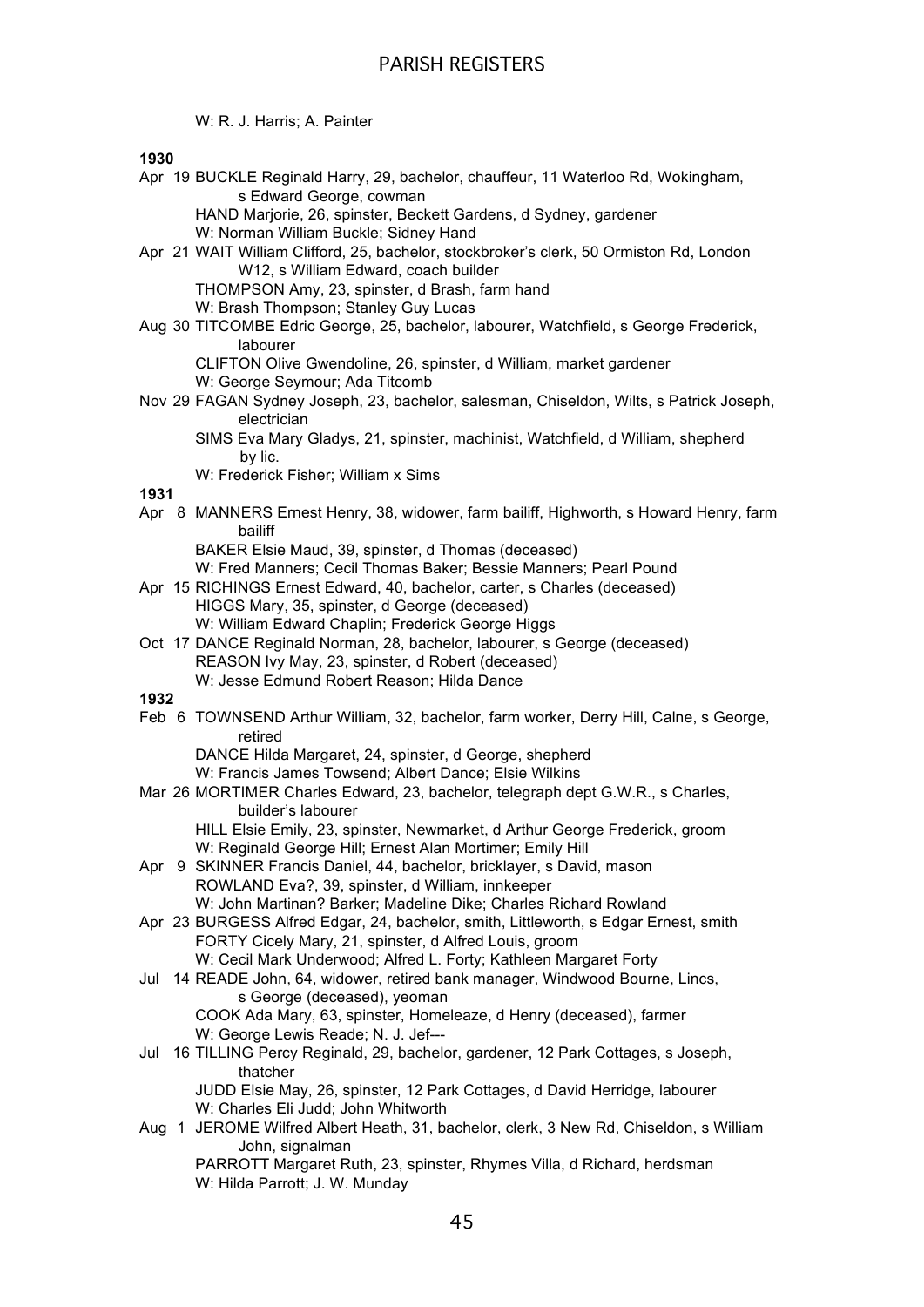W: R. J. Harris; A. Painter

**1930**

Apr 19 BUCKLE Reginald Harry, 29, bachelor, chauffeur, 11 Waterloo Rd, Wokingham, s Edward George, cowman
HAND Marjorie, 26, spinster, Beckett Gardens, d Sydney, gardener
W: Norman William Buckle; Sidney Hand

Apr 21 WAIT William Clifford, 25, bachelor, stockbroker's clerk, 50 Ormiston Rd, London W12, s William Edward, coach builder
THOMPSON Amy, 23, spinster, d Brash, farm hand
W: Brash Thompson; Stanley Guy Lucas

Aug 30 TITCOMBE Edric George, 25, bachelor, labourer, Watchfield, s George Frederick, labourer
CLIFTON Olive Gwendoline, 26, spinster, d William, market gardener
W: George Seymour; Ada Titcomb

Nov 29 FAGAN Sydney Joseph, 23, bachelor, salesman, Chiseldon, Wilts, s Patrick Joseph, electrician
SIMS Eva Mary Gladys, 21, spinster, machinist, Watchfield, d William, shepherd by lic.
W: Frederick Fisher; William x Sims

**1931**

Apr 8 MANNERS Ernest Henry, 38, widower, farm bailiff, Highworth, s Howard Henry, farm bailiff
BAKER Elsie Maud, 39, spinster, d Thomas (deceased)
W: Fred Manners; Cecil Thomas Baker; Bessie Manners; Pearl Pound

Apr 15 RICHINGS Ernest Edward, 40, bachelor, carter, s Charles (deceased)
HIGGS Mary, 35, spinster, d George (deceased)
W: William Edward Chaplin; Frederick George Higgs

Oct 17 DANCE Reginald Norman, 28, bachelor, labourer, s George (deceased)
REASON Ivy May, 23, spinster, d Robert (deceased)
W: Jesse Edmund Robert Reason; Hilda Dance

**1932**

Feb 6 TOWNSEND Arthur William, 32, bachelor, farm worker, Derry Hill, Calne, s George, retired
DANCE Hilda Margaret, 24, spinster, d George, shepherd
W: Francis James Towsend; Albert Dance; Elsie Wilkins

Mar 26 MORTIMER Charles Edward, 23, bachelor, telegraph dept G.W.R., s Charles, builder's labourer
HILL Elsie Emily, 23, spinster, Newmarket, d Arthur George Frederick, groom
W: Reginald George Hill; Ernest Alan Mortimer; Emily Hill

Apr 9 SKINNER Francis Daniel, 44, bachelor, bricklayer, s David, mason
ROWLAND Eva?, 39, spinster, d William, innkeeper
W: John Martinan? Barker; Madeline Dike; Charles Richard Rowland

Apr 23 BURGESS Alfred Edgar, 24, bachelor, smith, Littleworth, s Edgar Ernest, smith
FORTY Cicely Mary, 21, spinster, d Alfred Louis, groom
W: Cecil Mark Underwood; Alfred L. Forty; Kathleen Margaret Forty

Jul 14 READE John, 64, widower, retired bank manager, Windwood Bourne, Lincs, s George (deceased), yeoman
COOK Ada Mary, 63, spinster, Homeleaze, d Henry (deceased), farmer
W: George Lewis Reade; N. J. Jef---

Jul 16 TILLING Percy Reginald, 29, bachelor, gardener, 12 Park Cottages, s Joseph, thatcher
JUDD Elsie May, 26, spinster, 12 Park Cottages, d David Herridge, labourer
W: Charles Eli Judd; John Whitworth

Aug 1 JEROME Wilfred Albert Heath, 31, bachelor, clerk, 3 New Rd, Chiseldon, s William John, signalman
PARROTT Margaret Ruth, 23, spinster, Rhymes Villa, d Richard, herdsman
W: Hilda Parrott; J. W. Munday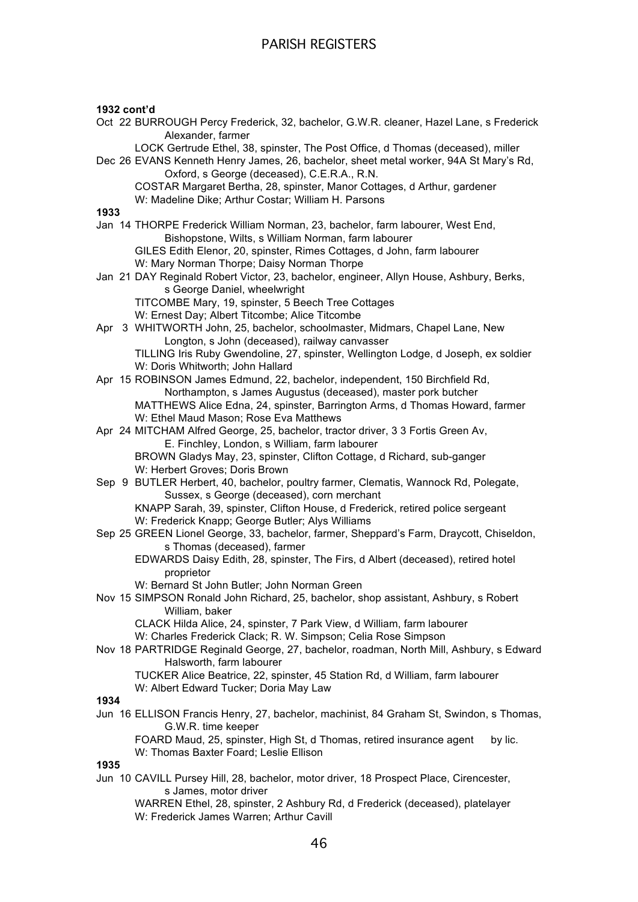**1932 cont'd**

Oct 22 BURROUGH Percy Frederick, 32, bachelor, G.W.R. cleaner, Hazel Lane, s Frederick Alexander, farmer
LOCK Gertrude Ethel, 38, spinster, The Post Office, d Thomas (deceased), miller

Dec 26 EVANS Kenneth Henry James, 26, bachelor, sheet metal worker, 94A St Mary's Rd, Oxford, s George (deceased), C.E.R.A., R.N.
COSTAR Margaret Bertha, 28, spinster, Manor Cottages, d Arthur, gardener
W: Madeline Dike; Arthur Costar; William H. Parsons

**1933**

Jan 14 THORPE Frederick William Norman, 23, bachelor, farm labourer, West End, Bishopstone, Wilts, s William Norman, farm labourer
GILES Edith Elenor, 20, spinster, Rimes Cottages, d John, farm labourer
W: Mary Norman Thorpe; Daisy Norman Thorpe

Jan 21 DAY Reginald Robert Victor, 23, bachelor, engineer, Allyn House, Ashbury, Berks, s George Daniel, wheelwright
TITCOMBE Mary, 19, spinster, 5 Beech Tree Cottages
W: Ernest Day; Albert Titcombe; Alice Titcombe

Apr 3 WHITWORTH John, 25, bachelor, schoolmaster, Midmars, Chapel Lane, New Longton, s John (deceased), railway canvasser
TILLING Iris Ruby Gwendoline, 27, spinster, Wellington Lodge, d Joseph, ex soldier
W: Doris Whitworth; John Hallard

Apr 15 ROBINSON James Edmund, 22, bachelor, independent, 150 Birchfield Rd, Northampton, s James Augustus (deceased), master pork butcher
MATTHEWS Alice Edna, 24, spinster, Barrington Arms, d Thomas Howard, farmer
W: Ethel Maud Mason; Rose Eva Matthews

Apr 24 MITCHAM Alfred George, 25, bachelor, tractor driver, 3 3 Fortis Green Av, E. Finchley, London, s William, farm labourer
BROWN Gladys May, 23, spinster, Clifton Cottage, d Richard, sub-ganger
W: Herbert Groves; Doris Brown

Sep 9 BUTLER Herbert, 40, bachelor, poultry farmer, Clematis, Wannock Rd, Polegate, Sussex, s George (deceased), corn merchant
KNAPP Sarah, 39, spinster, Clifton House, d Frederick, retired police sergeant
W: Frederick Knapp; George Butler; Alys Williams

Sep 25 GREEN Lionel George, 33, bachelor, farmer, Sheppard's Farm, Draycott, Chiseldon, s Thomas (deceased), farmer
EDWARDS Daisy Edith, 28, spinster, The Firs, d Albert (deceased), retired hotel proprietor
W: Bernard St John Butler; John Norman Green

Nov 15 SIMPSON Ronald John Richard, 25, bachelor, shop assistant, Ashbury, s Robert William, baker
CLACK Hilda Alice, 24, spinster, 7 Park View, d William, farm labourer
W: Charles Frederick Clack; R. W. Simpson; Celia Rose Simpson

Nov 18 PARTRIDGE Reginald George, 27, bachelor, roadman, North Mill, Ashbury, s Edward Halsworth, farm labourer
TUCKER Alice Beatrice, 22, spinster, 45 Station Rd, d William, farm labourer
W: Albert Edward Tucker; Doria May Law

**1934**

Jun 16 ELLISON Francis Henry, 27, bachelor, machinist, 84 Graham St, Swindon, s Thomas, G.W.R. time keeper
FOARD Maud, 25, spinster, High St, d Thomas, retired insurance agent by lic.
W: Thomas Baxter Foard; Leslie Ellison

**1935**

Jun 10 CAVILL Pursey Hill, 28, bachelor, motor driver, 18 Prospect Place, Cirencester, s James, motor driver
WARREN Ethel, 28, spinster, 2 Ashbury Rd, d Frederick (deceased), platelayer
W: Frederick James Warren; Arthur Cavill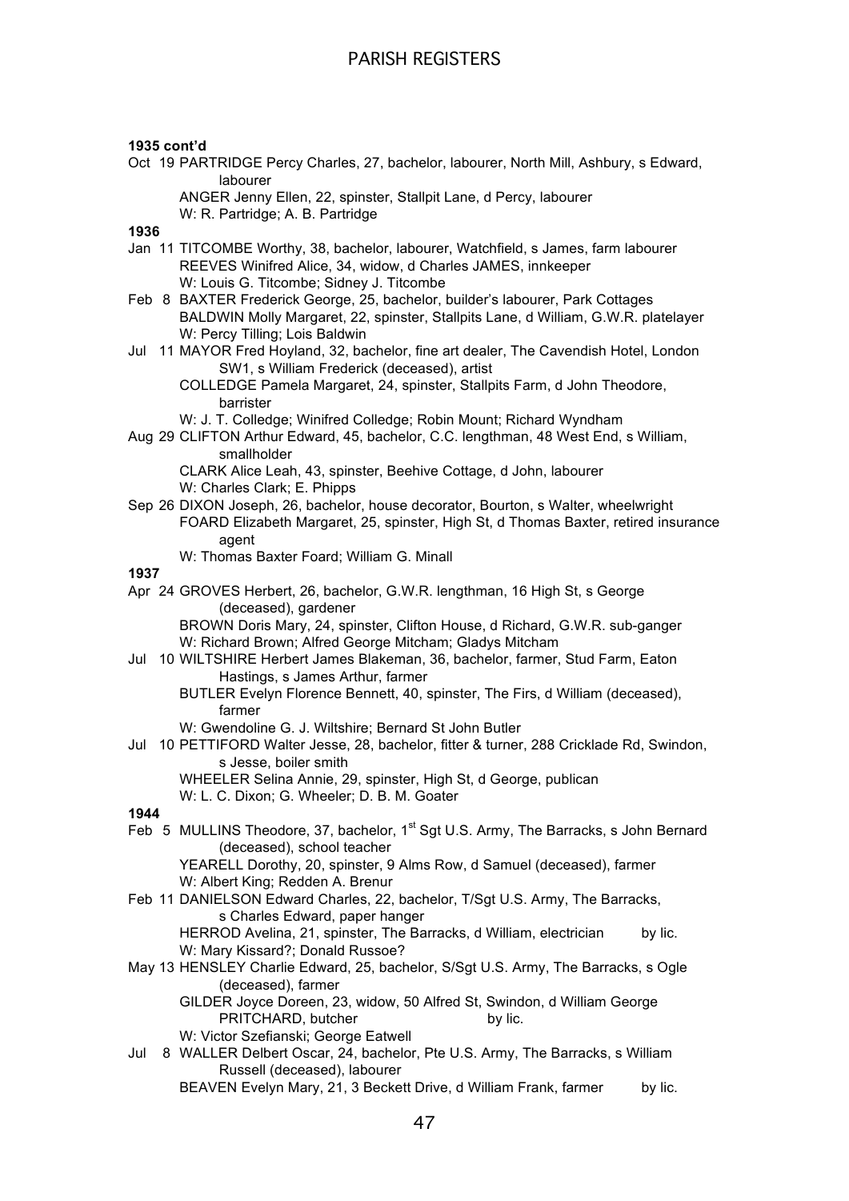**1935 cont'd**

Oct 19 PARTRIDGE Percy Charles, 27, bachelor, labourer, North Mill, Ashbury, s Edward, labourer
ANGER Jenny Ellen, 22, spinster, Stallpit Lane, d Percy, labourer
W: R. Partridge; A. B. Partridge

**1936**

Jan 11 TITCOMBE Worthy, 38, bachelor, labourer, Watchfield, s James, farm labourer
REEVES Winifred Alice, 34, widow, d Charles JAMES, innkeeper
W: Louis G. Titcombe; Sidney J. Titcombe

Feb 8 BAXTER Frederick George, 25, bachelor, builder's labourer, Park Cottages
BALDWIN Molly Margaret, 22, spinster, Stallpits Lane, d William, G.W.R. platelayer
W: Percy Tilling; Lois Baldwin

Jul 11 MAYOR Fred Hoyland, 32, bachelor, fine art dealer, The Cavendish Hotel, London SW1, s William Frederick (deceased), artist
COLLEDGE Pamela Margaret, 24, spinster, Stallpits Farm, d John Theodore, barrister
W: J. T. Colledge; Winifred Colledge; Robin Mount; Richard Wyndham

Aug 29 CLIFTON Arthur Edward, 45, bachelor, C.C. lengthman, 48 West End, s William, smallholder
CLARK Alice Leah, 43, spinster, Beehive Cottage, d John, labourer
W: Charles Clark; E. Phipps

Sep 26 DIXON Joseph, 26, bachelor, house decorator, Bourton, s Walter, wheelwright
FOARD Elizabeth Margaret, 25, spinster, High St, d Thomas Baxter, retired insurance agent
W: Thomas Baxter Foard; William G. Minall

**1937**

Apr 24 GROVES Herbert, 26, bachelor, G.W.R. lengthman, 16 High St, s George (deceased), gardener
BROWN Doris Mary, 24, spinster, Clifton House, d Richard, G.W.R. sub-ganger
W: Richard Brown; Alfred George Mitcham; Gladys Mitcham

Jul 10 WILTSHIRE Herbert James Blakeman, 36, bachelor, farmer, Stud Farm, Eaton Hastings, s James Arthur, farmer
BUTLER Evelyn Florence Bennett, 40, spinster, The Firs, d William (deceased), farmer
W: Gwendoline G. J. Wiltshire; Bernard St John Butler

Jul 10 PETTIFORD Walter Jesse, 28, bachelor, fitter & turner, 288 Cricklade Rd, Swindon, s Jesse, boiler smith
WHEELER Selina Annie, 29, spinster, High St, d George, publican
W: L. C. Dixon; G. Wheeler; D. B. M. Goater

**1944**

Feb 5 MULLINS Theodore, 37, bachelor, 1st Sgt U.S. Army, The Barracks, s John Bernard (deceased), school teacher
YEARELL Dorothy, 20, spinster, 9 Alms Row, d Samuel (deceased), farmer
W: Albert King; Redden A. Brenur

Feb 11 DANIELSON Edward Charles, 22, bachelor, T/Sgt U.S. Army, The Barracks, s Charles Edward, paper hanger
HERROD Avelina, 21, spinster, The Barracks, d William, electrician by lic.
W: Mary Kissard?; Donald Russoe?

May 13 HENSLEY Charlie Edward, 25, bachelor, S/Sgt U.S. Army, The Barracks, s Ogle (deceased), farmer
GILDER Joyce Doreen, 23, widow, 50 Alfred St, Swindon, d William George PRITCHARD, butcher by lic.
W: Victor Szefianski; George Eatwell

Jul 8 WALLER Delbert Oscar, 24, bachelor, Pte U.S. Army, The Barracks, s William Russell (deceased), labourer
BEAVEN Evelyn Mary, 21, 3 Beckett Drive, d William Frank, farmer by lic.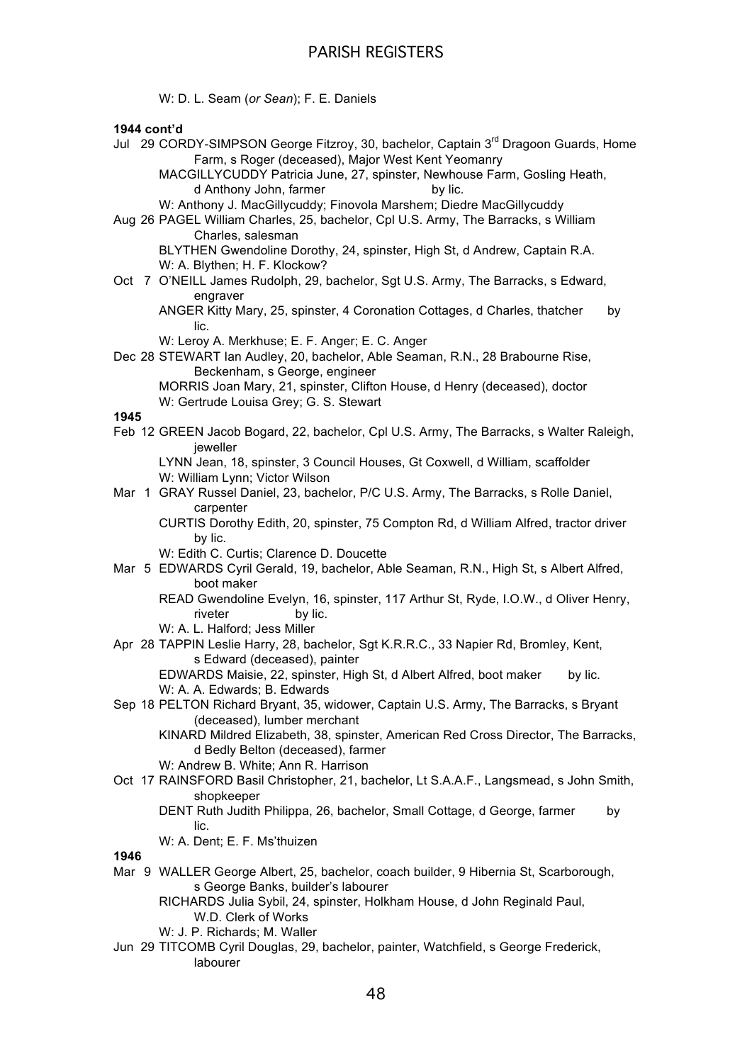W: D. L. Seam (*or Sean*); F. E. Daniels

**1944 cont'd**

Jul 29 CORDY-SIMPSON George Fitzroy, 30, bachelor, Captain 3rd Dragoon Guards, Home Farm, s Roger (deceased), Major West Kent Yeomanry
MACGILLYCUDDY Patricia June, 27, spinster, Newhouse Farm, Gosling Heath, d Anthony John, farmer by lic.
W: Anthony J. MacGillycuddy; Finovola Marshem; Diedre MacGillycuddy

Aug 26 PAGEL William Charles, 25, bachelor, Cpl U.S. Army, The Barracks, s William Charles, salesman
BLYTHEN Gwendoline Dorothy, 24, spinster, High St, d Andrew, Captain R.A.
W: A. Blythen; H. F. Klockow?

Oct 7 O'NEILL James Rudolph, 29, bachelor, Sgt U.S. Army, The Barracks, s Edward, engraver
ANGER Kitty Mary, 25, spinster, 4 Coronation Cottages, d Charles, thatcher by lic.
W: Leroy A. Merkhuse; E. F. Anger; E. C. Anger

Dec 28 STEWART Ian Audley, 20, bachelor, Able Seaman, R.N., 28 Brabourne Rise, Beckenham, s George, engineer
MORRIS Joan Mary, 21, spinster, Clifton House, d Henry (deceased), doctor
W: Gertrude Louisa Grey; G. S. Stewart

**1945**

Feb 12 GREEN Jacob Bogard, 22, bachelor, Cpl U.S. Army, The Barracks, s Walter Raleigh, jeweller
LYNN Jean, 18, spinster, 3 Council Houses, Gt Coxwell, d William, scaffolder
W: William Lynn; Victor Wilson

Mar 1 GRAY Russel Daniel, 23, bachelor, P/C U.S. Army, The Barracks, s Rolle Daniel, carpenter
CURTIS Dorothy Edith, 20, spinster, 75 Compton Rd, d William Alfred, tractor driver by lic.
W: Edith C. Curtis; Clarence D. Doucette

Mar 5 EDWARDS Cyril Gerald, 19, bachelor, Able Seaman, R.N., High St, s Albert Alfred, boot maker
READ Gwendoline Evelyn, 16, spinster, 117 Arthur St, Ryde, I.O.W., d Oliver Henry, riveter by lic.
W: A. L. Halford; Jess Miller

Apr 28 TAPPIN Leslie Harry, 28, bachelor, Sgt K.R.R.C., 33 Napier Rd, Bromley, Kent, s Edward (deceased), painter
EDWARDS Maisie, 22, spinster, High St, d Albert Alfred, boot maker by lic.
W: A. A. Edwards; B. Edwards

Sep 18 PELTON Richard Bryant, 35, widower, Captain U.S. Army, The Barracks, s Bryant (deceased), lumber merchant
KINARD Mildred Elizabeth, 38, spinster, American Red Cross Director, The Barracks, d Bedly Belton (deceased), farmer
W: Andrew B. White; Ann R. Harrison

Oct 17 RAINSFORD Basil Christopher, 21, bachelor, Lt S.A.A.F., Langsmead, s John Smith, shopkeeper
DENT Ruth Judith Philippa, 26, bachelor, Small Cottage, d George, farmer by lic.
W: A. Dent; E. F. Ms'thuizen

**1946**

Mar 9 WALLER George Albert, 25, bachelor, coach builder, 9 Hibernia St, Scarborough, s George Banks, builder's labourer
RICHARDS Julia Sybil, 24, spinster, Holkham House, d John Reginald Paul, W.D. Clerk of Works
W: J. P. Richards; M. Waller

Jun 29 TITCOMB Cyril Douglas, 29, bachelor, painter, Watchfield, s George Frederick, labourer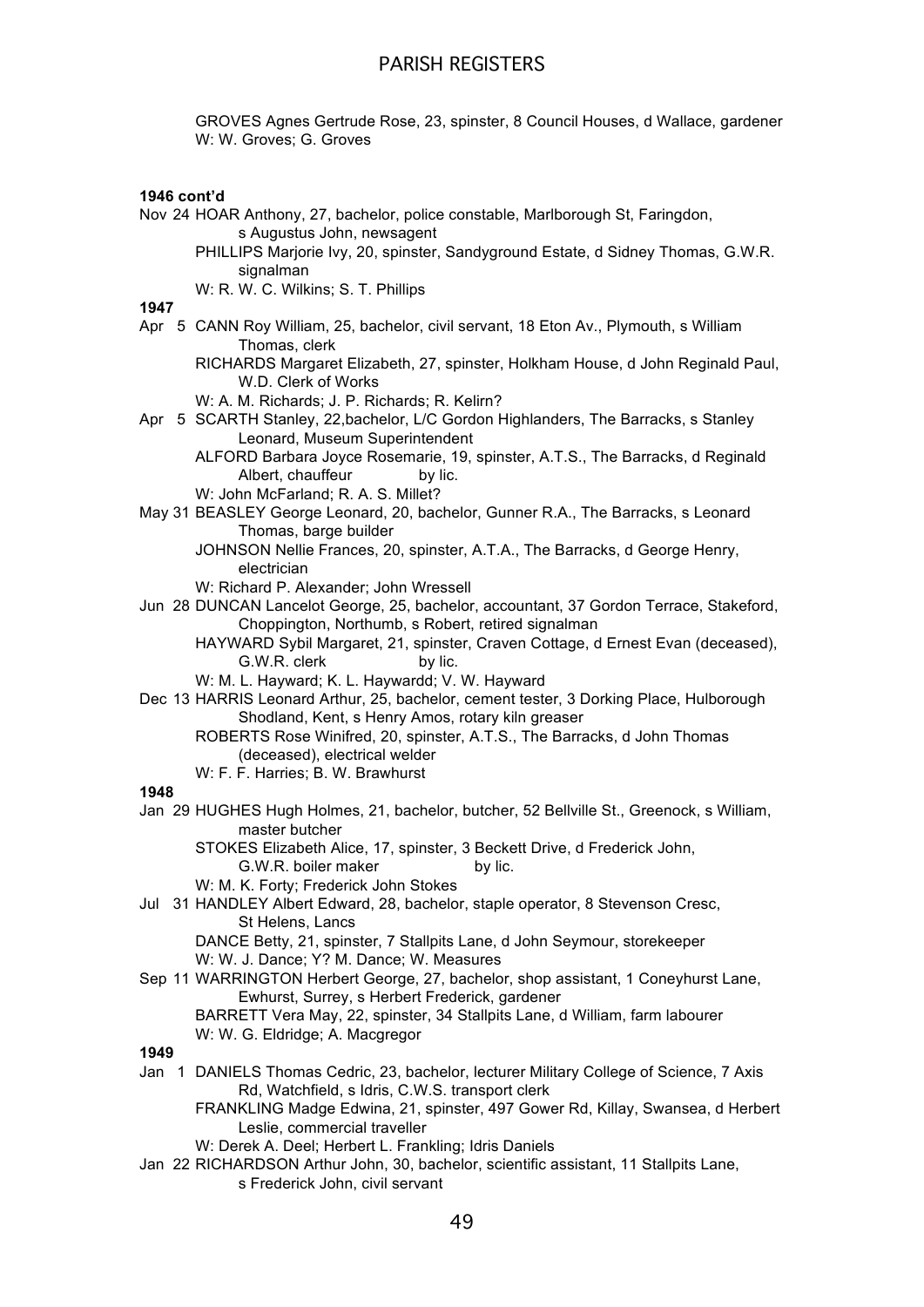GROVES Agnes Gertrude Rose, 23, spinster, 8 Council Houses, d Wallace, gardener
W: W. Groves; G. Groves

**1946 cont'd**

Nov 24 HOAR Anthony, 27, bachelor, police constable, Marlborough St, Faringdon, s Augustus John, newsagent
PHILLIPS Marjorie Ivy, 20, spinster, Sandyground Estate, d Sidney Thomas, G.W.R. signalman
W: R. W. C. Wilkins; S. T. Phillips

**1947**

Apr 5 CANN Roy William, 25, bachelor, civil servant, 18 Eton Av., Plymouth, s William Thomas, clerk
RICHARDS Margaret Elizabeth, 27, spinster, Holkham House, d John Reginald Paul, W.D. Clerk of Works
W: A. M. Richards; J. P. Richards; R. Kelirn?

Apr 5 SCARTH Stanley, 22,bachelor, L/C Gordon Highlanders, The Barracks, s Stanley Leonard, Museum Superintendent
ALFORD Barbara Joyce Rosemarie, 19, spinster, A.T.S., The Barracks, d Reginald Albert, chauffeur by lic.
W: John McFarland; R. A. S. Millet?

May 31 BEASLEY George Leonard, 20, bachelor, Gunner R.A., The Barracks, s Leonard Thomas, barge builder
JOHNSON Nellie Frances, 20, spinster, A.T.A., The Barracks, d George Henry, electrician
W: Richard P. Alexander; John Wressell

Jun 28 DUNCAN Lancelot George, 25, bachelor, accountant, 37 Gordon Terrace, Stakeford, Choppington, Northumb, s Robert, retired signalman
HAYWARD Sybil Margaret, 21, spinster, Craven Cottage, d Ernest Evan (deceased), G.W.R. clerk by lic.
W: M. L. Hayward; K. L. Haywardd; V. W. Hayward

Dec 13 HARRIS Leonard Arthur, 25, bachelor, cement tester, 3 Dorking Place, Hulborough Shodland, Kent, s Henry Amos, rotary kiln greaser
ROBERTS Rose Winifred, 20, spinster, A.T.S., The Barracks, d John Thomas (deceased), electrical welder
W: F. F. Harries; B. W. Brawhurst

**1948**

Jan 29 HUGHES Hugh Holmes, 21, bachelor, butcher, 52 Bellville St., Greenock, s William, master butcher
STOKES Elizabeth Alice, 17, spinster, 3 Beckett Drive, d Frederick John, G.W.R. boiler maker by lic.
W: M. K. Forty; Frederick John Stokes

Jul 31 HANDLEY Albert Edward, 28, bachelor, staple operator, 8 Stevenson Cresc, St Helens, Lancs
DANCE Betty, 21, spinster, 7 Stallpits Lane, d John Seymour, storekeeper
W: W. J. Dance; Y? M. Dance; W. Measures

Sep 11 WARRINGTON Herbert George, 27, bachelor, shop assistant, 1 Coneyhurst Lane, Ewhurst, Surrey, s Herbert Frederick, gardener
BARRETT Vera May, 22, spinster, 34 Stallpits Lane, d William, farm labourer
W: W. G. Eldridge; A. Macgregor

**1949**

Jan 1 DANIELS Thomas Cedric, 23, bachelor, lecturer Military College of Science, 7 Axis Rd, Watchfield, s Idris, C.W.S. transport clerk
FRANKLING Madge Edwina, 21, spinster, 497 Gower Rd, Killay, Swansea, d Herbert Leslie, commercial traveller
W: Derek A. Deel; Herbert L. Frankling; Idris Daniels

Jan 22 RICHARDSON Arthur John, 30, bachelor, scientific assistant, 11 Stallpits Lane, s Frederick John, civil servant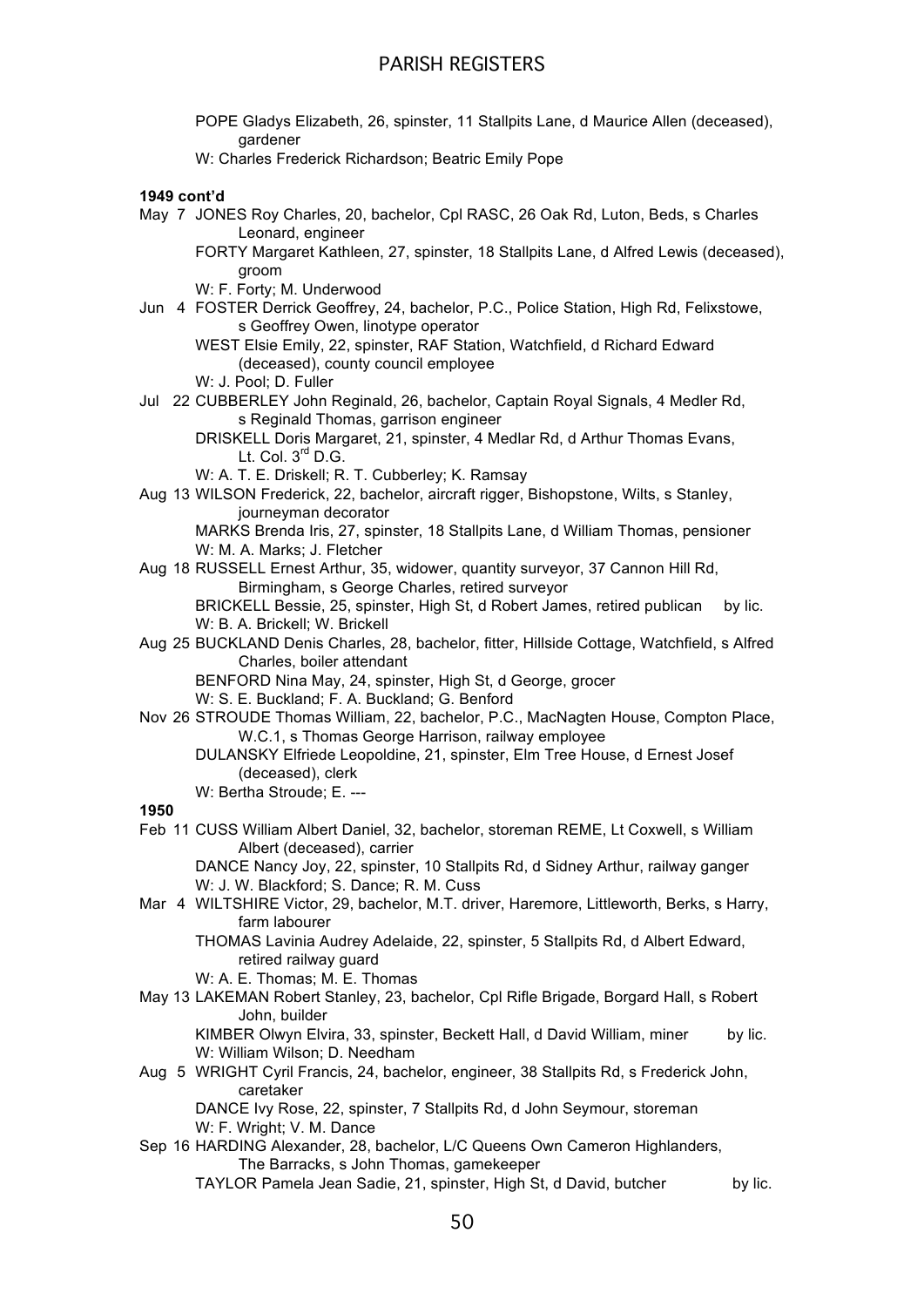POPE Gladys Elizabeth, 26, spinster, 11 Stallpits Lane, d Maurice Allen (deceased), gardener
W: Charles Frederick Richardson; Beatric Emily Pope

**1949 cont'd**

May 7 JONES Roy Charles, 20, bachelor, Cpl RASC, 26 Oak Rd, Luton, Beds, s Charles Leonard, engineer
FORTY Margaret Kathleen, 27, spinster, 18 Stallpits Lane, d Alfred Lewis (deceased), groom
W: F. Forty; M. Underwood

Jun 4 FOSTER Derrick Geoffrey, 24, bachelor, P.C., Police Station, High Rd, Felixstowe, s Geoffrey Owen, linotype operator
WEST Elsie Emily, 22, spinster, RAF Station, Watchfield, d Richard Edward (deceased), county council employee
W: J. Pool; D. Fuller

Jul 22 CUBBERLEY John Reginald, 26, bachelor, Captain Royal Signals, 4 Medler Rd, s Reginald Thomas, garrison engineer
DRISKELL Doris Margaret, 21, spinster, 4 Medlar Rd, d Arthur Thomas Evans, Lt. Col. 3rd D.G.
W: A. T. E. Driskell; R. T. Cubberley; K. Ramsay

Aug 13 WILSON Frederick, 22, bachelor, aircraft rigger, Bishopstone, Wilts, s Stanley, journeyman decorator
MARKS Brenda Iris, 27, spinster, 18 Stallpits Lane, d William Thomas, pensioner
W: M. A. Marks; J. Fletcher

Aug 18 RUSSELL Ernest Arthur, 35, widower, quantity surveyor, 37 Cannon Hill Rd, Birmingham, s George Charles, retired surveyor
BRICKELL Bessie, 25, spinster, High St, d Robert James, retired publican by lic.
W: B. A. Brickell; W. Brickell

Aug 25 BUCKLAND Denis Charles, 28, bachelor, fitter, Hillside Cottage, Watchfield, s Alfred Charles, boiler attendant
BENFORD Nina May, 24, spinster, High St, d George, grocer
W: S. E. Buckland; F. A. Buckland; G. Benford

Nov 26 STROUDE Thomas William, 22, bachelor, P.C., MacNagten House, Compton Place, W.C.1, s Thomas George Harrison, railway employee
DULANSKY Elfriede Leopoldine, 21, spinster, Elm Tree House, d Ernest Josef (deceased), clerk
W: Bertha Stroude; E. ---

**1950**

Feb 11 CUSS William Albert Daniel, 32, bachelor, storeman REME, Lt Coxwell, s William Albert (deceased), carrier
DANCE Nancy Joy, 22, spinster, 10 Stallpits Rd, d Sidney Arthur, railway ganger
W: J. W. Blackford; S. Dance; R. M. Cuss

Mar 4 WILTSHIRE Victor, 29, bachelor, M.T. driver, Haremore, Littleworth, Berks, s Harry, farm labourer
THOMAS Lavinia Audrey Adelaide, 22, spinster, 5 Stallpits Rd, d Albert Edward, retired railway guard
W: A. E. Thomas; M. E. Thomas

May 13 LAKEMAN Robert Stanley, 23, bachelor, Cpl Rifle Brigade, Borgard Hall, s Robert John, builder
KIMBER Olwyn Elvira, 33, spinster, Beckett Hall, d David William, miner by lic.
W: William Wilson; D. Needham

Aug 5 WRIGHT Cyril Francis, 24, bachelor, engineer, 38 Stallpits Rd, s Frederick John, caretaker
DANCE Ivy Rose, 22, spinster, 7 Stallpits Rd, d John Seymour, storeman
W: F. Wright; V. M. Dance

Sep 16 HARDING Alexander, 28, bachelor, L/C Queens Own Cameron Highlanders, The Barracks, s John Thomas, gamekeeper
TAYLOR Pamela Jean Sadie, 21, spinster, High St, d David, butcher by lic.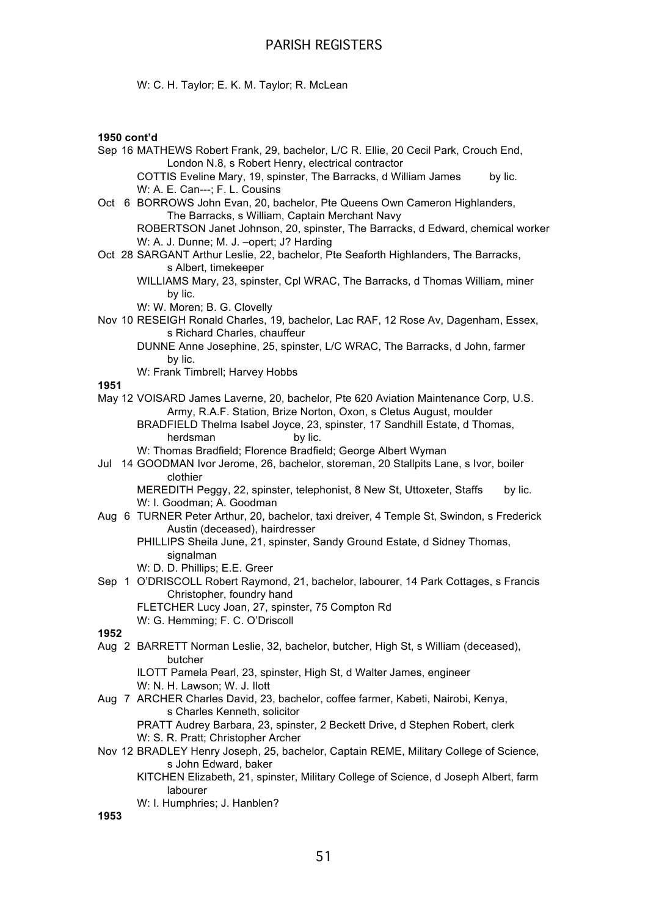W: C. H. Taylor; E. K. M. Taylor; R. McLean

**1950 cont'd**

Sep 16 MATHEWS Robert Frank, 29, bachelor, L/C R. Ellie, 20 Cecil Park, Crouch End, London N.8, s Robert Henry, electrical contractor
COTTIS Eveline Mary, 19, spinster, The Barracks, d William James by lic.
W: A. E. Can---; F. L. Cousins

Oct 6 BORROWS John Evan, 20, bachelor, Pte Queens Own Cameron Highlanders, The Barracks, s William, Captain Merchant Navy
ROBERTSON Janet Johnson, 20, spinster, The Barracks, d Edward, chemical worker
W: A. J. Dunne; M. J. –opert; J? Harding

Oct 28 SARGANT Arthur Leslie, 22, bachelor, Pte Seaforth Highlanders, The Barracks, s Albert, timekeeper
WILLIAMS Mary, 23, spinster, Cpl WRAC, The Barracks, d Thomas William, miner by lic.
W: W. Moren; B. G. Clovelly

Nov 10 RESEIGH Ronald Charles, 19, bachelor, Lac RAF, 12 Rose Av, Dagenham, Essex, s Richard Charles, chauffeur
DUNNE Anne Josephine, 25, spinster, L/C WRAC, The Barracks, d John, farmer by lic.
W: Frank Timbrell; Harvey Hobbs

**1951**

May 12 VOISARD James Laverne, 20, bachelor, Pte 620 Aviation Maintenance Corp, U.S. Army, R.A.F. Station, Brize Norton, Oxon, s Cletus August, moulder
BRADFIELD Thelma Isabel Joyce, 23, spinster, 17 Sandhill Estate, d Thomas, herdsman by lic.
W: Thomas Bradfield; Florence Bradfield; George Albert Wyman

Jul 14 GOODMAN Ivor Jerome, 26, bachelor, storeman, 20 Stallpits Lane, s Ivor, boiler clothier
MEREDITH Peggy, 22, spinster, telephonist, 8 New St, Uttoxeter, Staffs by lic.
W: I. Goodman; A. Goodman

Aug 6 TURNER Peter Arthur, 20, bachelor, taxi dreiver, 4 Temple St, Swindon, s Frederick Austin (deceased), hairdresser
PHILLIPS Sheila June, 21, spinster, Sandy Ground Estate, d Sidney Thomas, signalman
W: D. D. Phillips; E.E. Greer

Sep 1 O'DRISCOLL Robert Raymond, 21, bachelor, labourer, 14 Park Cottages, s Francis Christopher, foundry hand
FLETCHER Lucy Joan, 27, spinster, 75 Compton Rd
W: G. Hemming; F. C. O'Driscoll

**1952**

Aug 2 BARRETT Norman Leslie, 32, bachelor, butcher, High St, s William (deceased), butcher
ILOTT Pamela Pearl, 23, spinster, High St, d Walter James, engineer
W: N. H. Lawson; W. J. Ilott

Aug 7 ARCHER Charles David, 23, bachelor, coffee farmer, Kabeti, Nairobi, Kenya, s Charles Kenneth, solicitor
PRATT Audrey Barbara, 23, spinster, 2 Beckett Drive, d Stephen Robert, clerk
W: S. R. Pratt; Christopher Archer

Nov 12 BRADLEY Henry Joseph, 25, bachelor, Captain REME, Military College of Science, s John Edward, baker
KITCHEN Elizabeth, 21, spinster, Military College of Science, d Joseph Albert, farm labourer
W: I. Humphries; J. Hanblen?

**1953**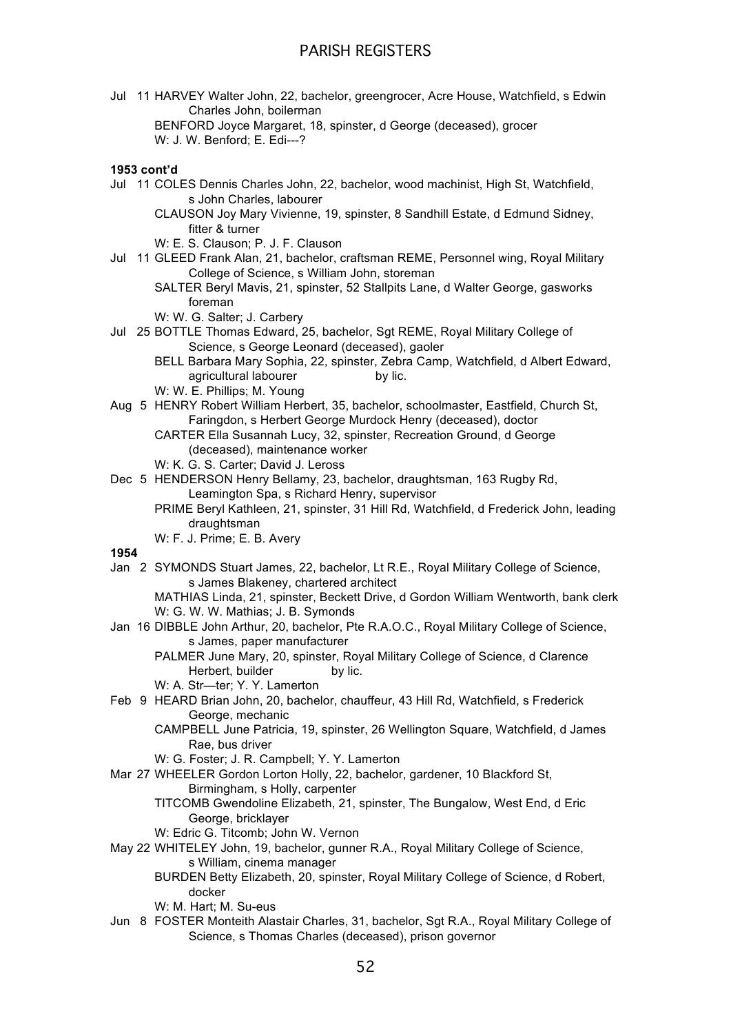Jul 11 HARVEY Walter John, 22, bachelor, greengrocer, Acre House, Watchfield, s Edwin Charles John, boilerman
BENFORD Joyce Margaret, 18, spinster, d George (deceased), grocer
W: J. W. Benford; E. Edi---?

**1953 cont'd**

Jul 11 COLES Dennis Charles John, 22, bachelor, wood machinist, High St, Watchfield, s John Charles, labourer
CLAUSON Joy Mary Vivienne, 19, spinster, 8 Sandhill Estate, d Edmund Sidney, fitter & turner
W: E. S. Clauson; P. J. F. Clauson

Jul 11 GLEED Frank Alan, 21, bachelor, craftsman REME, Personnel wing, Royal Military College of Science, s William John, storeman
SALTER Beryl Mavis, 21, spinster, 52 Stallpits Lane, d Walter George, gasworks foreman
W: W. G. Salter; J. Carbery

Jul 25 BOTTLE Thomas Edward, 25, bachelor, Sgt REME, Royal Military College of Science, s George Leonard (deceased), gaoler
BELL Barbara Mary Sophia, 22, spinster, Zebra Camp, Watchfield, d Albert Edward, agricultural labourer by lic.
W: W. E. Phillips; M. Young

Aug 5 HENRY Robert William Herbert, 35, bachelor, schoolmaster, Eastfield, Church St, Faringdon, s Herbert George Murdock Henry (deceased), doctor
CARTER Ella Susannah Lucy, 32, spinster, Recreation Ground, d George (deceased), maintenance worker
W: K. G. S. Carter; David J. Leross

Dec 5 HENDERSON Henry Bellamy, 23, bachelor, draughtsman, 163 Rugby Rd, Leamington Spa, s Richard Henry, supervisor
PRIME Beryl Kathleen, 21, spinster, 31 Hill Rd, Watchfield, d Frederick John, leading draughtsman
W: F. J. Prime; E. B. Avery

**1954**

Jan 2 SYMONDS Stuart James, 22, bachelor, Lt R.E., Royal Military College of Science, s James Blakeney, chartered architect
MATHIAS Linda, 21, spinster, Beckett Drive, d Gordon William Wentworth, bank clerk
W: G. W. W. Mathias; J. B. Symonds

Jan 16 DIBBLE John Arthur, 20, bachelor, Pte R.A.O.C., Royal Military College of Science, s James, paper manufacturer
PALMER June Mary, 20, spinster, Royal Military College of Science, d Clarence Herbert, builder by lic.
W: A. Str—ter; Y. Y. Lamerton

Feb 9 HEARD Brian John, 20, bachelor, chauffeur, 43 Hill Rd, Watchfield, s Frederick George, mechanic
CAMPBELL June Patricia, 19, spinster, 26 Wellington Square, Watchfield, d James Rae, bus driver
W: G. Foster; J. R. Campbell; Y. Y. Lamerton

Mar 27 WHEELER Gordon Lorton Holly, 22, bachelor, gardener, 10 Blackford St, Birmingham, s Holly, carpenter
TITCOMB Gwendoline Elizabeth, 21, spinster, The Bungalow, West End, d Eric George, bricklayer
W: Edric G. Titcomb; John W. Vernon

May 22 WHITELEY John, 19, bachelor, gunner R.A., Royal Military College of Science, s William, cinema manager
BURDEN Betty Elizabeth, 20, spinster, Royal Military College of Science, d Robert, docker
W: M. Hart; M. Su-eus

Jun 8 FOSTER Monteith Alastair Charles, 31, bachelor, Sgt R.A., Royal Military College of Science, s Thomas Charles (deceased), prison governor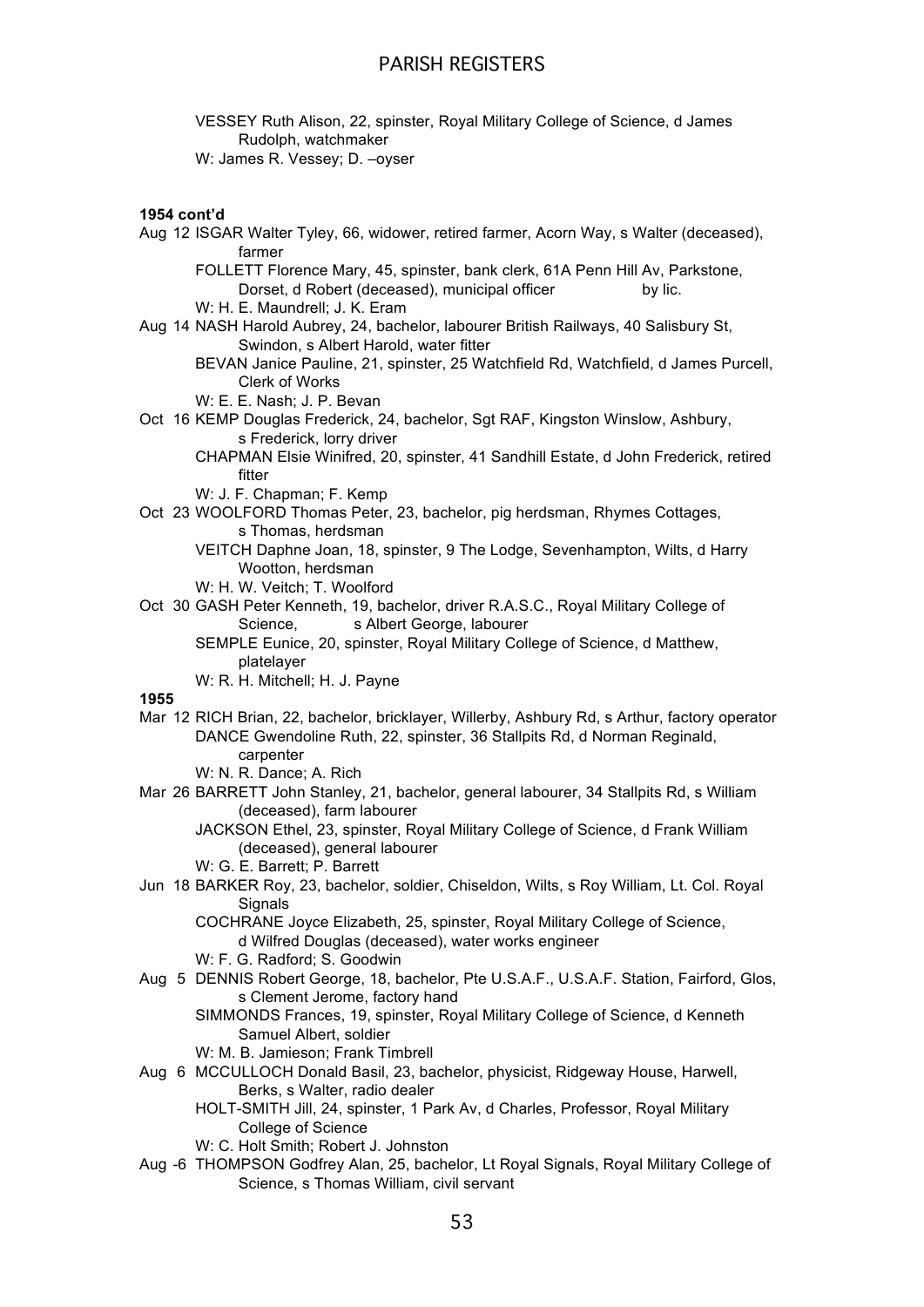VESSEY Ruth Alison, 22, spinster, Royal Military College of Science, d James Rudolph, watchmaker
W: James R. Vessey; D. –oyser

**1954 cont'd**

Aug 12 ISGAR Walter Tyley, 66, widower, retired farmer, Acorn Way, s Walter (deceased), farmer
FOLLETT Florence Mary, 45, spinster, bank clerk, 61A Penn Hill Av, Parkstone, Dorset, d Robert (deceased), municipal officer by lic.
W: H. E. Maundrell; J. K. Eram

Aug 14 NASH Harold Aubrey, 24, bachelor, labourer British Railways, 40 Salisbury St, Swindon, s Albert Harold, water fitter
BEVAN Janice Pauline, 21, spinster, 25 Watchfield Rd, Watchfield, d James Purcell, Clerk of Works
W: E. E. Nash; J. P. Bevan

Oct 16 KEMP Douglas Frederick, 24, bachelor, Sgt RAF, Kingston Winslow, Ashbury, s Frederick, lorry driver
CHAPMAN Elsie Winifred, 20, spinster, 41 Sandhill Estate, d John Frederick, retired fitter
W: J. F. Chapman; F. Kemp

Oct 23 WOOLFORD Thomas Peter, 23, bachelor, pig herdsman, Rhymes Cottages, s Thomas, herdsman
VEITCH Daphne Joan, 18, spinster, 9 The Lodge, Sevenhampton, Wilts, d Harry Wootton, herdsman
W: H. W. Veitch; T. Woolford

Oct 30 GASH Peter Kenneth, 19, bachelor, driver R.A.S.C., Royal Military College of Science, s Albert George, labourer
SEMPLE Eunice, 20, spinster, Royal Military College of Science, d Matthew, platelayer
W: R. H. Mitchell; H. J. Payne

**1955**

Mar 12 RICH Brian, 22, bachelor, bricklayer, Willerby, Ashbury Rd, s Arthur, factory operator
DANCE Gwendoline Ruth, 22, spinster, 36 Stallpits Rd, d Norman Reginald, carpenter
W: N. R. Dance; A. Rich

Mar 26 BARRETT John Stanley, 21, bachelor, general labourer, 34 Stallpits Rd, s William (deceased), farm labourer
JACKSON Ethel, 23, spinster, Royal Military College of Science, d Frank William (deceased), general labourer
W: G. E. Barrett; P. Barrett

Jun 18 BARKER Roy, 23, bachelor, soldier, Chiseldon, Wilts, s Roy William, Lt. Col. Royal Signals
COCHRANE Joyce Elizabeth, 25, spinster, Royal Military College of Science, d Wilfred Douglas (deceased), water works engineer
W: F. G. Radford; S. Goodwin

Aug 5 DENNIS Robert George, 18, bachelor, Pte U.S.A.F., U.S.A.F. Station, Fairford, Glos, s Clement Jerome, factory hand
SIMMONDS Frances, 19, spinster, Royal Military College of Science, d Kenneth Samuel Albert, soldier
W: M. B. Jamieson; Frank Timbrell

Aug 6 MCCULLOCH Donald Basil, 23, bachelor, physicist, Ridgeway House, Harwell, Berks, s Walter, radio dealer
HOLT-SMITH Jill, 24, spinster, 1 Park Av, d Charles, Professor, Royal Military College of Science
W: C. Holt Smith; Robert J. Johnston

Aug -6 THOMPSON Godfrey Alan, 25, bachelor, Lt Royal Signals, Royal Military College of Science, s Thomas William, civil servant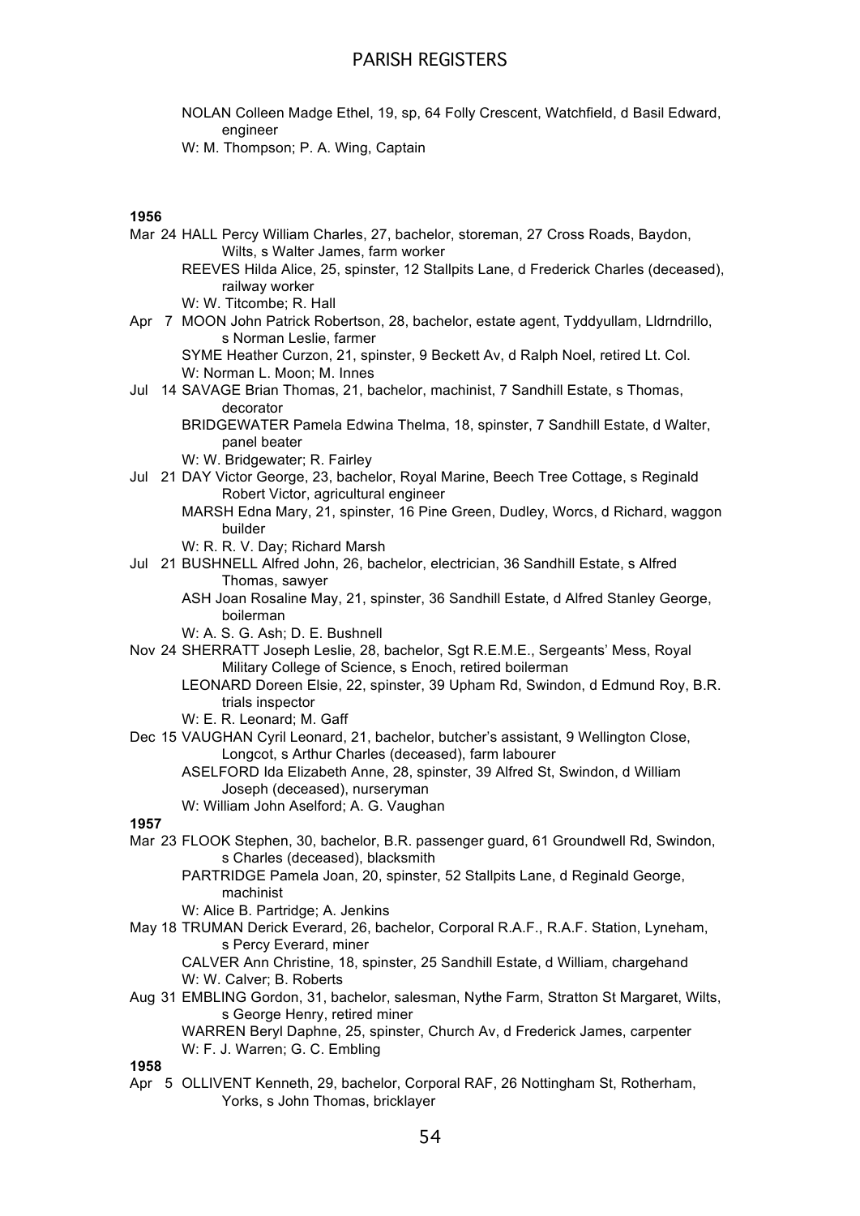NOLAN Colleen Madge Ethel, 19, sp, 64 Folly Crescent, Watchfield, d Basil Edward, engineer

W: M. Thompson; P. A. Wing, Captain

**1956**

Mar 24 HALL Percy William Charles, 27, bachelor, storeman, 27 Cross Roads, Baydon, Wilts, s Walter James, farm worker

REEVES Hilda Alice, 25, spinster, 12 Stallpits Lane, d Frederick Charles (deceased), railway worker

W: W. Titcombe; R. Hall

Apr 7 MOON John Patrick Robertson, 28, bachelor, estate agent, Tyddyullam, Lldrndrillo, s Norman Leslie, farmer

SYME Heather Curzon, 21, spinster, 9 Beckett Av, d Ralph Noel, retired Lt. Col.

W: Norman L. Moon; M. Innes

Jul 14 SAVAGE Brian Thomas, 21, bachelor, machinist, 7 Sandhill Estate, s Thomas, decorator

BRIDGEWATER Pamela Edwina Thelma, 18, spinster, 7 Sandhill Estate, d Walter, panel beater

W: W. Bridgewater; R. Fairley

Jul 21 DAY Victor George, 23, bachelor, Royal Marine, Beech Tree Cottage, s Reginald Robert Victor, agricultural engineer

MARSH Edna Mary, 21, spinster, 16 Pine Green, Dudley, Worcs, d Richard, waggon builder

W: R. R. V. Day; Richard Marsh

Jul 21 BUSHNELL Alfred John, 26, bachelor, electrician, 36 Sandhill Estate, s Alfred Thomas, sawyer

ASH Joan Rosaline May, 21, spinster, 36 Sandhill Estate, d Alfred Stanley George, boilerman

W: A. S. G. Ash; D. E. Bushnell

Nov 24 SHERRATT Joseph Leslie, 28, bachelor, Sgt R.E.M.E., Sergeants' Mess, Royal Military College of Science, s Enoch, retired boilerman

LEONARD Doreen Elsie, 22, spinster, 39 Upham Rd, Swindon, d Edmund Roy, B.R. trials inspector

W: E. R. Leonard; M. Gaff

Dec 15 VAUGHAN Cyril Leonard, 21, bachelor, butcher's assistant, 9 Wellington Close, Longcot, s Arthur Charles (deceased), farm labourer

ASELFORD Ida Elizabeth Anne, 28, spinster, 39 Alfred St, Swindon, d William Joseph (deceased), nurseryman

W: William John Aselford; A. G. Vaughan

**1957**

Mar 23 FLOOK Stephen, 30, bachelor, B.R. passenger guard, 61 Groundwell Rd, Swindon, s Charles (deceased), blacksmith

PARTRIDGE Pamela Joan, 20, spinster, 52 Stallpits Lane, d Reginald George, machinist

W: Alice B. Partridge; A. Jenkins

May 18 TRUMAN Derick Everard, 26, bachelor, Corporal R.A.F., R.A.F. Station, Lyneham, s Percy Everard, miner

CALVER Ann Christine, 18, spinster, 25 Sandhill Estate, d William, chargehand

W: W. Calver; B. Roberts

Aug 31 EMBLING Gordon, 31, bachelor, salesman, Nythe Farm, Stratton St Margaret, Wilts, s George Henry, retired miner

WARREN Beryl Daphne, 25, spinster, Church Av, d Frederick James, carpenter

W: F. J. Warren; G. C. Embling

**1958**

Apr 5 OLLIVENT Kenneth, 29, bachelor, Corporal RAF, 26 Nottingham St, Rotherham, Yorks, s John Thomas, bricklayer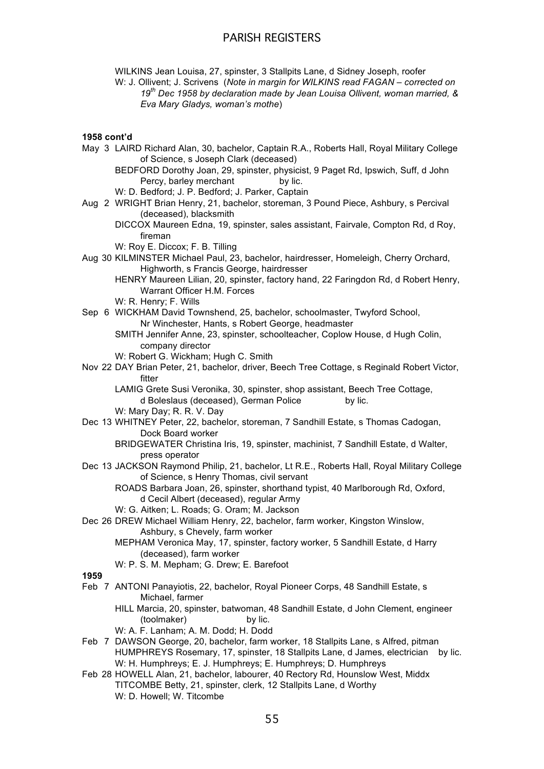WILKINS Jean Louisa, 27, spinster, 3 Stallpits Lane, d Sidney Joseph, roofer
W: J. Ollivent; J. Scrivens (*Note in margin for WILKINS read FAGAN – corrected on 19th Dec 1958 by declaration made by Jean Louisa Ollivent, woman married, & Eva Mary Gladys, woman's mothe*)

**1958 cont'd**

May 3 LAIRD Richard Alan, 30, bachelor, Captain R.A., Roberts Hall, Royal Military College of Science, s Joseph Clark (deceased)
BEDFORD Dorothy Joan, 29, spinster, physicist, 9 Paget Rd, Ipswich, Suff, d John Percy, barley merchant by lic.
W: D. Bedford; J. P. Bedford; J. Parker, Captain

Aug 2 WRIGHT Brian Henry, 21, bachelor, storeman, 3 Pound Piece, Ashbury, s Percival (deceased), blacksmith
DICCOX Maureen Edna, 19, spinster, sales assistant, Fairvale, Compton Rd, d Roy, fireman
W: Roy E. Diccox; F. B. Tilling

Aug 30 KILMINSTER Michael Paul, 23, bachelor, hairdresser, Homeleigh, Cherry Orchard, Highworth, s Francis George, hairdresser
HENRY Maureen Lilian, 20, spinster, factory hand, 22 Faringdon Rd, d Robert Henry, Warrant Officer H.M. Forces
W: R. Henry; F. Wills

Sep 6 WICKHAM David Townshend, 25, bachelor, schoolmaster, Twyford School, Nr Winchester, Hants, s Robert George, headmaster
SMITH Jennifer Anne, 23, spinster, schoolteacher, Coplow House, d Hugh Colin, company director
W: Robert G. Wickham; Hugh C. Smith

Nov 22 DAY Brian Peter, 21, bachelor, driver, Beech Tree Cottage, s Reginald Robert Victor, fitter
LAMIG Grete Susi Veronika, 30, spinster, shop assistant, Beech Tree Cottage, d Boleslaus (deceased), German Police by lic.
W: Mary Day; R. R. V. Day

Dec 13 WHITNEY Peter, 22, bachelor, storeman, 7 Sandhill Estate, s Thomas Cadogan, Dock Board worker
BRIDGEWATER Christina Iris, 19, spinster, machinist, 7 Sandhill Estate, d Walter, press operator

Dec 13 JACKSON Raymond Philip, 21, bachelor, Lt R.E., Roberts Hall, Royal Military College of Science, s Henry Thomas, civil servant
ROADS Barbara Joan, 26, spinster, shorthand typist, 40 Marlborough Rd, Oxford, d Cecil Albert (deceased), regular Army
W: G. Aitken; L. Roads; G. Oram; M. Jackson

Dec 26 DREW Michael William Henry, 22, bachelor, farm worker, Kingston Winslow, Ashbury, s Chevely, farm worker
MEPHAM Veronica May, 17, spinster, factory worker, 5 Sandhill Estate, d Harry (deceased), farm worker
W: P. S. M. Mepham; G. Drew; E. Barefoot

**1959**

Feb 7 ANTONI Panayiotis, 22, bachelor, Royal Pioneer Corps, 48 Sandhill Estate, s Michael, farmer
HILL Marcia, 20, spinster, batwoman, 48 Sandhill Estate, d John Clement, engineer (toolmaker) by lic.
W: A. F. Lanham; A. M. Dodd; H. Dodd

Feb 7 DAWSON George, 20, bachelor, farm worker, 18 Stallpits Lane, s Alfred, pitman
HUMPHREYS Rosemary, 17, spinster, 18 Stallpits Lane, d James, electrician by lic.
W: H. Humphreys; E. J. Humphreys; E. Humphreys; D. Humphreys

Feb 28 HOWELL Alan, 21, bachelor, labourer, 40 Rectory Rd, Hounslow West, Middx
TITCOMBE Betty, 21, spinster, clerk, 12 Stallpits Lane, d Worthy
W: D. Howell; W. Titcombe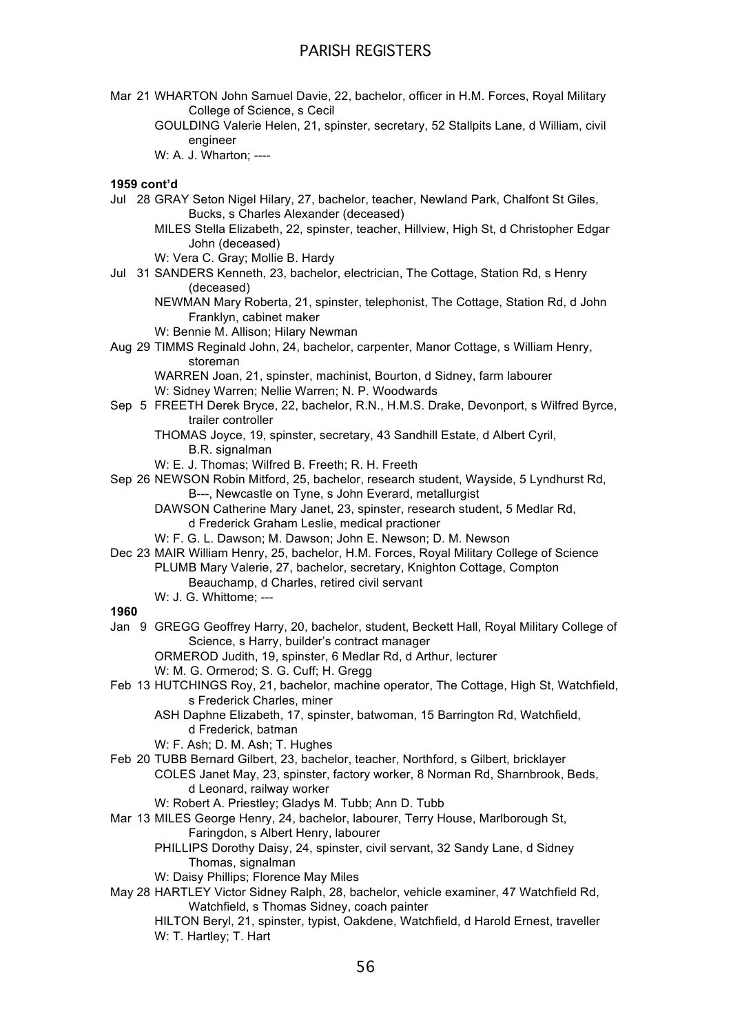Mar 21 WHARTON John Samuel Davie, 22, bachelor, officer in H.M. Forces, Royal Military College of Science, s Cecil
GOULDING Valerie Helen, 21, spinster, secretary, 52 Stallpits Lane, d William, civil engineer
W: A. J. Wharton; ----

**1959 cont'd**

Jul 28 GRAY Seton Nigel Hilary, 27, bachelor, teacher, Newland Park, Chalfont St Giles, Bucks, s Charles Alexander (deceased)
MILES Stella Elizabeth, 22, spinster, teacher, Hillview, High St, d Christopher Edgar John (deceased)
W: Vera C. Gray; Mollie B. Hardy

Jul 31 SANDERS Kenneth, 23, bachelor, electrician, The Cottage, Station Rd, s Henry (deceased)
NEWMAN Mary Roberta, 21, spinster, telephonist, The Cottage, Station Rd, d John Franklyn, cabinet maker
W: Bennie M. Allison; Hilary Newman

Aug 29 TIMMS Reginald John, 24, bachelor, carpenter, Manor Cottage, s William Henry, storeman
WARREN Joan, 21, spinster, machinist, Bourton, d Sidney, farm labourer
W: Sidney Warren; Nellie Warren; N. P. Woodwards

Sep 5 FREETH Derek Bryce, 22, bachelor, R.N., H.M.S. Drake, Devonport, s Wilfred Byrce, trailer controller
THOMAS Joyce, 19, spinster, secretary, 43 Sandhill Estate, d Albert Cyril, B.R. signalman
W: E. J. Thomas; Wilfred B. Freeth; R. H. Freeth

Sep 26 NEWSON Robin Mitford, 25, bachelor, research student, Wayside, 5 Lyndhurst Rd, B---, Newcastle on Tyne, s John Everard, metallurgist
DAWSON Catherine Mary Janet, 23, spinster, research student, 5 Medlar Rd, d Frederick Graham Leslie, medical practioner
W: F. G. L. Dawson; M. Dawson; John E. Newson; D. M. Newson

Dec 23 MAIR William Henry, 25, bachelor, H.M. Forces, Royal Military College of Science
PLUMB Mary Valerie, 27, bachelor, secretary, Knighton Cottage, Compton Beauchamp, d Charles, retired civil servant
W: J. G. Whittome; ---

**1960**

Jan 9 GREGG Geoffrey Harry, 20, bachelor, student, Beckett Hall, Royal Military College of Science, s Harry, builder's contract manager
ORMEROD Judith, 19, spinster, 6 Medlar Rd, d Arthur, lecturer
W: M. G. Ormerod; S. G. Cuff; H. Gregg

Feb 13 HUTCHINGS Roy, 21, bachelor, machine operator, The Cottage, High St, Watchfield, s Frederick Charles, miner
ASH Daphne Elizabeth, 17, spinster, batwoman, 15 Barrington Rd, Watchfield, d Frederick, batman
W: F. Ash; D. M. Ash; T. Hughes

Feb 20 TUBB Bernard Gilbert, 23, bachelor, teacher, Northford, s Gilbert, bricklayer
COLES Janet May, 23, spinster, factory worker, 8 Norman Rd, Sharnbrook, Beds, d Leonard, railway worker
W: Robert A. Priestley; Gladys M. Tubb; Ann D. Tubb

Mar 13 MILES George Henry, 24, bachelor, labourer, Terry House, Marlborough St, Faringdon, s Albert Henry, labourer
PHILLIPS Dorothy Daisy, 24, spinster, civil servant, 32 Sandy Lane, d Sidney Thomas, signalman
W: Daisy Phillips; Florence May Miles

May 28 HARTLEY Victor Sidney Ralph, 28, bachelor, vehicle examiner, 47 Watchfield Rd, Watchfield, s Thomas Sidney, coach painter
HILTON Beryl, 21, spinster, typist, Oakdene, Watchfield, d Harold Ernest, traveller
W: T. Hartley; T. Hart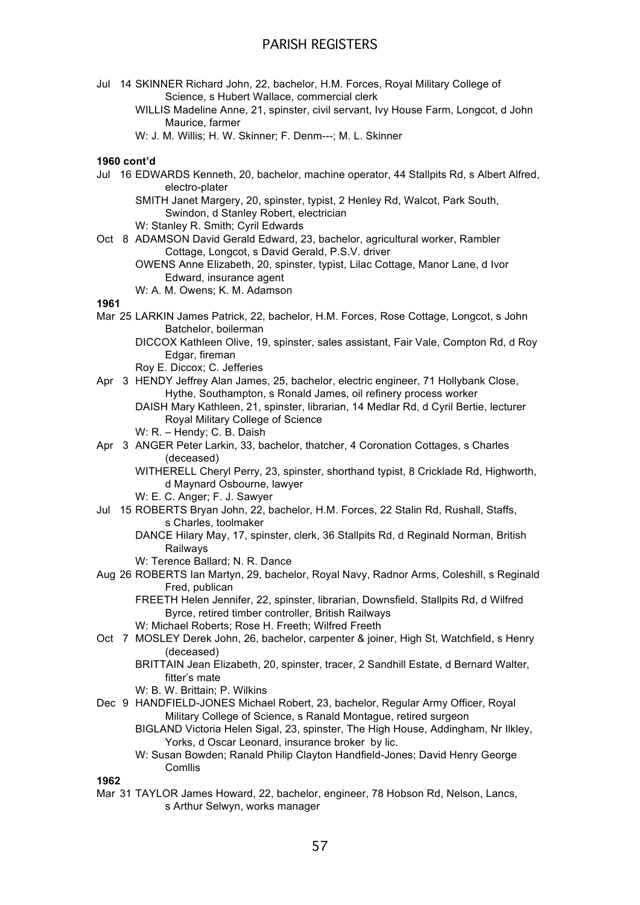Jul 14 SKINNER Richard John, 22, bachelor, H.M. Forces, Royal Military College of Science, s Hubert Wallace, commercial clerk
WILLIS Madeline Anne, 21, spinster, civil servant, Ivy House Farm, Longcot, d John Maurice, farmer
W: J. M. Willis; H. W. Skinner; F. Denm---; M. L. Skinner

**1960 cont'd**

Jul 16 EDWARDS Kenneth, 20, bachelor, machine operator, 44 Stallpits Rd, s Albert Alfred, electro-plater
SMITH Janet Margery, 20, spinster, typist, 2 Henley Rd, Walcot, Park South, Swindon, d Stanley Robert, electrician
W: Stanley R. Smith; Cyril Edwards

Oct 8 ADAMSON David Gerald Edward, 23, bachelor, agricultural worker, Rambler Cottage, Longcot, s David Gerald, P.S.V. driver
OWENS Anne Elizabeth, 20, spinster, typist, Lilac Cottage, Manor Lane, d Ivor Edward, insurance agent
W: A. M. Owens; K. M. Adamson

**1961**

Mar 25 LARKIN James Patrick, 22, bachelor, H.M. Forces, Rose Cottage, Longcot, s John Batchelor, boilerman
DICCOX Kathleen Olive, 19, spinster, sales assistant, Fair Vale, Compton Rd, d Roy Edgar, fireman
Roy E. Diccox; C. Jefferies

Apr 3 HENDY Jeffrey Alan James, 25, bachelor, electric engineer, 71 Hollybank Close, Hythe, Southampton, s Ronald James, oil refinery process worker
DAISH Mary Kathleen, 21, spinster, librarian, 14 Medlar Rd, d Cyril Bertie, lecturer Royal Military College of Science
W: R. – Hendy; C. B. Daish

Apr 3 ANGER Peter Larkin, 33, bachelor, thatcher, 4 Coronation Cottages, s Charles (deceased)
WITHERELL Cheryl Perry, 23, spinster, shorthand typist, 8 Cricklade Rd, Highworth, d Maynard Osbourne, lawyer
W: E. C. Anger; F. J. Sawyer

Jul 15 ROBERTS Bryan John, 22, bachelor, H.M. Forces, 22 Stalin Rd, Rushall, Staffs, s Charles, toolmaker
DANCE Hilary May, 17, spinster, clerk, 36 Stallpits Rd, d Reginald Norman, British Railways
W: Terence Ballard; N. R. Dance

Aug 26 ROBERTS Ian Martyn, 29, bachelor, Royal Navy, Radnor Arms, Coleshill, s Reginald Fred, publican
FREETH Helen Jennifer, 22, spinster, librarian, Downsfield, Stallpits Rd, d Wilfred Byrce, retired timber controller, British Railways
W: Michael Roberts; Rose H. Freeth; Wilfred Freeth

Oct 7 MOSLEY Derek John, 26, bachelor, carpenter & joiner, High St, Watchfield, s Henry (deceased)
BRITTAIN Jean Elizabeth, 20, spinster, tracer, 2 Sandhill Estate, d Bernard Walter, fitter's mate
W: B. W. Brittain; P. Wilkins

Dec 9 HANDFIELD-JONES Michael Robert, 23, bachelor, Regular Army Officer, Royal Military College of Science, s Ranald Montague, retired surgeon
BIGLAND Victoria Helen Sigal, 23, spinster, The High House, Addingham, Nr Ilkley, Yorks, d Oscar Leonard, insurance broker by lic.
W: Susan Bowden; Ranald Philip Clayton Handfield-Jones; David Henry George Comllis

**1962**

Mar 31 TAYLOR James Howard, 22, bachelor, engineer, 78 Hobson Rd, Nelson, Lancs, s Arthur Selwyn, works manager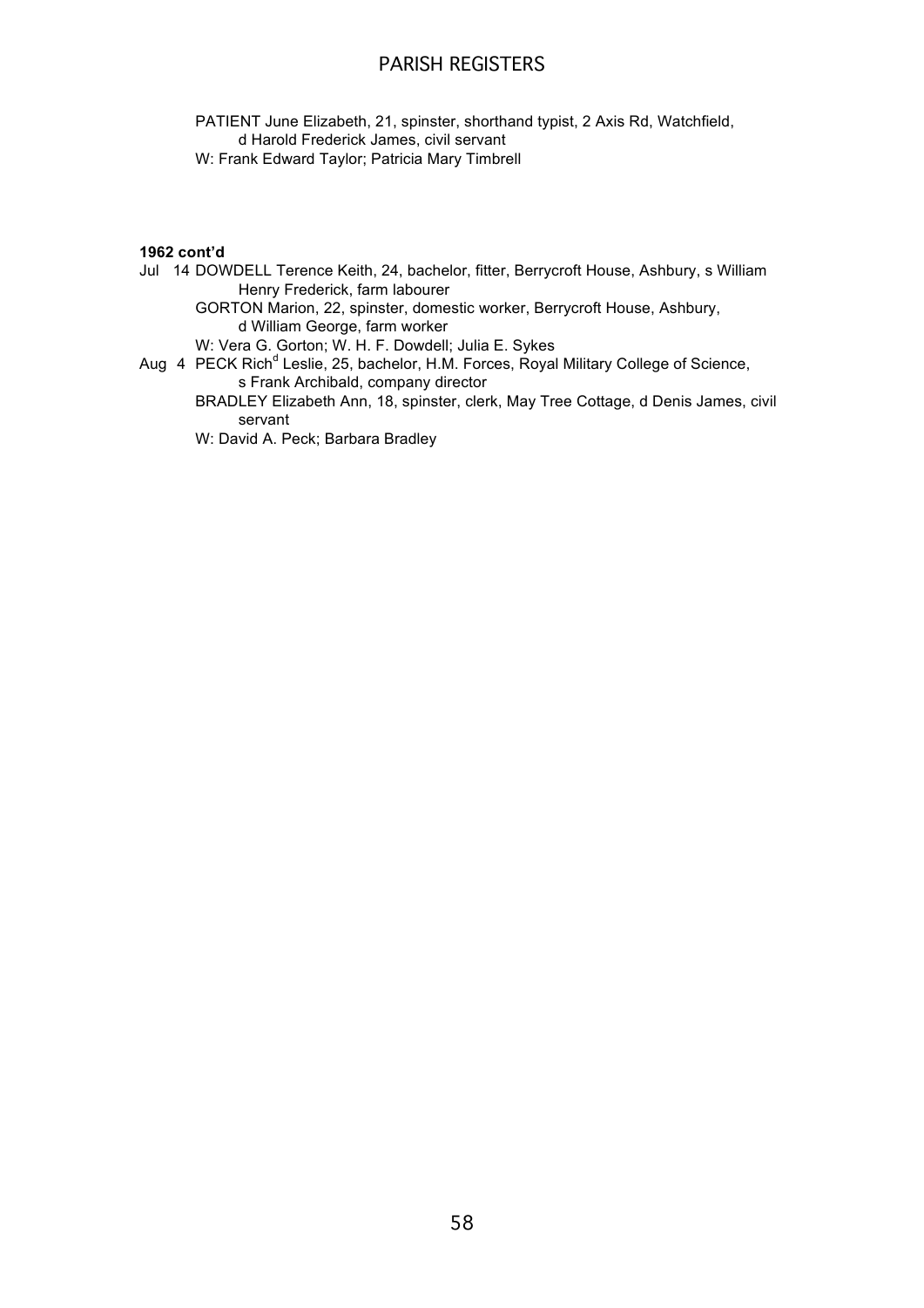PATIENT June Elizabeth, 21, spinster, shorthand typist, 2 Axis Rd, Watchfield, d Harold Frederick James, civil servant
W: Frank Edward Taylor; Patricia Mary Timbrell

**1962 cont'd**

Jul 14 DOWDELL Terence Keith, 24, bachelor, fitter, Berrycroft House, Ashbury, s William Henry Frederick, farm labourer
GORTON Marion, 22, spinster, domestic worker, Berrycroft House, Ashbury, d William George, farm worker
W: Vera G. Gorton; W. H. F. Dowdell; Julia E. Sykes

Aug 4 PECK Rich[d] Leslie, 25, bachelor, H.M. Forces, Royal Military College of Science, s Frank Archibald, company director
BRADLEY Elizabeth Ann, 18, spinster, clerk, May Tree Cottage, d Denis James, civil servant
W: David A. Peck; Barbara Bradley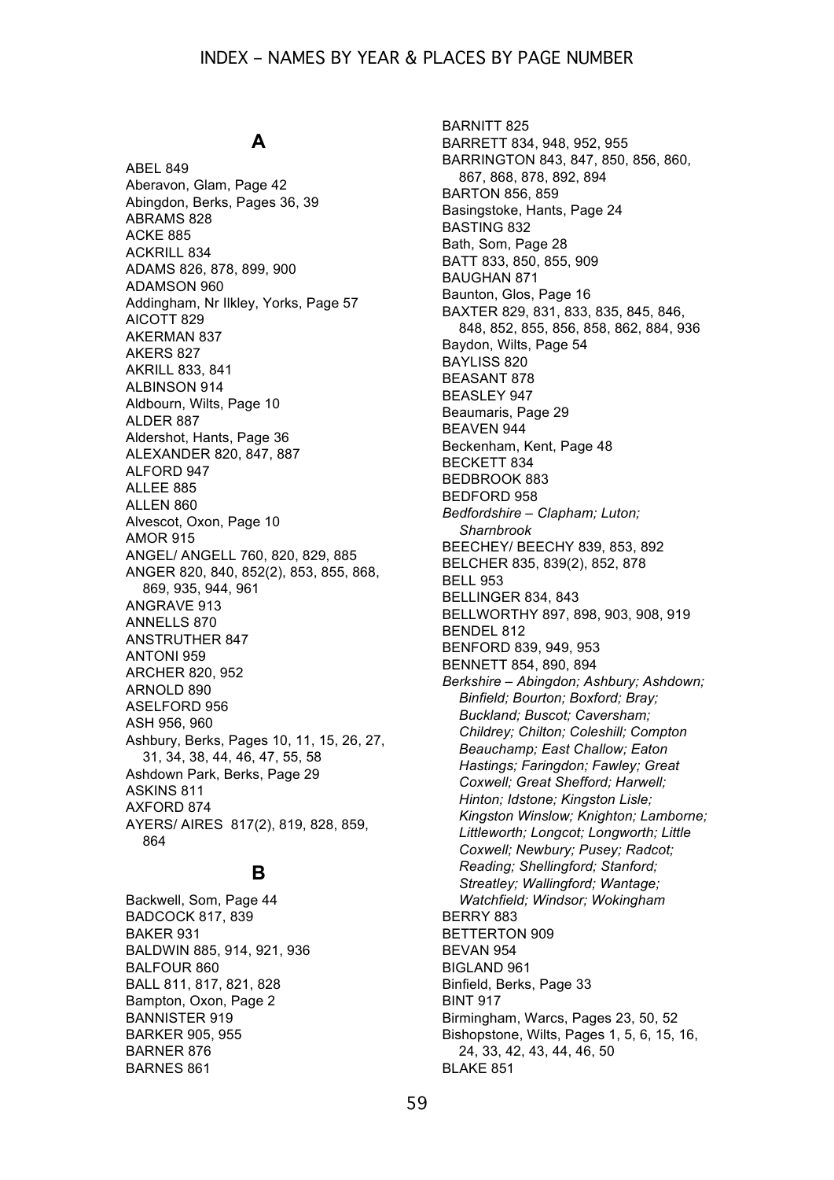# INDEX – NAMES BY YEAR & PLACES BY PAGE NUMBER

## A

ABEL 849
Aberavon, Glam, Page 42
Abingdon, Berks, Pages 36, 39
ABRAMS 828
ACKE 885
ACKRILL 834
ADAMS 826, 878, 899, 900
ADAMSON 960
Addingham, Nr Ilkley, Yorks, Page 57
AICOTT 829
AKERMAN 837
AKERS 827
AKRILL 833, 841
ALBINSON 914
Aldbourn, Wilts, Page 10
ALDER 887
Aldershot, Hants, Page 36
ALEXANDER 820, 847, 887
ALFORD 947
ALLEE 885
ALLEN 860
Alvescot, Oxon, Page 10
AMOR 915
ANGEL/ ANGELL 760, 820, 829, 885
ANGER 820, 840, 852(2), 853, 855, 868, 869, 935, 944, 961
ANGRAVE 913
ANNELLS 870
ANSTRUTHER 847
ANTONI 959
ARCHER 820, 952
ARNOLD 890
ASELFORD 956
ASH 956, 960
Ashbury, Berks, Pages 10, 11, 15, 26, 27, 31, 34, 38, 44, 46, 47, 55, 58
Ashdown Park, Berks, Page 29
ASKINS 811
AXFORD 874
AYERS/ AIRES 817(2), 819, 828, 859, 864

## B

Backwell, Som, Page 44
BADCOCK 817, 839
BAKER 931
BALDWIN 885, 914, 921, 936
BALFOUR 860
BALL 811, 817, 821, 828
Bampton, Oxon, Page 2
BANNISTER 919
BARKER 905, 955
BARNER 876
BARNES 861
BARNITT 825
BARRETT 834, 948, 952, 955
BARRINGTON 843, 847, 850, 856, 860, 867, 868, 878, 892, 894
BARTON 856, 859
Basingstoke, Hants, Page 24
BASTING 832
Bath, Som, Page 28
BATT 833, 850, 855, 909
BAUGHAN 871
Baunton, Glos, Page 16
BAXTER 829, 831, 833, 835, 845, 846, 848, 852, 855, 856, 858, 862, 884, 936
Baydon, Wilts, Page 54
BAYLISS 820
BEASANT 878
BEASLEY 947
Beaumaris, Page 29
BEAVEN 944
Beckenham, Kent, Page 48
BECKETT 834
BEDBROOK 883
BEDFORD 958
*Bedfordshire – Clapham; Luton; Sharnbrook*
BEECHEY/ BEECHY 839, 853, 892
BELCHER 835, 839(2), 852, 878
BELL 953
BELLINGER 834, 843
BELLWORTHY 897, 898, 903, 908, 919
BENDEL 812
BENFORD 839, 949, 953
BENNETT 854, 890, 894
*Berkshire – Abingdon; Ashbury; Ashdown; Binfield; Bourton; Boxford; Bray; Buckland; Buscot; Caversham; Childrey; Chilton; Coleshill; Compton Beauchamp; East Challow; Eaton Hastings; Faringdon; Fawley; Great Coxwell; Great Shefford; Harwell; Hinton; Idstone; Kingston Lisle; Kingston Winslow; Knighton; Lamborne; Littleworth; Longcot; Longworth; Little Coxwell; Newbury; Pusey; Radcot; Reading; Shellingford; Stanford; Streatley; Wallingford; Wantage; Watchfield; Windsor; Wokingham*
BERRY 883
BETTERTON 909
BEVAN 954
BIGLAND 961
Binfield, Berks, Page 33
BINT 917
Birmingham, Warcs, Pages 23, 50, 52
Bishopstone, Wilts, Pages 1, 5, 6, 15, 16, 24, 33, 42, 43, 44, 46, 50
BLAKE 851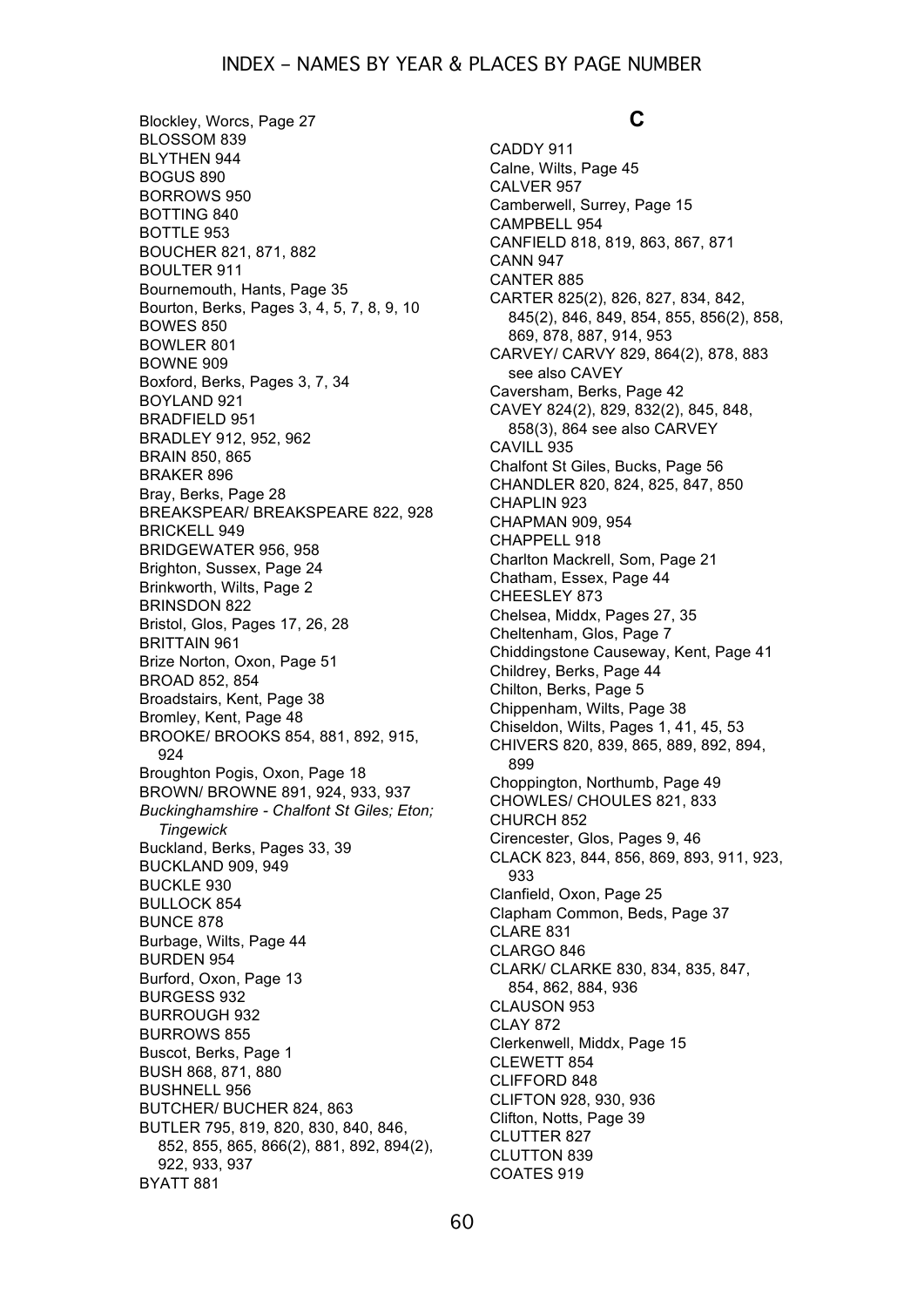Blockley, Worcs, Page 27
BLOSSOM 839
BLYTHEN 944
BOGUS 890
BORROWS 950
BOTTING 840
BOTTLE 953
BOUCHER 821, 871, 882
BOULTER 911
Bournemouth, Hants, Page 35
Bourton, Berks, Pages 3, 4, 5, 7, 8, 9, 10
BOWES 850
BOWLER 801
BOWNE 909
Boxford, Berks, Pages 3, 7, 34
BOYLAND 921
BRADFIELD 951
BRADLEY 912, 952, 962
BRAIN 850, 865
BRAKER 896
Bray, Berks, Page 28
BREAKSPEAR/ BREAKSPEARE 822, 928
BRICKELL 949
BRIDGEWATER 956, 958
Brighton, Sussex, Page 24
Brinkworth, Wilts, Page 2
BRINSDON 822
Bristol, Glos, Pages 17, 26, 28
BRITTAIN 961
Brize Norton, Oxon, Page 51
BROAD 852, 854
Broadstairs, Kent, Page 38
Bromley, Kent, Page 48
BROOKE/ BROOKS 854, 881, 892, 915, 924
Broughton Pogis, Oxon, Page 18
BROWN/ BROWNE 891, 924, 933, 937
*Buckinghamshire - Chalfont St Giles; Eton; Tingewick*
Buckland, Berks, Pages 33, 39
BUCKLAND 909, 949
BUCKLE 930
BULLOCK 854
BUNCE 878
Burbage, Wilts, Page 44
BURDEN 954
Burford, Oxon, Page 13
BURGESS 932
BURROUGH 932
BURROWS 855
Buscot, Berks, Page 1
BUSH 868, 871, 880
BUSHNELL 956
BUTCHER/ BUCHER 824, 863
BUTLER 795, 819, 820, 830, 840, 846, 852, 855, 865, 866(2), 881, 892, 894(2), 922, 933, 937
BYATT 881

## C

CADDY 911
Calne, Wilts, Page 45
CALVER 957
Camberwell, Surrey, Page 15
CAMPBELL 954
CANFIELD 818, 819, 863, 867, 871
CANN 947
CANTER 885
CARTER 825(2), 826, 827, 834, 842, 845(2), 846, 849, 854, 855, 856(2), 858, 869, 878, 887, 914, 953
CARVEY/ CARVY 829, 864(2), 878, 883 see also CAVEY
Caversham, Berks, Page 42
CAVEY 824(2), 829, 832(2), 845, 848, 858(3), 864 see also CARVEY
CAVILL 935
Chalfont St Giles, Bucks, Page 56
CHANDLER 820, 824, 825, 847, 850
CHAPLIN 923
CHAPMAN 909, 954
CHAPPELL 918
Charlton Mackrell, Som, Page 21
Chatham, Essex, Page 44
CHEESLEY 873
Chelsea, Middx, Pages 27, 35
Cheltenham, Glos, Page 7
Chiddingstone Causeway, Kent, Page 41
Childrey, Berks, Page 44
Chilton, Berks, Page 5
Chippenham, Wilts, Page 38
Chiseldon, Wilts, Pages 1, 41, 45, 53
CHIVERS 820, 839, 865, 889, 892, 894, 899
Choppington, Northumb, Page 49
CHOWLES/ CHOULES 821, 833
CHURCH 852
Cirencester, Glos, Pages 9, 46
CLACK 823, 844, 856, 869, 893, 911, 923, 933
Clanfield, Oxon, Page 25
Clapham Common, Beds, Page 37
CLARE 831
CLARGO 846
CLARK/ CLARKE 830, 834, 835, 847, 854, 862, 884, 936
CLAUSON 953
CLAY 872
Clerkenwell, Middx, Page 15
CLEWETT 854
CLIFFORD 848
CLIFTON 928, 930, 936
Clifton, Notts, Page 39
CLUTTER 827
CLUTTON 839
COATES 919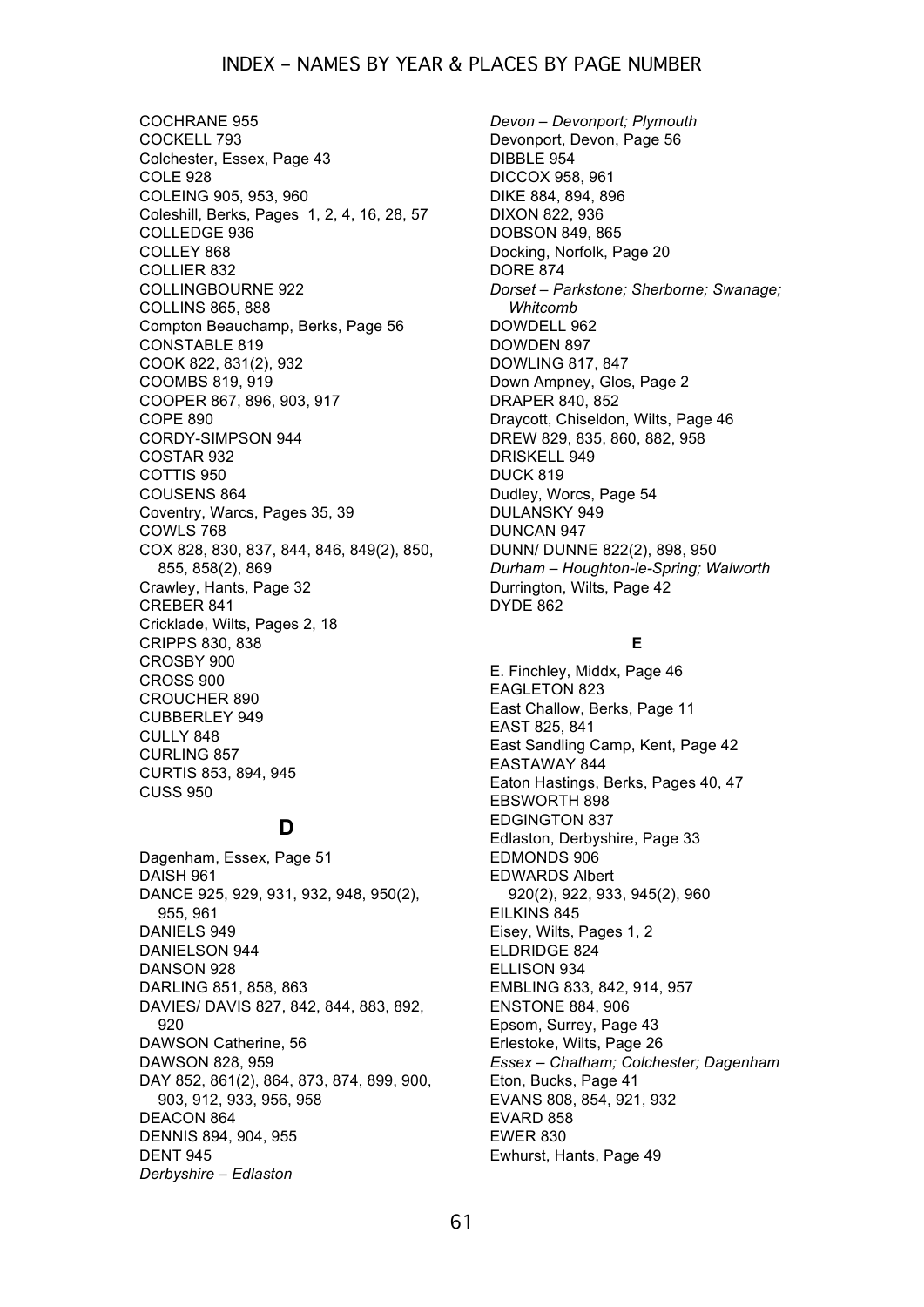COCHRANE 955
COCKELL 793
Colchester, Essex, Page 43
COLE 928
COLEING 905, 953, 960
Coleshill, Berks, Pages 1, 2, 4, 16, 28, 57
COLLEDGE 936
COLLEY 868
COLLIER 832
COLLINGBOURNE 922
COLLINS 865, 888
Compton Beauchamp, Berks, Page 56
CONSTABLE 819
COOK 822, 831(2), 932
COOMBS 819, 919
COOPER 867, 896, 903, 917
COPE 890
CORDY-SIMPSON 944
COSTAR 932
COTTIS 950
COUSENS 864
Coventry, Warcs, Pages 35, 39
COWLS 768
COX 828, 830, 837, 844, 846, 849(2), 850, 855, 858(2), 869
Crawley, Hants, Page 32
CREBER 841
Cricklade, Wilts, Pages 2, 18
CRIPPS 830, 838
CROSBY 900
CROSS 900
CROUCHER 890
CUBBERLEY 949
CULLY 848
CURLING 857
CURTIS 853, 894, 945
CUSS 950

## D

Dagenham, Essex, Page 51
DAISH 961
DANCE 925, 929, 931, 932, 948, 950(2), 955, 961
DANIELS 949
DANIELSON 944
DANSON 928
DARLING 851, 858, 863
DAVIES/ DAVIS 827, 842, 844, 883, 892, 920
DAWSON Catherine, 56
DAWSON 828, 959
DAY 852, 861(2), 864, 873, 874, 899, 900, 903, 912, 933, 956, 958
DEACON 864
DENNIS 894, 904, 955
DENT 945
*Derbyshire – Edlaston*
*Devon – Devonport; Plymouth*
Devonport, Devon, Page 56
DIBBLE 954
DICCOX 958, 961
DIKE 884, 894, 896
DIXON 822, 936
DOBSON 849, 865
Docking, Norfolk, Page 20
DORE 874
*Dorset – Parkstone; Sherborne; Swanage; Whitcomb*
DOWDELL 962
DOWDEN 897
DOWLING 817, 847
Down Ampney, Glos, Page 2
DRAPER 840, 852
Draycott, Chiseldon, Wilts, Page 46
DREW 829, 835, 860, 882, 958
DRISKELL 949
DUCK 819
Dudley, Worcs, Page 54
DULANSKY 949
DUNCAN 947
DUNN/ DUNNE 822(2), 898, 950
*Durham – Houghton-le-Spring; Walworth*
Durrington, Wilts, Page 42
DYDE 862

## E

E. Finchley, Middx, Page 46
EAGLETON 823
East Challow, Berks, Page 11
EAST 825, 841
East Sandling Camp, Kent, Page 42
EASTAWAY 844
Eaton Hastings, Berks, Pages 40, 47
EBSWORTH 898
EDGINGTON 837
Edlaston, Derbyshire, Page 33
EDMONDS 906
EDWARDS Albert
920(2), 922, 933, 945(2), 960
EILKINS 845
Eisey, Wilts, Pages 1, 2
ELDRIDGE 824
ELLISON 934
EMBLING 833, 842, 914, 957
ENSTONE 884, 906
Epsom, Surrey, Page 43
Erlestoke, Wilts, Page 26
*Essex – Chatham; Colchester; Dagenham*
Eton, Bucks, Page 41
EVANS 808, 854, 921, 932
EVARD 858
EWER 830
Ewhurst, Hants, Page 49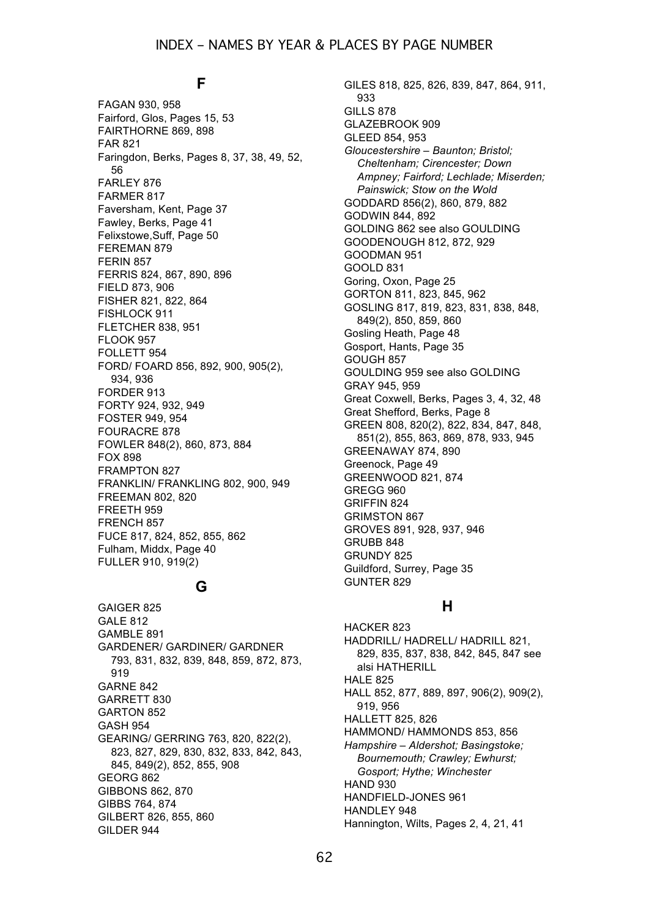## F

FAGAN 930, 958
Fairford, Glos, Pages 15, 53
FAIRTHORNE 869, 898
FAR 821
Faringdon, Berks, Pages 8, 37, 38, 49, 52, 56
FARLEY 876
FARMER 817
Faversham, Kent, Page 37
Fawley, Berks, Page 41
Felixstowe,Suff, Page 50
FEREMAN 879
FERIN 857
FERRIS 824, 867, 890, 896
FIELD 873, 906
FISHER 821, 822, 864
FISHLOCK 911
FLETCHER 838, 951
FLOOK 957
FOLLETT 954
FORD/ FOARD 856, 892, 900, 905(2), 934, 936
FORDER 913
FORTY 924, 932, 949
FOSTER 949, 954
FOURACRE 878
FOWLER 848(2), 860, 873, 884
FOX 898
FRAMPTON 827
FRANKLIN/ FRANKLING 802, 900, 949
FREEMAN 802, 820
FREETH 959
FRENCH 857
FUCE 817, 824, 852, 855, 862
Fulham, Middx, Page 40
FULLER 910, 919(2)

## G

GAIGER 825
GALE 812
GAMBLE 891
GARDENER/ GARDINER/ GARDNER 793, 831, 832, 839, 848, 859, 872, 873, 919
GARNE 842
GARRETT 830
GARTON 852
GASH 954
GEARING/ GERRING 763, 820, 822(2), 823, 827, 829, 830, 832, 833, 842, 843, 845, 849(2), 852, 855, 908
GEORG 862
GIBBONS 862, 870
GIBBS 764, 874
GILBERT 826, 855, 860
GILDER 944
GILES 818, 825, 826, 839, 847, 864, 911, 933
GILLS 878
GLAZEBROOK 909
GLEED 854, 953
*Gloucestershire – Baunton; Bristol; Cheltenham; Cirencester; Down Ampney; Fairford; Lechlade; Miserden; Painswick; Stow on the Wold*
GODDARD 856(2), 860, 879, 882
GODWIN 844, 892
GOLDING 862 see also GOULDING
GOODENOUGH 812, 872, 929
GOODMAN 951
GOOLD 831
Goring, Oxon, Page 25
GORTON 811, 823, 845, 962
GOSLING 817, 819, 823, 831, 838, 848, 849(2), 850, 859, 860
Gosling Heath, Page 48
Gosport, Hants, Page 35
GOUGH 857
GOULDING 959 see also GOLDING
GRAY 945, 959
Great Coxwell, Berks, Pages 3, 4, 32, 48
Great Shefford, Berks, Page 8
GREEN 808, 820(2), 822, 834, 847, 848, 851(2), 855, 863, 869, 878, 933, 945
GREENAWAY 874, 890
Greenock, Page 49
GREENWOOD 821, 874
GREGG 960
GRIFFIN 824
GRIMSTON 867
GROVES 891, 928, 937, 946
GRUBB 848
GRUNDY 825
Guildford, Surrey, Page 35
GUNTER 829

## H

HACKER 823
HADDRILL/ HADRELL/ HADRILL 821, 829, 835, 837, 838, 842, 845, 847 see alsi HATHERILL
HALE 825
HALL 852, 877, 889, 897, 906(2), 909(2), 919, 956
HALLETT 825, 826
HAMMOND/ HAMMONDS 853, 856
*Hampshire – Aldershot; Basingstoke; Bournemouth; Crawley; Ewhurst; Gosport; Hythe; Winchester*
HAND 930
HANDFIELD-JONES 961
HANDLEY 948
Hannington, Wilts, Pages 2, 4, 21, 41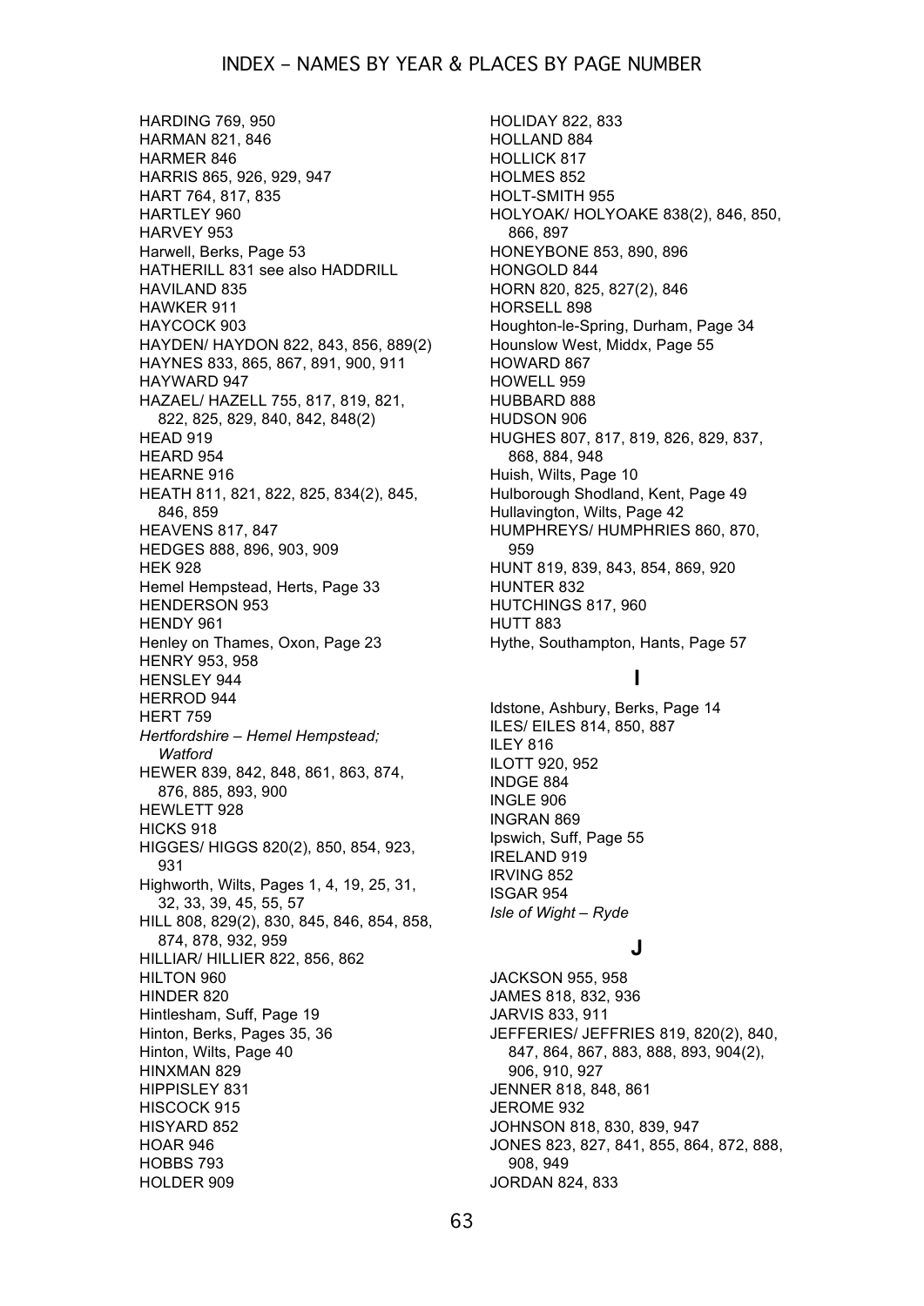HARDING 769, 950
HARMAN 821, 846
HARMER 846
HARRIS 865, 926, 929, 947
HART 764, 817, 835
HARTLEY 960
HARVEY 953
Harwell, Berks, Page 53
HATHERILL 831 see also HADDRILL
HAVILAND 835
HAWKER 911
HAYCOCK 903
HAYDEN/ HAYDON 822, 843, 856, 889(2)
HAYNES 833, 865, 867, 891, 900, 911
HAYWARD 947
HAZAEL/ HAZELL 755, 817, 819, 821, 822, 825, 829, 840, 842, 848(2)
HEAD 919
HEARD 954
HEARNE 916
HEATH 811, 821, 822, 825, 834(2), 845, 846, 859
HEAVENS 817, 847
HEDGES 888, 896, 903, 909
HEK 928
Hemel Hempstead, Herts, Page 33
HENDERSON 953
HENDY 961
Henley on Thames, Oxon, Page 23
HENRY 953, 958
HENSLEY 944
HERROD 944
HERT 759
*Hertfordshire – Hemel Hempstead; Watford*
HEWER 839, 842, 848, 861, 863, 874, 876, 885, 893, 900
HEWLETT 928
HICKS 918
HIGGES/ HIGGS 820(2), 850, 854, 923, 931
Highworth, Wilts, Pages 1, 4, 19, 25, 31, 32, 33, 39, 45, 55, 57
HILL 808, 829(2), 830, 845, 846, 854, 858, 874, 878, 932, 959
HILLIAR/ HILLIER 822, 856, 862
HILTON 960
HINDER 820
Hintlesham, Suff, Page 19
Hinton, Berks, Pages 35, 36
Hinton, Wilts, Page 40
HINXMAN 829
HIPPISLEY 831
HISCOCK 915
HISYARD 852
HOAR 946
HOBBS 793
HOLDER 909
HOLIDAY 822, 833
HOLLAND 884
HOLLICK 817
HOLMES 852
HOLT-SMITH 955
HOLYOAK/ HOLYOAKE 838(2), 846, 850, 866, 897
HONEYBONE 853, 890, 896
HONGOLD 844
HORN 820, 825, 827(2), 846
HORSELL 898
Houghton-le-Spring, Durham, Page 34
Hounslow West, Middx, Page 55
HOWARD 867
HOWELL 959
HUBBARD 888
HUDSON 906
HUGHES 807, 817, 819, 826, 829, 837, 868, 884, 948
Huish, Wilts, Page 10
Hulborough Shodland, Kent, Page 49
Hullavington, Wilts, Page 42
HUMPHREYS/ HUMPHRIES 860, 870, 959
HUNT 819, 839, 843, 854, 869, 920
HUNTER 832
HUTCHINGS 817, 960
HUTT 883
Hythe, Southampton, Hants, Page 57

## I

Idstone, Ashbury, Berks, Page 14
ILES/ EILES 814, 850, 887
ILEY 816
ILOTT 920, 952
INDGE 884
INGLE 906
INGRAN 869
Ipswich, Suff, Page 55
IRELAND 919
IRVING 852
ISGAR 954
*Isle of Wight – Ryde*

## J

JACKSON 955, 958
JAMES 818, 832, 936
JARVIS 833, 911
JEFFERIES/ JEFFRIES 819, 820(2), 840, 847, 864, 867, 883, 888, 893, 904(2), 906, 910, 927
JENNER 818, 848, 861
JEROME 932
JOHNSON 818, 830, 839, 947
JONES 823, 827, 841, 855, 864, 872, 888, 908, 949
JORDAN 824, 833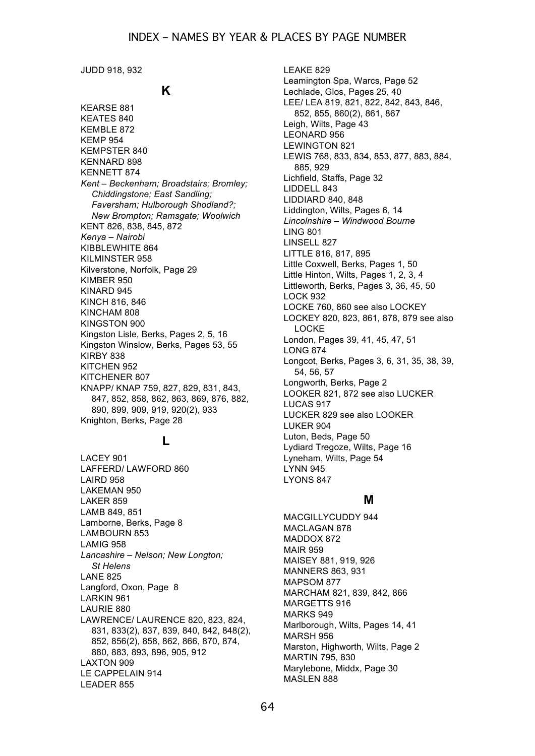JUDD 918, 932

## K

KEARSE 881
KEATES 840
KEMBLE 872
KEMP 954
KEMPSTER 840
KENNARD 898
KENNETT 874
*Kent – Beckenham; Broadstairs; Bromley; Chiddingstone; East Sandling; Faversham; Hulborough Shodland?; New Brompton; Ramsgate; Woolwich*
KENT 826, 838, 845, 872
*Kenya – Nairobi*
KIBBLEWHITE 864
KILMINSTER 958
Kilverstone, Norfolk, Page 29
KIMBER 950
KINARD 945
KINCH 816, 846
KINCHAM 808
KINGSTON 900
Kingston Lisle, Berks, Pages 2, 5, 16
Kingston Winslow, Berks, Pages 53, 55
KIRBY 838
KITCHEN 952
KITCHENER 807
KNAPP/ KNAP 759, 827, 829, 831, 843, 847, 852, 858, 862, 863, 869, 876, 882, 890, 899, 909, 919, 920(2), 933
Knighton, Berks, Page 28

## L

LACEY 901
LAFFERD/ LAWFORD 860
LAIRD 958
LAKEMAN 950
LAKER 859
LAMB 849, 851
Lamborne, Berks, Page 8
LAMBOURN 853
LAMIG 958
*Lancashire – Nelson; New Longton; St Helens*
LANE 825
Langford, Oxon, Page 8
LARKIN 961
LAURIE 880
LAWRENCE/ LAURENCE 820, 823, 824, 831, 833(2), 837, 839, 840, 842, 848(2), 852, 856(2), 858, 862, 866, 870, 874, 880, 883, 893, 896, 905, 912
LAXTON 909
LE CAPPELAIN 914
LEADER 855
LEAKE 829
Leamington Spa, Warcs, Page 52
Lechlade, Glos, Pages 25, 40
LEE/ LEA 819, 821, 822, 842, 843, 846, 852, 855, 860(2), 861, 867
Leigh, Wilts, Page 43
LEONARD 956
LEWINGTON 821
LEWIS 768, 833, 834, 853, 877, 883, 884, 885, 929
Lichfield, Staffs, Page 32
LIDDELL 843
LIDDIARD 840, 848
Liddington, Wilts, Pages 6, 14
*Lincolnshire – Windwood Bourne*
LING 801
LINSELL 827
LITTLE 816, 817, 895
Little Coxwell, Berks, Pages 1, 50
Little Hinton, Wilts, Pages 1, 2, 3, 4
Littleworth, Berks, Pages 3, 36, 45, 50
LOCK 932
LOCKE 760, 860 see also LOCKEY
LOCKEY 820, 823, 861, 878, 879 see also LOCKE
London, Pages 39, 41, 45, 47, 51
LONG 874
Longcot, Berks, Pages 3, 6, 31, 35, 38, 39, 54, 56, 57
Longworth, Berks, Page 2
LOOKER 821, 872 see also LUCKER
LUCAS 917
LUCKER 829 see also LOOKER
LUKER 904
Luton, Beds, Page 50
Lydiard Tregoze, Wilts, Page 16
Lyneham, Wilts, Page 54
LYNN 945
LYONS 847

## M

MACGILLYCUDDY 944
MACLAGAN 878
MADDOX 872
MAIR 959
MAISEY 881, 919, 926
MANNERS 863, 931
MAPSOM 877
MARCHAM 821, 839, 842, 866
MARGETTS 916
MARKS 949
Marlborough, Wilts, Pages 14, 41
MARSH 956
Marston, Highworth, Wilts, Page 2
MARTIN 795, 830
Marylebone, Middx, Page 30
MASLEN 888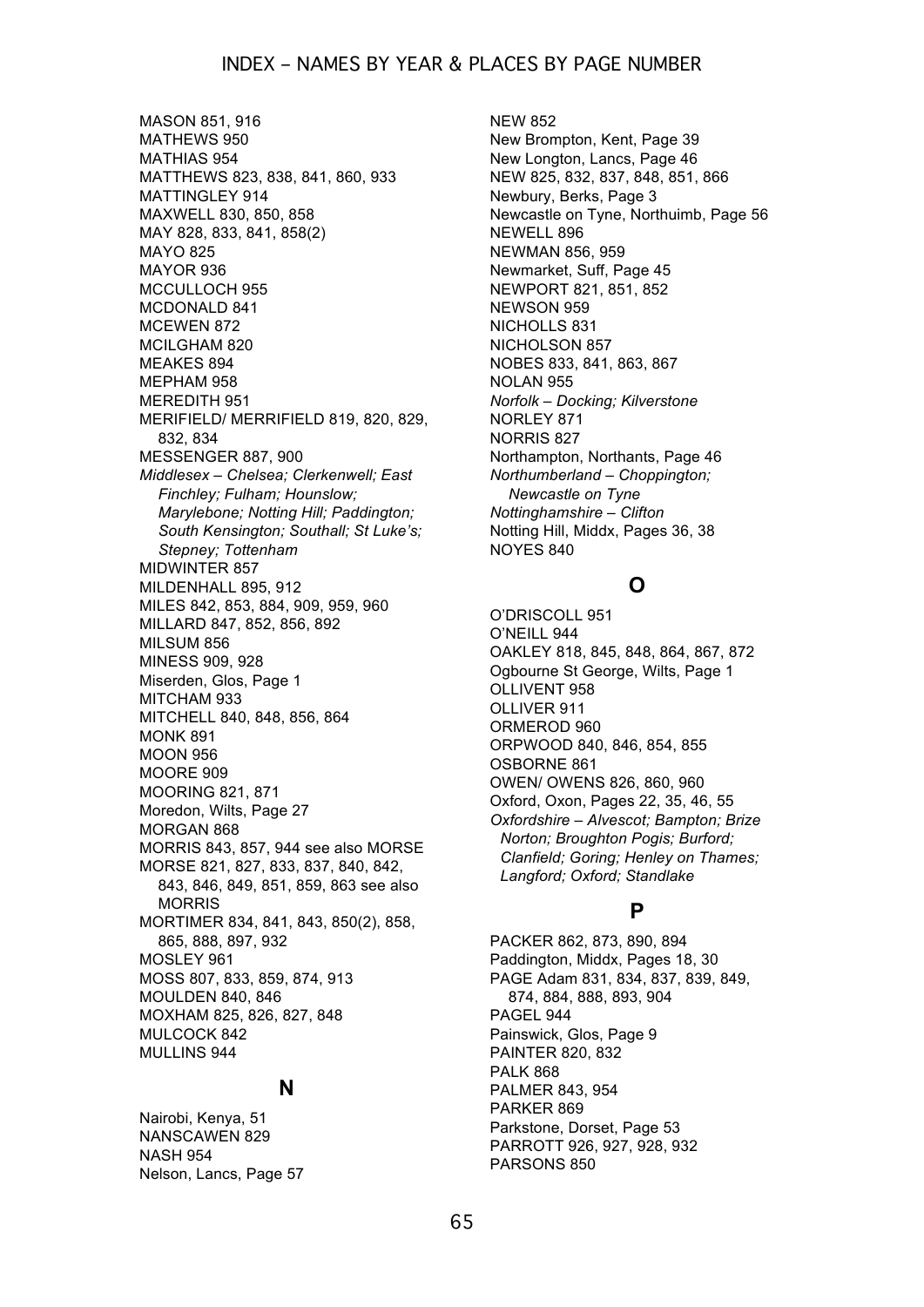MASON 851, 916
MATHEWS 950
MATHIAS 954
MATTHEWS 823, 838, 841, 860, 933
MATTINGLEY 914
MAXWELL 830, 850, 858
MAY 828, 833, 841, 858(2)
MAYO 825
MAYOR 936
MCCULLOCH 955
MCDONALD 841
MCEWEN 872
MCILGHAM 820
MEAKES 894
MEPHAM 958
MEREDITH 951
MERIFIELD/ MERRIFIELD 819, 820, 829, 832, 834
MESSENGER 887, 900
*Middlesex – Chelsea; Clerkenwell; East Finchley; Fulham; Hounslow; Marylebone; Notting Hill; Paddington; South Kensington; Southall; St Luke's; Stepney; Tottenham*
MIDWINTER 857
MILDENHALL 895, 912
MILES 842, 853, 884, 909, 959, 960
MILLARD 847, 852, 856, 892
MILSUM 856
MINESS 909, 928
Miserden, Glos, Page 1
MITCHAM 933
MITCHELL 840, 848, 856, 864
MONK 891
MOON 956
MOORE 909
MOORING 821, 871
Moredon, Wilts, Page 27
MORGAN 868
MORRIS 843, 857, 944 see also MORSE
MORSE 821, 827, 833, 837, 840, 842, 843, 846, 849, 851, 859, 863 see also MORRIS
MORTIMER 834, 841, 843, 850(2), 858, 865, 888, 897, 932
MOSLEY 961
MOSS 807, 833, 859, 874, 913
MOULDEN 840, 846
MOXHAM 825, 826, 827, 848
MULCOCK 842
MULLINS 944

## N

Nairobi, Kenya, 51
NANSCAWEN 829
NASH 954
Nelson, Lancs, Page 57
NEW 852
New Brompton, Kent, Page 39
New Longton, Lancs, Page 46
NEW 825, 832, 837, 848, 851, 866
Newbury, Berks, Page 3
Newcastle on Tyne, Northuimb, Page 56
NEWELL 896
NEWMAN 856, 959
Newmarket, Suff, Page 45
NEWPORT 821, 851, 852
NEWSON 959
NICHOLLS 831
NICHOLSON 857
NOBES 833, 841, 863, 867
NOLAN 955
*Norfolk – Docking; Kilverstone*
NORLEY 871
NORRIS 827
Northampton, Northants, Page 46
*Northumberland – Choppington; Newcastle on Tyne*
*Nottinghamshire – Clifton*
Notting Hill, Middx, Pages 36, 38
NOYES 840

## O

O'DRISCOLL 951
O'NEILL 944
OAKLEY 818, 845, 848, 864, 867, 872
Ogbourne St George, Wilts, Page 1
OLLIVENT 958
OLLIVER 911
ORMEROD 960
ORPWOOD 840, 846, 854, 855
OSBORNE 861
OWEN/ OWENS 826, 860, 960
Oxford, Oxon, Pages 22, 35, 46, 55
*Oxfordshire – Alvescot; Bampton; Brize Norton; Broughton Pogis; Burford; Clanfield; Goring; Henley on Thames; Langford; Oxford; Standlake*

## P

PACKER 862, 873, 890, 894
Paddington, Middx, Pages 18, 30
PAGE Adam 831, 834, 837, 839, 849, 874, 884, 888, 893, 904
PAGEL 944
Painswick, Glos, Page 9
PAINTER 820, 832
PALK 868
PALMER 843, 954
PARKER 869
Parkstone, Dorset, Page 53
PARROTT 926, 927, 928, 932
PARSONS 850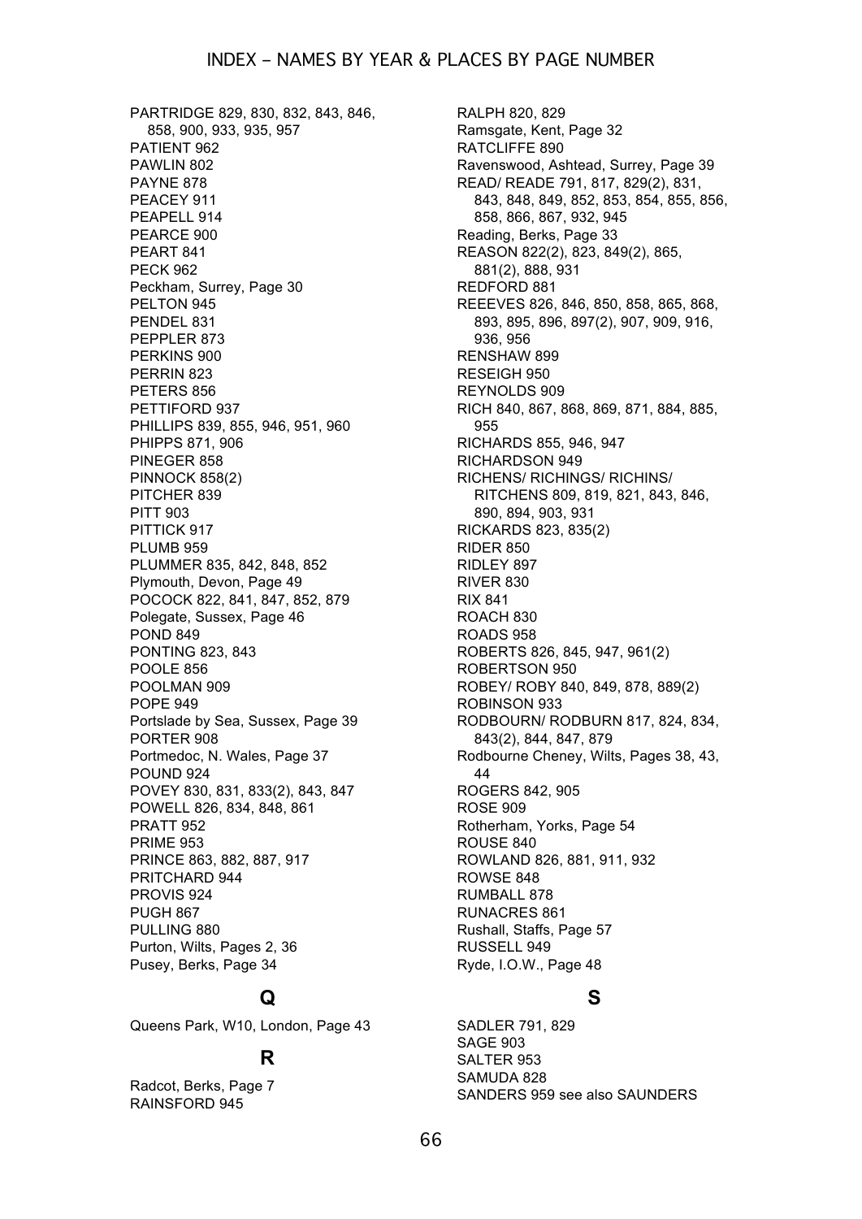PARTRIDGE 829, 830, 832, 843, 846, 858, 900, 933, 935, 957
PATIENT 962
PAWLIN 802
PAYNE 878
PEACEY 911
PEAPELL 914
PEARCE 900
PEART 841
PECK 962
Peckham, Surrey, Page 30
PELTON 945
PENDEL 831
PEPPLER 873
PERKINS 900
PERRIN 823
PETERS 856
PETTIFORD 937
PHILLIPS 839, 855, 946, 951, 960
PHIPPS 871, 906
PINEGER 858
PINNOCK 858(2)
PITCHER 839
PITT 903
PITTICK 917
PLUMB 959
PLUMMER 835, 842, 848, 852
Plymouth, Devon, Page 49
POCOCK 822, 841, 847, 852, 879
Polegate, Sussex, Page 46
POND 849
PONTING 823, 843
POOLE 856
POOLMAN 909
POPE 949
Portslade by Sea, Sussex, Page 39
PORTER 908
Portmedoc, N. Wales, Page 37
POUND 924
POVEY 830, 831, 833(2), 843, 847
POWELL 826, 834, 848, 861
PRATT 952
PRIME 953
PRINCE 863, 882, 887, 917
PRITCHARD 944
PROVIS 924
PUGH 867
PULLING 880
Purton, Wilts, Pages 2, 36
Pusey, Berks, Page 34

## Q

Queens Park, W10, London, Page 43

## R

Radcot, Berks, Page 7
RAINSFORD 945
RALPH 820, 829
Ramsgate, Kent, Page 32
RATCLIFFE 890
Ravenswood, Ashtead, Surrey, Page 39
READ/ READE 791, 817, 829(2), 831, 843, 848, 849, 852, 853, 854, 855, 856, 858, 866, 867, 932, 945
Reading, Berks, Page 33
REASON 822(2), 823, 849(2), 865, 881(2), 888, 931
REDFORD 881
REEEVES 826, 846, 850, 858, 865, 868, 893, 895, 896, 897(2), 907, 909, 916, 936, 956
RENSHAW 899
RESEIGH 950
REYNOLDS 909
RICH 840, 867, 868, 869, 871, 884, 885, 955
RICHARDS 855, 946, 947
RICHARDSON 949
RICHENS/ RICHINGS/ RICHINS/ RITCHENS 809, 819, 821, 843, 846, 890, 894, 903, 931
RICKARDS 823, 835(2)
RIDER 850
RIDLEY 897
RIVER 830
RIX 841
ROACH 830
ROADS 958
ROBERTS 826, 845, 947, 961(2)
ROBERTSON 950
ROBEY/ ROBY 840, 849, 878, 889(2)
ROBINSON 933
RODBOURN/ RODBURN 817, 824, 834, 843(2), 844, 847, 879
Rodbourne Cheney, Wilts, Pages 38, 43, 44
ROGERS 842, 905
ROSE 909
Rotherham, Yorks, Page 54
ROUSE 840
ROWLAND 826, 881, 911, 932
ROWSE 848
RUMBALL 878
RUNACRES 861
Rushall, Staffs, Page 57
RUSSELL 949
Ryde, I.O.W., Page 48

## S

SADLER 791, 829
SAGE 903
SALTER 953
SAMUDA 828
SANDERS 959 see also SAUNDERS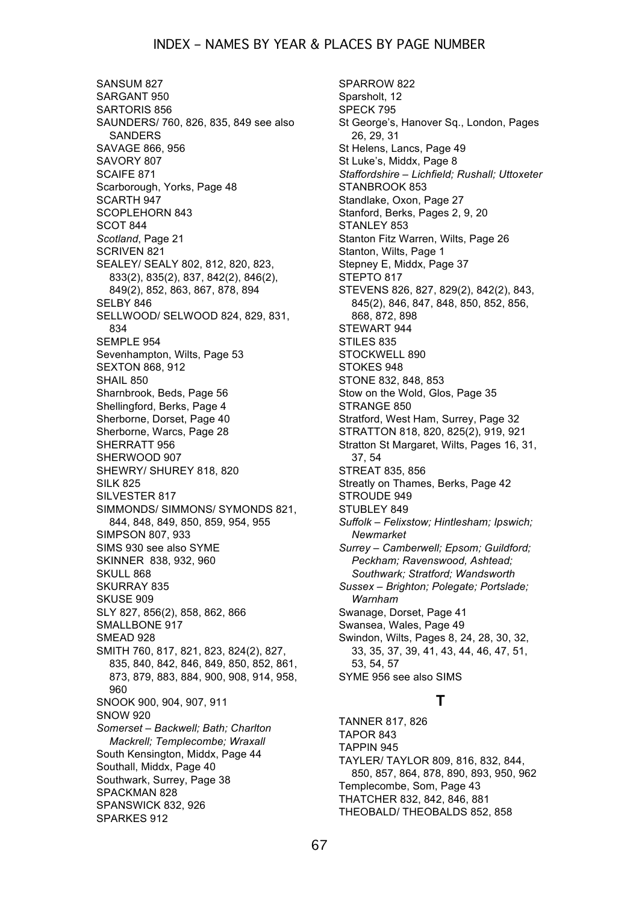SANSUM 827
SARGANT 950
SARTORIS 856
SAUNDERS/ 760, 826, 835, 849 see also SANDERS
SAVAGE 866, 956
SAVORY 807
SCAIFE 871
Scarborough, Yorks, Page 48
SCARTH 947
SCOPLEHORN 843
SCOT 844
*Scotland*, Page 21
SCRIVEN 821
SEALEY/ SEALY 802, 812, 820, 823, 833(2), 835(2), 837, 842(2), 846(2), 849(2), 852, 863, 867, 878, 894
SELBY 846
SELLWOOD/ SELWOOD 824, 829, 831, 834
SEMPLE 954
Sevenhampton, Wilts, Page 53
SEXTON 868, 912
SHAIL 850
Sharnbrook, Beds, Page 56
Shellingford, Berks, Page 4
Sherborne, Dorset, Page 40
Sherborne, Warcs, Page 28
SHERRATT 956
SHERWOOD 907
SHEWRY/ SHUREY 818, 820
SILK 825
SILVESTER 817
SIMMONDS/ SIMMONS/ SYMONDS 821, 844, 848, 849, 850, 859, 954, 955
SIMPSON 807, 933
SIMS 930 see also SYME
SKINNER 838, 932, 960
SKULL 868
SKURRAY 835
SKUSE 909
SLY 827, 856(2), 858, 862, 866
SMALLBONE 917
SMEAD 928
SMITH 760, 817, 821, 823, 824(2), 827, 835, 840, 842, 846, 849, 850, 852, 861, 873, 879, 883, 884, 900, 908, 914, 958, 960
SNOOK 900, 904, 907, 911
SNOW 920
*Somerset – Backwell; Bath; Charlton Mackrell; Templecombe; Wraxall*
South Kensington, Middx, Page 44
Southall, Middx, Page 40
Southwark, Surrey, Page 38
SPACKMAN 828
SPANSWICK 832, 926
SPARKES 912
SPARROW 822
Sparsholt, 12
SPECK 795
St George's, Hanover Sq., London, Pages 26, 29, 31
St Helens, Lancs, Page 49
St Luke's, Middx, Page 8
*Staffordshire – Lichfield; Rushall; Uttoxeter*
STANBROOK 853
Standlake, Oxon, Page 27
Stanford, Berks, Pages 2, 9, 20
STANLEY 853
Stanton Fitz Warren, Wilts, Page 26
Stanton, Wilts, Page 1
Stepney E, Middx, Page 37
STEPTO 817
STEVENS 826, 827, 829(2), 842(2), 843, 845(2), 846, 847, 848, 850, 852, 856, 868, 872, 898
STEWART 944
STILES 835
STOCKWELL 890
STOKES 948
STONE 832, 848, 853
Stow on the Wold, Glos, Page 35
STRANGE 850
Stratford, West Ham, Surrey, Page 32
STRATTON 818, 820, 825(2), 919, 921
Stratton St Margaret, Wilts, Pages 16, 31, 37, 54
STREAT 835, 856
Streatly on Thames, Berks, Page 42
STROUDE 949
STUBLEY 849
*Suffolk – Felixstow; Hintlesham; Ipswich; Newmarket*
*Surrey – Camberwell; Epsom; Guildford; Peckham; Ravenswood, Ashtead; Southwark; Stratford; Wandsworth*
*Sussex – Brighton; Polegate; Portslade; Warnham*
Swanage, Dorset, Page 41
Swansea, Wales, Page 49
Swindon, Wilts, Pages 8, 24, 28, 30, 32, 33, 35, 37, 39, 41, 43, 44, 46, 47, 51, 53, 54, 57
SYME 956 see also SIMS

## T

TANNER 817, 826
TAPOR 843
TAPPIN 945
TAYLER/ TAYLOR 809, 816, 832, 844, 850, 857, 864, 878, 890, 893, 950, 962
Templecombe, Som, Page 43
THATCHER 832, 842, 846, 881
THEOBALD/ THEOBALDS 852, 858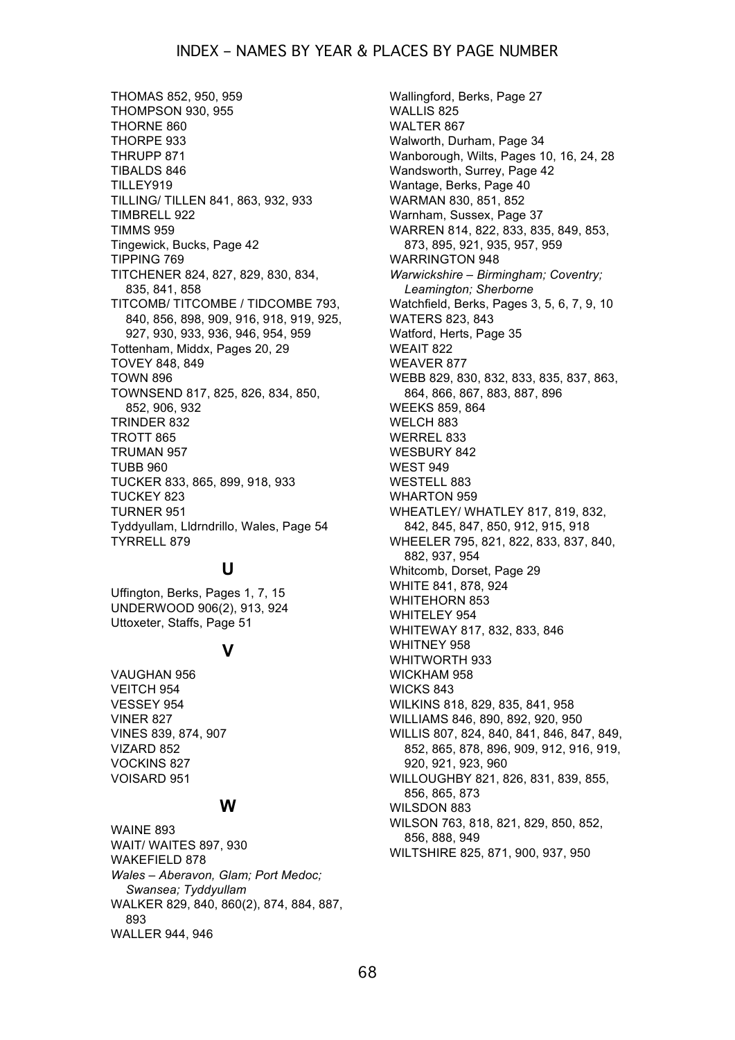# INDEX – NAMES BY YEAR & PLACES BY PAGE NUMBER

THOMAS 852, 950, 959
THOMPSON 930, 955
THORNE 860
THORPE 933
THRUPP 871
TIBALDS 846
TILLEY919
TILLING/ TILLEN 841, 863, 932, 933
TIMBRELL 922
TIMMS 959
Tingewick, Bucks, Page 42
TIPPING 769
TITCHENER 824, 827, 829, 830, 834, 835, 841, 858
TITCOMB/ TITCOMBE / TIDCOMBE 793, 840, 856, 898, 909, 916, 918, 919, 925, 927, 930, 933, 936, 946, 954, 959
Tottenham, Middx, Pages 20, 29
TOVEY 848, 849
TOWN 896
TOWNSEND 817, 825, 826, 834, 850, 852, 906, 932
TRINDER 832
TROTT 865
TRUMAN 957
TUBB 960
TUCKER 833, 865, 899, 918, 933
TUCKEY 823
TURNER 951
Tyddyullam, Lldrndrillo, Wales, Page 54
TYRRELL 879

## U

Uffington, Berks, Pages 1, 7, 15
UNDERWOOD 906(2), 913, 924
Uttoxeter, Staffs, Page 51

## V

VAUGHAN 956
VEITCH 954
VESSEY 954
VINER 827
VINES 839, 874, 907
VIZARD 852
VOCKINS 827
VOISARD 951

## W

WAINE 893
WAIT/ WAITES 897, 930
WAKEFIELD 878
*Wales – Aberavon, Glam; Port Medoc; Swansea; Tyddyullam*
WALKER 829, 840, 860(2), 874, 884, 887, 893
WALLER 944, 946
Wallingford, Berks, Page 27
WALLIS 825
WALTER 867
Walworth, Durham, Page 34
Wanborough, Wilts, Pages 10, 16, 24, 28
Wandsworth, Surrey, Page 42
Wantage, Berks, Page 40
WARMAN 830, 851, 852
Warnham, Sussex, Page 37
WARREN 814, 822, 833, 835, 849, 853, 873, 895, 921, 935, 957, 959
WARRINGTON 948
*Warwickshire – Birmingham; Coventry; Leamington; Sherborne*
Watchfield, Berks, Pages 3, 5, 6, 7, 9, 10
WATERS 823, 843
Watford, Herts, Page 35
WEAIT 822
WEAVER 877
WEBB 829, 830, 832, 833, 835, 837, 863, 864, 866, 867, 883, 887, 896
WEEKS 859, 864
WELCH 883
WERREL 833
WESBURY 842
WEST 949
WESTELL 883
WHARTON 959
WHEATLEY/ WHATLEY 817, 819, 832, 842, 845, 847, 850, 912, 915, 918
WHEELER 795, 821, 822, 833, 837, 840, 882, 937, 954
Whitcomb, Dorset, Page 29
WHITE 841, 878, 924
WHITEHORN 853
WHITELEY 954
WHITEWAY 817, 832, 833, 846
WHITNEY 958
WHITWORTH 933
WICKHAM 958
WICKS 843
WILKINS 818, 829, 835, 841, 958
WILLIAMS 846, 890, 892, 920, 950
WILLIS 807, 824, 840, 841, 846, 847, 849, 852, 865, 878, 896, 909, 912, 916, 919, 920, 921, 923, 960
WILLOUGHBY 821, 826, 831, 839, 855, 856, 865, 873
WILSDON 883
WILSON 763, 818, 821, 829, 850, 852, 856, 888, 949
WILTSHIRE 825, 871, 900, 937, 950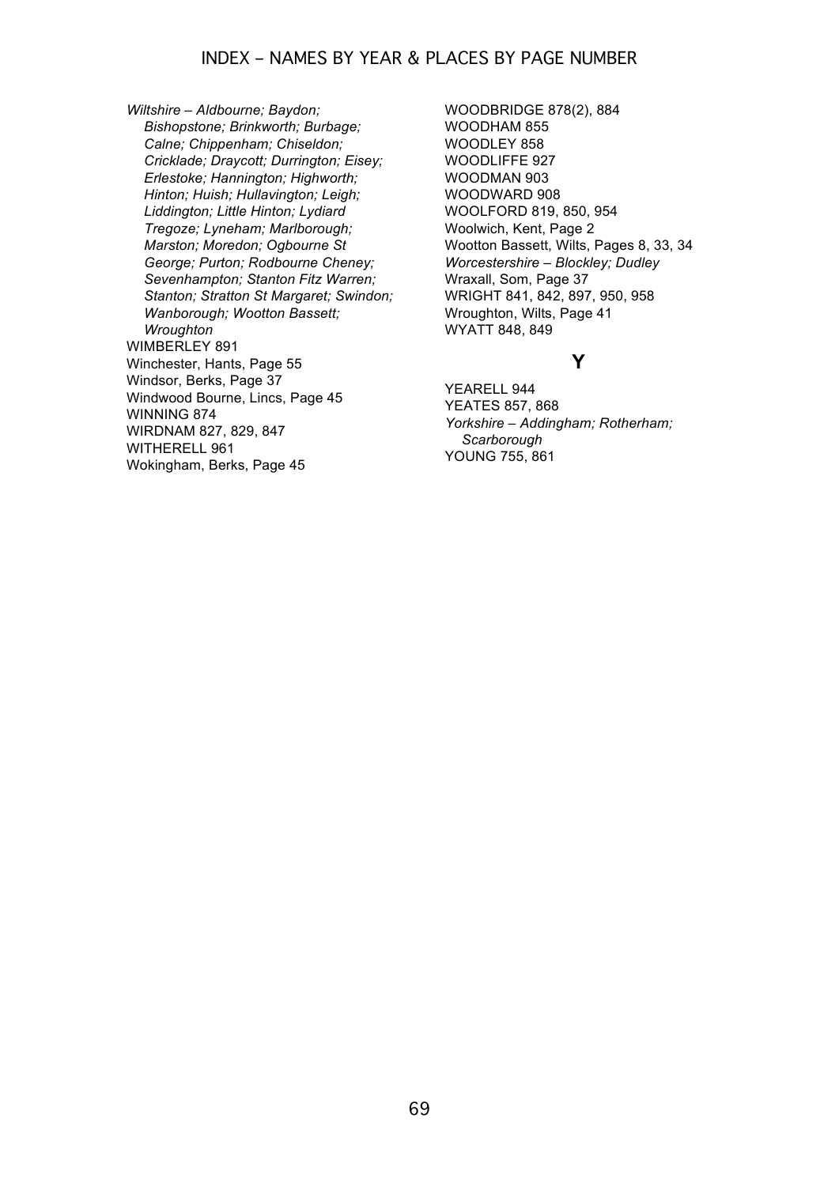*Wiltshire – Aldbourne; Baydon; Bishopstone; Brinkworth; Burbage; Calne; Chippenham; Chiseldon; Cricklade; Draycott; Durrington; Eisey; Erlestoke; Hannington; Highworth; Hinton; Huish; Hullavington; Leigh; Liddington; Little Hinton; Lydiard Tregoze; Lyneham; Marlborough; Marston; Moredon; Ogbourne St George; Purton; Rodbourne Cheney; Sevenhampton; Stanton Fitz Warren; Stanton; Stratton St Margaret; Swindon; Wanborough; Wootton Bassett; Wroughton*

WIMBERLEY 891

Winchester, Hants, Page 55

Windsor, Berks, Page 37

Windwood Bourne, Lincs, Page 45

WINNING 874

WIRDNAM 827, 829, 847

WITHERELL 961

Wokingham, Berks, Page 45

WOODBRIDGE 878(2), 884

WOODHAM 855

WOODLEY 858

WOODLIFFE 927

WOODMAN 903

WOODWARD 908

WOOLFORD 819, 850, 954

Woolwich, Kent, Page 2

Wootton Bassett, Wilts, Pages 8, 33, 34

*Worcestershire – Blockley; Dudley*

Wraxall, Som, Page 37

WRIGHT 841, 842, 897, 950, 958

Wroughton, Wilts, Page 41

WYATT 848, 849

## Y

YEARELL 944

YEATES 857, 868

*Yorkshire – Addingham; Rotherham; Scarborough*

YOUNG 755, 861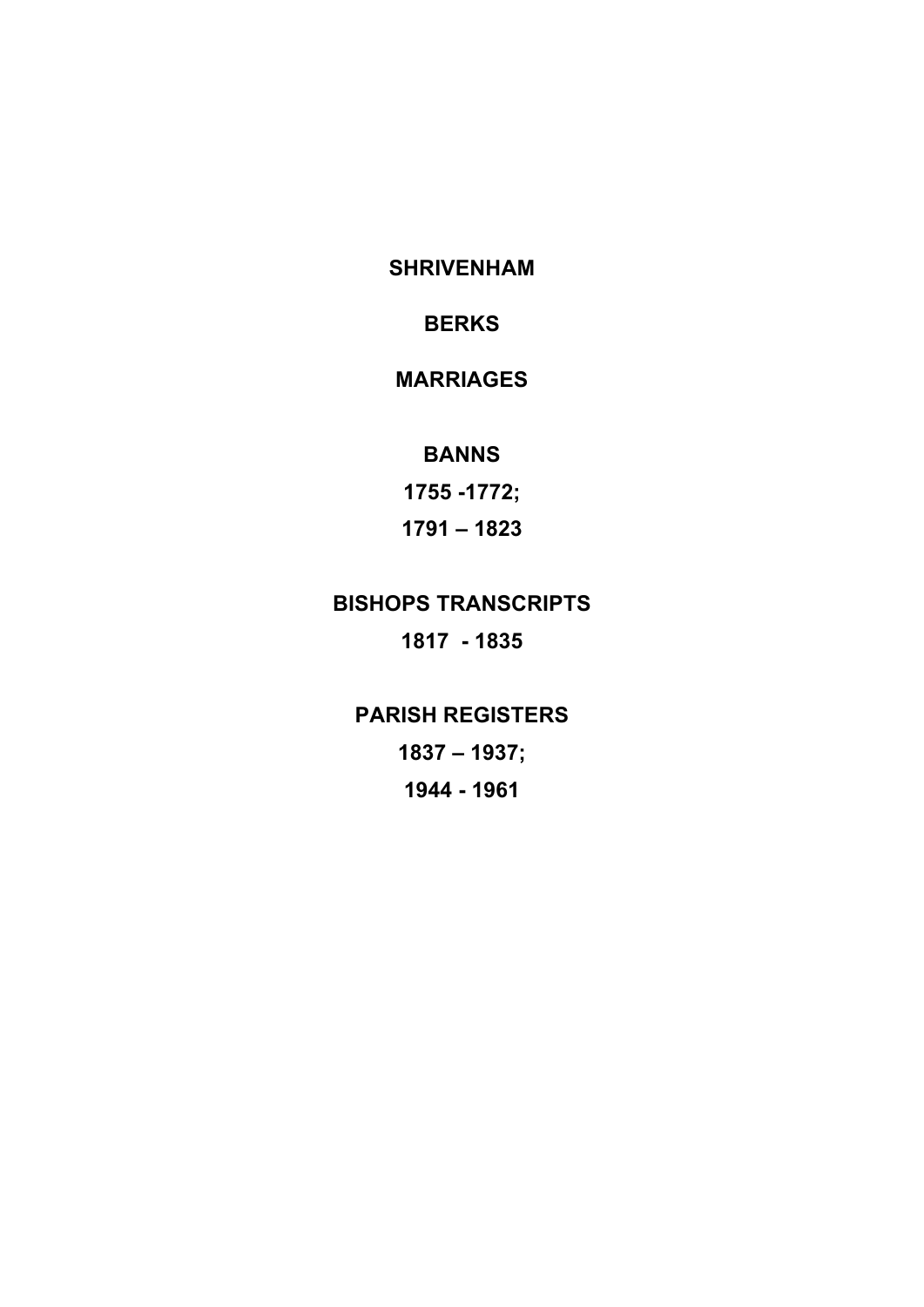**SHRIVENHAM**

**BERKS**

**MARRIAGES**

**BANNS**

**1755 -1772;**

**1791 – 1823**

**BISHOPS TRANSCRIPTS**

**1817 - 1835**

**PARISH REGISTERS**

**1837 – 1937;**

**1944 - 1961**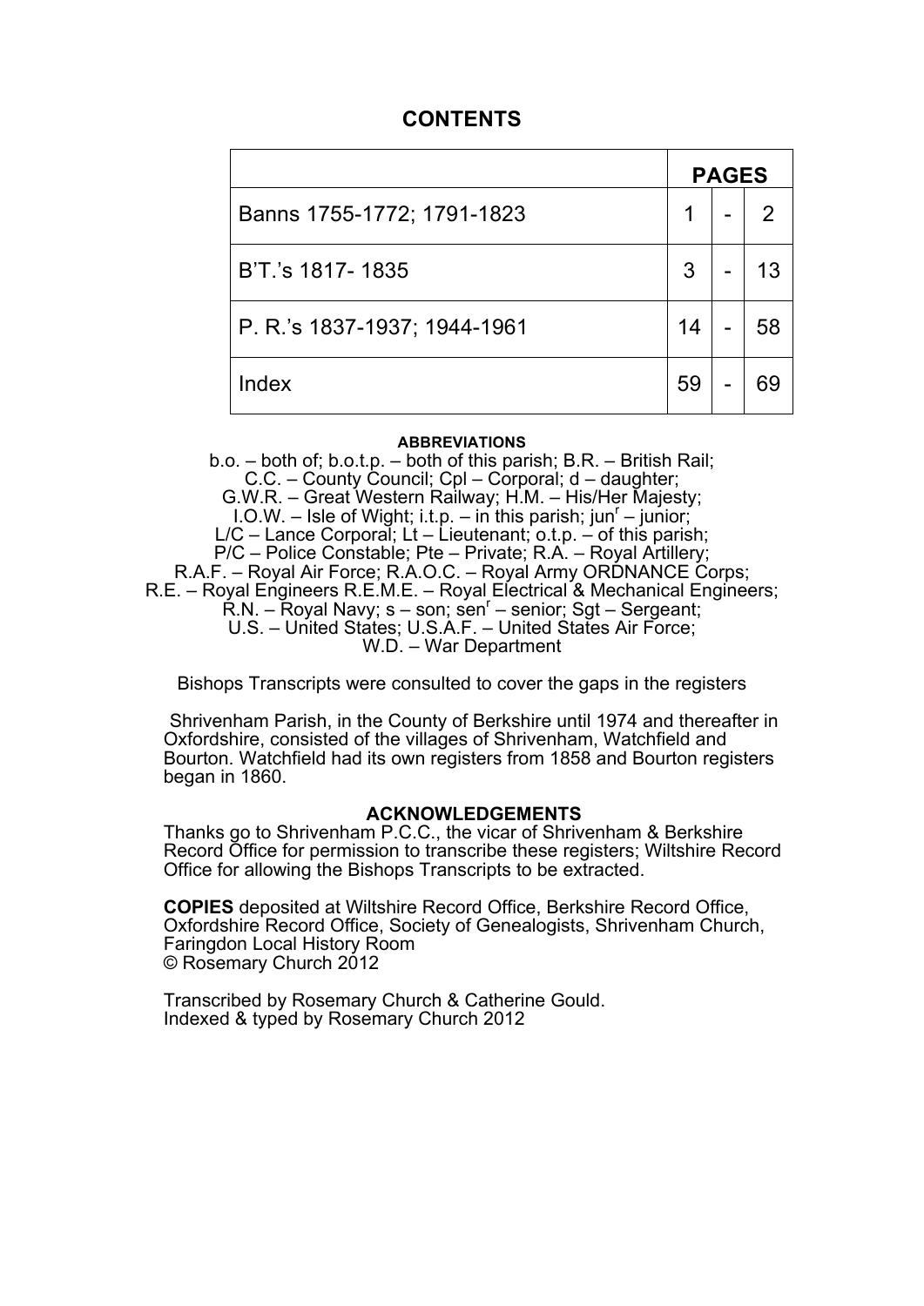# CONTENTS

| | PAGES | | |
|---|---|---|---|
| Banns 1755-1772; 1791-1823 | 1 | - | 2 |
| B'T.'s 1817- 1835 | 3 | - | 13 |
| P. R.'s 1837-1937; 1944-1961 | 14 | - | 58 |
| Index | 59 | - | 69 |

**ABBREVIATIONS**

b.o. – both of; b.o.t.p. – both of this parish; B.R. – British Rail; C.C. – County Council; Cpl – Corporal; d – daughter; G.W.R. – Great Western Railway; H.M. – His/Her Majesty; I.O.W. – Isle of Wight; i.t.p. – in this parish; jun$^r$ – junior; L/C – Lance Corporal; Lt – Lieutenant; o.t.p. – of this parish; P/C – Police Constable; Pte – Private; R.A. – Royal Artillery; R.A.F. – Royal Air Force; R.A.O.C. – Royal Army ORDNANCE Corps; R.E. – Royal Engineers R.E.M.E. – Royal Electrical & Mechanical Engineers; R.N. – Royal Navy; s – son; sen$^r$ – senior; Sgt – Sergeant; U.S. – United States; U.S.A.F. – United States Air Force; W.D. – War Department

Bishops Transcripts were consulted to cover the gaps in the registers

Shrivenham Parish, in the County of Berkshire until 1974 and thereafter in Oxfordshire, consisted of the villages of Shrivenham, Watchfield and Bourton. Watchfield had its own registers from 1858 and Bourton registers began in 1860.

**ACKNOWLEDGEMENTS**

Thanks go to Shrivenham P.C.C., the vicar of Shrivenham & Berkshire Record Office for permission to transcribe these registers; Wiltshire Record Office for allowing the Bishops Transcripts to be extracted.

**COPIES** deposited at Wiltshire Record Office, Berkshire Record Office, Oxfordshire Record Office, Society of Genealogists, Shrivenham Church, Faringdon Local History Room
© Rosemary Church 2012

Transcribed by Rosemary Church & Catherine Gould.
Indexed & typed by Rosemary Church 2012